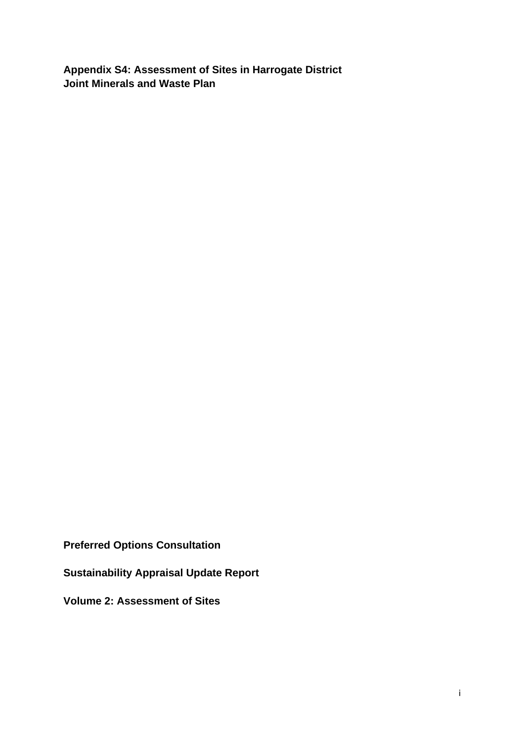**Appendix S4: Assessment of Sites in Harrogate District**
**Joint Minerals and Waste Plan**

**Preferred Options Consultation**

**Sustainability Appraisal Update Report**

**Volume 2: Assessment of Sites**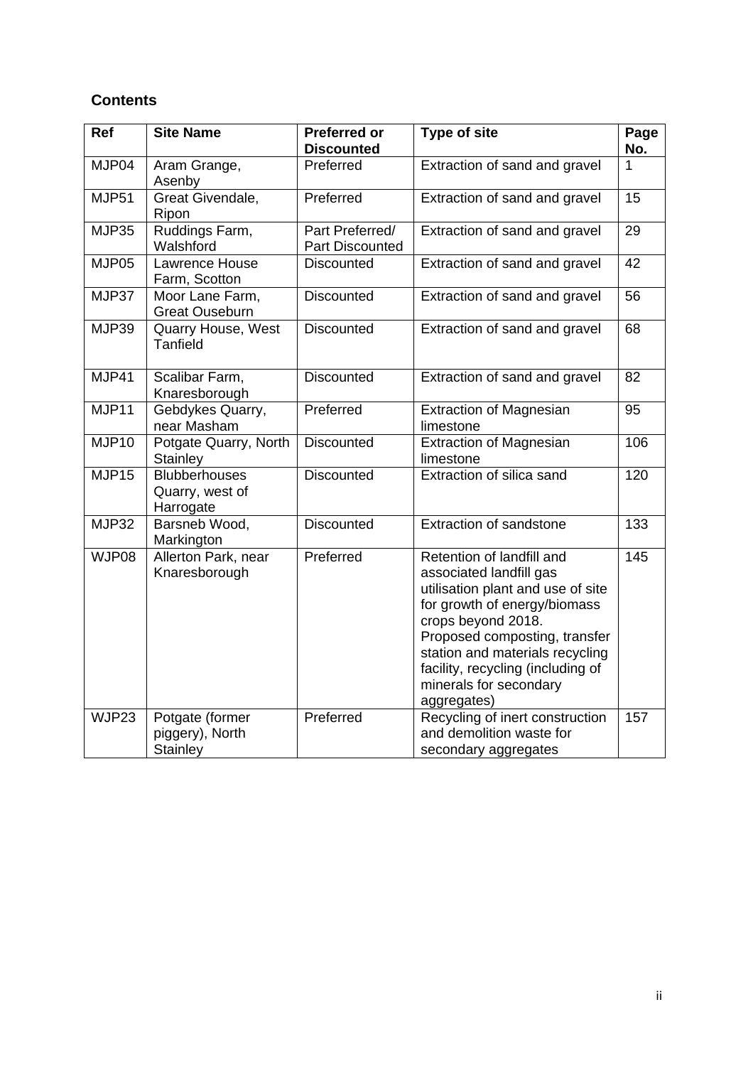## Contents

| Ref | Site Name | Preferred or Discounted | Type of site | Page No. |
|---|---|---|---|---|
| MJP04 | Aram Grange, Asenby | Preferred | Extraction of sand and gravel | 1 |
| MJP51 | Great Givendale, Ripon | Preferred | Extraction of sand and gravel | 15 |
| MJP35 | Ruddings Farm, Walshford | Part Preferred/ Part Discounted | Extraction of sand and gravel | 29 |
| MJP05 | Lawrence House Farm, Scotton | Discounted | Extraction of sand and gravel | 42 |
| MJP37 | Moor Lane Farm, Great Ouseburn | Discounted | Extraction of sand and gravel | 56 |
| MJP39 | Quarry House, West Tanfield | Discounted | Extraction of sand and gravel | 68 |
| MJP41 | Scalibar Farm, Knaresborough | Discounted | Extraction of sand and gravel | 82 |
| MJP11 | Gebdykes Quarry, near Masham | Preferred | Extraction of Magnesian limestone | 95 |
| MJP10 | Potgate Quarry, North Stainley | Discounted | Extraction of Magnesian limestone | 106 |
| MJP15 | Blubberhouses Quarry, west of Harrogate | Discounted | Extraction of silica sand | 120 |
| MJP32 | Barsneb Wood, Markington | Discounted | Extraction of sandstone | 133 |
| WJP08 | Allerton Park, near Knaresborough | Preferred | Retention of landfill and associated landfill gas utilisation plant and use of site for growth of energy/biomass crops beyond 2018. Proposed composting, transfer station and materials recycling facility, recycling (including of minerals for secondary aggregates) | 145 |
| WJP23 | Potgate (former piggery), North Stainley | Preferred | Recycling of inert construction and demolition waste for secondary aggregates | 157 |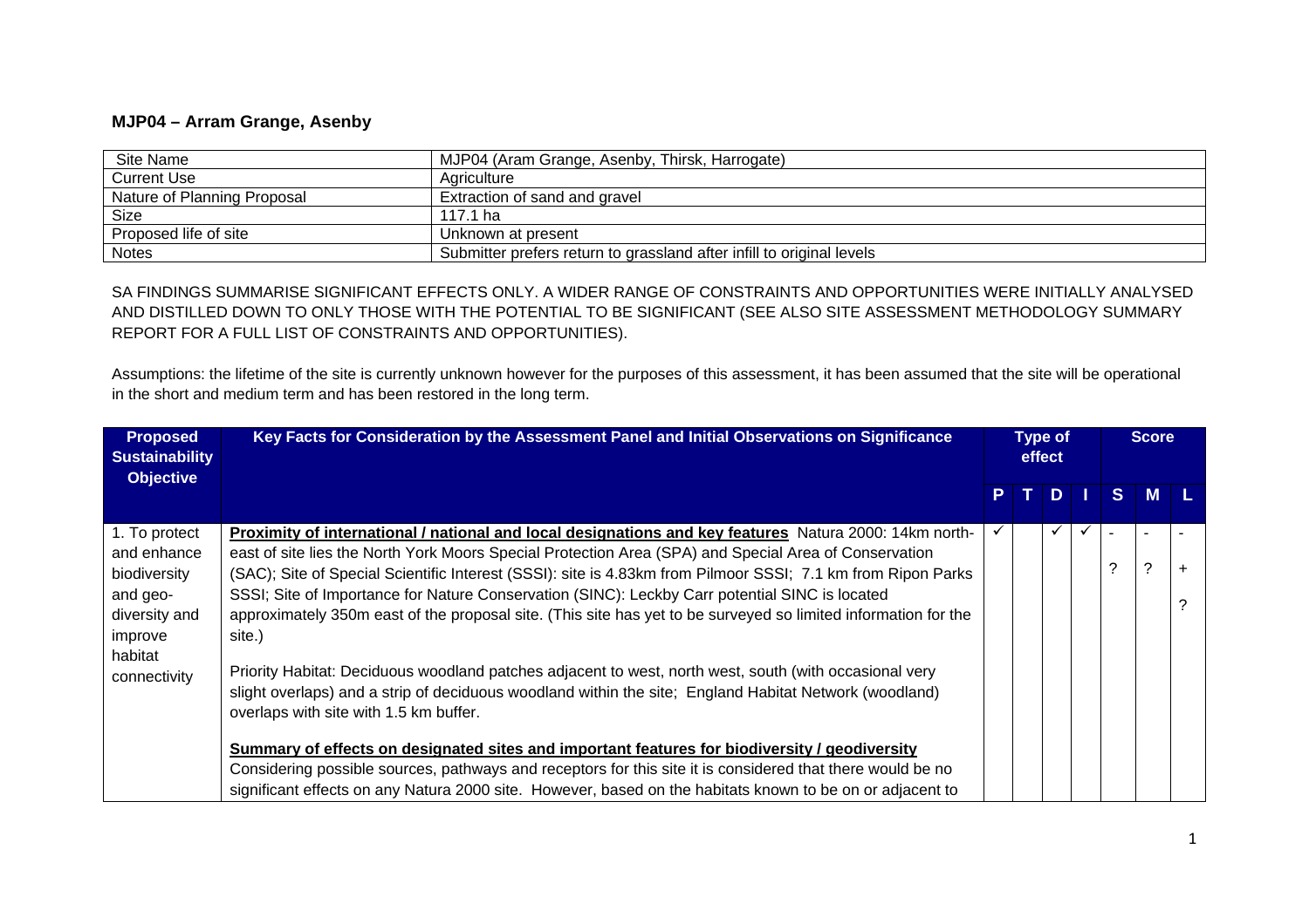**MJP04 – Arram Grange, Asenby**

| Site Name | MJP04 (Aram Grange, Asenby, Thirsk, Harrogate) |
|---|---|
| Current Use | Agriculture |
| Nature of Planning Proposal | Extraction of sand and gravel |
| Size | 117.1 ha |
| Proposed life of site | Unknown at present |
| Notes | Submitter prefers return to grassland after infill to original levels |

SA FINDINGS SUMMARISE SIGNIFICANT EFFECTS ONLY. A WIDER RANGE OF CONSTRAINTS AND OPPORTUNITIES WERE INITIALLY ANALYSED AND DISTILLED DOWN TO ONLY THOSE WITH THE POTENTIAL TO BE SIGNIFICANT (SEE ALSO SITE ASSESSMENT METHODOLOGY SUMMARY REPORT FOR A FULL LIST OF CONSTRAINTS AND OPPORTUNITIES).

Assumptions: the lifetime of the site is currently unknown however for the purposes of this assessment, it has been assumed that the site will be operational in the short and medium term and has been restored in the long term.

| Proposed Sustainability Objective | Key Facts for Consideration by the Assessment Panel and Initial Observations on Significance | Type of effect | | | | Score | | |
|---|---|---|---|---|---|---|---|---|
| | | P | T | D | I | S | M | L |
| 1. To protect and enhance biodiversity and geo-diversity and improve habitat connectivity | **Proximity of international / national and local designations and key features** Natura 2000: 14km north-east of site lies the North York Moors Special Protection Area (SPA) and Special Area of Conservation (SAC); Site of Special Scientific Interest (SSSI): site is 4.83km from Pilmoor SSSI; 7.1 km from Ripon Parks SSSI; Site of Importance for Nature Conservation (SINC): Leckby Carr potential SINC is located approximately 350m east of the proposal site. (This site has yet to be surveyed so limited information for the site.)<br><br>Priority Habitat: Deciduous woodland patches adjacent to west, north west, south (with occasional very slight overlaps) and a strip of deciduous woodland within the site; England Habitat Network (woodland) overlaps with site with 1.5 km buffer.<br><br>**Summary of effects on designated sites and important features for biodiversity / geodiversity**<br>Considering possible sources, pathways and receptors for this site it is considered that there would be no significant effects on any Natura 2000 site. However, based on the habitats known to be on or adjacent to | ✓ | | ✓ | ✓ | -<br>? | -<br>? | -<br>+<br>? |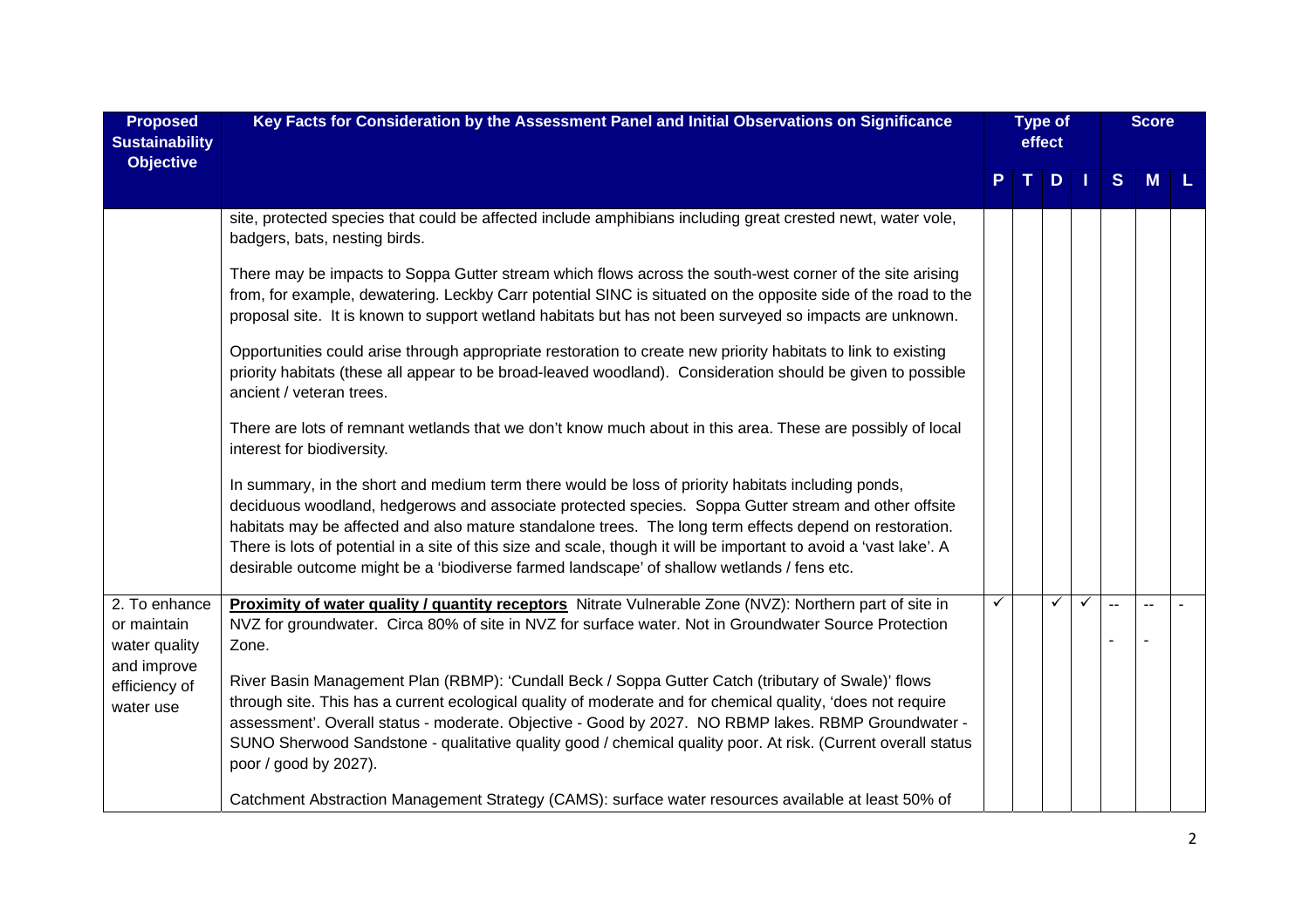| Proposed Sustainability Objective | Key Facts for Consideration by the Assessment Panel and Initial Observations on Significance | Type of effect | | | | Score | | |
|---|---|---|---|---|---|---|---|---|
| | | P | T | D | I | S | M | L |
| | site, protected species that could be affected include amphibians including great crested newt, water vole, badgers, bats, nesting birds.<br><br>There may be impacts to Soppa Gutter stream which flows across the south-west corner of the site arising from, for example, dewatering. Leckby Carr potential SINC is situated on the opposite side of the road to the proposal site. It is known to support wetland habitats but has not been surveyed so impacts are unknown.<br><br>Opportunities could arise through appropriate restoration to create new priority habitats to link to existing priority habitats (these all appear to be broad-leaved woodland). Consideration should be given to possible ancient / veteran trees.<br><br>There are lots of remnant wetlands that we don't know much about in this area. These are possibly of local interest for biodiversity.<br><br>In summary, in the short and medium term there would be loss of priority habitats including ponds, deciduous woodland, hedgerows and associate protected species. Soppa Gutter stream and other offsite habitats may be affected and also mature standalone trees. The long term effects depend on restoration. There is lots of potential in a site of this size and scale, though it will be important to avoid a 'vast lake'. A desirable outcome might be a 'biodiverse farmed landscape' of shallow wetlands / fens etc. | | | | | | | |
| 2. To enhance or maintain water quality and improve efficiency of water use | **Proximity of water quality / quantity receptors** Nitrate Vulnerable Zone (NVZ): Northern part of site in NVZ for groundwater. Circa 80% of site in NVZ for surface water. Not in Groundwater Source Protection Zone.<br><br>River Basin Management Plan (RBMP): 'Cundall Beck / Soppa Gutter Catch (tributary of Swale)' flows through site. This has a current ecological quality of moderate and for chemical quality, 'does not require assessment'. Overall status - moderate. Objective - Good by 2027. NO RBMP lakes. RBMP Groundwater - SUNO Sherwood Sandstone - qualitative quality good / chemical quality poor. At risk. (Current overall status poor / good by 2027).<br><br>Catchment Abstraction Management Strategy (CAMS): surface water resources available at least 50% of | ✓ | | ✓ | ✓ | -- - | -- - | - |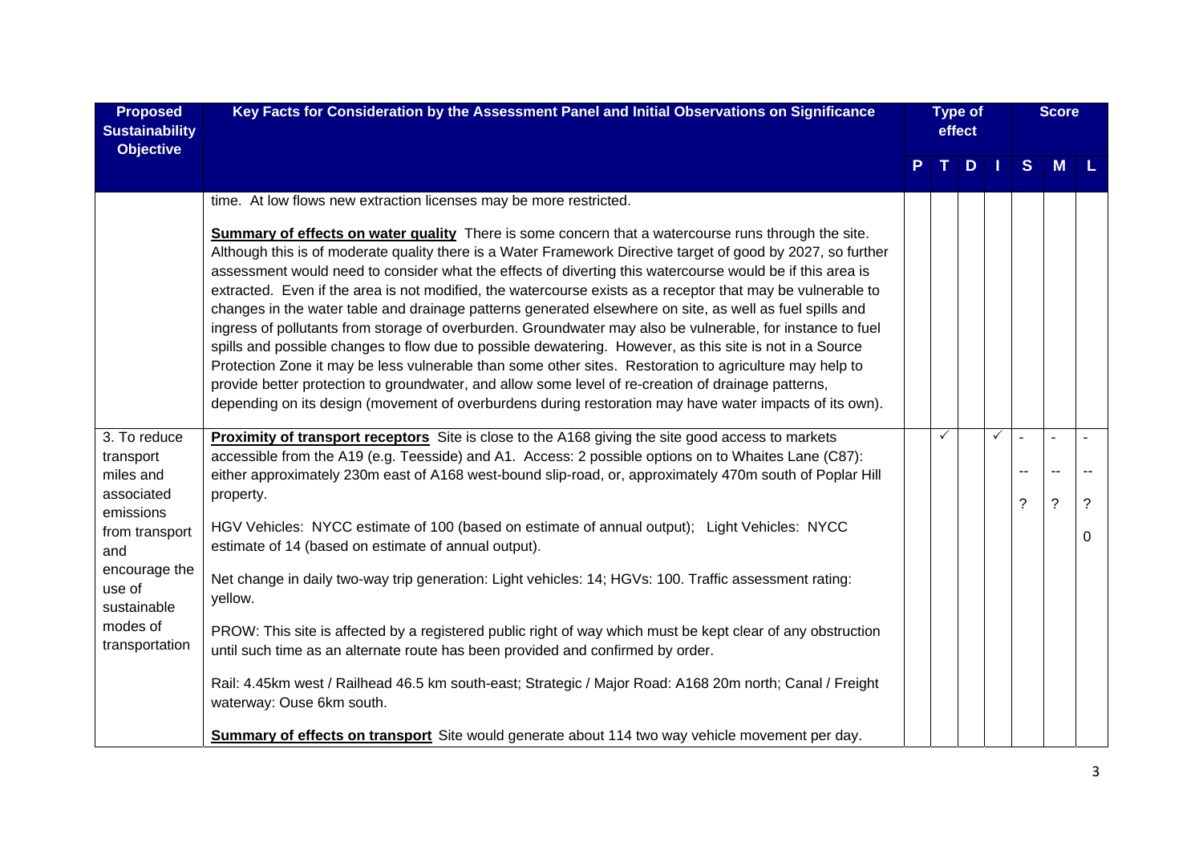| Proposed Sustainability Objective | Key Facts for Consideration by the Assessment Panel and Initial Observations on Significance | Type of effect | | | | Score | | |
|---|---|---|---|---|---|---|---|---|
| | | P | T | D | I | S | M | L |
| | time. At low flows new extraction licenses may be more restricted.<br><br>**Summary of effects on water quality** There is some concern that a watercourse runs through the site. Although this is of moderate quality there is a Water Framework Directive target of good by 2027, so further assessment would need to consider what the effects of diverting this watercourse would be if this area is extracted. Even if the area is not modified, the watercourse exists as a receptor that may be vulnerable to changes in the water table and drainage patterns generated elsewhere on site, as well as fuel spills and ingress of pollutants from storage of overburden. Groundwater may also be vulnerable, for instance to fuel spills and possible changes to flow due to possible dewatering. However, as this site is not in a Source Protection Zone it may be less vulnerable than some other sites. Restoration to agriculture may help to provide better protection to groundwater, and allow some level of re-creation of drainage patterns, depending on its design (movement of overburdens during restoration may have water impacts of its own). | | | | | | | |
| 3. To reduce transport miles and associated emissions from transport and encourage the use of sustainable modes of transportation | **Proximity of transport receptors** Site is close to the A168 giving the site good access to markets accessible from the A19 (e.g. Teesside) and A1. Access: 2 possible options on to Whaites Lane (C87): either approximately 230m east of A168 west-bound slip-road, or, approximately 470m south of Poplar Hill property.<br><br>HGV Vehicles: NYCC estimate of 100 (based on estimate of annual output); Light Vehicles: NYCC estimate of 14 (based on estimate of annual output).<br><br>Net change in daily two-way trip generation: Light vehicles: 14; HGVs: 100. Traffic assessment rating: yellow.<br><br>PROW: This site is affected by a registered public right of way which must be kept clear of any obstruction until such time as an alternate route has been provided and confirmed by order.<br><br>Rail: 4.45km west / Railhead 46.5 km south-east; Strategic / Major Road: A168 20m north; Canal / Freight waterway: Ouse 6km south.<br><br>**Summary of effects on transport** Site would generate about 114 two way vehicle movement per day. | | ✓ | | ✓ | -<br>--<br>? | -<br>--<br>? | -<br>--<br>?<br>0 |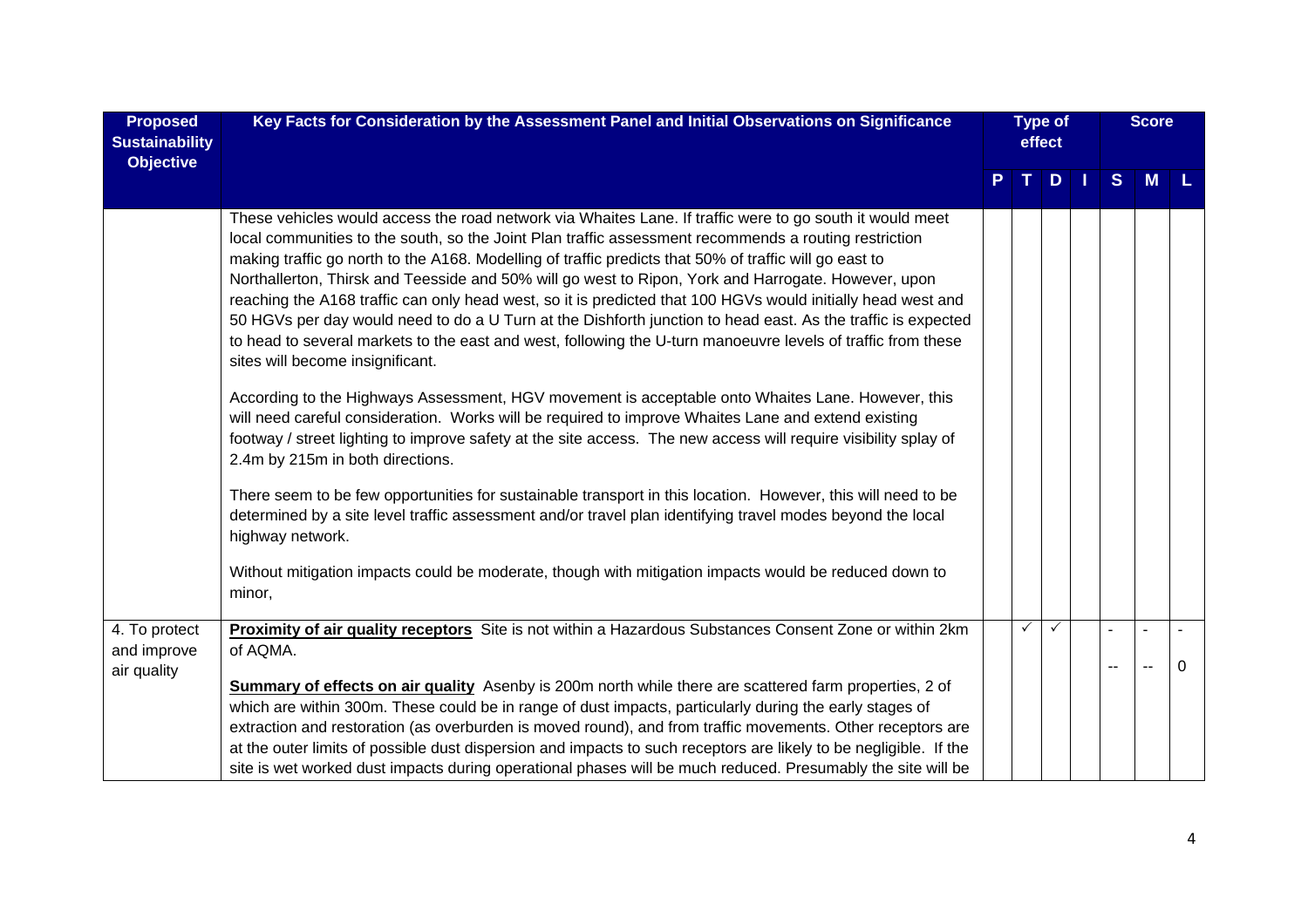| Proposed Sustainability Objective | Key Facts for Consideration by the Assessment Panel and Initial Observations on Significance | Type of effect | | | | Score | | |
|---|---|---|---|---|---|---|---|---|
| | | P | T | D | I | S | M | L |
| | These vehicles would access the road network via Whaites Lane. If traffic were to go south it would meet local communities to the south, so the Joint Plan traffic assessment recommends a routing restriction making traffic go north to the A168. Modelling of traffic predicts that 50% of traffic will go east to Northallerton, Thirsk and Teesside and 50% will go west to Ripon, York and Harrogate. However, upon reaching the A168 traffic can only head west, so it is predicted that 100 HGVs would initially head west and 50 HGVs per day would need to do a U Turn at the Dishforth junction to head east. As the traffic is expected to head to several markets to the east and west, following the U-turn manoeuvre levels of traffic from these sites will become insignificant.<br><br>According to the Highways Assessment, HGV movement is acceptable onto Whaites Lane. However, this will need careful consideration. Works will be required to improve Whaites Lane and extend existing footway / street lighting to improve safety at the site access. The new access will require visibility splay of 2.4m by 215m in both directions.<br><br>There seem to be few opportunities for sustainable transport in this location. However, this will need to be determined by a site level traffic assessment and/or travel plan identifying travel modes beyond the local highway network.<br><br>Without mitigation impacts could be moderate, though with mitigation impacts would be reduced down to minor, | | | | | | | |
| 4. To protect and improve air quality | **Proximity of air quality receptors** Site is not within a Hazardous Substances Consent Zone or within 2km of AQMA.<br><br>**Summary of effects on air quality** Asenby is 200m north while there are scattered farm properties, 2 of which are within 300m. These could be in range of dust impacts, particularly during the early stages of extraction and restoration (as overburden is moved round), and from traffic movements. Other receptors are at the outer limits of possible dust dispersion and impacts to such receptors are likely to be negligible. If the site is wet worked dust impacts during operational phases will be much reduced. Presumably the site will be | | ✓ | ✓ | | -<br>-- | -<br>-- | -<br>0 |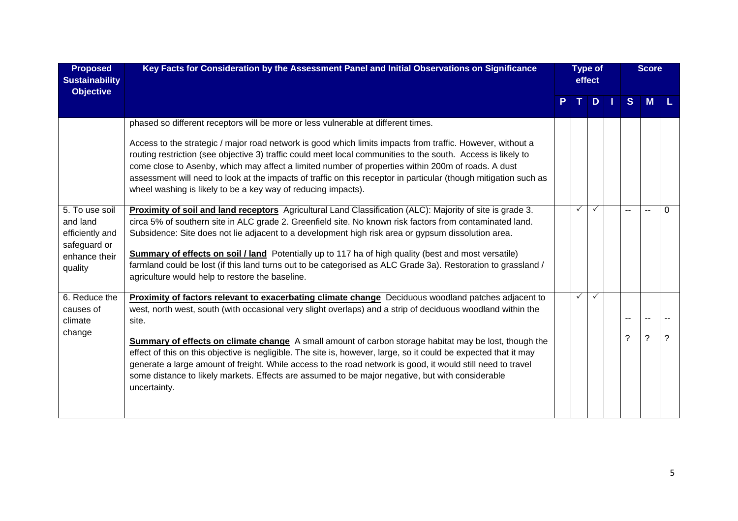| Proposed Sustainability Objective | Key Facts for Consideration by the Assessment Panel and Initial Observations on Significance | Type of effect | | | | Score | | |
|---|---|---|---|---|---|---|---|---|
| | | P | T | D | I | S | M | L |
| | phased so different receptors will be more or less vulnerable at different times.<br><br>Access to the strategic / major road network is good which limits impacts from traffic. However, without a routing restriction (see objective 3) traffic could meet local communities to the south. Access is likely to come close to Asenby, which may affect a limited number of properties within 200m of roads. A dust assessment will need to look at the impacts of traffic on this receptor in particular (though mitigation such as wheel washing is likely to be a key way of reducing impacts). | | | | | | | |
| 5. To use soil and land efficiently and safeguard or enhance their quality | **Proximity of soil and land receptors** Agricultural Land Classification (ALC): Majority of site is grade 3. circa 5% of southern site in ALC grade 2. Greenfield site. No known risk factors from contaminated land. Subsidence: Site does not lie adjacent to a development high risk area or gypsum dissolution area.<br><br>**Summary of effects on soil / land** Potentially up to 117 ha of high quality (best and most versatile) farmland could be lost (if this land turns out to be categorised as ALC Grade 3a). Restoration to grassland / agriculture would help to restore the baseline. | | ✓ | ✓ | | -- | -- | 0 |
| 6. Reduce the causes of climate change | **Proximity of factors relevant to exacerbating climate change** Deciduous woodland patches adjacent to west, north west, south (with occasional very slight overlaps) and a strip of deciduous woodland within the site.<br><br>**Summary of effects on climate change** A small amount of carbon storage habitat may be lost, though the effect of this on this objective is negligible. The site is, however, large, so it could be expected that it may generate a large amount of freight. While access to the road network is good, it would still need to travel some distance to likely markets. Effects are assumed to be major negative, but with considerable uncertainty. | | ✓ | ✓ | | --<br>? | --<br>? | --<br>? |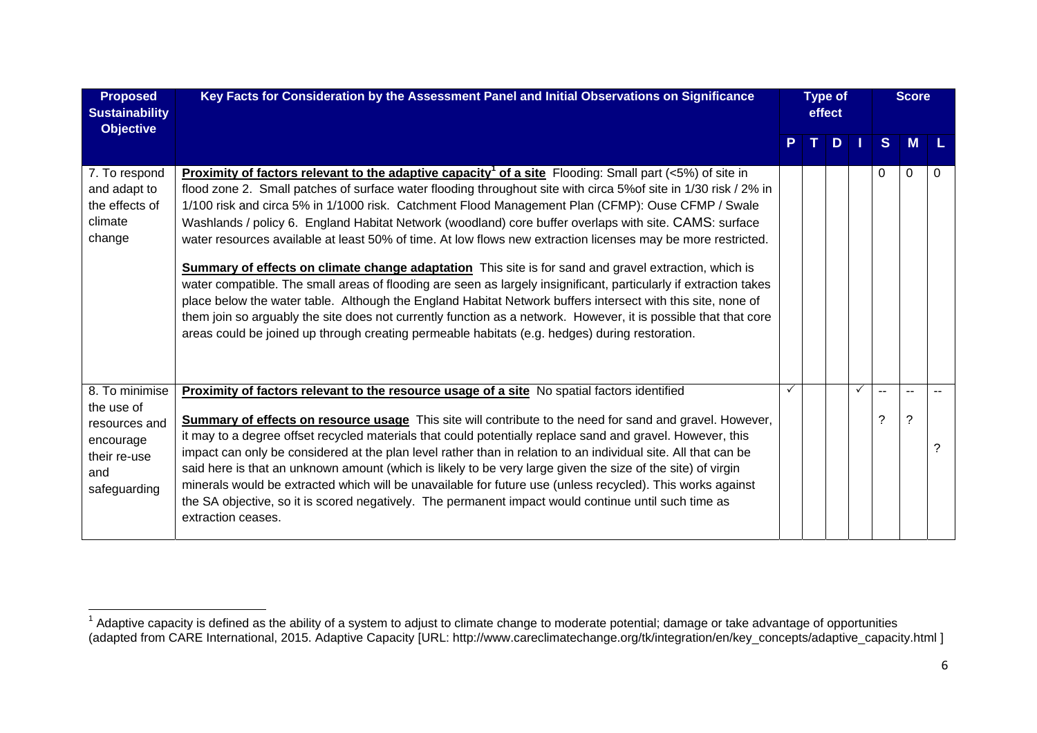| Proposed Sustainability Objective | Key Facts for Consideration by the Assessment Panel and Initial Observations on Significance | Type of effect | | | | Score | | |
|---|---|---|---|---|---|---|---|---|
| | | P | T | D | I | S | M | L |
| 7. To respond and adapt to the effects of climate change | **Proximity of factors relevant to the adaptive capacity[1] of a site** Flooding: Small part (<5%) of site in flood zone 2. Small patches of surface water flooding throughout site with circa 5%of site in 1/30 risk / 2% in 1/100 risk and circa 5% in 1/1000 risk. Catchment Flood Management Plan (CFMP): Ouse CFMP / Swale Washlands / policy 6. England Habitat Network (woodland) core buffer overlaps with site. CAMS: surface water resources available at least 50% of time. At low flows new extraction licenses may be more restricted.<br><br>**Summary of effects on climate change adaptation** This site is for sand and gravel extraction, which is water compatible. The small areas of flooding are seen as largely insignificant, particularly if extraction takes place below the water table. Although the England Habitat Network buffers intersect with this site, none of them join so arguably the site does not currently function as a network. However, it is possible that that core areas could be joined up through creating permeable habitats (e.g. hedges) during restoration. | | | | | 0 | 0 | 0 |
| 8. To minimise the use of resources and encourage their re-use and safeguarding | **Proximity of factors relevant to the resource usage of a site** No spatial factors identified<br><br>**Summary of effects on resource usage** This site will contribute to the need for sand and gravel. However, it may to a degree offset recycled materials that could potentially replace sand and gravel. However, this impact can only be considered at the plan level rather than in relation to an individual site. All that can be said here is that an unknown amount (which is likely to be very large given the size of the site) of virgin minerals would be extracted which will be unavailable for future use (unless recycled). This works against the SA objective, so it is scored negatively. The permanent impact would continue until such time as extraction ceases. | ✓ | | | ✓ | --<br>? | --<br>? | --<br>? |

[1] Adaptive capacity is defined as the ability of a system to adjust to climate change to moderate potential; damage or take advantage of opportunities (adapted from CARE International, 2015. Adaptive Capacity [URL: http://www.careclimatechange.org/tk/integration/en/key_concepts/adaptive_capacity.html ]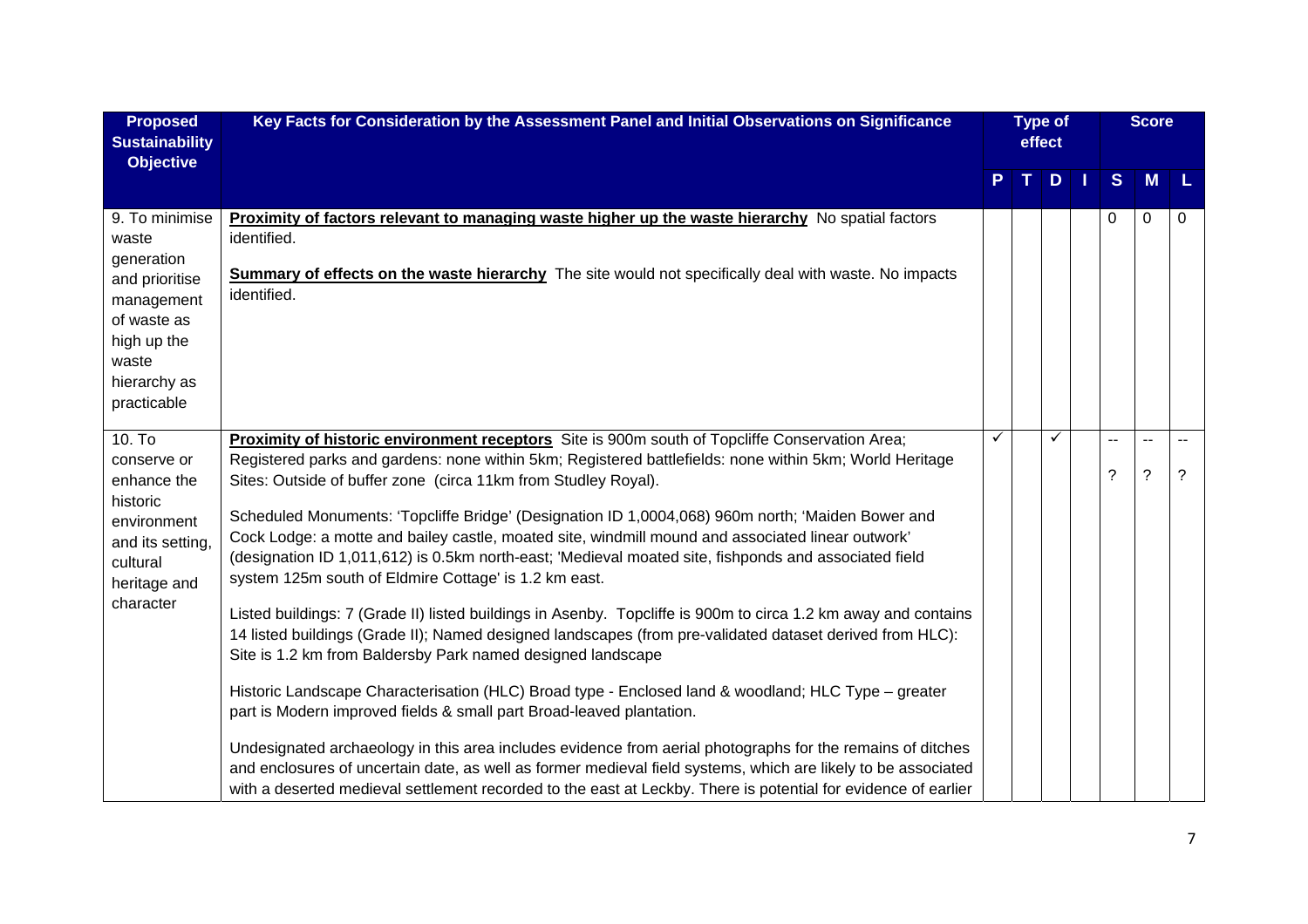| Proposed Sustainability Objective | Key Facts for Consideration by the Assessment Panel and Initial Observations on Significance | Type of effect | | | | Score | | |
|---|---|---|---|---|---|---|---|---|
| | | P | T | D | I | S | M | L |
| 9. To minimise waste generation and prioritise management of waste as high up the waste hierarchy as practicable | **Proximity of factors relevant to managing waste higher up the waste hierarchy** No spatial factors identified.<br><br>**Summary of effects on the waste hierarchy** The site would not specifically deal with waste. No impacts identified. | | | | | 0 | 0 | 0 |
| 10. To conserve or enhance the historic environment and its setting, cultural heritage and character | **Proximity of historic environment receptors** Site is 900m south of Topcliffe Conservation Area; Registered parks and gardens: none within 5km; Registered battlefields: none within 5km; World Heritage Sites: Outside of buffer zone (circa 11km from Studley Royal).<br><br>Scheduled Monuments: 'Topcliffe Bridge' (Designation ID 1,0004,068) 960m north; 'Maiden Bower and Cock Lodge: a motte and bailey castle, moated site, windmill mound and associated linear outwork' (designation ID 1,011,612) is 0.5km north-east; 'Medieval moated site, fishponds and associated field system 125m south of Eldmire Cottage' is 1.2 km east.<br><br>Listed buildings: 7 (Grade II) listed buildings in Asenby. Topcliffe is 900m to circa 1.2 km away and contains 14 listed buildings (Grade II); Named designed landscapes (from pre-validated dataset derived from HLC): Site is 1.2 km from Baldersby Park named designed landscape<br><br>Historic Landscape Characterisation (HLC) Broad type - Enclosed land & woodland; HLC Type – greater part is Modern improved fields & small part Broad-leaved plantation.<br><br>Undesignated archaeology in this area includes evidence from aerial photographs for the remains of ditches and enclosures of uncertain date, as well as former medieval field systems, which are likely to be associated with a deserted medieval settlement recorded to the east at Leckby. There is potential for evidence of earlier | ✓ | | ✓ | | --<br>? | --<br>? | --<br>? |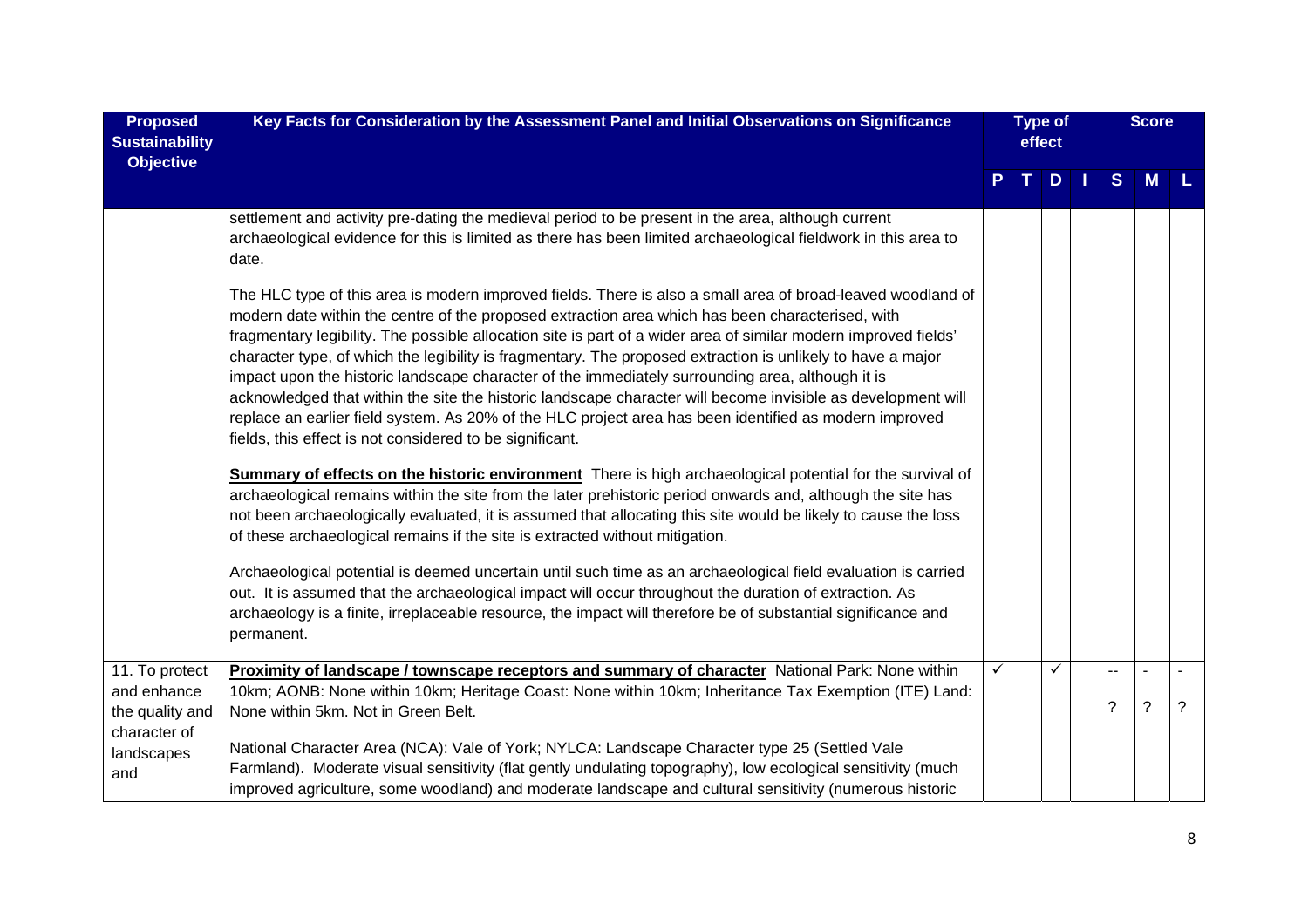| Proposed Sustainability Objective | Key Facts for Consideration by the Assessment Panel and Initial Observations on Significance | Type of effect | | | | Score | | |
|---|---|---|---|---|---|---|---|---|
| | | P | T | D | I | S | M | L |
| | settlement and activity pre-dating the medieval period to be present in the area, although current archaeological evidence for this is limited as there has been limited archaeological fieldwork in this area to date.<br><br>The HLC type of this area is modern improved fields. There is also a small area of broad-leaved woodland of modern date within the centre of the proposed extraction area which has been characterised, with fragmentary legibility. The possible allocation site is part of a wider area of similar modern improved fields' character type, of which the legibility is fragmentary. The proposed extraction is unlikely to have a major impact upon the historic landscape character of the immediately surrounding area, although it is acknowledged that within the site the historic landscape character will become invisible as development will replace an earlier field system. As 20% of the HLC project area has been identified as modern improved fields, this effect is not considered to be significant.<br><br>**Summary of effects on the historic environment** There is high archaeological potential for the survival of archaeological remains within the site from the later prehistoric period onwards and, although the site has not been archaeologically evaluated, it is assumed that allocating this site would be likely to cause the loss of these archaeological remains if the site is extracted without mitigation.<br><br>Archaeological potential is deemed uncertain until such time as an archaeological field evaluation is carried out. It is assumed that the archaeological impact will occur throughout the duration of extraction. As archaeology is a finite, irreplaceable resource, the impact will therefore be of substantial significance and permanent. | | | | | | | |
| 11. To protect and enhance the quality and character of landscapes and | **Proximity of landscape / townscape receptors and summary of character** National Park: None within 10km; AONB: None within 10km; Heritage Coast: None within 10km; Inheritance Tax Exemption (ITE) Land: None within 5km. Not in Green Belt.<br><br>National Character Area (NCA): Vale of York; NYLCA: Landscape Character type 25 (Settled Vale Farmland). Moderate visual sensitivity (flat gently undulating topography), low ecological sensitivity (much improved agriculture, some woodland) and moderate landscape and cultural sensitivity (numerous historic | ✓ | | ✓ | | --<br>? | -<br>? | -<br>? |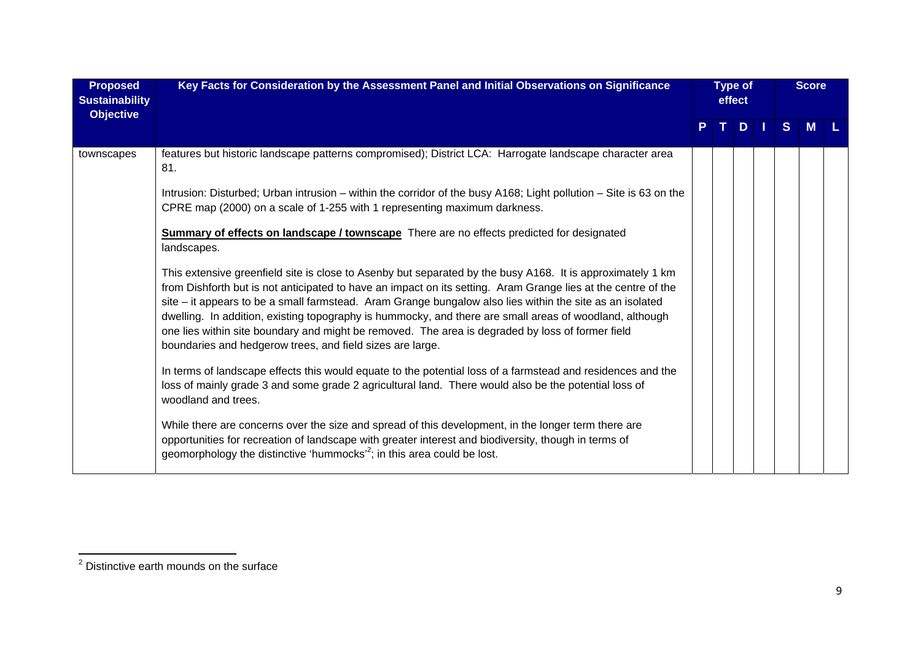| Proposed Sustainability Objective | Key Facts for Consideration by the Assessment Panel and Initial Observations on Significance | Type of effect | | | | Score | | |
|---|---|---|---|---|---|---|---|---|
| | | P | T | D | I | S | M | L |
| townscapes | features but historic landscape patterns compromised); District LCA: Harrogate landscape character area 81.<br><br>Intrusion: Disturbed; Urban intrusion – within the corridor of the busy A168; Light pollution – Site is 63 on the CPRE map (2000) on a scale of 1-255 with 1 representing maximum darkness.<br><br>**Summary of effects on landscape / townscape** There are no effects predicted for designated landscapes.<br><br>This extensive greenfield site is close to Asenby but separated by the busy A168. It is approximately 1 km from Dishforth but is not anticipated to have an impact on its setting. Aram Grange lies at the centre of the site – it appears to be a small farmstead. Aram Grange bungalow also lies within the site as an isolated dwelling. In addition, existing topography is hummocky, and there are small areas of woodland, although one lies within site boundary and might be removed. The area is degraded by loss of former field boundaries and hedgerow trees, and field sizes are large.<br><br>In terms of landscape effects this would equate to the potential loss of a farmstead and residences and the loss of mainly grade 3 and some grade 2 agricultural land. There would also be the potential loss of woodland and trees.<br><br>While there are concerns over the size and spread of this development, in the longer term there are opportunities for recreation of landscape with greater interest and biodiversity, though in terms of geomorphology the distinctive 'hummocks'[2]; in this area could be lost. | | | | | | | |

[2] Distinctive earth mounds on the surface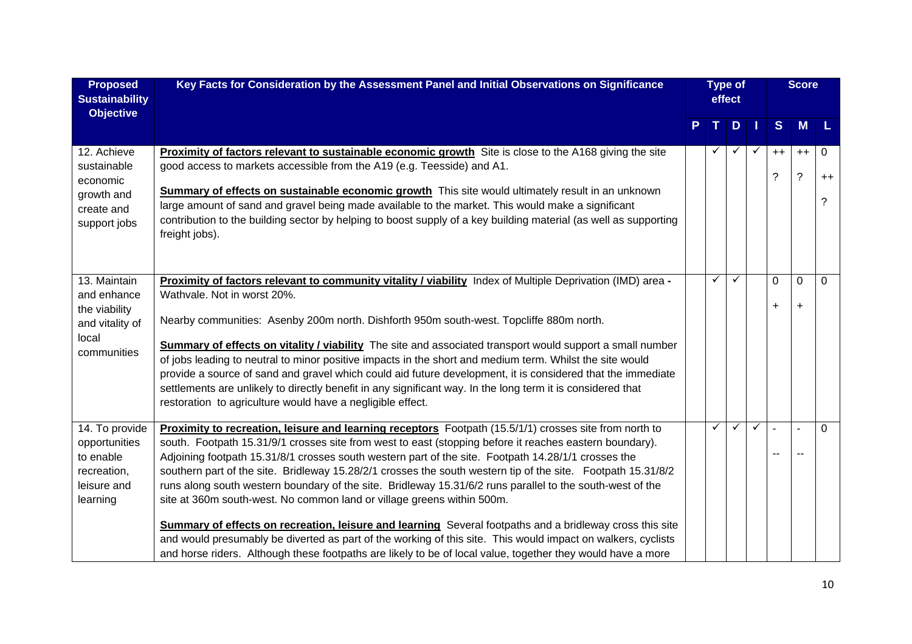| Proposed Sustainability Objective | Key Facts for Consideration by the Assessment Panel and Initial Observations on Significance | Type of effect | | | | Score | | |
|---|---|---|---|---|---|---|---|---|
| | | P | T | D | I | S | M | L |
| 12. Achieve sustainable economic growth and create and support jobs | **Proximity of factors relevant to sustainable economic growth** Site is close to the A168 giving the site good access to markets accessible from the A19 (e.g. Teesside) and A1.<br><br>**Summary of effects on sustainable economic growth** This site would ultimately result in an unknown large amount of sand and gravel being made available to the market. This would make a significant contribution to the building sector by helping to boost supply of a key building material (as well as supporting freight jobs). | | ✓ | ✓ | ✓ | ++<br>? | ++<br>? | 0<br>++<br>? |
| 13. Maintain and enhance the viability and vitality of local communities | **Proximity of factors relevant to community vitality / viability** Index of Multiple Deprivation (IMD) area - Wathvale. Not in worst 20%.<br><br>Nearby communities: Asenby 200m north. Dishforth 950m south-west. Topcliffe 880m north.<br><br>**Summary of effects on vitality / viability** The site and associated transport would support a small number of jobs leading to neutral to minor positive impacts in the short and medium term. Whilst the site would provide a source of sand and gravel which could aid future development, it is considered that the immediate settlements are unlikely to directly benefit in any significant way. In the long term it is considered that restoration to agriculture would have a negligible effect. | | ✓ | ✓ | | 0<br>+ | 0<br>+ | 0 |
| 14. To provide opportunities to enable recreation, leisure and learning | **Proximity to recreation, leisure and learning receptors** Footpath (15.5/1/1) crosses site from north to south. Footpath 15.31/9/1 crosses site from west to east (stopping before it reaches eastern boundary). Adjoining footpath 15.31/8/1 crosses south western part of the site. Footpath 14.28/1/1 crosses the southern part of the site. Bridleway 15.28/2/1 crosses the south western tip of the site. Footpath 15.31/8/2 runs along south western boundary of the site. Bridleway 15.31/6/2 runs parallel to the south-west of the site at 360m south-west. No common land or village greens within 500m.<br><br>**Summary of effects on recreation, leisure and learning** Several footpaths and a bridleway cross this site and would presumably be diverted as part of the working of this site. This would impact on walkers, cyclists and horse riders. Although these footpaths are likely to be of local value, together they would have a more | | ✓ | ✓ | ✓ | -<br>-- | -<br>-- | 0 |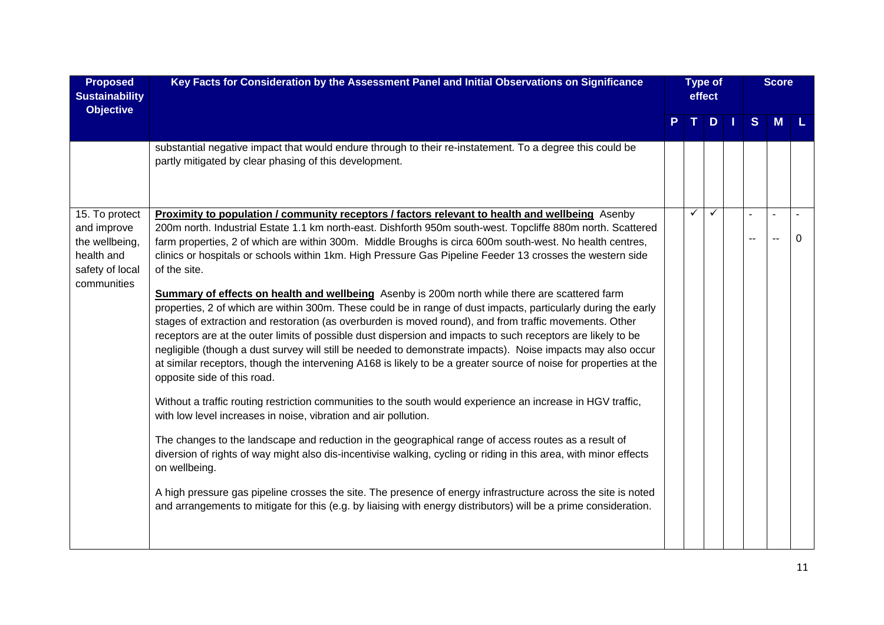| Proposed Sustainability Objective | Key Facts for Consideration by the Assessment Panel and Initial Observations on Significance | Type of effect | | | | Score | | |
|---|---|---|---|---|---|---|---|---|
| | | P | T | D | I | S | M | L |
| | substantial negative impact that would endure through to their re-instatement. To a degree this could be partly mitigated by clear phasing of this development. | | | | | | | |
| 15. To protect and improve the wellbeing, health and safety of local communities | **Proximity to population / community receptors / factors relevant to health and wellbeing** Asenby 200m north. Industrial Estate 1.1 km north-east. Dishforth 950m south-west. Topcliffe 880m north. Scattered farm properties, 2 of which are within 300m. Middle Broughs is circa 600m south-west. No health centres, clinics or hospitals or schools within 1km. High Pressure Gas Pipeline Feeder 13 crosses the western side of the site.<br><br>**Summary of effects on health and wellbeing** Asenby is 200m north while there are scattered farm properties, 2 of which are within 300m. These could be in range of dust impacts, particularly during the early stages of extraction and restoration (as overburden is moved round), and from traffic movements. Other receptors are at the outer limits of possible dust dispersion and impacts to such receptors are likely to be negligible (though a dust survey will still be needed to demonstrate impacts). Noise impacts may also occur at similar receptors, though the intervening A168 is likely to be a greater source of noise for properties at the opposite side of this road.<br><br>Without a traffic routing restriction communities to the south would experience an increase in HGV traffic, with low level increases in noise, vibration and air pollution.<br><br>The changes to the landscape and reduction in the geographical range of access routes as a result of diversion of rights of way might also dis-incentivise walking, cycling or riding in this area, with minor effects on wellbeing.<br><br>A high pressure gas pipeline crosses the site. The presence of energy infrastructure across the site is noted and arrangements to mitigate for this (e.g. by liaising with energy distributors) will be a prime consideration. | | ✓ | ✓ | | -<br>-- | -<br>-- | -<br>0 |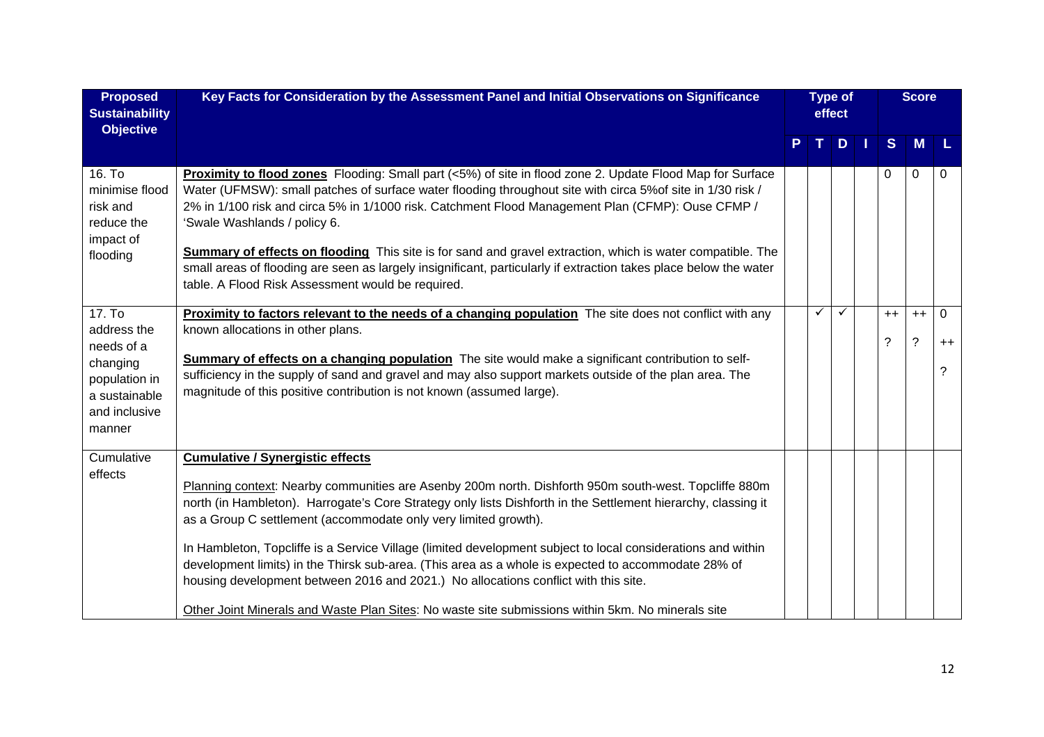| Proposed Sustainability Objective | Key Facts for Consideration by the Assessment Panel and Initial Observations on Significance | Type of effect | | | | Score | | |
|---|---|---|---|---|---|---|---|---|
| | | P | T | D | I | S | M | L |
| 16. To minimise flood risk and reduce the impact of flooding | **<u>Proximity to flood zones</u>** Flooding: Small part (<5%) of site in flood zone 2. Update Flood Map for Surface Water (UFMSW): small patches of surface water flooding throughout site with circa 5%of site in 1/30 risk / 2% in 1/100 risk and circa 5% in 1/1000 risk. Catchment Flood Management Plan (CFMP): Ouse CFMP / 'Swale Washlands / policy 6.<br><br>**<u>Summary of effects on flooding</u>** This site is for sand and gravel extraction, which is water compatible. The small areas of flooding are seen as largely insignificant, particularly if extraction takes place below the water table. A Flood Risk Assessment would be required. | | | | | 0 | 0 | 0 |
| 17. To address the needs of a changing population in a sustainable and inclusive manner | **<u>Proximity to factors relevant to the needs of a changing population</u>** The site does not conflict with any known allocations in other plans.<br><br>**<u>Summary of effects on a changing population</u>** The site would make a significant contribution to self-sufficiency in the supply of sand and gravel and may also support markets outside of the plan area. The magnitude of this positive contribution is not known (assumed large). | | ✓ | ✓ | | ++ ? | ++ ? | 0 ++ ? |
| Cumulative effects | **<u>Cumulative / Synergistic effects</u>**<br><br><u>Planning context</u>: Nearby communities are Asenby 200m north. Dishforth 950m south-west. Topcliffe 880m north (in Hambleton). Harrogate's Core Strategy only lists Dishforth in the Settlement hierarchy, classing it as a Group C settlement (accommodate only very limited growth).<br><br>In Hambleton, Topcliffe is a Service Village (limited development subject to local considerations and within development limits) in the Thirsk sub-area. (This area as a whole is expected to accommodate 28% of housing development between 2016 and 2021.) No allocations conflict with this site.<br><br><u>Other Joint Minerals and Waste Plan Sites</u>: No waste site submissions within 5km. No minerals site | | | | | | | |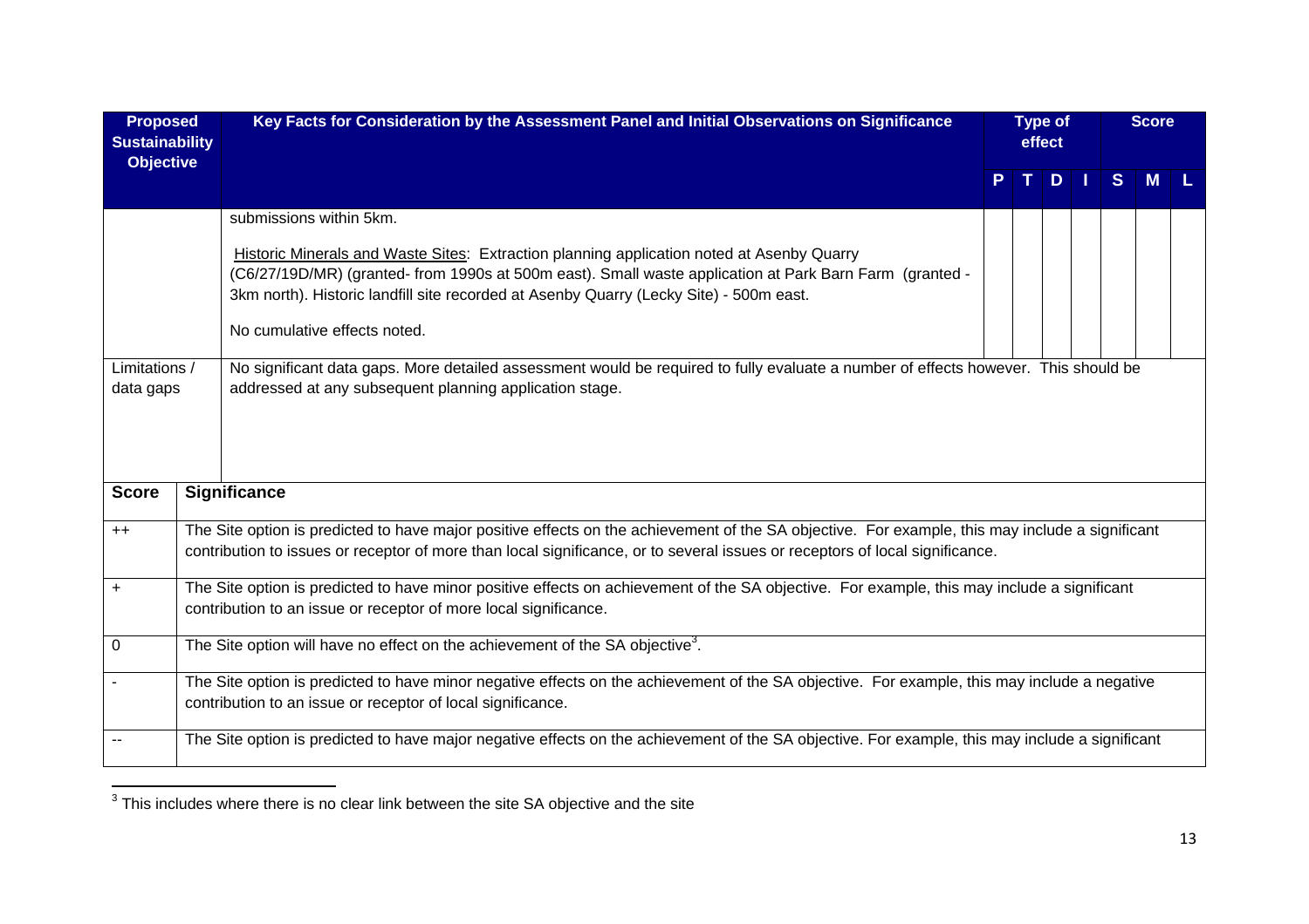| Proposed Sustainability Objective | Key Facts for Consideration by the Assessment Panel and Initial Observations on Significance | Type of effect | | | | Score | | |
|---|---|---|---|---|---|---|---|---|
| | | P | T | D | I | S | M | L |
| | submissions within 5km.<br><br>Historic Minerals and Waste Sites: Extraction planning application noted at Asenby Quarry (C6/27/19D/MR) (granted- from 1990s at 500m east). Small waste application at Park Barn Farm (granted - 3km north). Historic landfill site recorded at Asenby Quarry (Lecky Site) - 500m east.<br><br>No cumulative effects noted. | | | | | | | |
| Limitations / data gaps | No significant data gaps. More detailed assessment would be required to fully evaluate a number of effects however. This should be addressed at any subsequent planning application stage. | | | | | | | |

| Score | Significance |
|---|---|
| ++ | The Site option is predicted to have major positive effects on the achievement of the SA objective. For example, this may include a significant contribution to issues or receptor of more than local significance, or to several issues or receptors of local significance. |
| + | The Site option is predicted to have minor positive effects on achievement of the SA objective. For example, this may include a significant contribution to an issue or receptor of more local significance. |
| 0 | The Site option will have no effect on the achievement of the SA objective[3]. |
| - | The Site option is predicted to have minor negative effects on the achievement of the SA objective. For example, this may include a negative contribution to an issue or receptor of local significance. |
| -- | The Site option is predicted to have major negative effects on the achievement of the SA objective. For example, this may include a significant |

[3] This includes where there is no clear link between the site SA objective and the site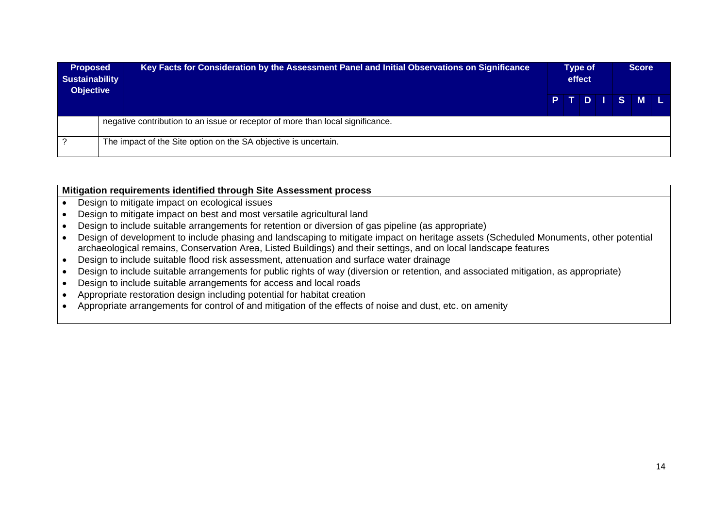| Proposed Sustainability Objective | Key Facts for Consideration by the Assessment Panel and Initial Observations on Significance | Type of effect | | | | Score | | |
|---|---|---|---|---|---|---|---|---|
| | | P | T | D | I | S | M | L |
| | negative contribution to an issue or receptor of more than local significance. | | | | | | | |
| ? | The impact of the Site option on the SA objective is uncertain. | | | | | | | |

**Mitigation requirements identified through Site Assessment process**

- Design to mitigate impact on ecological issues
- Design to mitigate impact on best and most versatile agricultural land
- Design to include suitable arrangements for retention or diversion of gas pipeline (as appropriate)
- Design of development to include phasing and landscaping to mitigate impact on heritage assets (Scheduled Monuments, other potential archaeological remains, Conservation Area, Listed Buildings) and their settings, and on local landscape features
- Design to include suitable flood risk assessment, attenuation and surface water drainage
- Design to include suitable arrangements for public rights of way (diversion or retention, and associated mitigation, as appropriate)
- Design to include suitable arrangements for access and local roads
- Appropriate restoration design including potential for habitat creation
- Appropriate arrangements for control of and mitigation of the effects of noise and dust, etc. on amenity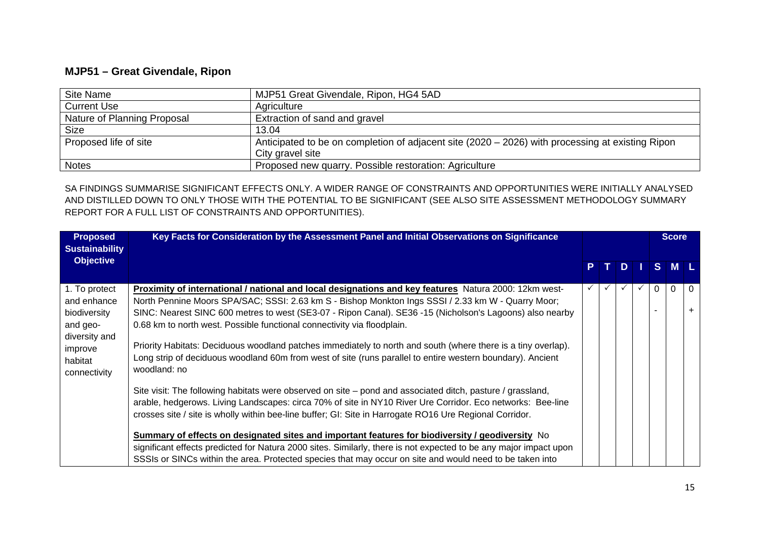## MJP51 – Great Givendale, Ripon

| Site Name | MJP51 Great Givendale, Ripon, HG4 5AD |
|---|---|
| Current Use | Agriculture |
| Nature of Planning Proposal | Extraction of sand and gravel |
| Size | 13.04 |
| Proposed life of site | Anticipated to be on completion of adjacent site (2020 – 2026) with processing at existing Ripon City gravel site |
| Notes | Proposed new quarry. Possible restoration: Agriculture |

SA FINDINGS SUMMARISE SIGNIFICANT EFFECTS ONLY. A WIDER RANGE OF CONSTRAINTS AND OPPORTUNITIES WERE INITIALLY ANALYSED AND DISTILLED DOWN TO ONLY THOSE WITH THE POTENTIAL TO BE SIGNIFICANT (SEE ALSO SITE ASSESSMENT METHODOLOGY SUMMARY REPORT FOR A FULL LIST OF CONSTRAINTS AND OPPORTUNITIES).

| Proposed Sustainability Objective | Key Facts for Consideration by the Assessment Panel and Initial Observations on Significance | P | T | D | I | Score S | Score M | Score L |
|---|---|---|---|---|---|---|---|---|
| 1. To protect and enhance biodiversity and geo-diversity and improve habitat connectivity | **Proximity of international / national and local designations and key features** Natura 2000: 12km west- North Pennine Moors SPA/SAC; SSSI: 2.63 km S - Bishop Monkton Ings SSSI / 2.33 km W - Quarry Moor; SINC: Nearest SINC 600 metres to west (SE3-07 - Ripon Canal). SE36 -15 (Nicholson's Lagoons) also nearby 0.68 km to north west. Possible functional connectivity via floodplain.<br><br>Priority Habitats: Deciduous woodland patches immediately to north and south (where there is a tiny overlap). Long strip of deciduous woodland 60m from west of site (runs parallel to entire western boundary). Ancient woodland: no<br><br>Site visit: The following habitats were observed on site – pond and associated ditch, pasture / grassland, arable, hedgerows. Living Landscapes: circa 70% of site in NY10 River Ure Corridor. Eco networks: Bee-line crosses site / site is wholly within bee-line buffer; GI: Site in Harrogate RO16 Ure Regional Corridor.<br><br>**Summary of effects on designated sites and important features for biodiversity / geodiversity** No significant effects predicted for Natura 2000 sites. Similarly, there is not expected to be any major impact upon SSSIs or SINCs within the area. Protected species that may occur on site and would need to be taken into | ✓ | ✓ | ✓ | ✓ | 0<br>- | 0 | 0<br>+ |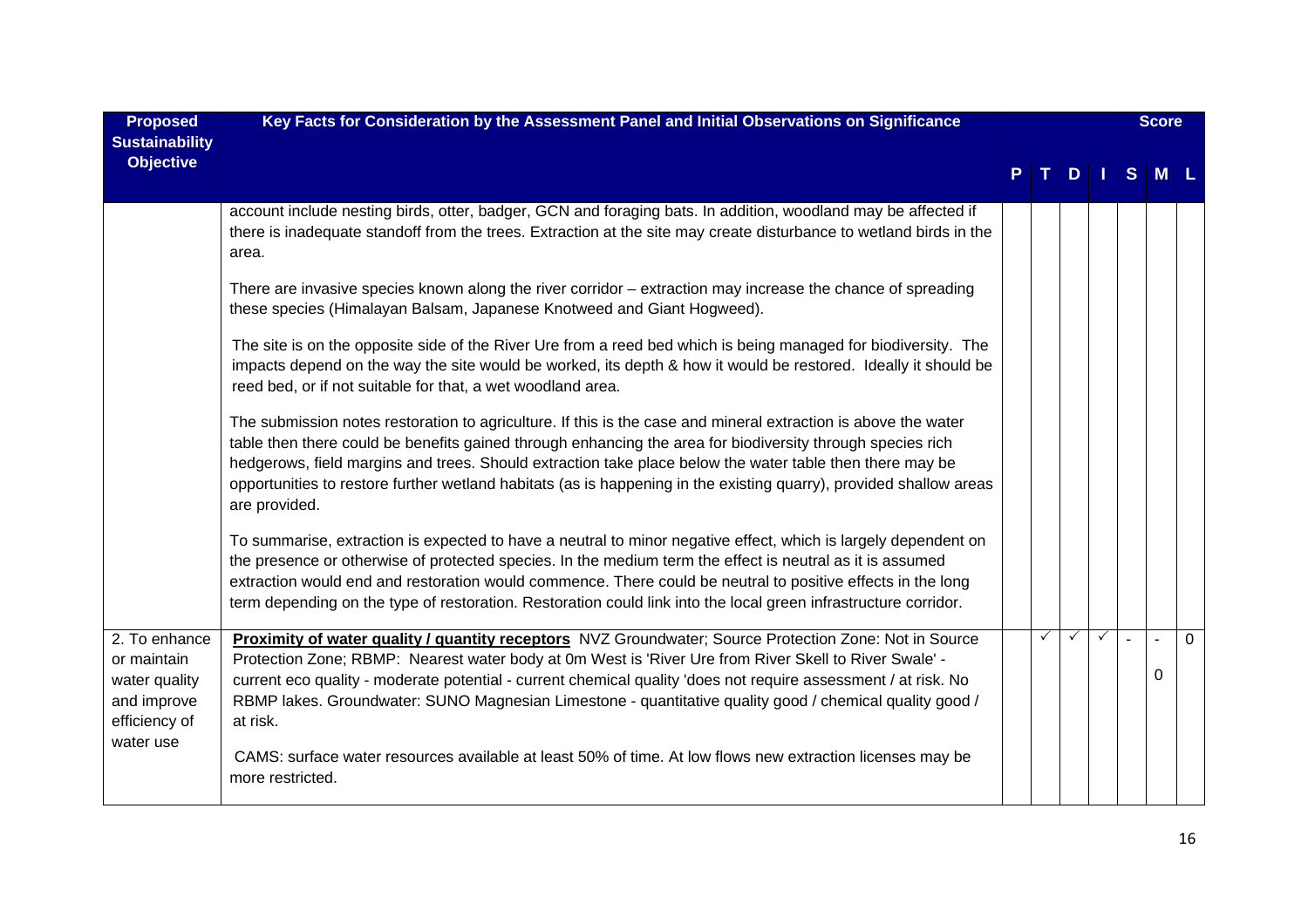| Proposed Sustainability Objective | Key Facts for Consideration by the Assessment Panel and Initial Observations on Significance | P | T | D | I | S | M | L |
|---|---|---|---|---|---|---|---|---|
| | | | | | | | | |
| | account include nesting birds, otter, badger, GCN and foraging bats. In addition, woodland may be affected if there is inadequate standoff from the trees. Extraction at the site may create disturbance to wetland birds in the area.<br><br>There are invasive species known along the river corridor – extraction may increase the chance of spreading these species (Himalayan Balsam, Japanese Knotweed and Giant Hogweed).<br><br>The site is on the opposite side of the River Ure from a reed bed which is being managed for biodiversity. The impacts depend on the way the site would be worked, its depth & how it would be restored. Ideally it should be reed bed, or if not suitable for that, a wet woodland area.<br><br>The submission notes restoration to agriculture. If this is the case and mineral extraction is above the water table then there could be benefits gained through enhancing the area for biodiversity through species rich hedgerows, field margins and trees. Should extraction take place below the water table then there may be opportunities to restore further wetland habitats (as is happening in the existing quarry), provided shallow areas are provided.<br><br>To summarise, extraction is expected to have a neutral to minor negative effect, which is largely dependent on the presence or otherwise of protected species. In the medium term the effect is neutral as it is assumed extraction would end and restoration would commence. There could be neutral to positive effects in the long term depending on the type of restoration. Restoration could link into the local green infrastructure corridor. | | | | | | | |
| 2. To enhance or maintain water quality and improve efficiency of water use | **Proximity of water quality / quantity receptors** NVZ Groundwater; Source Protection Zone: Not in Source Protection Zone; RBMP: Nearest water body at 0m West is 'River Ure from River Skell to River Swale' - current eco quality - moderate potential - current chemical quality 'does not require assessment / at risk. No RBMP lakes. Groundwater: SUNO Magnesian Limestone - quantitative quality good / chemical quality good / at risk.<br><br>CAMS: surface water resources available at least 50% of time. At low flows new extraction licenses may be more restricted. | | ✓ | ✓ | ✓ | - | -<br><br>0 | 0 |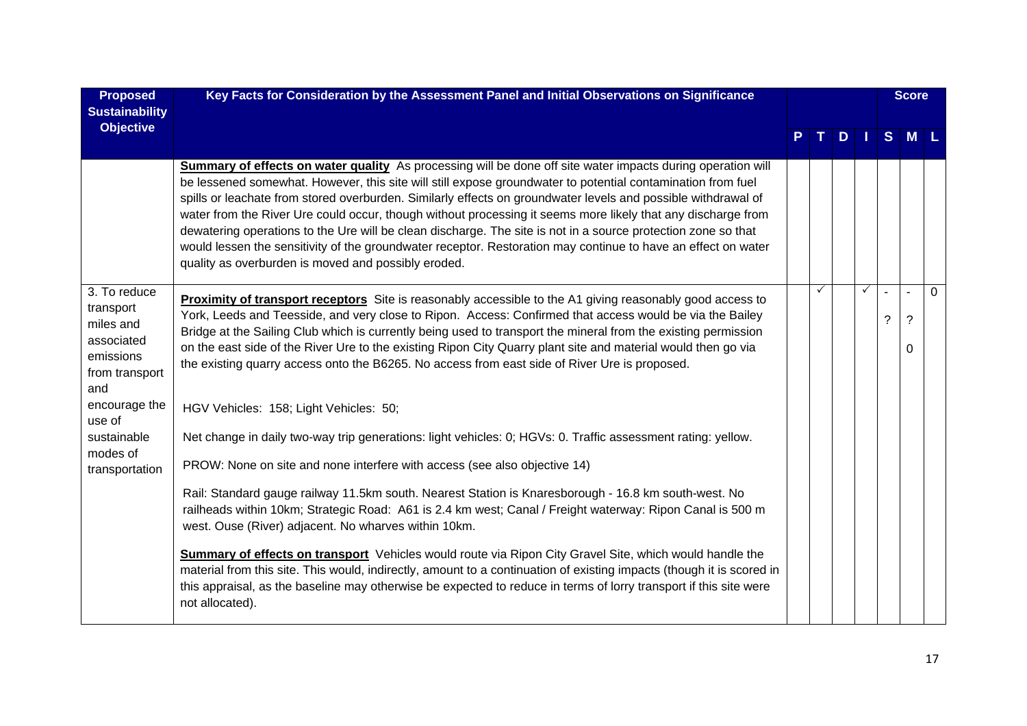| Proposed Sustainability Objective | Key Facts for Consideration by the Assessment Panel and Initial Observations on Significance | P | T | D | I | S | M | L |
|---|---|---|---|---|---|---|---|---|
| | **Summary of effects on water quality** As processing will be done off site water impacts during operation will be lessened somewhat. However, this site will still expose groundwater to potential contamination from fuel spills or leachate from stored overburden. Similarly effects on groundwater levels and possible withdrawal of water from the River Ure could occur, though without processing it seems more likely that any discharge from dewatering operations to the Ure will be clean discharge. The site is not in a source protection zone so that would lessen the sensitivity of the groundwater receptor. Restoration may continue to have an effect on water quality as overburden is moved and possibly eroded. | | | | | | | |
| 3. To reduce transport miles and associated emissions from transport and encourage the use of sustainable modes of transportation | **Proximity of transport receptors** Site is reasonably accessible to the A1 giving reasonably good access to York, Leeds and Teesside, and very close to Ripon. Access: Confirmed that access would be via the Bailey Bridge at the Sailing Club which is currently being used to transport the mineral from the existing permission on the east side of the River Ure to the existing Ripon City Quarry plant site and material would then go via the existing quarry access onto the B6265. No access from east side of River Ure is proposed.<br><br>HGV Vehicles: 158; Light Vehicles: 50;<br><br>Net change in daily two-way trip generations: light vehicles: 0; HGVs: 0. Traffic assessment rating: yellow.<br><br>PROW: None on site and none interfere with access (see also objective 14)<br><br>Rail: Standard gauge railway 11.5km south. Nearest Station is Knaresborough - 16.8 km south-west. No railheads within 10km; Strategic Road: A61 is 2.4 km west; Canal / Freight waterway: Ripon Canal is 500 m west. Ouse (River) adjacent. No wharves within 10km.<br><br>**Summary of effects on transport** Vehicles would route via Ripon City Gravel Site, which would handle the material from this site. This would, indirectly, amount to a continuation of existing impacts (though it is scored in this appraisal, as the baseline may otherwise be expected to reduce in terms of lorry transport if this site were not allocated). | | ✓ | | ✓ | -<br>? | -<br>?<br>0 | 0 |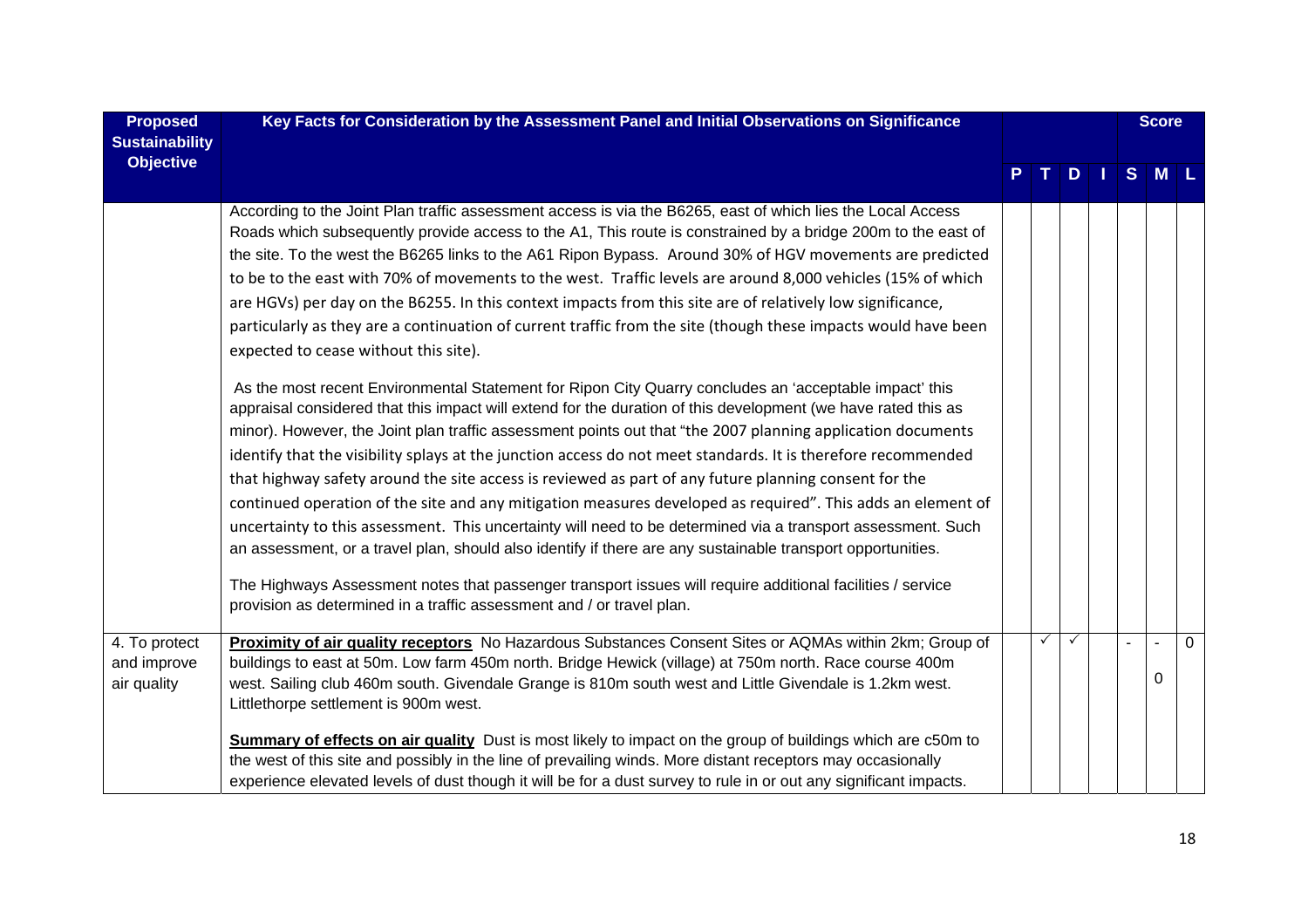| Proposed Sustainability Objective | Key Facts for Consideration by the Assessment Panel and Initial Observations on Significance | P | T | D | I | S | M | L |
|---|---|---|---|---|---|---|---|---|
| | | | | | | **Score** | | |
| | According to the Joint Plan traffic assessment access is via the B6265, east of which lies the Local Access Roads which subsequently provide access to the A1, This route is constrained by a bridge 200m to the east of the site. To the west the B6265 links to the A61 Ripon Bypass. Around 30% of HGV movements are predicted to be to the east with 70% of movements to the west. Traffic levels are around 8,000 vehicles (15% of which are HGVs) per day on the B6255. In this context impacts from this site are of relatively low significance, particularly as they are a continuation of current traffic from the site (though these impacts would have been expected to cease without this site).<br><br>As the most recent Environmental Statement for Ripon City Quarry concludes an 'acceptable impact' this appraisal considered that this impact will extend for the duration of this development (we have rated this as minor). However, the Joint plan traffic assessment points out that "the 2007 planning application documents identify that the visibility splays at the junction access do not meet standards. It is therefore recommended that highway safety around the site access is reviewed as part of any future planning consent for the continued operation of the site and any mitigation measures developed as required". This adds an element of uncertainty to this assessment. This uncertainty will need to be determined via a transport assessment. Such an assessment, or a travel plan, should also identify if there are any sustainable transport opportunities.<br><br>The Highways Assessment notes that passenger transport issues will require additional facilities / service provision as determined in a traffic assessment and / or travel plan. | | | | | | | |
| 4. To protect and improve air quality | **Proximity of air quality receptors** No Hazardous Substances Consent Sites or AQMAs within 2km; Group of buildings to east at 50m. Low farm 450m north. Bridge Hewick (village) at 750m north. Race course 400m west. Sailing club 460m south. Givendale Grange is 810m south west and Little Givendale is 1.2km west. Littlethorpe settlement is 900m west.<br><br>**Summary of effects on air quality** Dust is most likely to impact on the group of buildings which are c50m to the west of this site and possibly in the line of prevailing winds. More distant receptors may occasionally experience elevated levels of dust though it will be for a dust survey to rule in or out any significant impacts. | | ✓ | ✓ | | - | -<br>0 | 0 |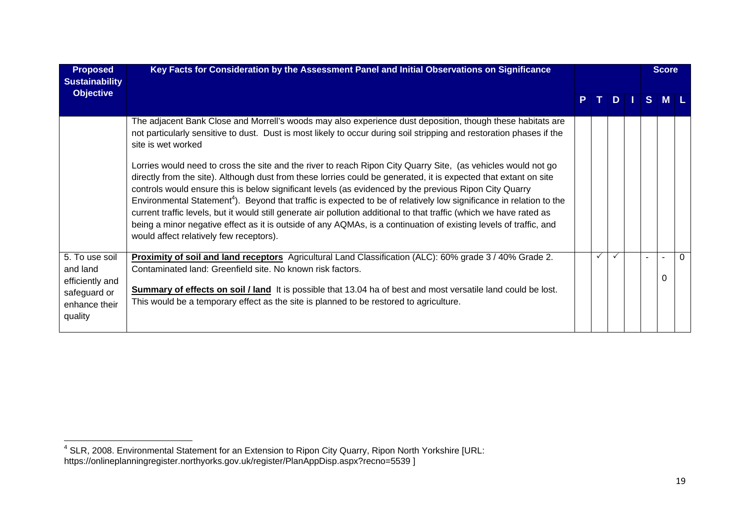| Proposed Sustainability Objective | Key Facts for Consideration by the Assessment Panel and Initial Observations on Significance | P | T | D | I | Score S | Score M | Score L |
|---|---|---|---|---|---|---|---|---|
| | The adjacent Bank Close and Morrell's woods may also experience dust deposition, though these habitats are not particularly sensitive to dust. Dust is most likely to occur during soil stripping and restoration phases if the site is wet worked<br><br>Lorries would need to cross the site and the river to reach Ripon City Quarry Site, (as vehicles would not go directly from the site). Although dust from these lorries could be generated, it is expected that extant on site controls would ensure this is below significant levels (as evidenced by the previous Ripon City Quarry Environmental Statement[4]). Beyond that traffic is expected to be of relatively low significance in relation to the current traffic levels, but it would still generate air pollution additional to that traffic (which we have rated as being a minor negative effect as it is outside of any AQMAs, is a continuation of existing levels of traffic, and would affect relatively few receptors). | | | | | | | |
| 5. To use soil and land efficiently and safeguard or enhance their quality | **Proximity of soil and land receptors** Agricultural Land Classification (ALC): 60% grade 3 / 40% Grade 2. Contaminated land: Greenfield site. No known risk factors.<br><br>**Summary of effects on soil / land** It is possible that 13.04 ha of best and most versatile land could be lost. This would be a temporary effect as the site is planned to be restored to agriculture. | | ✓ | ✓ | | - | -<br>0 | 0 |

[4] SLR, 2008. Environmental Statement for an Extension to Ripon City Quarry, Ripon North Yorkshire [URL: https://onlineplanningregister.northyorks.gov.uk/register/PlanAppDisp.aspx?recno=5539 ]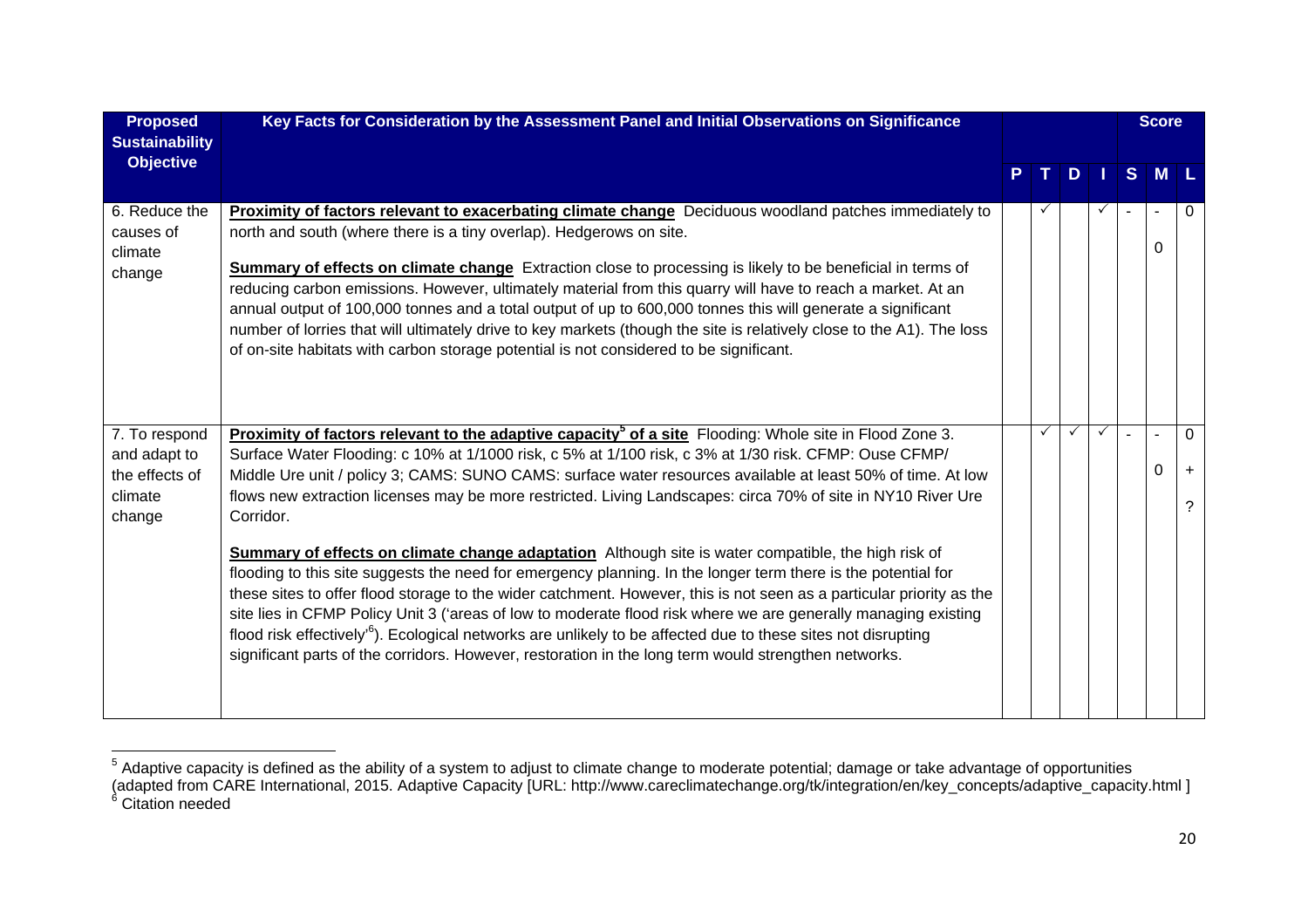| Proposed Sustainability Objective | Key Facts for Consideration by the Assessment Panel and Initial Observations on Significance | P | T | D | I | S | M | L |
|---|---|---|---|---|---|---|---|---|
| | | | | | | | **Score** | |
| 6. Reduce the causes of climate change | **Proximity of factors relevant to exacerbating climate change** Deciduous woodland patches immediately to north and south (where there is a tiny overlap). Hedgerows on site.<br><br>**Summary of effects on climate change** Extraction close to processing is likely to be beneficial in terms of reducing carbon emissions. However, ultimately material from this quarry will have to reach a market. At an annual output of 100,000 tonnes and a total output of up to 600,000 tonnes this will generate a significant number of lorries that will ultimately drive to key markets (though the site is relatively close to the A1). The loss of on-site habitats with carbon storage potential is not considered to be significant. | | ✓ | | ✓ | - | - 0 | 0 |
| 7. To respond and adapt to the effects of climate change | **Proximity of factors relevant to the adaptive capacity[5] of a site** Flooding: Whole site in Flood Zone 3. Surface Water Flooding: c 10% at 1/1000 risk, c 5% at 1/100 risk, c 3% at 1/30 risk. CFMP: Ouse CFMP/ Middle Ure unit / policy 3; CAMS: SUNO CAMS: surface water resources available at least 50% of time. At low flows new extraction licenses may be more restricted. Living Landscapes: circa 70% of site in NY10 River Ure Corridor.<br><br>**Summary of effects on climate change adaptation** Although site is water compatible, the high risk of flooding to this site suggests the need for emergency planning. In the longer term there is the potential for these sites to offer flood storage to the wider catchment. However, this is not seen as a particular priority as the site lies in CFMP Policy Unit 3 ('areas of low to moderate flood risk where we are generally managing existing flood risk effectively'[6]). Ecological networks are unlikely to be affected due to these sites not disrupting significant parts of the corridors. However, restoration in the long term would strengthen networks. | | ✓ | ✓ | ✓ | - | - 0 | 0 + ? |

[5] Adaptive capacity is defined as the ability of a system to adjust to climate change to moderate potential; damage or take advantage of opportunities (adapted from CARE International, 2015. Adaptive Capacity [URL: http://www.careclimatechange.org/tk/integration/en/key_concepts/adaptive_capacity.html ]

[6] Citation needed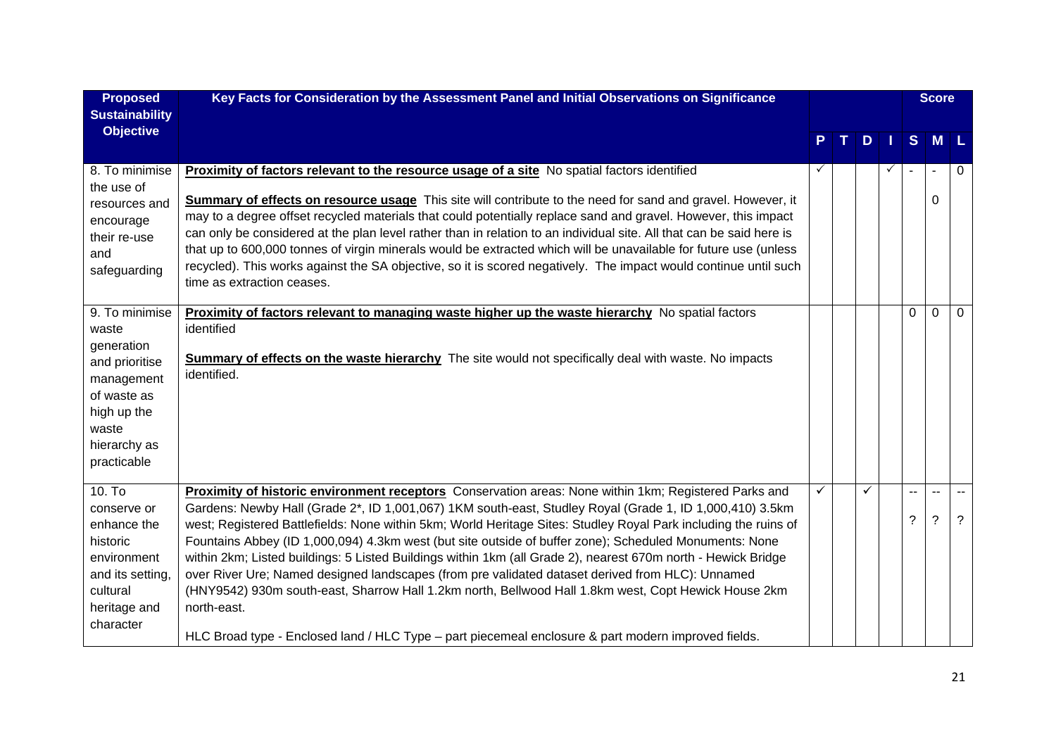| Proposed Sustainability Objective | Key Facts for Consideration by the Assessment Panel and Initial Observations on Significance | P | T | D | I | Score S | Score M | Score L |
|---|---|---|---|---|---|---|---|---|
| 8. To minimise the use of resources and encourage their re-use and safeguarding | **Proximity of factors relevant to the resource usage of a site** No spatial factors identified<br><br>**Summary of effects on resource usage** This site will contribute to the need for sand and gravel. However, it may to a degree offset recycled materials that could potentially replace sand and gravel. However, this impact can only be considered at the plan level rather than in relation to an individual site. All that can be said here is that up to 600,000 tonnes of virgin minerals would be extracted which will be unavailable for future use (unless recycled). This works against the SA objective, so it is scored negatively. The impact would continue until such time as extraction ceases. | ✓ | | | ✓ | - | -<br><br>0 | 0 |
| 9. To minimise waste generation and prioritise management of waste as high up the waste hierarchy as practicable | **Proximity of factors relevant to managing waste higher up the waste hierarchy** No spatial factors identified<br><br>**Summary of effects on the waste hierarchy** The site would not specifically deal with waste. No impacts identified. | | | | | 0 | 0 | 0 |
| 10. To conserve or enhance the historic environment and its setting, cultural heritage and character | **Proximity of historic environment receptors** Conservation areas: None within 1km; Registered Parks and Gardens: Newby Hall (Grade 2*, ID 1,001,067) 1KM south-east, Studley Royal (Grade 1, ID 1,000,410) 3.5km west; Registered Battlefields: None within 5km; World Heritage Sites: Studley Royal Park including the ruins of Fountains Abbey (ID 1,000,094) 4.3km west (but site outside of buffer zone); Scheduled Monuments: None within 2km; Listed buildings: 5 Listed Buildings within 1km (all Grade 2), nearest 670m north - Hewick Bridge over River Ure; Named designed landscapes (from pre validated dataset derived from HLC): Unnamed (HNY9542) 930m south-east, Sharrow Hall 1.2km north, Bellwood Hall 1.8km west, Copt Hewick House 2km north-east.<br><br>HLC Broad type - Enclosed land / HLC Type – part piecemeal enclosure & part modern improved fields. | ✓ | | ✓ | | --<br><br>? | --<br><br>? | --<br><br>? |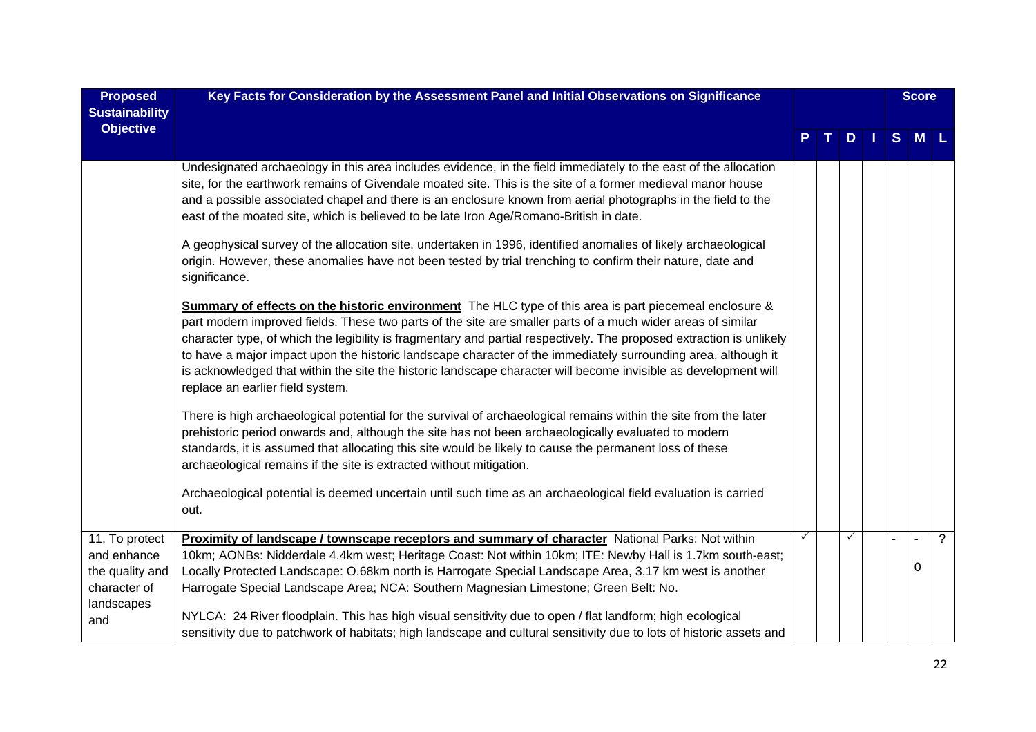| Proposed Sustainability Objective | Key Facts for Consideration by the Assessment Panel and Initial Observations on Significance | P | T | D | I | S | M | L |
|---|---|---|---|---|---|---|---|---|
| | | | | | | | **Score** | |
| | Undesignated archaeology in this area includes evidence, in the field immediately to the east of the allocation site, for the earthwork remains of Givendale moated site. This is the site of a former medieval manor house and a possible associated chapel and there is an enclosure known from aerial photographs in the field to the east of the moated site, which is believed to be late Iron Age/Romano-British in date.<br><br>A geophysical survey of the allocation site, undertaken in 1996, identified anomalies of likely archaeological origin. However, these anomalies have not been tested by trial trenching to confirm their nature, date and significance.<br><br>**Summary of effects on the historic environment** The HLC type of this area is part piecemeal enclosure & part modern improved fields. These two parts of the site are smaller parts of a much wider areas of similar character type, of which the legibility is fragmentary and partial respectively. The proposed extraction is unlikely to have a major impact upon the historic landscape character of the immediately surrounding area, although it is acknowledged that within the site the historic landscape character will become invisible as development will replace an earlier field system.<br><br>There is high archaeological potential for the survival of archaeological remains within the site from the later prehistoric period onwards and, although the site has not been archaeologically evaluated to modern standards, it is assumed that allocating this site would be likely to cause the permanent loss of these archaeological remains if the site is extracted without mitigation.<br><br>Archaeological potential is deemed uncertain until such time as an archaeological field evaluation is carried out. | | | | | | | |
| 11. To protect and enhance the quality and character of landscapes and | **Proximity of landscape / townscape receptors and summary of character** National Parks: Not within 10km; AONBs: Nidderdale 4.4km west; Heritage Coast: Not within 10km; ITE: Newby Hall is 1.7km south-east; Locally Protected Landscape: O.68km north is Harrogate Special Landscape Area, 3.17 km west is another Harrogate Special Landscape Area; NCA: Southern Magnesian Limestone; Green Belt: No.<br><br>NYLCA: 24 River floodplain. This has high visual sensitivity due to open / flat landform; high ecological sensitivity due to patchwork of habitats; high landscape and cultural sensitivity due to lots of historic assets and | ✓ | | ✓ | | - | -<br>0 | ? |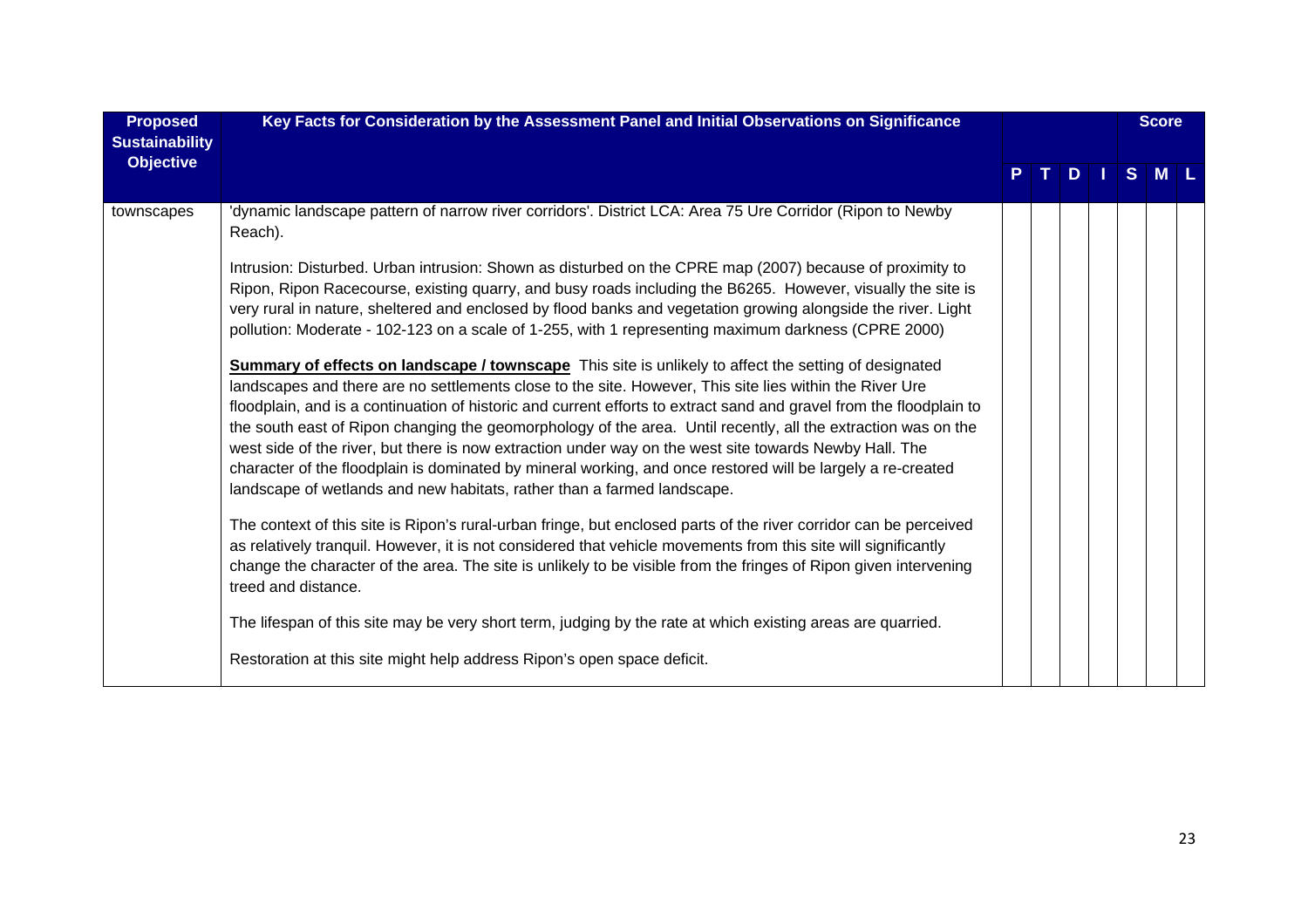| Proposed Sustainability Objective | Key Facts for Consideration by the Assessment Panel and Initial Observations on Significance | P | T | D | I | S | M | L |
|---|---|---|---|---|---|---|---|---|
| | | | | | | | Score | |
| townscapes | 'dynamic landscape pattern of narrow river corridors'. District LCA: Area 75 Ure Corridor (Ripon to Newby Reach).<br><br>Intrusion: Disturbed. Urban intrusion: Shown as disturbed on the CPRE map (2007) because of proximity to Ripon, Ripon Racecourse, existing quarry, and busy roads including the B6265. However, visually the site is very rural in nature, sheltered and enclosed by flood banks and vegetation growing alongside the river. Light pollution: Moderate - 102-123 on a scale of 1-255, with 1 representing maximum darkness (CPRE 2000)<br><br>**Summary of effects on landscape / townscape** This site is unlikely to affect the setting of designated landscapes and there are no settlements close to the site. However, This site lies within the River Ure floodplain, and is a continuation of historic and current efforts to extract sand and gravel from the floodplain to the south east of Ripon changing the geomorphology of the area. Until recently, all the extraction was on the west side of the river, but there is now extraction under way on the west site towards Newby Hall. The character of the floodplain is dominated by mineral working, and once restored will be largely a re-created landscape of wetlands and new habitats, rather than a farmed landscape.<br><br>The context of this site is Ripon's rural-urban fringe, but enclosed parts of the river corridor can be perceived as relatively tranquil. However, it is not considered that vehicle movements from this site will significantly change the character of the area. The site is unlikely to be visible from the fringes of Ripon given intervening treed and distance.<br><br>The lifespan of this site may be very short term, judging by the rate at which existing areas are quarried.<br><br>Restoration at this site might help address Ripon's open space deficit. | | | | | | | |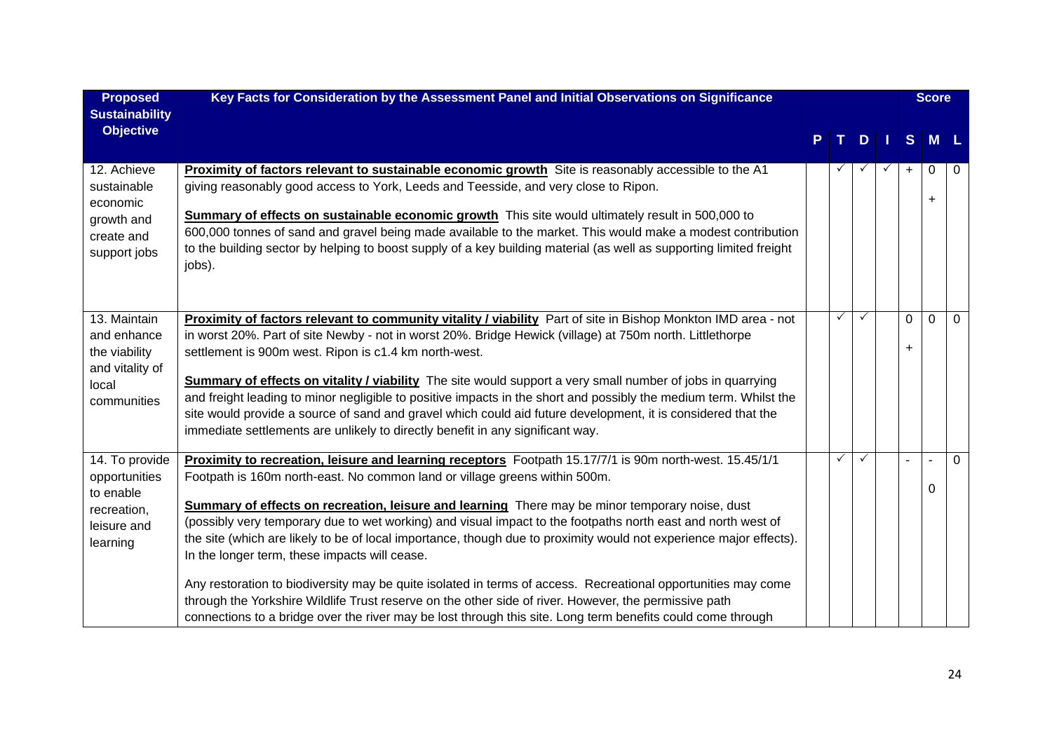| Proposed Sustainability Objective | Key Facts for Consideration by the Assessment Panel and Initial Observations on Significance | P | T | D | I | Score S | Score M | Score L |
|---|---|---|---|---|---|---|---|---|
| 12. Achieve sustainable economic growth and create and support jobs | **Proximity of factors relevant to sustainable economic growth** Site is reasonably accessible to the A1 giving reasonably good access to York, Leeds and Teesside, and very close to Ripon.<br><br>**Summary of effects on sustainable economic growth** This site would ultimately result in 500,000 to 600,000 tonnes of sand and gravel being made available to the market. This would make a modest contribution to the building sector by helping to boost supply of a key building material (as well as supporting limited freight jobs). | | ✓ | ✓ | ✓ | + | 0<br><br>+ | 0 |
| 13. Maintain and enhance the viability and vitality of local communities | **Proximity of factors relevant to community vitality / viability** Part of site in Bishop Monkton IMD area - not in worst 20%. Part of site Newby - not in worst 20%. Bridge Hewick (village) at 750m north. Littlethorpe settlement is 900m west. Ripon is c1.4 km north-west.<br><br>**Summary of effects on vitality / viability** The site would support a very small number of jobs in quarrying and freight leading to minor negligible to positive impacts in the short and possibly the medium term. Whilst the site would provide a source of sand and gravel which could aid future development, it is considered that the immediate settlements are unlikely to directly benefit in any significant way. | | ✓ | ✓ | | 0<br><br>+ | 0 | 0 |
| 14. To provide opportunities to enable recreation, leisure and learning | **Proximity to recreation, leisure and learning receptors** Footpath 15.17/7/1 is 90m north-west. 15.45/1/1 Footpath is 160m north-east. No common land or village greens within 500m.<br><br>**Summary of effects on recreation, leisure and learning** There may be minor temporary noise, dust (possibly very temporary due to wet working) and visual impact to the footpaths north east and north west of the site (which are likely to be of local importance, though due to proximity would not experience major effects). In the longer term, these impacts will cease.<br><br>Any restoration to biodiversity may be quite isolated in terms of access. Recreational opportunities may come through the Yorkshire Wildlife Trust reserve on the other side of river. However, the permissive path connections to a bridge over the river may be lost through this site. Long term benefits could come through | | ✓ | ✓ | | - | -<br><br>0 | 0 |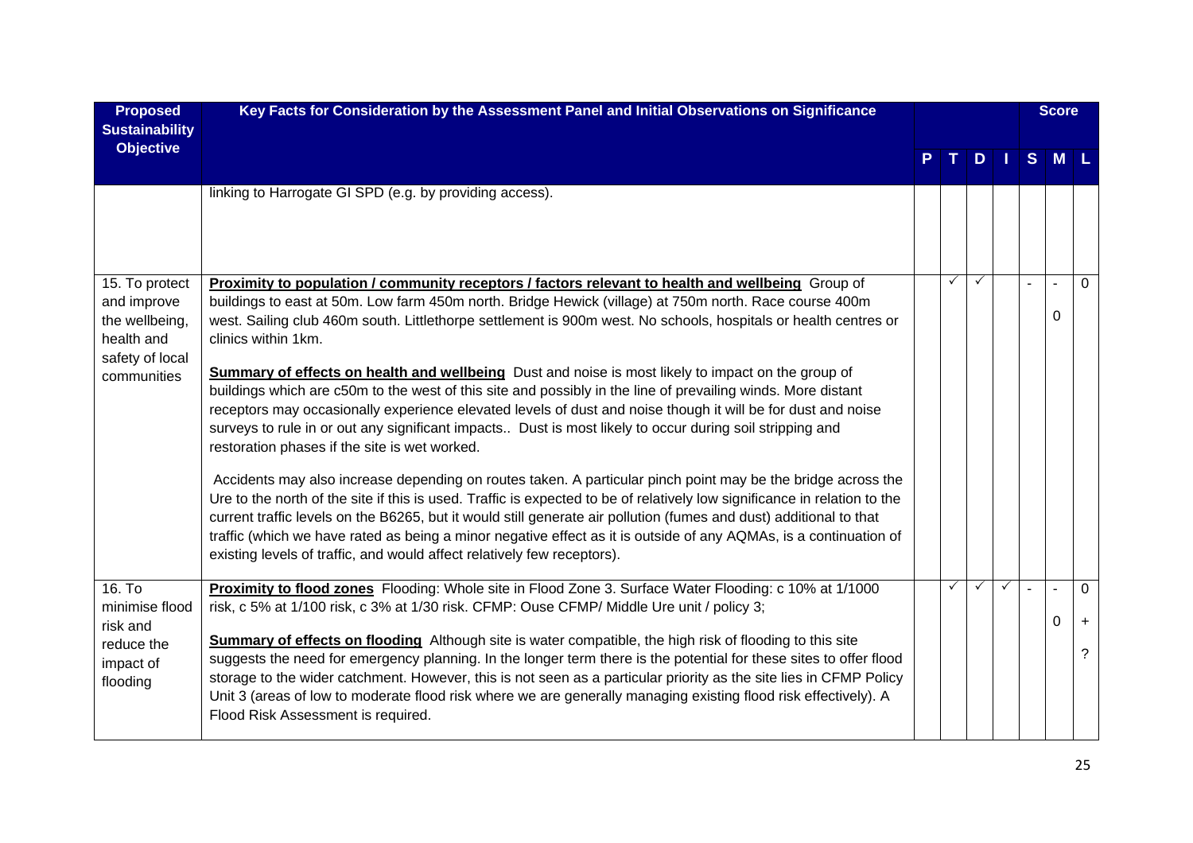| Proposed Sustainability Objective | Key Facts for Consideration by the Assessment Panel and Initial Observations on Significance | P | T | D | I | S | M | L |
|---|---|---|---|---|---|---|---|---|
| | | | | | | | **Score** | |
| | linking to Harrogate GI SPD (e.g. by providing access). | | | | | | | |
| 15. To protect and improve the wellbeing, health and safety of local communities | **Proximity to population / community receptors / factors relevant to health and wellbeing** Group of buildings to east at 50m. Low farm 450m north. Bridge Hewick (village) at 750m north. Race course 400m west. Sailing club 460m south. Littlethorpe settlement is 900m west. No schools, hospitals or health centres or clinics within 1km.<br><br>**Summary of effects on health and wellbeing** Dust and noise is most likely to impact on the group of buildings which are c50m to the west of this site and possibly in the line of prevailing winds. More distant receptors may occasionally experience elevated levels of dust and noise though it will be for dust and noise surveys to rule in or out any significant impacts.. Dust is most likely to occur during soil stripping and restoration phases if the site is wet worked.<br><br>Accidents may also increase depending on routes taken. A particular pinch point may be the bridge across the Ure to the north of the site if this is used. Traffic is expected to be of relatively low significance in relation to the current traffic levels on the B6265, but it would still generate air pollution (fumes and dust) additional to that traffic (which we have rated as being a minor negative effect as it is outside of any AQMAs, is a continuation of existing levels of traffic, and would affect relatively few receptors). | | ✓ | ✓ | | - | -<br><br>0 | 0 |
| 16. To minimise flood risk and reduce the impact of flooding | **Proximity to flood zones** Flooding: Whole site in Flood Zone 3. Surface Water Flooding: c 10% at 1/1000 risk, c 5% at 1/100 risk, c 3% at 1/30 risk. CFMP: Ouse CFMP/ Middle Ure unit / policy 3;<br><br>**Summary of effects on flooding** Although site is water compatible, the high risk of flooding to this site suggests the need for emergency planning. In the longer term there is the potential for these sites to offer flood storage to the wider catchment. However, this is not seen as a particular priority as the site lies in CFMP Policy Unit 3 (areas of low to moderate flood risk where we are generally managing existing flood risk effectively). A Flood Risk Assessment is required. | | ✓ | ✓ | ✓ | - | -<br><br>0 | 0<br><br>+<br><br>? |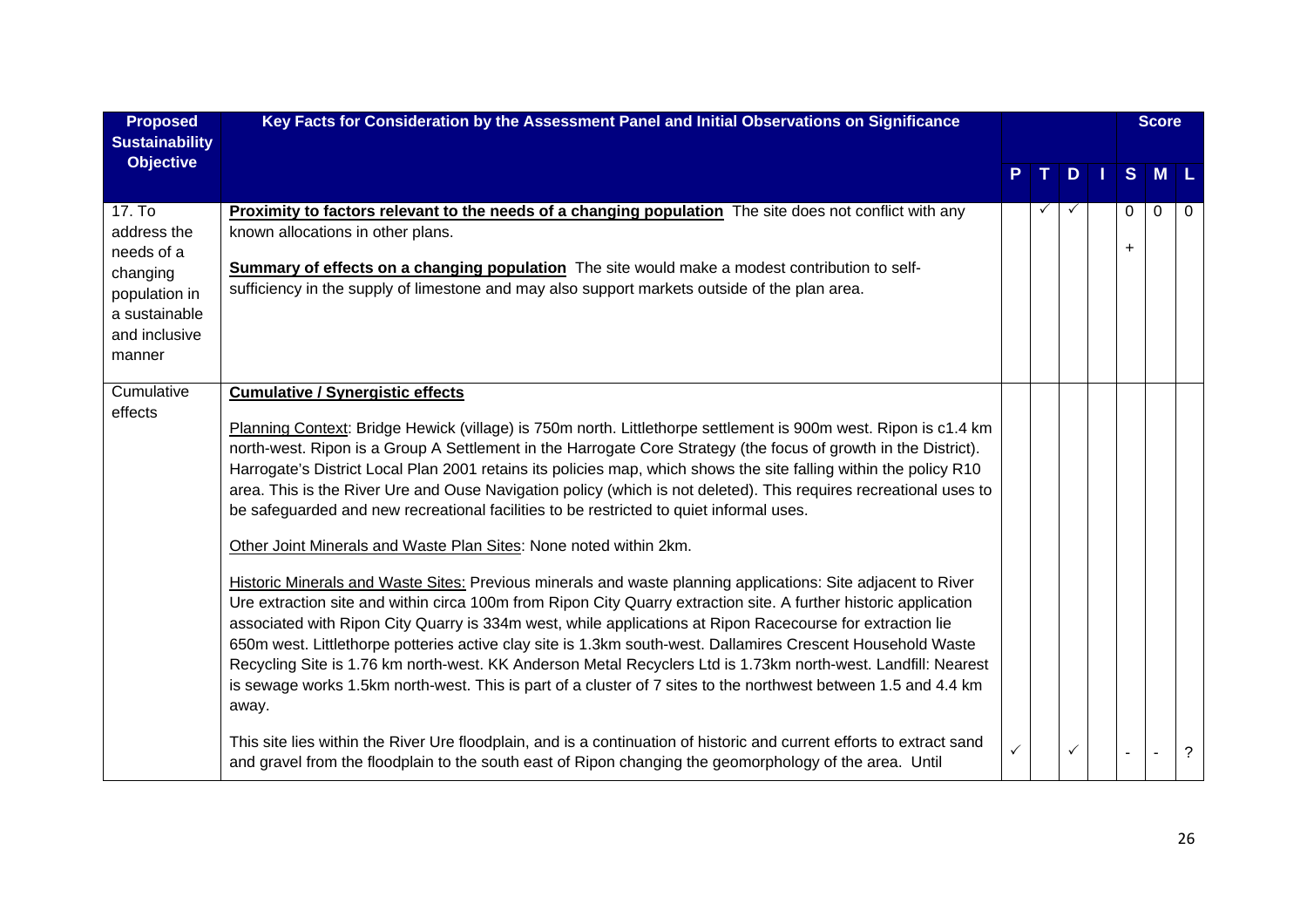| Proposed Sustainability Objective | Key Facts for Consideration by the Assessment Panel and Initial Observations on Significance | P | T | D | I | Score S | M | L |
|---|---|---|---|---|---|---|---|---|
| 17. To address the needs of a changing population in a sustainable and inclusive manner | **Proximity to factors relevant to the needs of a changing population** The site does not conflict with any known allocations in other plans.<br><br>**Summary of effects on a changing population** The site would make a modest contribution to self-sufficiency in the supply of limestone and may also support markets outside of the plan area. | | ✓ | ✓ | | 0<br>+ | 0 | 0 |
| Cumulative effects | **Cumulative / Synergistic effects**<br><br>Planning Context: Bridge Hewick (village) is 750m north. Littlethorpe settlement is 900m west. Ripon is c1.4 km north-west. Ripon is a Group A Settlement in the Harrogate Core Strategy (the focus of growth in the District). Harrogate's District Local Plan 2001 retains its policies map, which shows the site falling within the policy R10 area. This is the River Ure and Ouse Navigation policy (which is not deleted). This requires recreational uses to be safeguarded and new recreational facilities to be restricted to quiet informal uses.<br><br>Other Joint Minerals and Waste Plan Sites: None noted within 2km.<br><br>Historic Minerals and Waste Sites: Previous minerals and waste planning applications: Site adjacent to River Ure extraction site and within circa 100m from Ripon City Quarry extraction site. A further historic application associated with Ripon City Quarry is 334m west, while applications at Ripon Racecourse for extraction lie 650m west. Littlethorpe potteries active clay site is 1.3km south-west. Dallamires Crescent Household Waste Recycling Site is 1.76 km north-west. KK Anderson Metal Recyclers Ltd is 1.73km north-west. Landfill: Nearest is sewage works 1.5km north-west. This is part of a cluster of 7 sites to the northwest between 1.5 and 4.4 km away.<br><br>This site lies within the River Ure floodplain, and is a continuation of historic and current efforts to extract sand and gravel from the floodplain to the south east of Ripon changing the geomorphology of the area. Until | ✓ | | ✓ | | - | - | ? |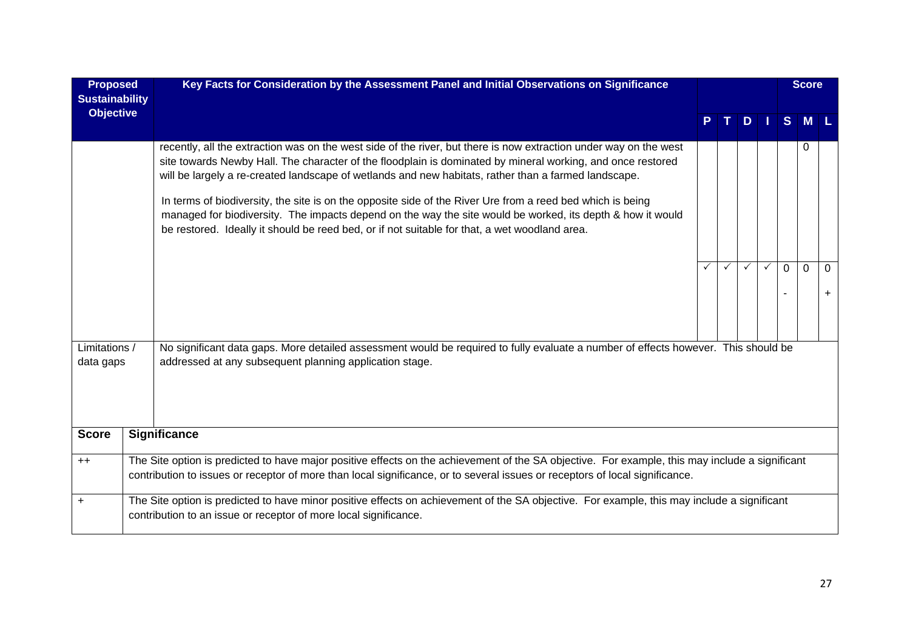| Proposed Sustainability Objective | Key Facts for Consideration by the Assessment Panel and Initial Observations on Significance | P | T | D | I | S | M | L |
|---|---|---|---|---|---|---|---|---|
| | recently, all the extraction was on the west side of the river, but there is now extraction under way on the west site towards Newby Hall. The character of the floodplain is dominated by mineral working, and once restored will be largely a re-created landscape of wetlands and new habitats, rather than a farmed landscape.<br><br>In terms of biodiversity, the site is on the opposite side of the River Ure from a reed bed which is being managed for biodiversity. The impacts depend on the way the site would be worked, its depth & how it would be restored. Ideally it should be reed bed, or if not suitable for that, a wet woodland area. | | | | | | 0 | |
| | | ✓ | ✓ | ✓ | ✓ | 0<br>- | 0 | 0<br>+ |
| Limitations / data gaps | No significant data gaps. More detailed assessment would be required to fully evaluate a number of effects however. This should be addressed at any subsequent planning application stage. | | | | | | | |

| Score | Significance |
|---|---|
| ++ | The Site option is predicted to have major positive effects on the achievement of the SA objective. For example, this may include a significant contribution to issues or receptor of more than local significance, or to several issues or receptors of local significance. |
| + | The Site option is predicted to have minor positive effects on achievement of the SA objective. For example, this may include a significant contribution to an issue or receptor of more local significance. |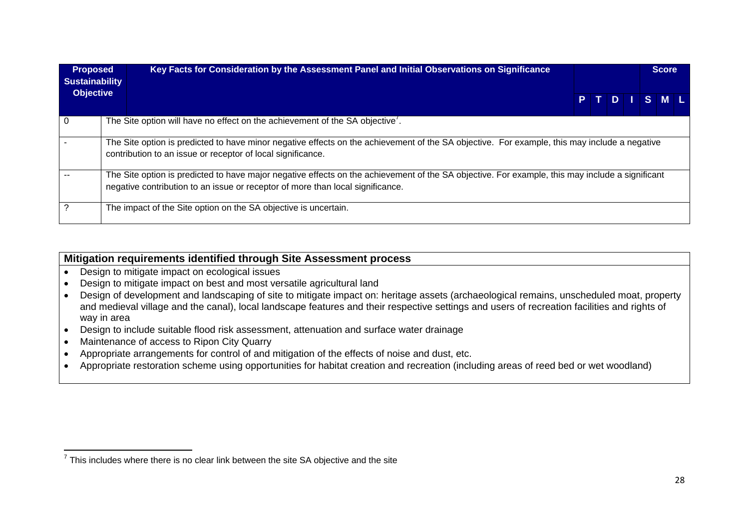| Proposed Sustainability Objective | Key Facts for Consideration by the Assessment Panel and Initial Observations on Significance | P | T | D | I | S | M | L |
|---|---|---|---|---|---|---|---|---|
| | | | | | | Score | | |
| 0 | The Site option will have no effect on the achievement of the SA objective[7]. | | | | | | | |
| - | The Site option is predicted to have minor negative effects on the achievement of the SA objective. For example, this may include a negative contribution to an issue or receptor of local significance. | | | | | | | |
| -- | The Site option is predicted to have major negative effects on the achievement of the SA objective. For example, this may include a significant negative contribution to an issue or receptor of more than local significance. | | | | | | | |
| ? | The impact of the Site option on the SA objective is uncertain. | | | | | | | |

| Mitigation requirements identified through Site Assessment process |
|---|
| • Design to mitigate impact on ecological issues<br>• Design to mitigate impact on best and most versatile agricultural land<br>• Design of development and landscaping of site to mitigate impact on: heritage assets (archaeological remains, unscheduled moat, property and medieval village and the canal), local landscape features and their respective settings and users of recreation facilities and rights of way in area<br>• Design to include suitable flood risk assessment, attenuation and surface water drainage<br>• Maintenance of access to Ripon City Quarry<br>• Appropriate arrangements for control of and mitigation of the effects of noise and dust, etc.<br>• Appropriate restoration scheme using opportunities for habitat creation and recreation (including areas of reed bed or wet woodland) |

[7] This includes where there is no clear link between the site SA objective and the site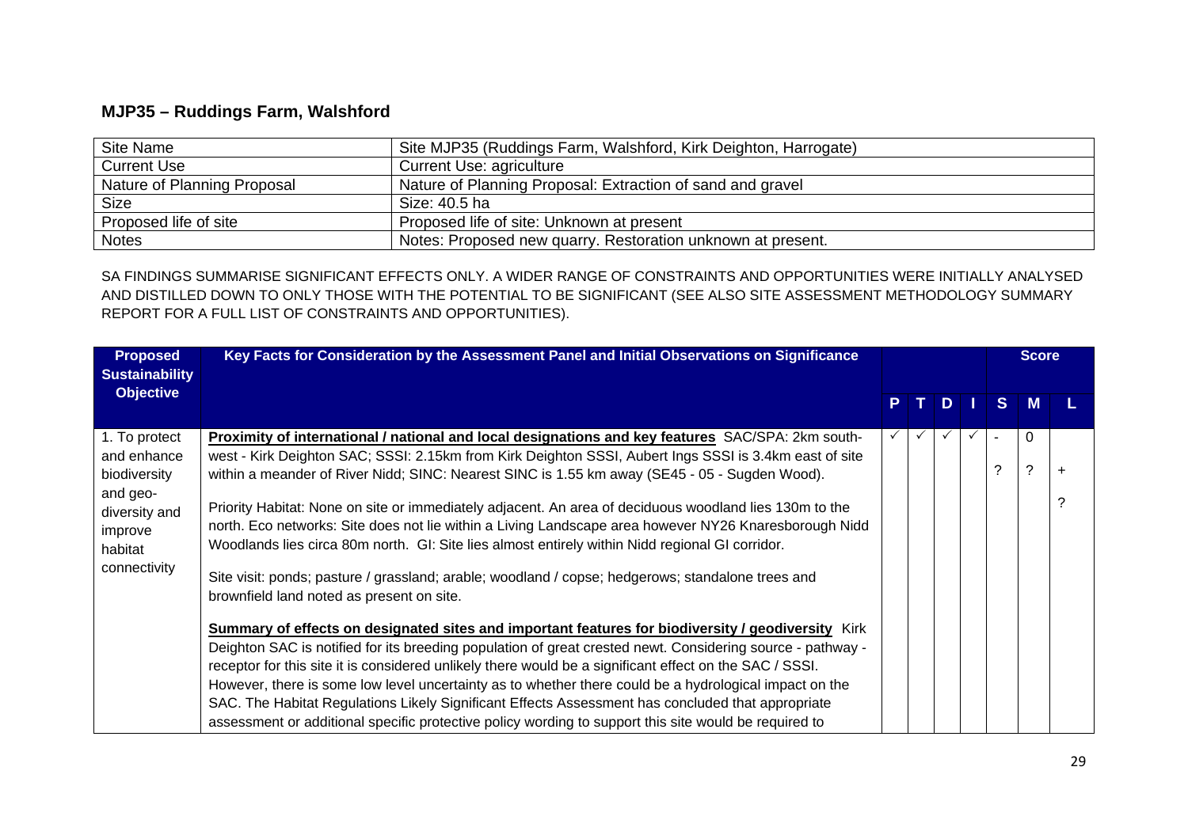## MJP35 – Ruddings Farm, Walshford

| Site Name | Site MJP35 (Ruddings Farm, Walshford, Kirk Deighton, Harrogate) |
|---|---|
| Current Use | Current Use: agriculture |
| Nature of Planning Proposal | Nature of Planning Proposal: Extraction of sand and gravel |
| Size | Size: 40.5 ha |
| Proposed life of site | Proposed life of site: Unknown at present |
| Notes | Notes: Proposed new quarry. Restoration unknown at present. |

SA FINDINGS SUMMARISE SIGNIFICANT EFFECTS ONLY. A WIDER RANGE OF CONSTRAINTS AND OPPORTUNITIES WERE INITIALLY ANALYSED AND DISTILLED DOWN TO ONLY THOSE WITH THE POTENTIAL TO BE SIGNIFICANT (SEE ALSO SITE ASSESSMENT METHODOLOGY SUMMARY REPORT FOR A FULL LIST OF CONSTRAINTS AND OPPORTUNITIES).

| Proposed Sustainability Objective | Key Facts for Consideration by the Assessment Panel and Initial Observations on Significance | | | | | Score | | |
|---|---|---|---|---|---|---|---|---|
| | | P | T | D | I | S | M | L |
| 1. To protect and enhance biodiversity and geo-diversity and improve habitat connectivity | **Proximity of international / national and local designations and key features** SAC/SPA: 2km south-west - Kirk Deighton SAC; SSSI: 2.15km from Kirk Deighton SSSI, Aubert Ings SSSI is 3.4km east of site within a meander of River Nidd; SINC: Nearest SINC is 1.55 km away (SE45 - 05 - Sugden Wood).<br><br>Priority Habitat: None on site or immediately adjacent. An area of deciduous woodland lies 130m to the north. Eco networks: Site does not lie within a Living Landscape area however NY26 Knaresborough Nidd Woodlands lies circa 80m north. GI: Site lies almost entirely within Nidd regional GI corridor.<br><br>Site visit: ponds; pasture / grassland; arable; woodland / copse; hedgerows; standalone trees and brownfield land noted as present on site.<br><br>**Summary of effects on designated sites and important features for biodiversity / geodiversity** Kirk Deighton SAC is notified for its breeding population of great crested newt. Considering source - pathway - receptor for this site it is considered unlikely there would be a significant effect on the SAC / SSSI. However, there is some low level uncertainty as to whether there could be a hydrological impact on the SAC. The Habitat Regulations Likely Significant Effects Assessment has concluded that appropriate assessment or additional specific protective policy wording to support this site would be required to | ✓ | ✓ | ✓ | ✓ | -<br>? | 0<br>? | +<br>? |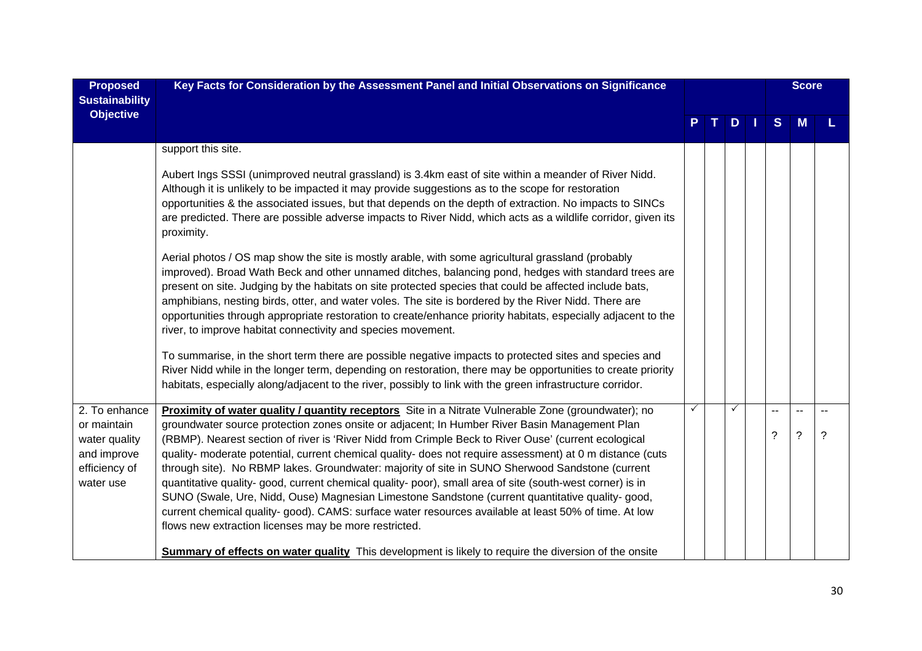| Proposed Sustainability Objective | Key Facts for Consideration by the Assessment Panel and Initial Observations on Significance | P | T | D | I | S | M | L |
|---|---|---|---|---|---|---|---|---|
| | | | | | | Score | | |
| | support this site.<br><br>Aubert Ings SSSI (unimproved neutral grassland) is 3.4km east of site within a meander of River Nidd. Although it is unlikely to be impacted it may provide suggestions as to the scope for restoration opportunities & the associated issues, but that depends on the depth of extraction. No impacts to SINCs are predicted. There are possible adverse impacts to River Nidd, which acts as a wildlife corridor, given its proximity.<br><br>Aerial photos / OS map show the site is mostly arable, with some agricultural grassland (probably improved). Broad Wath Beck and other unnamed ditches, balancing pond, hedges with standard trees are present on site. Judging by the habitats on site protected species that could be affected include bats, amphibians, nesting birds, otter, and water voles. The site is bordered by the River Nidd. There are opportunities through appropriate restoration to create/enhance priority habitats, especially adjacent to the river, to improve habitat connectivity and species movement.<br><br>To summarise, in the short term there are possible negative impacts to protected sites and species and River Nidd while in the longer term, depending on restoration, there may be opportunities to create priority habitats, especially along/adjacent to the river, possibly to link with the green infrastructure corridor. | | | | | | | |
| 2. To enhance or maintain water quality and improve efficiency of water use | **Proximity of water quality / quantity receptors** Site in a Nitrate Vulnerable Zone (groundwater); no groundwater source protection zones onsite or adjacent; In Humber River Basin Management Plan (RBMP). Nearest section of river is 'River Nidd from Crimple Beck to River Ouse' (current ecological quality- moderate potential, current chemical quality- does not require assessment) at 0 m distance (cuts through site). No RBMP lakes. Groundwater: majority of site in SUNO Sherwood Sandstone (current quantitative quality- good, current chemical quality- poor), small area of site (south-west corner) is in SUNO (Swale, Ure, Nidd, Ouse) Magnesian Limestone Sandstone (current quantitative quality- good, current chemical quality- good). CAMS: surface water resources available at least 50% of time. At low flows new extraction licenses may be more restricted.<br><br>**Summary of effects on water quality** This development is likely to require the diversion of the onsite | ✓ | | ✓ | | --<br>? | --<br>? | --<br>? |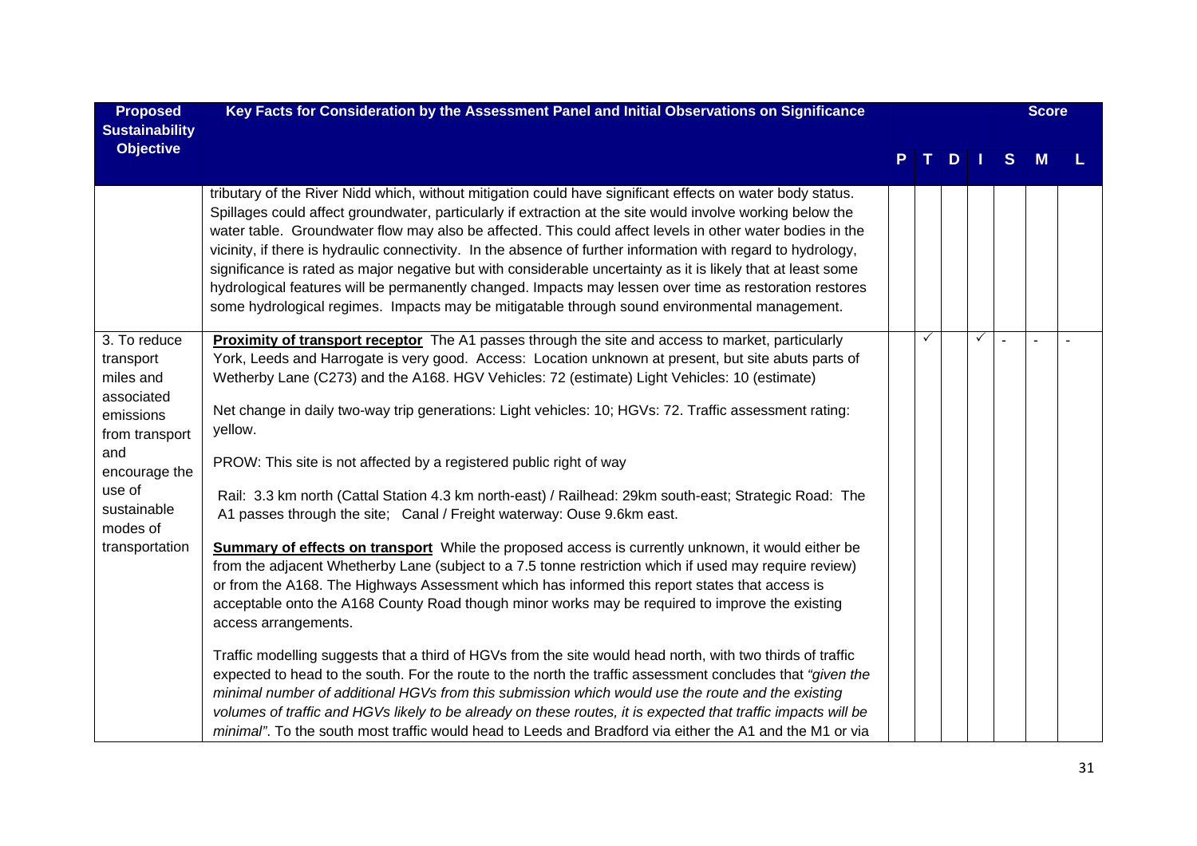| Proposed Sustainability Objective | Key Facts for Consideration by the Assessment Panel and Initial Observations on Significance | | | | | Score | | |
|---|---|---|---|---|---|---|---|---|
| | | P | T | D | I | S | M | L |
| | tributary of the River Nidd which, without mitigation could have significant effects on water body status. Spillages could affect groundwater, particularly if extraction at the site would involve working below the water table. Groundwater flow may also be affected. This could affect levels in other water bodies in the vicinity, if there is hydraulic connectivity. In the absence of further information with regard to hydrology, significance is rated as major negative but with considerable uncertainty as it is likely that at least some hydrological features will be permanently changed. Impacts may lessen over time as restoration restores some hydrological regimes. Impacts may be mitigatable through sound environmental management. | | | | | | | |
| 3. To reduce transport miles and associated emissions from transport and encourage the use of sustainable modes of transportation | **Proximity of transport receptor** The A1 passes through the site and access to market, particularly York, Leeds and Harrogate is very good. Access: Location unknown at present, but site abuts parts of Wetherby Lane (C273) and the A168. HGV Vehicles: 72 (estimate) Light Vehicles: 10 (estimate)<br><br>Net change in daily two-way trip generations: Light vehicles: 10; HGVs: 72. Traffic assessment rating: yellow.<br><br>PROW: This site is not affected by a registered public right of way<br><br>Rail: 3.3 km north (Cattal Station 4.3 km north-east) / Railhead: 29km south-east; Strategic Road: The A1 passes through the site; Canal / Freight waterway: Ouse 9.6km east.<br><br>**Summary of effects on transport** While the proposed access is currently unknown, it would either be from the adjacent Whetherby Lane (subject to a 7.5 tonne restriction which if used may require review) or from the A168. The Highways Assessment which has informed this report states that access is acceptable onto the A168 County Road though minor works may be required to improve the existing access arrangements.<br><br>Traffic modelling suggests that a third of HGVs from the site would head north, with two thirds of traffic expected to head to the south. For the route to the north the traffic assessment concludes that *"given the minimal number of additional HGVs from this submission which would use the route and the existing volumes of traffic and HGVs likely to be already on these routes, it is expected that traffic impacts will be minimal"*. To the south most traffic would head to Leeds and Bradford via either the A1 and the M1 or via | | ✓ | | ✓ | - | - | - |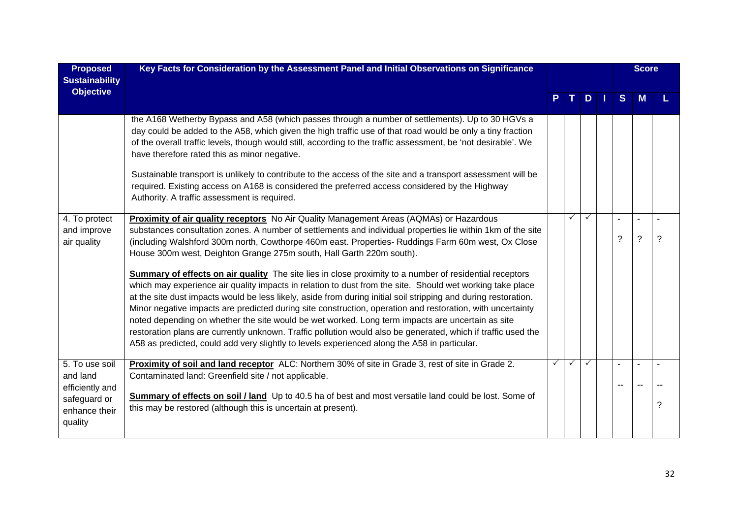| Proposed Sustainability Objective | Key Facts for Consideration by the Assessment Panel and Initial Observations on Significance | P | T | D | I | Score S | M | L |
|---|---|---|---|---|---|---|---|---|
| | the A168 Wetherby Bypass and A58 (which passes through a number of settlements). Up to 30 HGVs a day could be added to the A58, which given the high traffic use of that road would be only a tiny fraction of the overall traffic levels, though would still, according to the traffic assessment, be 'not desirable'. We have therefore rated this as minor negative.<br><br>Sustainable transport is unlikely to contribute to the access of the site and a transport assessment will be required. Existing access on A168 is considered the preferred access considered by the Highway Authority. A traffic assessment is required. | | | | | | | |
| 4. To protect and improve air quality | **Proximity of air quality receptors** No Air Quality Management Areas (AQMAs) or Hazardous substances consultation zones. A number of settlements and individual properties lie within 1km of the site (including Walshford 300m north, Cowthorpe 460m east. Properties- Ruddings Farm 60m west, Ox Close House 300m west, Deighton Grange 275m south, Hall Garth 220m south).<br><br>**Summary of effects on air quality** The site lies in close proximity to a number of residential receptors which may experience air quality impacts in relation to dust from the site. Should wet working take place at the site dust impacts would be less likely, aside from during initial soil stripping and during restoration. Minor negative impacts are predicted during site construction, operation and restoration, with uncertainty noted depending on whether the site would be wet worked. Long term impacts are uncertain as site restoration plans are currently unknown. Traffic pollution would also be generated, which if traffic used the A58 as predicted, could add very slightly to levels experienced along the A58 in particular. | | ✓ | ✓ | | -<br>? | -<br>? | -<br>? |
| 5. To use soil and land efficiently and safeguard or enhance their quality | **Proximity of soil and land receptor** ALC: Northern 30% of site in Grade 3, rest of site in Grade 2. Contaminated land: Greenfield site / not applicable.<br><br>**Summary of effects on soil / land** Up to 40.5 ha of best and most versatile land could be lost. Some of this may be restored (although this is uncertain at present). | ✓ | ✓ | ✓ | | -<br>-- | -<br>-- | -<br>--<br>? |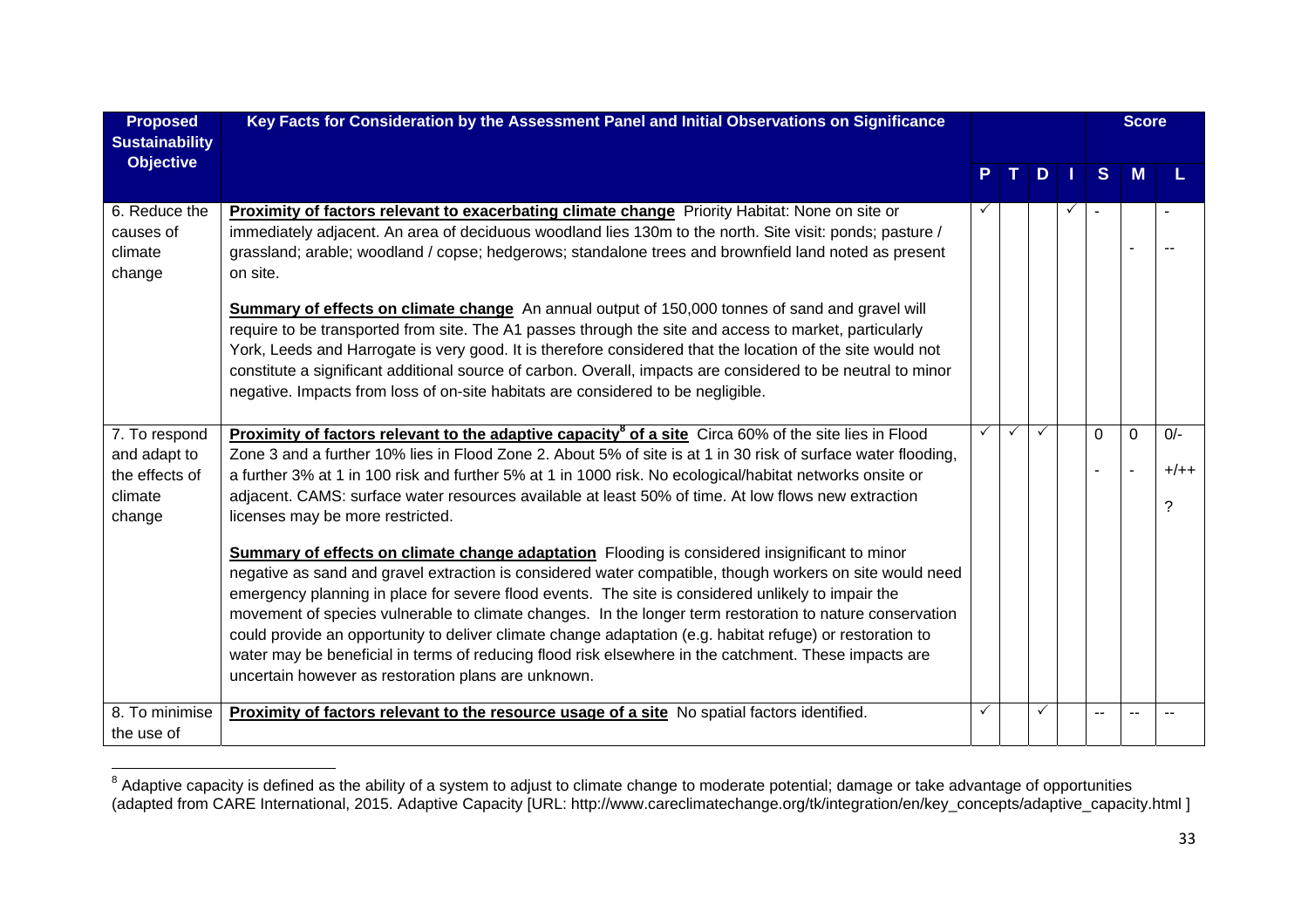| Proposed Sustainability Objective | Key Facts for Consideration by the Assessment Panel and Initial Observations on Significance | | | | | Score | | |
|---|---|---|---|---|---|---|---|---|
| | | P | T | D | I | S | M | L |
| 6. Reduce the causes of climate change | **Proximity of factors relevant to exacerbating climate change** Priority Habitat: None on site or immediately adjacent. An area of deciduous woodland lies 130m to the north. Site visit: ponds; pasture / grassland; arable; woodland / copse; hedgerows; standalone trees and brownfield land noted as present on site.<br><br>**Summary of effects on climate change** An annual output of 150,000 tonnes of sand and gravel will require to be transported from site. The A1 passes through the site and access to market, particularly York, Leeds and Harrogate is very good. It is therefore considered that the location of the site would not constitute a significant additional source of carbon. Overall, impacts are considered to be neutral to minor negative. Impacts from loss of on-site habitats are considered to be negligible. | ✓ | | | ✓ | - | - | - -- |
| 7. To respond and adapt to the effects of climate change | **Proximity of factors relevant to the adaptive capacity[8] of a site** Circa 60% of the site lies in Flood Zone 3 and a further 10% lies in Flood Zone 2. About 5% of site is at 1 in 30 risk of surface water flooding, a further 3% at 1 in 100 risk and further 5% at 1 in 1000 risk. No ecological/habitat networks onsite or adjacent. CAMS: surface water resources available at least 50% of time. At low flows new extraction licenses may be more restricted.<br><br>**Summary of effects on climate change adaptation** Flooding is considered insignificant to minor negative as sand and gravel extraction is considered water compatible, though workers on site would need emergency planning in place for severe flood events. The site is considered unlikely to impair the movement of species vulnerable to climate changes. In the longer term restoration to nature conservation could provide an opportunity to deliver climate change adaptation (e.g. habitat refuge) or restoration to water may be beneficial in terms of reducing flood risk elsewhere in the catchment. These impacts are uncertain however as restoration plans are unknown. | ✓ | ✓ | ✓ | | 0 - | 0 - | 0/- +/++ ? |
| 8. To minimise the use of | **Proximity of factors relevant to the resource usage of a site** No spatial factors identified. | ✓ | | ✓ | | -- | -- | -- |

[8] Adaptive capacity is defined as the ability of a system to adjust to climate change to moderate potential; damage or take advantage of opportunities (adapted from CARE International, 2015. Adaptive Capacity [URL: http://www.careclimatechange.org/tk/integration/en/key_concepts/adaptive_capacity.html ]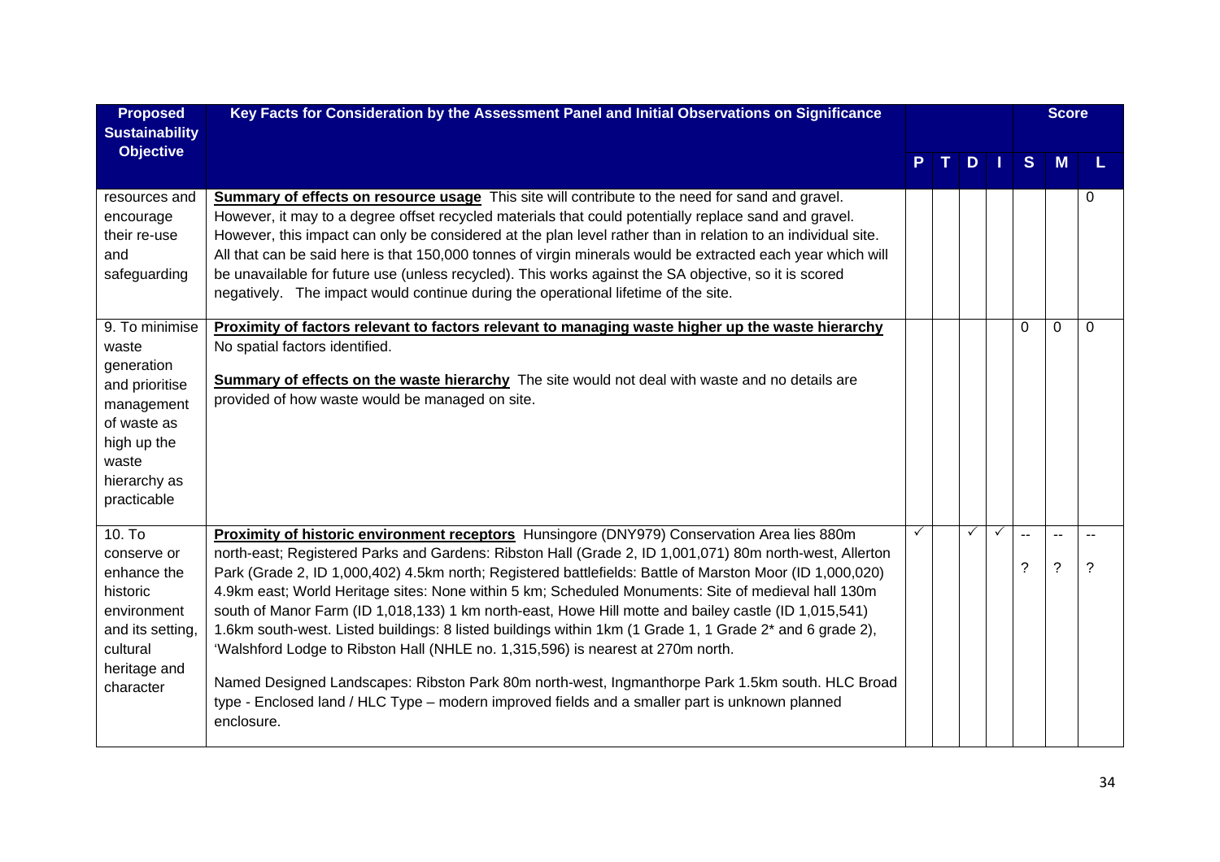| Proposed Sustainability Objective | Key Facts for Consideration by the Assessment Panel and Initial Observations on Significance | | | | | Score | | |
|---|---|---|---|---|---|---|---|---|
| | | P | T | D | I | S | M | L |
| resources and encourage their re-use and safeguarding | **Summary of effects on resource usage** This site will contribute to the need for sand and gravel. However, it may to a degree offset recycled materials that could potentially replace sand and gravel. However, this impact can only be considered at the plan level rather than in relation to an individual site. All that can be said here is that 150,000 tonnes of virgin minerals would be extracted each year which will be unavailable for future use (unless recycled). This works against the SA objective, so it is scored negatively. The impact would continue during the operational lifetime of the site. | | | | | | | 0 |
| 9. To minimise waste generation and prioritise management of waste as high up the waste hierarchy as practicable | **Proximity of factors relevant to factors relevant to managing waste higher up the waste hierarchy** No spatial factors identified.<br><br>**Summary of effects on the waste hierarchy** The site would not deal with waste and no details are provided of how waste would be managed on site. | | | | | 0 | 0 | 0 |
| 10. To conserve or enhance the historic environment and its setting, cultural heritage and character | **Proximity of historic environment receptors** Hunsingore (DNY979) Conservation Area lies 880m north-east; Registered Parks and Gardens: Ribston Hall (Grade 2, ID 1,001,071) 80m north-west, Allerton Park (Grade 2, ID 1,000,402) 4.5km north; Registered battlefields: Battle of Marston Moor (ID 1,000,020) 4.9km east; World Heritage sites: None within 5 km; Scheduled Monuments: Site of medieval hall 130m south of Manor Farm (ID 1,018,133) 1 km north-east, Howe Hill motte and bailey castle (ID 1,015,541) 1.6km south-west. Listed buildings: 8 listed buildings within 1km (1 Grade 1, 1 Grade 2* and 6 grade 2), 'Walshford Lodge to Ribston Hall (NHLE no. 1,315,596) is nearest at 270m north.<br><br>Named Designed Landscapes: Ribston Park 80m north-west, Ingmanthorpe Park 1.5km south. HLC Broad type - Enclosed land / HLC Type – modern improved fields and a smaller part is unknown planned enclosure. | ✓ | | ✓ | ✓ | --<br>? | --<br>? | --<br>? |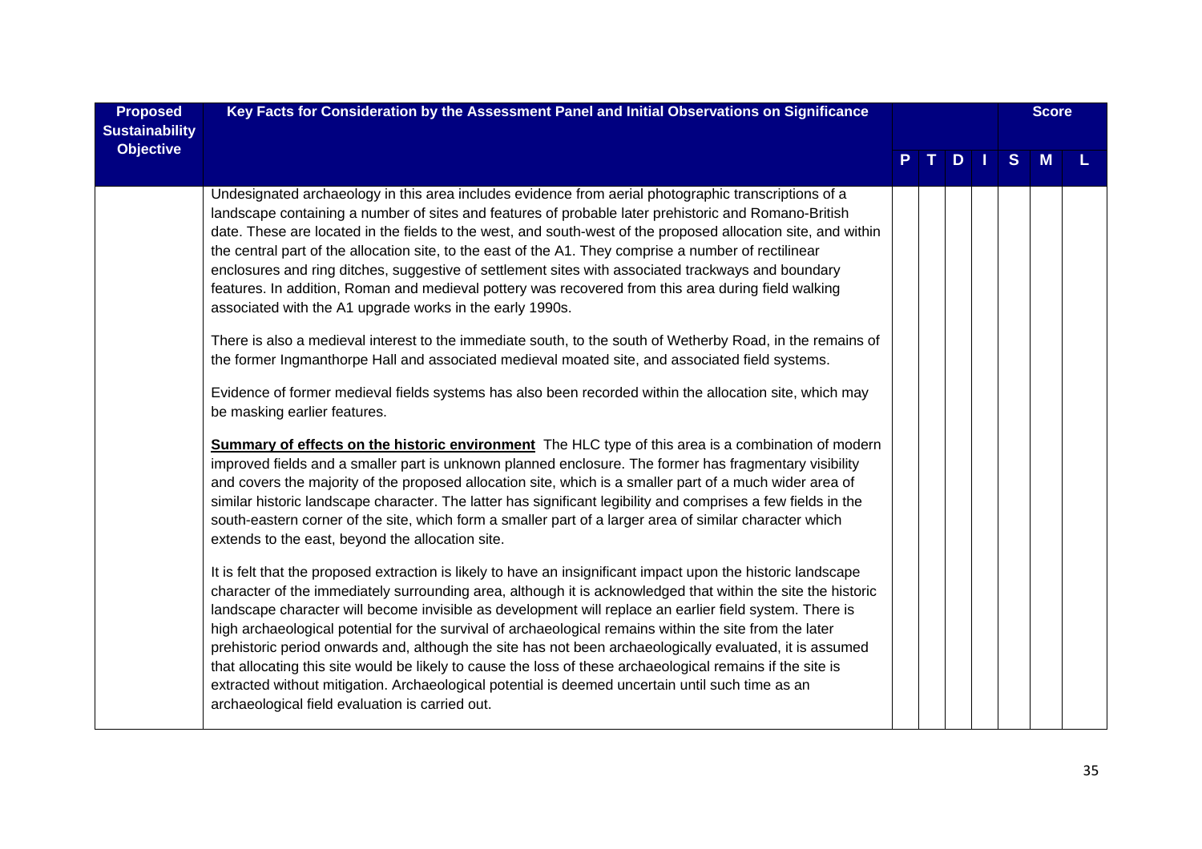| Proposed Sustainability Objective | Key Facts for Consideration by the Assessment Panel and Initial Observations on Significance | P | T | D | I | S | M | L |
|---|---|---|---|---|---|---|---|---|
| | Undesignated archaeology in this area includes evidence from aerial photographic transcriptions of a landscape containing a number of sites and features of probable later prehistoric and Romano-British date. These are located in the fields to the west, and south-west of the proposed allocation site, and within the central part of the allocation site, to the east of the A1. They comprise a number of rectilinear enclosures and ring ditches, suggestive of settlement sites with associated trackways and boundary features. In addition, Roman and medieval pottery was recovered from this area during field walking associated with the A1 upgrade works in the early 1990s.<br><br>There is also a medieval interest to the immediate south, to the south of Wetherby Road, in the remains of the former Ingmanthorpe Hall and associated medieval moated site, and associated field systems.<br><br>Evidence of former medieval fields systems has also been recorded within the allocation site, which may be masking earlier features.<br><br>**Summary of effects on the historic environment** The HLC type of this area is a combination of modern improved fields and a smaller part is unknown planned enclosure. The former has fragmentary visibility and covers the majority of the proposed allocation site, which is a smaller part of a much wider area of similar historic landscape character. The latter has significant legibility and comprises a few fields in the south-eastern corner of the site, which form a smaller part of a larger area of similar character which extends to the east, beyond the allocation site.<br><br>It is felt that the proposed extraction is likely to have an insignificant impact upon the historic landscape character of the immediately surrounding area, although it is acknowledged that within the site the historic landscape character will become invisible as development will replace an earlier field system. There is high archaeological potential for the survival of archaeological remains within the site from the later prehistoric period onwards and, although the site has not been archaeologically evaluated, it is assumed that allocating this site would be likely to cause the loss of these archaeological remains if the site is extracted without mitigation. Archaeological potential is deemed uncertain until such time as an archaeological field evaluation is carried out. | | | | | | | |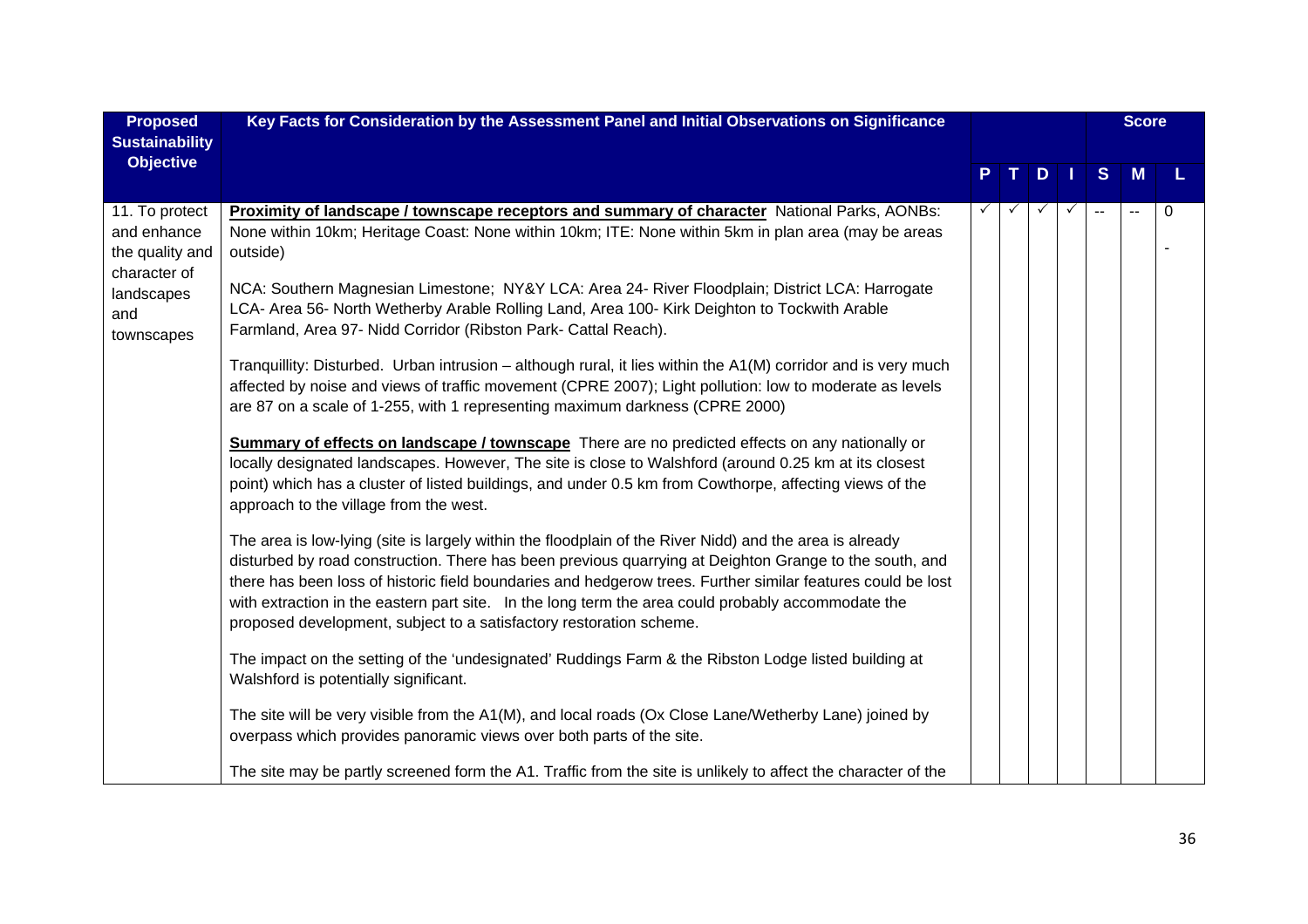| Proposed Sustainability Objective | Key Facts for Consideration by the Assessment Panel and Initial Observations on Significance | | | | | Score | | |
|---|---|---|---|---|---|---|---|---|
| | | P | T | D | I | S | M | L |
| 11. To protect and enhance the quality and character of landscapes and townscapes | **Proximity of landscape / townscape receptors and summary of character** National Parks, AONBs: None within 10km; Heritage Coast: None within 10km; ITE: None within 5km in plan area (may be areas outside)<br><br>NCA: Southern Magnesian Limestone; NY&Y LCA: Area 24- River Floodplain; District LCA: Harrogate LCA- Area 56- North Wetherby Arable Rolling Land, Area 100- Kirk Deighton to Tockwith Arable Farmland, Area 97- Nidd Corridor (Ribston Park- Cattal Reach).<br><br>Tranquillity: Disturbed. Urban intrusion – although rural, it lies within the A1(M) corridor and is very much affected by noise and views of traffic movement (CPRE 2007); Light pollution: low to moderate as levels are 87 on a scale of 1-255, with 1 representing maximum darkness (CPRE 2000)<br><br>**Summary of effects on landscape / townscape** There are no predicted effects on any nationally or locally designated landscapes. However, The site is close to Walshford (around 0.25 km at its closest point) which has a cluster of listed buildings, and under 0.5 km from Cowthorpe, affecting views of the approach to the village from the west.<br><br>The area is low-lying (site is largely within the floodplain of the River Nidd) and the area is already disturbed by road construction. There has been previous quarrying at Deighton Grange to the south, and there has been loss of historic field boundaries and hedgerow trees. Further similar features could be lost with extraction in the eastern part site. In the long term the area could probably accommodate the proposed development, subject to a satisfactory restoration scheme.<br><br>The impact on the setting of the 'undesignated' Ruddings Farm & the Ribston Lodge listed building at Walshford is potentially significant.<br><br>The site will be very visible from the A1(M), and local roads (Ox Close Lane/Wetherby Lane) joined by overpass which provides panoramic views over both parts of the site.<br><br>The site may be partly screened form the A1. Traffic from the site is unlikely to affect the character of the | ✓ | ✓ | ✓ | ✓ | -- | -- | 0<br><br>- |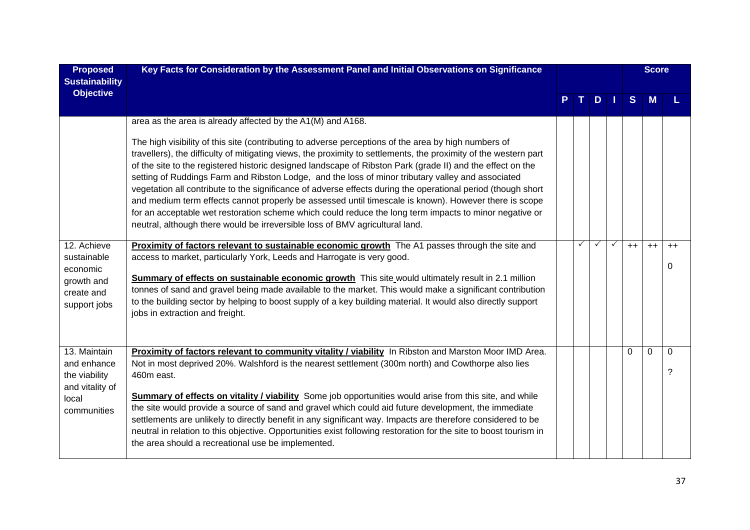| Proposed Sustainability Objective | Key Facts for Consideration by the Assessment Panel and Initial Observations on Significance | P | T | D | I | S | M | L |
|---|---|---|---|---|---|---|---|---|
| | | | | | | | Score | |
| | area as the area is already affected by the A1(M) and A168.<br><br>The high visibility of this site (contributing to adverse perceptions of the area by high numbers of travellers), the difficulty of mitigating views, the proximity to settlements, the proximity of the western part of the site to the registered historic designed landscape of Ribston Park (grade II) and the effect on the setting of Ruddings Farm and Ribston Lodge, and the loss of minor tributary valley and associated vegetation all contribute to the significance of adverse effects during the operational period (though short and medium term effects cannot properly be assessed until timescale is known). However there is scope for an acceptable wet restoration scheme which could reduce the long term impacts to minor negative or neutral, although there would be irreversible loss of BMV agricultural land. | | | | | | | |
| 12. Achieve sustainable economic growth and create and support jobs | **Proximity of factors relevant to sustainable economic growth** The A1 passes through the site and access to market, particularly York, Leeds and Harrogate is very good.<br><br>**Summary of effects on sustainable economic growth** This site would ultimately result in 2.1 million tonnes of sand and gravel being made available to the market. This would make a significant contribution to the building sector by helping to boost supply of a key building material. It would also directly support jobs in extraction and freight. | | ✓ | ✓ | ✓ | ++ | ++ | ++<br><br>0 |
| 13. Maintain and enhance the viability and vitality of local communities | **Proximity of factors relevant to community vitality / viability** In Ribston and Marston Moor IMD Area. Not in most deprived 20%. Walshford is the nearest settlement (300m north) and Cowthorpe also lies 460m east.<br><br>**Summary of effects on vitality / viability** Some job opportunities would arise from this site, and while the site would provide a source of sand and gravel which could aid future development, the immediate settlements are unlikely to directly benefit in any significant way. Impacts are therefore considered to be neutral in relation to this objective. Opportunities exist following restoration for the site to boost tourism in the area should a recreational use be implemented. | | | | | 0 | 0 | 0<br><br>? |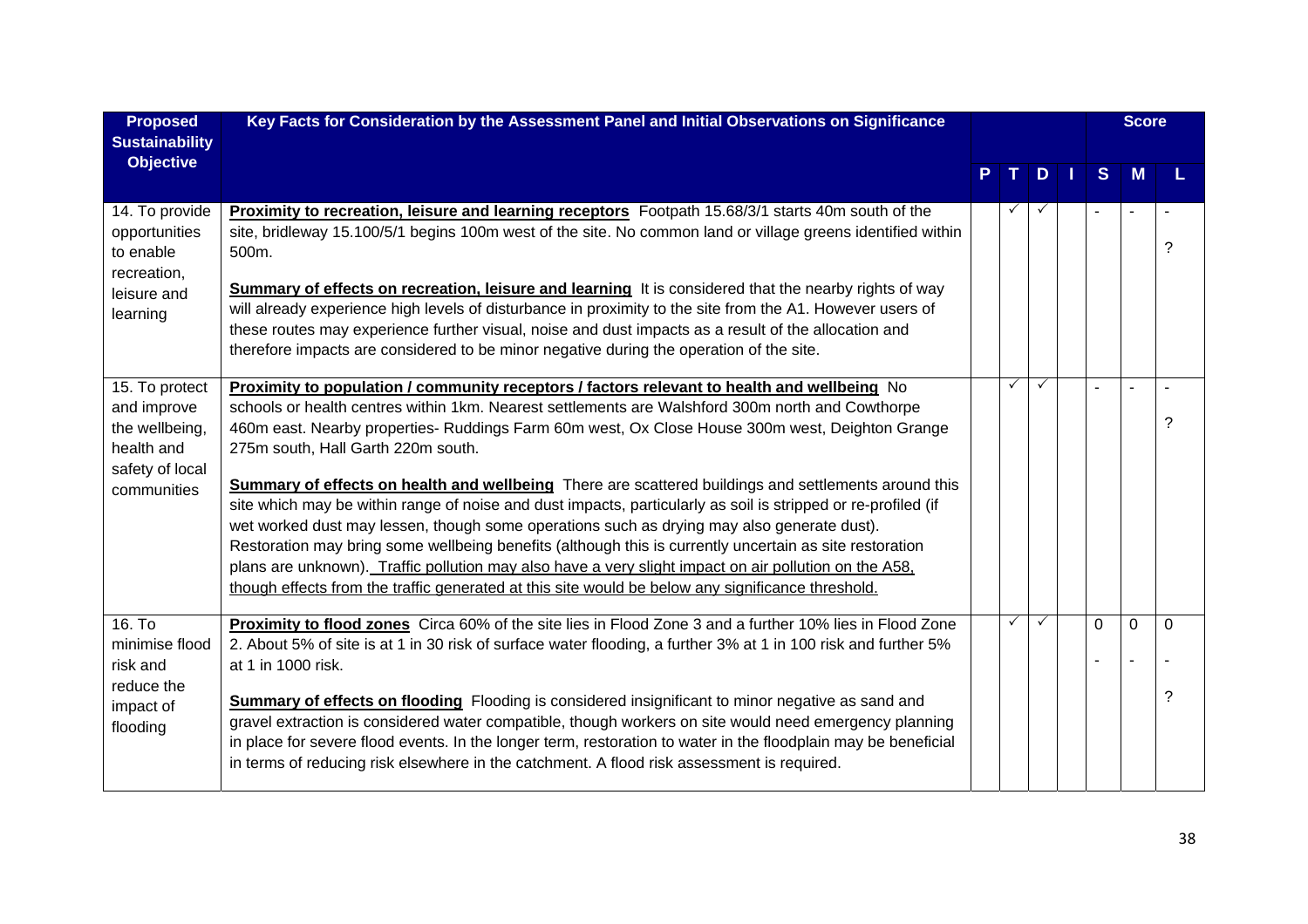| Proposed Sustainability Objective | Key Facts for Consideration by the Assessment Panel and Initial Observations on Significance | P | T | D | I | S | M | L |
|---|---|---|---|---|---|---|---|---|
| 14. To provide opportunities to enable recreation, leisure and learning | **Proximity to recreation, leisure and learning receptors** Footpath 15.68/3/1 starts 40m south of the site, bridleway 15.100/5/1 begins 100m west of the site. No common land or village greens identified within 500m.<br><br>**Summary of effects on recreation, leisure and learning** It is considered that the nearby rights of way will already experience high levels of disturbance in proximity to the site from the A1. However users of these routes may experience further visual, noise and dust impacts as a result of the allocation and therefore impacts are considered to be minor negative during the operation of the site. | | ✓ | ✓ | | - | - | -<br>? |
| 15. To protect and improve the wellbeing, health and safety of local communities | **Proximity to population / community receptors / factors relevant to health and wellbeing** No schools or health centres within 1km. Nearest settlements are Walshford 300m north and Cowthorpe 460m east. Nearby properties- Ruddings Farm 60m west, Ox Close House 300m west, Deighton Grange 275m south, Hall Garth 220m south.<br><br>**Summary of effects on health and wellbeing** There are scattered buildings and settlements around this site which may be within range of noise and dust impacts, particularly as soil is stripped or re-profiled (if wet worked dust may lessen, though some operations such as drying may also generate dust). Restoration may bring some wellbeing benefits (although this is currently uncertain as site restoration plans are unknown). Traffic pollution may also have a very slight impact on air pollution on the A58, though effects from the traffic generated at this site would be below any significance threshold. | | ✓ | ✓ | | - | - | -<br>? |
| 16. To minimise flood risk and reduce the impact of flooding | **Proximity to flood zones** Circa 60% of the site lies in Flood Zone 3 and a further 10% lies in Flood Zone 2. About 5% of site is at 1 in 30 risk of surface water flooding, a further 3% at 1 in 100 risk and further 5% at 1 in 1000 risk.<br><br>**Summary of effects on flooding** Flooding is considered insignificant to minor negative as sand and gravel extraction is considered water compatible, though workers on site would need emergency planning in place for severe flood events. In the longer term, restoration to water in the floodplain may be beneficial in terms of reducing risk elsewhere in the catchment. A flood risk assessment is required. | | ✓ | ✓ | | 0<br>- | 0<br>- | 0<br>-<br>? |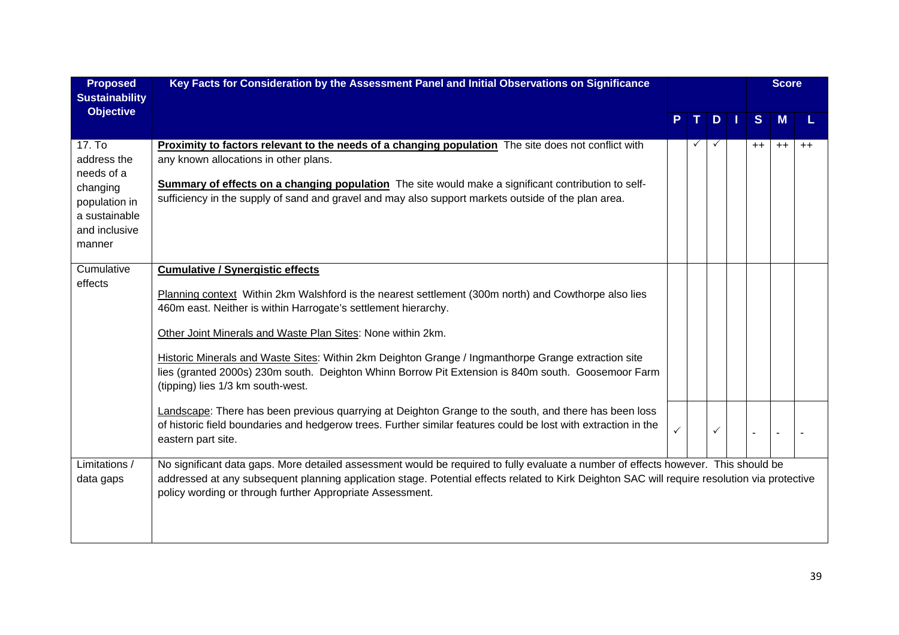| Proposed Sustainability Objective | Key Facts for Consideration by the Assessment Panel and Initial Observations on Significance | | | | | Score | | |
|---|---|---|---|---|---|---|---|---|
| | | P | T | D | I | S | M | L |
| 17. To address the needs of a changing population in a sustainable and inclusive manner | **Proximity to factors relevant to the needs of a changing population** The site does not conflict with any known allocations in other plans.<br><br>**Summary of effects on a changing population** The site would make a significant contribution to self-sufficiency in the supply of sand and gravel and may also support markets outside of the plan area. | | ✓ | ✓ | | ++ | ++ | ++ |
| Cumulative effects | **Cumulative / Synergistic effects**<br><br>Planning context Within 2km Walshford is the nearest settlement (300m north) and Cowthorpe also lies 460m east. Neither is within Harrogate's settlement hierarchy.<br><br>Other Joint Minerals and Waste Plan Sites: None within 2km.<br><br>Historic Minerals and Waste Sites: Within 2km Deighton Grange / Ingmanthorpe Grange extraction site lies (granted 2000s) 230m south. Deighton Whinn Borrow Pit Extension is 840m south. Goosemoor Farm (tipping) lies 1/3 km south-west. | | | | | | | |
| | Landscape: There has been previous quarrying at Deighton Grange to the south, and there has been loss of historic field boundaries and hedgerow trees. Further similar features could be lost with extraction in the eastern part site. | ✓ | | ✓ | | - | - | - |
| Limitations / data gaps | No significant data gaps. More detailed assessment would be required to fully evaluate a number of effects however. This should be addressed at any subsequent planning application stage. Potential effects related to Kirk Deighton SAC will require resolution via protective policy wording or through further Appropriate Assessment. | | | | | | | |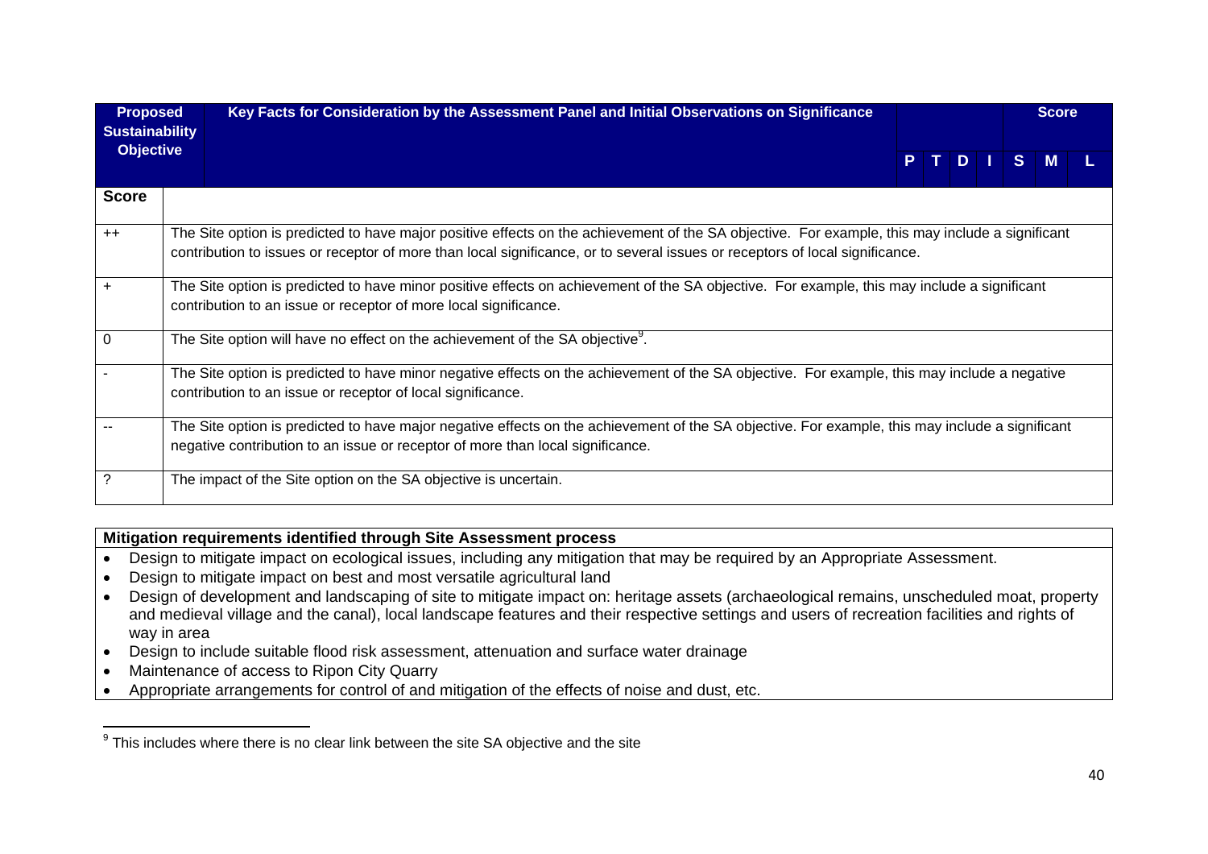| Proposed Sustainability Objective | Key Facts for Consideration by the Assessment Panel and Initial Observations on Significance | P | T | D | I | Score S | M | L |
|---|---|---|---|---|---|---|---|---|
| **Score** | | | | | | | | |
| ++ | The Site option is predicted to have major positive effects on the achievement of the SA objective. For example, this may include a significant contribution to issues or receptor of more than local significance, or to several issues or receptors of local significance. | | | | | | | |
| + | The Site option is predicted to have minor positive effects on achievement of the SA objective. For example, this may include a significant contribution to an issue or receptor of more local significance. | | | | | | | |
| 0 | The Site option will have no effect on the achievement of the SA objective[9]. | | | | | | | |
| - | The Site option is predicted to have minor negative effects on the achievement of the SA objective. For example, this may include a negative contribution to an issue or receptor of local significance. | | | | | | | |
| -- | The Site option is predicted to have major negative effects on the achievement of the SA objective. For example, this may include a significant negative contribution to an issue or receptor of more than local significance. | | | | | | | |
| ? | The impact of the Site option on the SA objective is uncertain. | | | | | | | |

**Mitigation requirements identified through Site Assessment process**

- Design to mitigate impact on ecological issues, including any mitigation that may be required by an Appropriate Assessment.
- Design to mitigate impact on best and most versatile agricultural land
- Design of development and landscaping of site to mitigate impact on: heritage assets (archaeological remains, unscheduled moat, property and medieval village and the canal), local landscape features and their respective settings and users of recreation facilities and rights of way in area
- Design to include suitable flood risk assessment, attenuation and surface water drainage
- Maintenance of access to Ripon City Quarry
- Appropriate arrangements for control of and mitigation of the effects of noise and dust, etc.

[9] This includes where there is no clear link between the site SA objective and the site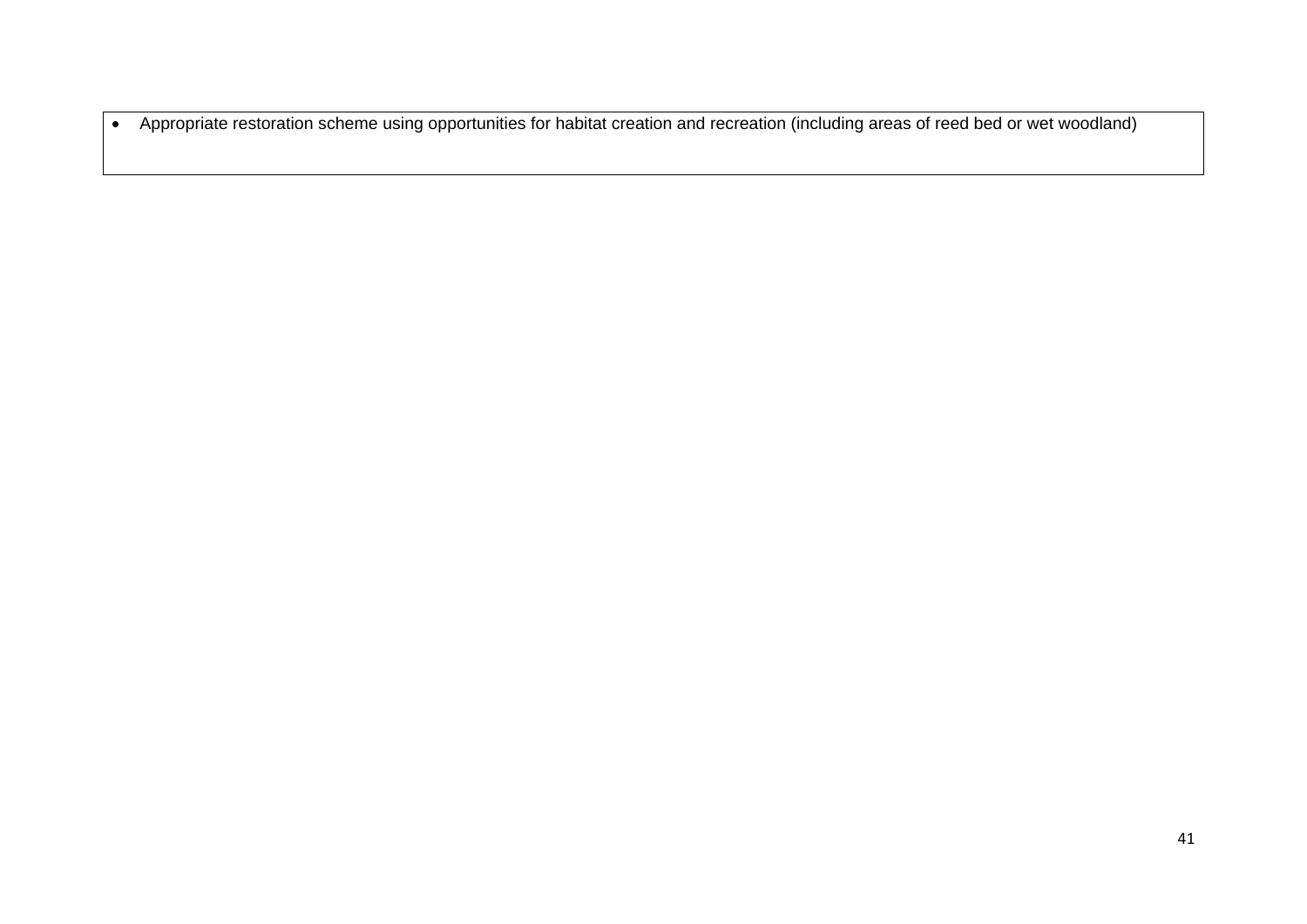| |
|---|
| - Appropriate restoration scheme using opportunities for habitat creation and recreation (including areas of reed bed or wet woodland) |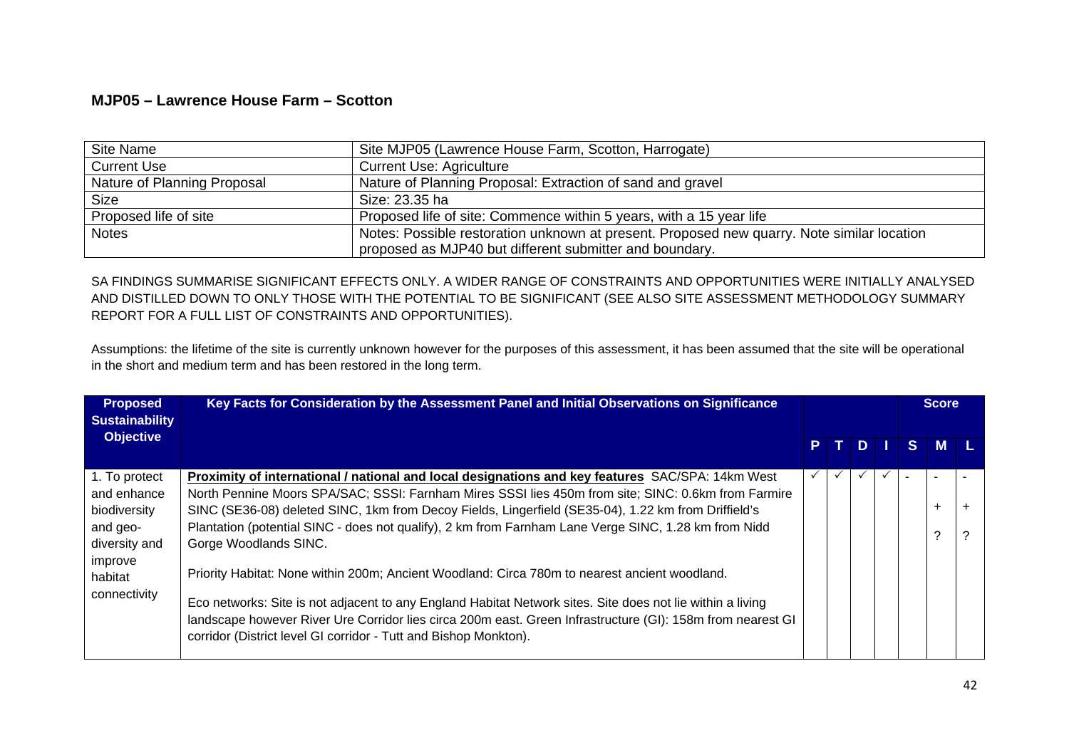## MJP05 – Lawrence House Farm – Scotton

| Site Name | Site MJP05 (Lawrence House Farm, Scotton, Harrogate) |
|---|---|
| Current Use | Current Use: Agriculture |
| Nature of Planning Proposal | Nature of Planning Proposal: Extraction of sand and gravel |
| Size | Size: 23.35 ha |
| Proposed life of site | Proposed life of site: Commence within 5 years, with a 15 year life |
| Notes | Notes: Possible restoration unknown at present. Proposed new quarry. Note similar location proposed as MJP40 but different submitter and boundary. |

SA FINDINGS SUMMARISE SIGNIFICANT EFFECTS ONLY. A WIDER RANGE OF CONSTRAINTS AND OPPORTUNITIES WERE INITIALLY ANALYSED AND DISTILLED DOWN TO ONLY THOSE WITH THE POTENTIAL TO BE SIGNIFICANT (SEE ALSO SITE ASSESSMENT METHODOLOGY SUMMARY REPORT FOR A FULL LIST OF CONSTRAINTS AND OPPORTUNITIES).

Assumptions: the lifetime of the site is currently unknown however for the purposes of this assessment, it has been assumed that the site will be operational in the short and medium term and has been restored in the long term.

| Proposed Sustainability Objective | Key Facts for Consideration by the Assessment Panel and Initial Observations on Significance | P | T | D | I | Score S | M | L |
|---|---|---|---|---|---|---|---|---|
| 1. To protect and enhance biodiversity and geo-diversity and improve habitat connectivity | **Proximity of international / national and local designations and key features** SAC/SPA: 14km West North Pennine Moors SPA/SAC; SSSI: Farnham Mires SSSI lies 450m from site; SINC: 0.6km from Farmire SINC (SE36-08) deleted SINC, 1km from Decoy Fields, Lingerfield (SE35-04), 1.22 km from Driffield's Plantation (potential SINC - does not qualify), 2 km from Farnham Lane Verge SINC, 1.28 km from Nidd Gorge Woodlands SINC.<br><br>Priority Habitat: None within 200m; Ancient Woodland: Circa 780m to nearest ancient woodland.<br><br>Eco networks: Site is not adjacent to any England Habitat Network sites. Site does not lie within a living landscape however River Ure Corridor lies circa 200m east. Green Infrastructure (GI): 158m from nearest GI corridor (District level GI corridor - Tutt and Bishop Monkton). | ✓ | ✓ | ✓ | ✓ | - | -<br>+<br>? | -<br>+<br>? |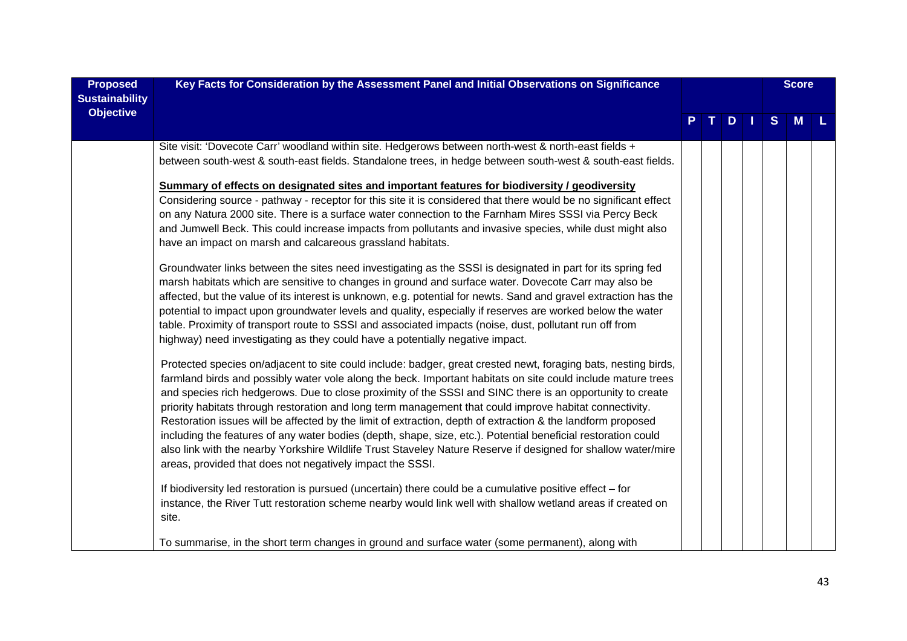| Proposed Sustainability Objective | Key Facts for Consideration by the Assessment Panel and Initial Observations on Significance | P | T | D | I | S | M | L |
|---|---|---|---|---|---|---|---|---|
| | Site visit: 'Dovecote Carr' woodland within site. Hedgerows between north-west & north-east fields + between south-west & south-east fields. Standalone trees, in hedge between south-west & south-east fields.<br><br>**Summary of effects on designated sites and important features for biodiversity / geodiversity**<br>Considering source - pathway - receptor for this site it is considered that there would be no significant effect on any Natura 2000 site. There is a surface water connection to the Farnham Mires SSSI via Percy Beck and Jumwell Beck. This could increase impacts from pollutants and invasive species, while dust might also have an impact on marsh and calcareous grassland habitats.<br><br>Groundwater links between the sites need investigating as the SSSI is designated in part for its spring fed marsh habitats which are sensitive to changes in ground and surface water. Dovecote Carr may also be affected, but the value of its interest is unknown, e.g. potential for newts. Sand and gravel extraction has the potential to impact upon groundwater levels and quality, especially if reserves are worked below the water table. Proximity of transport route to SSSI and associated impacts (noise, dust, pollutant run off from highway) need investigating as they could have a potentially negative impact.<br><br>Protected species on/adjacent to site could include: badger, great crested newt, foraging bats, nesting birds, farmland birds and possibly water vole along the beck. Important habitats on site could include mature trees and species rich hedgerows. Due to close proximity of the SSSI and SINC there is an opportunity to create priority habitats through restoration and long term management that could improve habitat connectivity. Restoration issues will be affected by the limit of extraction, depth of extraction & the landform proposed including the features of any water bodies (depth, shape, size, etc.). Potential beneficial restoration could also link with the nearby Yorkshire Wildlife Trust Staveley Nature Reserve if designed for shallow water/mire areas, provided that does not negatively impact the SSSI.<br><br>If biodiversity led restoration is pursued (uncertain) there could be a cumulative positive effect – for instance, the River Tutt restoration scheme nearby would link well with shallow wetland areas if created on site.<br><br>To summarise, in the short term changes in ground and surface water (some permanent), along with | | | | | | | |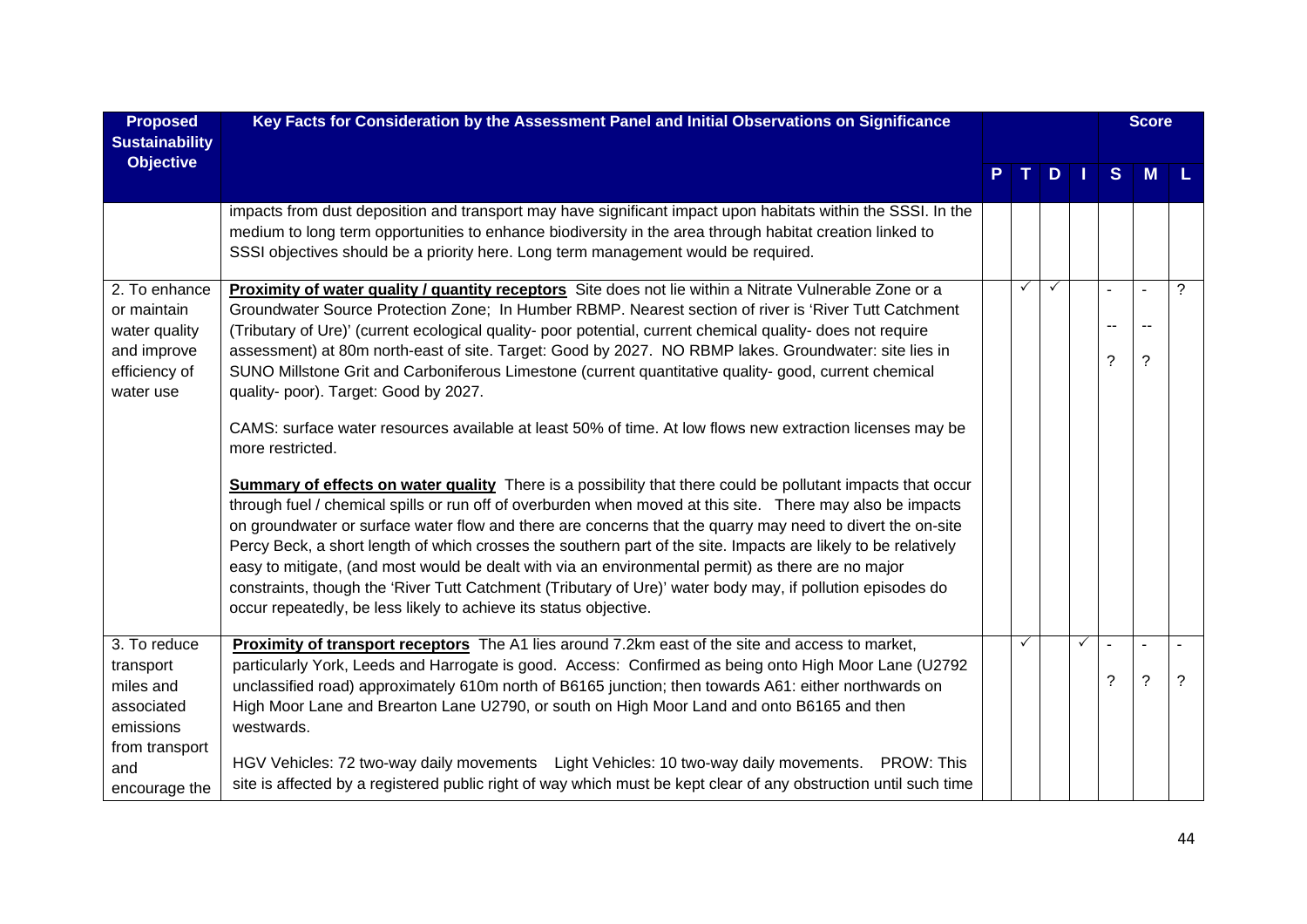| Proposed Sustainability Objective | Key Facts for Consideration by the Assessment Panel and Initial Observations on Significance | P | T | D | I | S | M | L |
|---|---|---|---|---|---|---|---|---|
| | impacts from dust deposition and transport may have significant impact upon habitats within the SSSI. In the medium to long term opportunities to enhance biodiversity in the area through habitat creation linked to SSSI objectives should be a priority here. Long term management would be required. | | | | | | | |
| 2. To enhance or maintain water quality and improve efficiency of water use | **Proximity of water quality / quantity receptors** Site does not lie within a Nitrate Vulnerable Zone or a Groundwater Source Protection Zone; In Humber RBMP. Nearest section of river is 'River Tutt Catchment (Tributary of Ure)' (current ecological quality- poor potential, current chemical quality- does not require assessment) at 80m north-east of site. Target: Good by 2027. NO RBMP lakes. Groundwater: site lies in SUNO Millstone Grit and Carboniferous Limestone (current quantitative quality- good, current chemical quality- poor). Target: Good by 2027.<br><br>CAMS: surface water resources available at least 50% of time. At low flows new extraction licenses may be more restricted.<br><br>**Summary of effects on water quality** There is a possibility that there could be pollutant impacts that occur through fuel / chemical spills or run off of overburden when moved at this site. There may also be impacts on groundwater or surface water flow and there are concerns that the quarry may need to divert the on-site Percy Beck, a short length of which crosses the southern part of the site. Impacts are likely to be relatively easy to mitigate, (and most would be dealt with via an environmental permit) as there are no major constraints, though the 'River Tutt Catchment (Tributary of Ure)' water body may, if pollution episodes do occur repeatedly, be less likely to achieve its status objective. | | ✓ | ✓ | | -<br>--<br>? | -<br>--<br>? | ? |
| 3. To reduce transport miles and associated emissions from transport and encourage the | **Proximity of transport receptors** The A1 lies around 7.2km east of the site and access to market, particularly York, Leeds and Harrogate is good. Access: Confirmed as being onto High Moor Lane (U2792 unclassified road) approximately 610m north of B6165 junction; then towards A61: either northwards on High Moor Lane and Brearton Lane U2790, or south on High Moor Land and onto B6165 and then westwards.<br><br>HGV Vehicles: 72 two-way daily movements Light Vehicles: 10 two-way daily movements. PROW: This site is affected by a registered public right of way which must be kept clear of any obstruction until such time | | ✓ | | ✓ | -<br>? | -<br>? | -<br>? |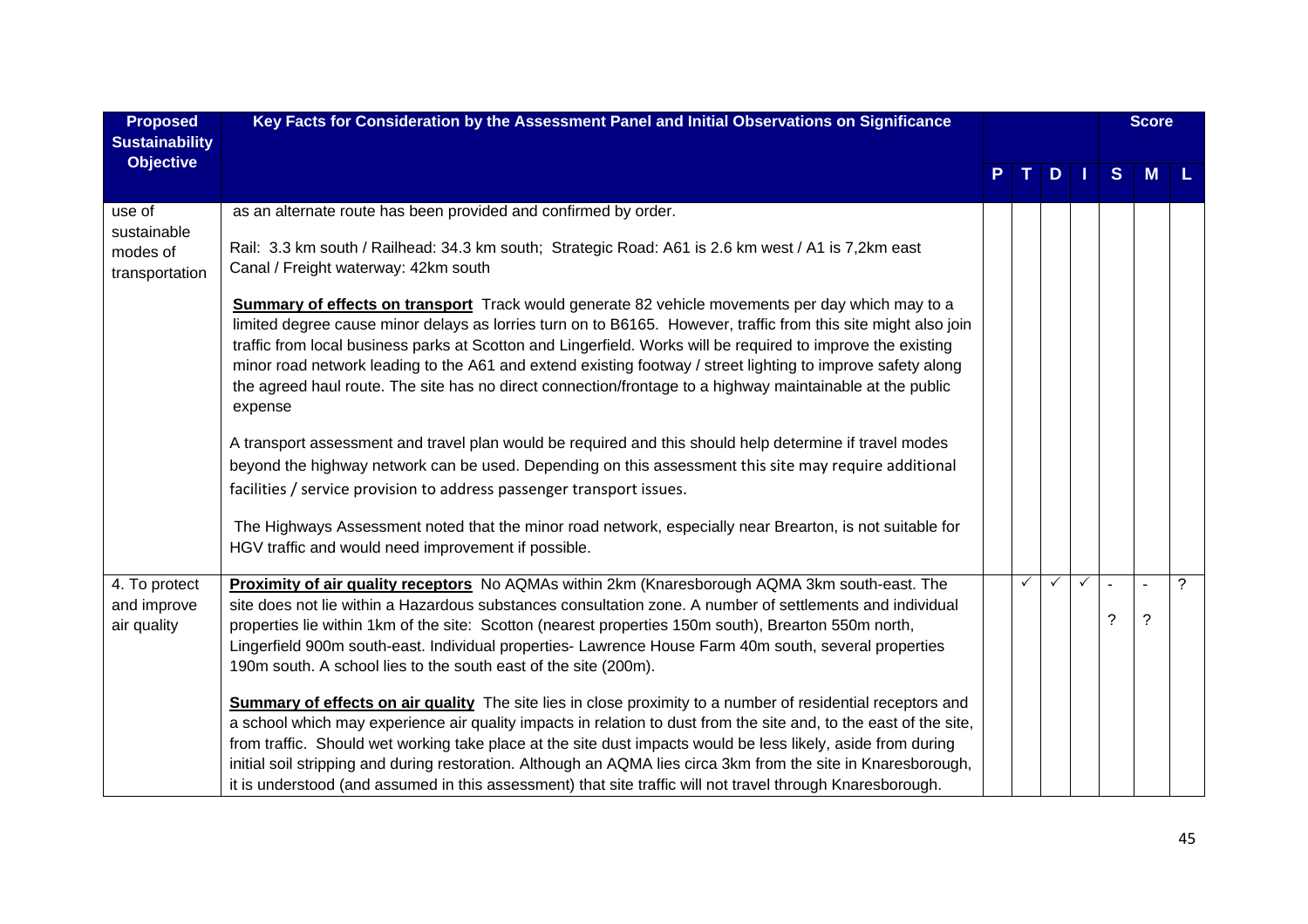| Proposed Sustainability Objective | Key Facts for Consideration by the Assessment Panel and Initial Observations on Significance | P | T | D | I | Score S | M | L |
|---|---|---|---|---|---|---|---|---|
| use of sustainable modes of transportation | as an alternate route has been provided and confirmed by order.<br><br>Rail: 3.3 km south / Railhead: 34.3 km south; Strategic Road: A61 is 2.6 km west / A1 is 7,2km east<br>Canal / Freight waterway: 42km south<br><br>**Summary of effects on transport** Track would generate 82 vehicle movements per day which may to a limited degree cause minor delays as lorries turn on to B6165. However, traffic from this site might also join traffic from local business parks at Scotton and Lingerfield. Works will be required to improve the existing minor road network leading to the A61 and extend existing footway / street lighting to improve safety along the agreed haul route. The site has no direct connection/frontage to a highway maintainable at the public expense<br><br>A transport assessment and travel plan would be required and this should help determine if travel modes beyond the highway network can be used. Depending on this assessment this site may require additional facilities / service provision to address passenger transport issues.<br><br>The Highways Assessment noted that the minor road network, especially near Brearton, is not suitable for HGV traffic and would need improvement if possible. | | | | | | | |
| 4. To protect and improve air quality | **Proximity of air quality receptors** No AQMAs within 2km (Knaresborough AQMA 3km south-east. The site does not lie within a Hazardous substances consultation zone. A number of settlements and individual properties lie within 1km of the site: Scotton (nearest properties 150m south), Brearton 550m north, Lingerfield 900m south-east. Individual properties- Lawrence House Farm 40m south, several properties 190m south. A school lies to the south east of the site (200m).<br><br>**Summary of effects on air quality** The site lies in close proximity to a number of residential receptors and a school which may experience air quality impacts in relation to dust from the site and, to the east of the site, from traffic. Should wet working take place at the site dust impacts would be less likely, aside from during initial soil stripping and during restoration. Although an AQMA lies circa 3km from the site in Knaresborough, it is understood (and assumed in this assessment) that site traffic will not travel through Knaresborough. | | ✓ | ✓ | ✓ | -<br>? | -<br>? | ? |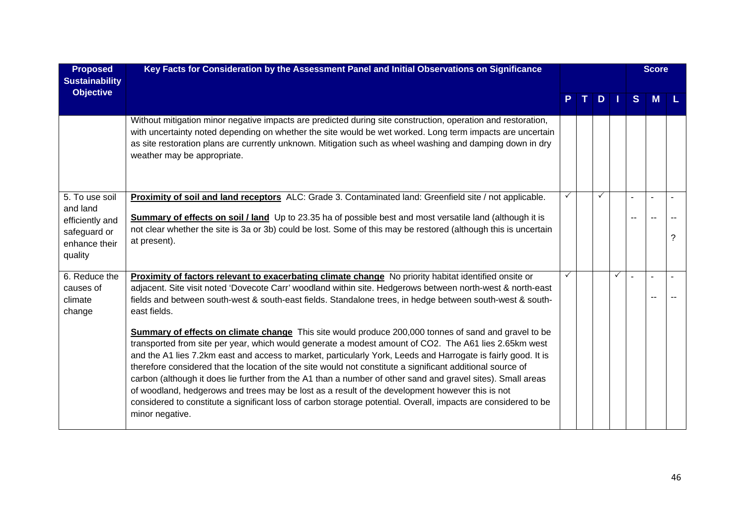| Proposed Sustainability Objective | Key Facts for Consideration by the Assessment Panel and Initial Observations on Significance | | | | | Score | | |
|---|---|---|---|---|---|---|---|---|
| | | P | T | D | I | S | M | L |
| | Without mitigation minor negative impacts are predicted during site construction, operation and restoration, with uncertainty noted depending on whether the site would be wet worked. Long term impacts are uncertain as site restoration plans are currently unknown. Mitigation such as wheel washing and damping down in dry weather may be appropriate. | | | | | | | |
| 5. To use soil and land efficiently and safeguard or enhance their quality | **Proximity of soil and land receptors** ALC: Grade 3. Contaminated land: Greenfield site / not applicable.<br><br>**Summary of effects on soil / land** Up to 23.35 ha of possible best and most versatile land (although it is not clear whether the site is 3a or 3b) could be lost. Some of this may be restored (although this is uncertain at present). | ✓ | | ✓ | | -<br>-- | -<br>-- | -<br>--<br>? |
| 6. Reduce the causes of climate change | **Proximity of factors relevant to exacerbating climate change** No priority habitat identified onsite or adjacent. Site visit noted 'Dovecote Carr' woodland within site. Hedgerows between north-west & north-east fields and between south-west & south-east fields. Standalone trees, in hedge between south-west & south-east fields.<br><br>**Summary of effects on climate change** This site would produce 200,000 tonnes of sand and gravel to be transported from site per year, which would generate a modest amount of CO2. The A61 lies 2.65km west and the A1 lies 7.2km east and access to market, particularly York, Leeds and Harrogate is fairly good. It is therefore considered that the location of the site would not constitute a significant additional source of carbon (although it does lie further from the A1 than a number of other sand and gravel sites). Small areas of woodland, hedgerows and trees may be lost as a result of the development however this is not considered to constitute a significant loss of carbon storage potential. Overall, impacts are considered to be minor negative. | ✓ | | | ✓ | - | -<br>-- | -<br>-- |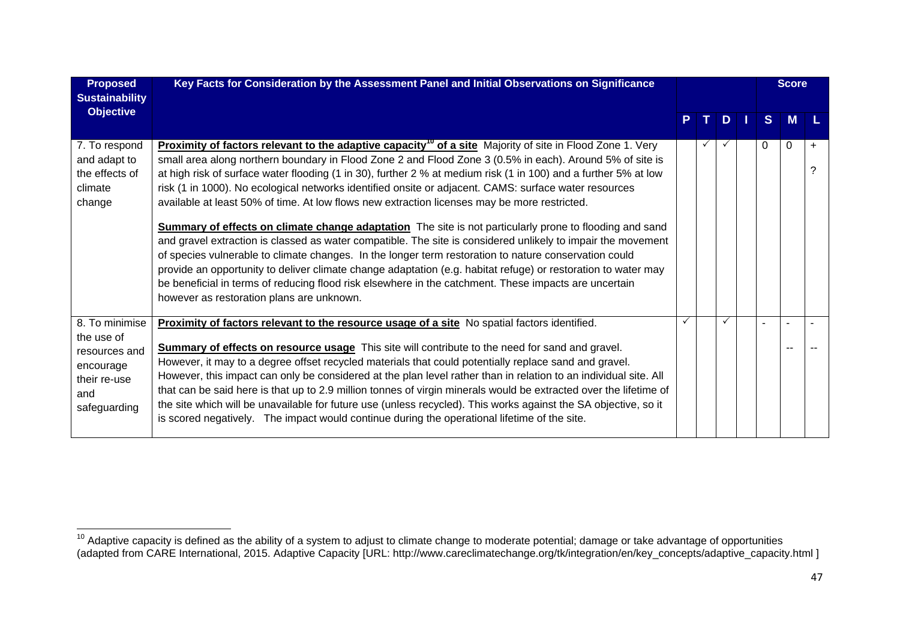| Proposed Sustainability Objective | Key Facts for Consideration by the Assessment Panel and Initial Observations on Significance | P | T | D | I | Score S | Score M | Score L |
|---|---|---|---|---|---|---|---|---|
| 7. To respond and adapt to the effects of climate change | **Proximity of factors relevant to the adaptive capacity[10] of a site** Majority of site in Flood Zone 1. Very small area along northern boundary in Flood Zone 2 and Flood Zone 3 (0.5% in each). Around 5% of site is at high risk of surface water flooding (1 in 30), further 2 % at medium risk (1 in 100) and a further 5% at low risk (1 in 1000). No ecological networks identified onsite or adjacent. CAMS: surface water resources available at least 50% of time. At low flows new extraction licenses may be more restricted.<br><br>**Summary of effects on climate change adaptation** The site is not particularly prone to flooding and sand and gravel extraction is classed as water compatible. The site is considered unlikely to impair the movement of species vulnerable to climate changes. In the longer term restoration to nature conservation could provide an opportunity to deliver climate change adaptation (e.g. habitat refuge) or restoration to water may be beneficial in terms of reducing flood risk elsewhere in the catchment. These impacts are uncertain however as restoration plans are unknown. | | ✓ | ✓ | | 0 | 0 | + ? |
| 8. To minimise the use of resources and encourage their re-use and safeguarding | **Proximity of factors relevant to the resource usage of a site** No spatial factors identified.<br><br>**Summary of effects on resource usage** This site will contribute to the need for sand and gravel. However, it may to a degree offset recycled materials that could potentially replace sand and gravel. However, this impact can only be considered at the plan level rather than in relation to an individual site. All that can be said here is that up to 2.9 million tonnes of virgin minerals would be extracted over the lifetime of the site which will be unavailable for future use (unless recycled). This works against the SA objective, so it is scored negatively. The impact would continue during the operational lifetime of the site. | ✓ | | ✓ | | - | - -- | - -- |

[10] Adaptive capacity is defined as the ability of a system to adjust to climate change to moderate potential; damage or take advantage of opportunities (adapted from CARE International, 2015. Adaptive Capacity [URL: http://www.careclimatechange.org/tk/integration/en/key_concepts/adaptive_capacity.html ]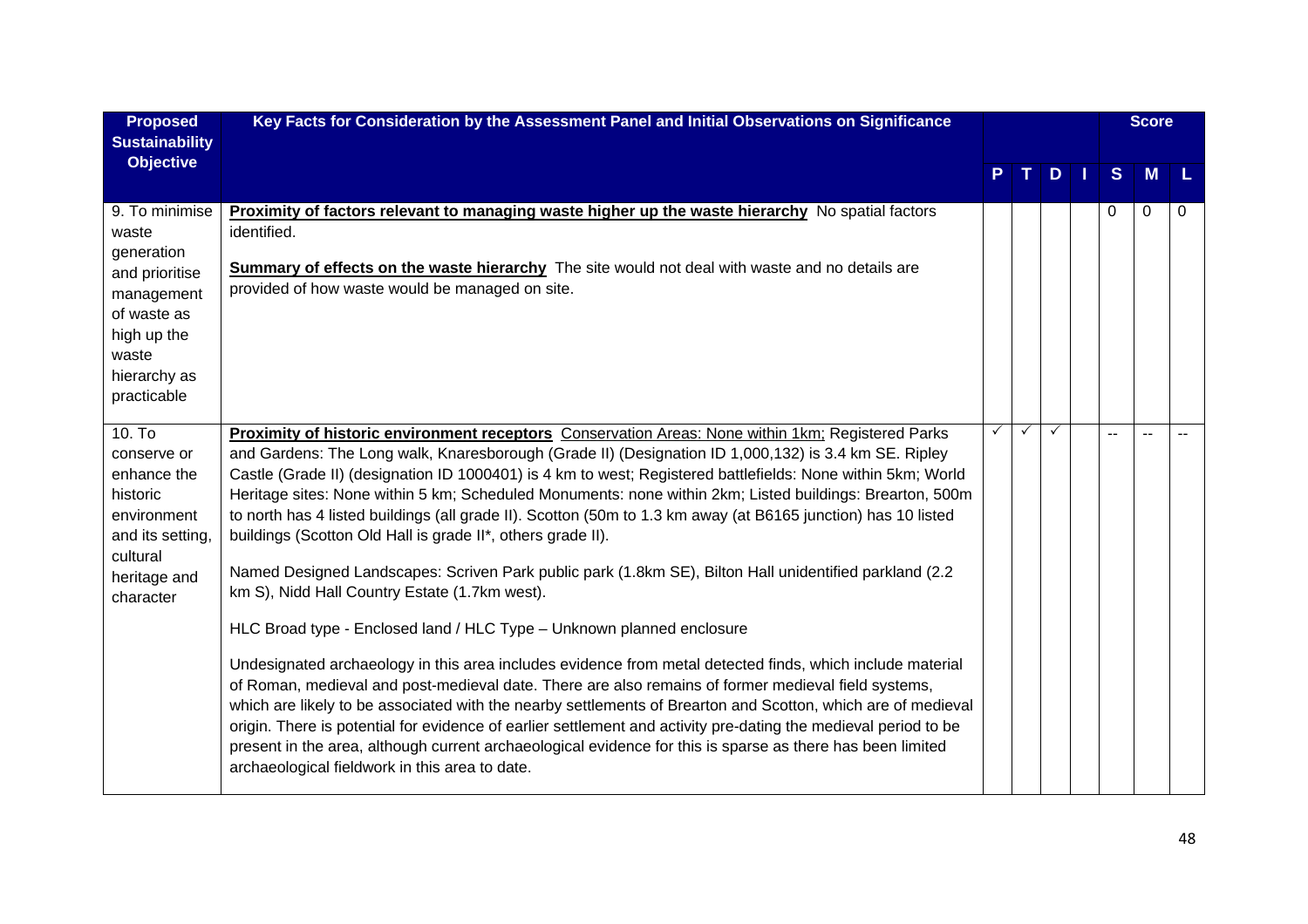| Proposed Sustainability Objective | Key Facts for Consideration by the Assessment Panel and Initial Observations on Significance | P | T | D | I | Score S | M | L |
|---|---|---|---|---|---|---|---|---|
| 9. To minimise waste generation and prioritise management of waste as high up the waste hierarchy as practicable | **Proximity of factors relevant to managing waste higher up the waste hierarchy** No spatial factors identified.<br><br>**Summary of effects on the waste hierarchy** The site would not deal with waste and no details are provided of how waste would be managed on site. | | | | | 0 | 0 | 0 |
| 10. To conserve or enhance the historic environment and its setting, cultural heritage and character | **Proximity of historic environment receptors** Conservation Areas: None within 1km; Registered Parks and Gardens: The Long walk, Knaresborough (Grade II) (Designation ID 1,000,132) is 3.4 km SE. Ripley Castle (Grade II) (designation ID 1000401) is 4 km to west; Registered battlefields: None within 5km; World Heritage sites: None within 5 km; Scheduled Monuments: none within 2km; Listed buildings: Brearton, 500m to north has 4 listed buildings (all grade II). Scotton (50m to 1.3 km away (at B6165 junction) has 10 listed buildings (Scotton Old Hall is grade II*, others grade II).<br><br>Named Designed Landscapes: Scriven Park public park (1.8km SE), Bilton Hall unidentified parkland (2.2 km S), Nidd Hall Country Estate (1.7km west).<br><br>HLC Broad type - Enclosed land / HLC Type – Unknown planned enclosure<br><br>Undesignated archaeology in this area includes evidence from metal detected finds, which include material of Roman, medieval and post-medieval date. There are also remains of former medieval field systems, which are likely to be associated with the nearby settlements of Brearton and Scotton, which are of medieval origin. There is potential for evidence of earlier settlement and activity pre-dating the medieval period to be present in the area, although current archaeological evidence for this is sparse as there has been limited archaeological fieldwork in this area to date. | ✓ | ✓ | ✓ | | -- | -- | -- |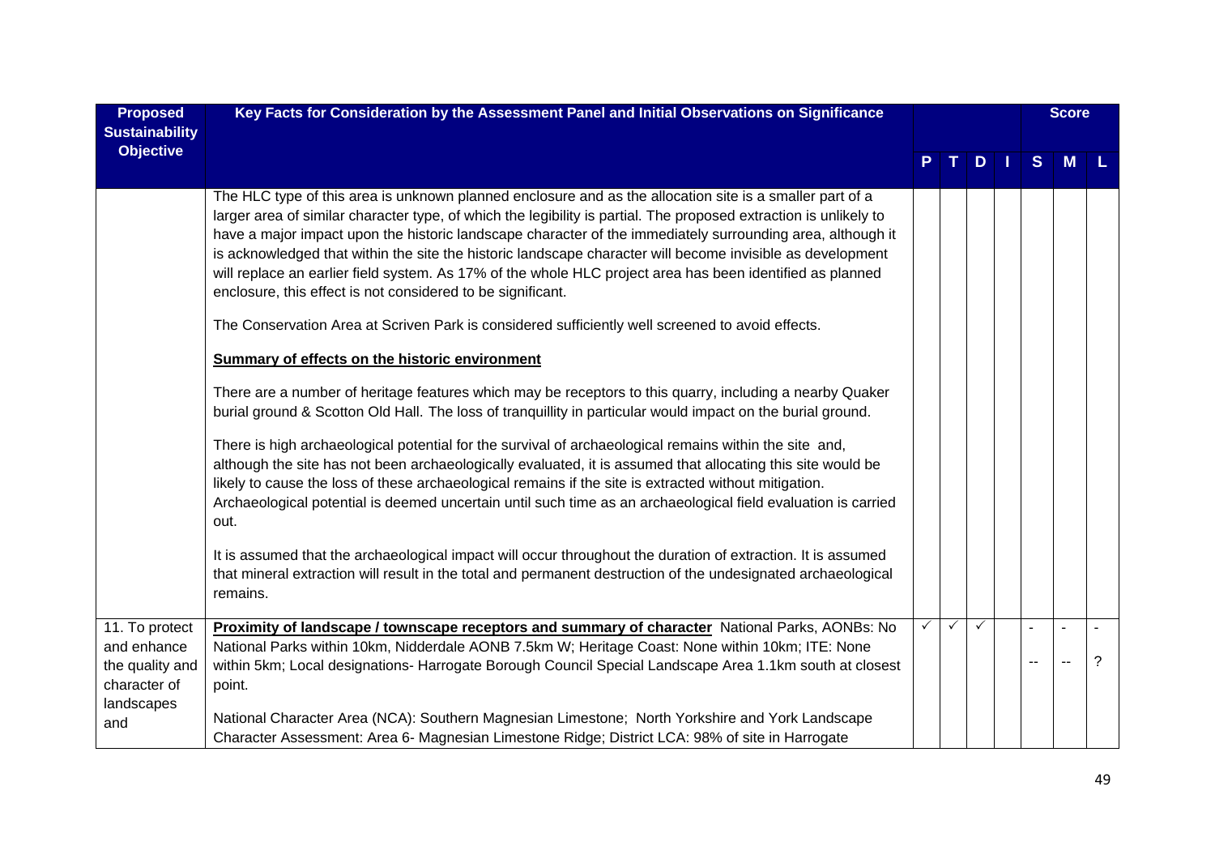| Proposed Sustainability Objective | Key Facts for Consideration by the Assessment Panel and Initial Observations on Significance | P | T | D | I | Score S | M | L |
|---|---|---|---|---|---|---|---|---|
| | The HLC type of this area is unknown planned enclosure and as the allocation site is a smaller part of a larger area of similar character type, of which the legibility is partial. The proposed extraction is unlikely to have a major impact upon the historic landscape character of the immediately surrounding area, although it is acknowledged that within the site the historic landscape character will become invisible as development will replace an earlier field system. As 17% of the whole HLC project area has been identified as planned enclosure, this effect is not considered to be significant.<br><br>The Conservation Area at Scriven Park is considered sufficiently well screened to avoid effects.<br><br>**Summary of effects on the historic environment**<br><br>There are a number of heritage features which may be receptors to this quarry, including a nearby Quaker burial ground & Scotton Old Hall. The loss of tranquillity in particular would impact on the burial ground.<br><br>There is high archaeological potential for the survival of archaeological remains within the site and, although the site has not been archaeologically evaluated, it is assumed that allocating this site would be likely to cause the loss of these archaeological remains if the site is extracted without mitigation. Archaeological potential is deemed uncertain until such time as an archaeological field evaluation is carried out.<br><br>It is assumed that the archaeological impact will occur throughout the duration of extraction. It is assumed that mineral extraction will result in the total and permanent destruction of the undesignated archaeological remains. | | | | | | | |
| 11. To protect and enhance the quality and character of landscapes and | **Proximity of landscape / townscape receptors and summary of character** National Parks, AONBs: No National Parks within 10km, Nidderdale AONB 7.5km W; Heritage Coast: None within 10km; ITE: None within 5km; Local designations- Harrogate Borough Council Special Landscape Area 1.1km south at closest point.<br><br>National Character Area (NCA): Southern Magnesian Limestone; North Yorkshire and York Landscape Character Assessment: Area 6- Magnesian Limestone Ridge; District LCA: 98% of site in Harrogate | ✓ | ✓ | ✓ | | -<br>-- | -<br>-- | -<br>? |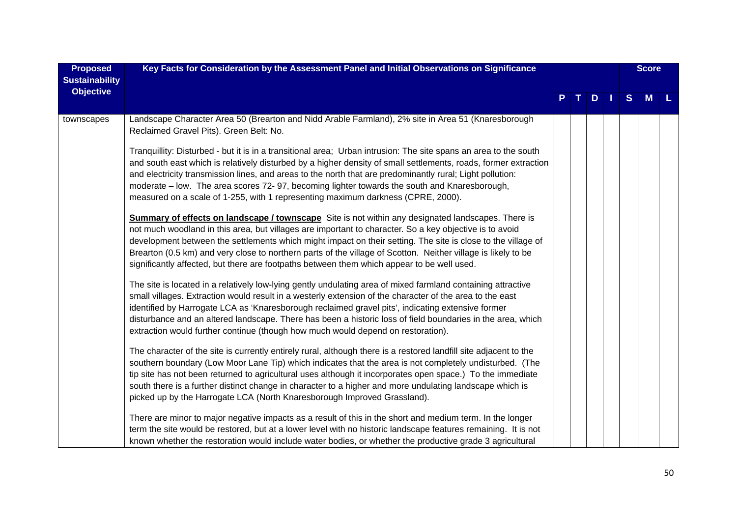| Proposed Sustainability Objective | Key Facts for Consideration by the Assessment Panel and Initial Observations on Significance | P | T | D | I | Score S | M | L |
|---|---|---|---|---|---|---|---|---|
| townscapes | Landscape Character Area 50 (Brearton and Nidd Arable Farmland), 2% site in Area 51 (Knaresborough Reclaimed Gravel Pits). Green Belt: No.<br><br>Tranquillity: Disturbed - but it is in a transitional area; Urban intrusion: The site spans an area to the south and south east which is relatively disturbed by a higher density of small settlements, roads, former extraction and electricity transmission lines, and areas to the north that are predominantly rural; Light pollution: moderate – low. The area scores 72- 97, becoming lighter towards the south and Knaresborough, measured on a scale of 1-255, with 1 representing maximum darkness (CPRE, 2000).<br><br>**Summary of effects on landscape / townscape** Site is not within any designated landscapes. There is not much woodland in this area, but villages are important to character. So a key objective is to avoid development between the settlements which might impact on their setting. The site is close to the village of Brearton (0.5 km) and very close to northern parts of the village of Scotton. Neither village is likely to be significantly affected, but there are footpaths between them which appear to be well used.<br><br>The site is located in a relatively low-lying gently undulating area of mixed farmland containing attractive small villages. Extraction would result in a westerly extension of the character of the area to the east identified by Harrogate LCA as 'Knaresborough reclaimed gravel pits', indicating extensive former disturbance and an altered landscape. There has been a historic loss of field boundaries in the area, which extraction would further continue (though how much would depend on restoration).<br><br>The character of the site is currently entirely rural, although there is a restored landfill site adjacent to the southern boundary (Low Moor Lane Tip) which indicates that the area is not completely undisturbed. (The tip site has not been returned to agricultural uses although it incorporates open space.) To the immediate south there is a further distinct change in character to a higher and more undulating landscape which is picked up by the Harrogate LCA (North Knaresborough Improved Grassland).<br><br>There are minor to major negative impacts as a result of this in the short and medium term. In the longer term the site would be restored, but at a lower level with no historic landscape features remaining. It is not known whether the restoration would include water bodies, or whether the productive grade 3 agricultural | | | | | | | |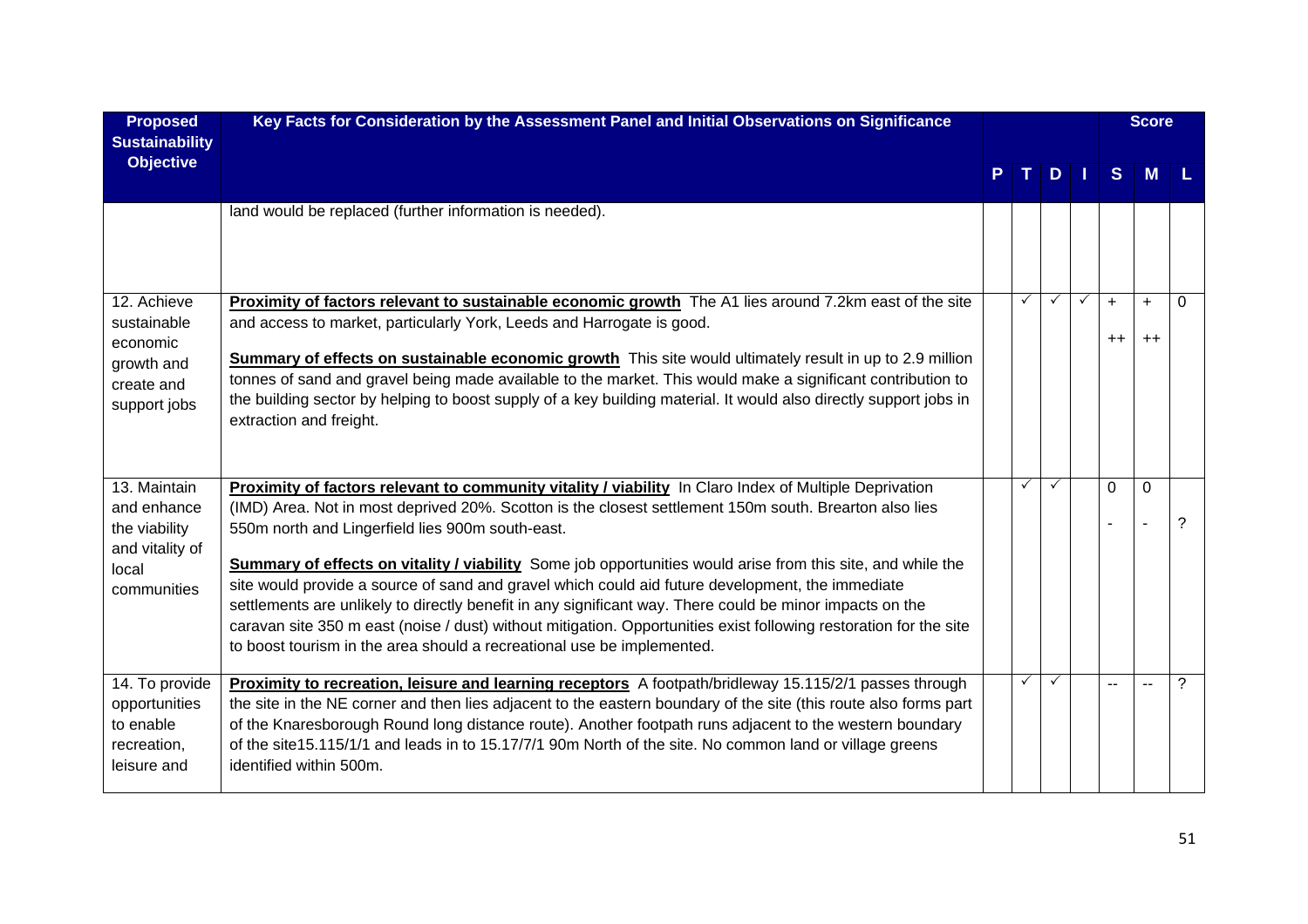| Proposed Sustainability Objective | Key Facts for Consideration by the Assessment Panel and Initial Observations on Significance | | | | | Score | | |
|---|---|---|---|---|---|---|---|---|
| | | P | T | D | I | S | M | L |
| | land would be replaced (further information is needed). | | | | | | | |
| 12. Achieve sustainable economic growth and create and support jobs | **Proximity of factors relevant to sustainable economic growth** The A1 lies around 7.2km east of the site and access to market, particularly York, Leeds and Harrogate is good.<br><br>**Summary of effects on sustainable economic growth** This site would ultimately result in up to 2.9 million tonnes of sand and gravel being made available to the market. This would make a significant contribution to the building sector by helping to boost supply of a key building material. It would also directly support jobs in extraction and freight. | | ✓ | ✓ | ✓ | +<br>++ | +<br>++ | 0 |
| 13. Maintain and enhance the viability and vitality of local communities | **Proximity of factors relevant to community vitality / viability** In Claro Index of Multiple Deprivation (IMD) Area. Not in most deprived 20%. Scotton is the closest settlement 150m south. Brearton also lies 550m north and Lingerfield lies 900m south-east.<br><br>**Summary of effects on vitality / viability** Some job opportunities would arise from this site, and while the site would provide a source of sand and gravel which could aid future development, the immediate settlements are unlikely to directly benefit in any significant way. There could be minor impacts on the caravan site 350 m east (noise / dust) without mitigation. Opportunities exist following restoration for the site to boost tourism in the area should a recreational use be implemented. | | ✓ | ✓ | | 0<br>- | 0<br>- | ? |
| 14. To provide opportunities to enable recreation, leisure and | **Proximity to recreation, leisure and learning receptors** A footpath/bridleway 15.115/2/1 passes through the site in the NE corner and then lies adjacent to the eastern boundary of the site (this route also forms part of the Knaresborough Round long distance route). Another footpath runs adjacent to the western boundary of the site15.115/1/1 and leads in to 15.17/7/1 90m North of the site. No common land or village greens identified within 500m. | | ✓ | ✓ | | -- | -- | ? |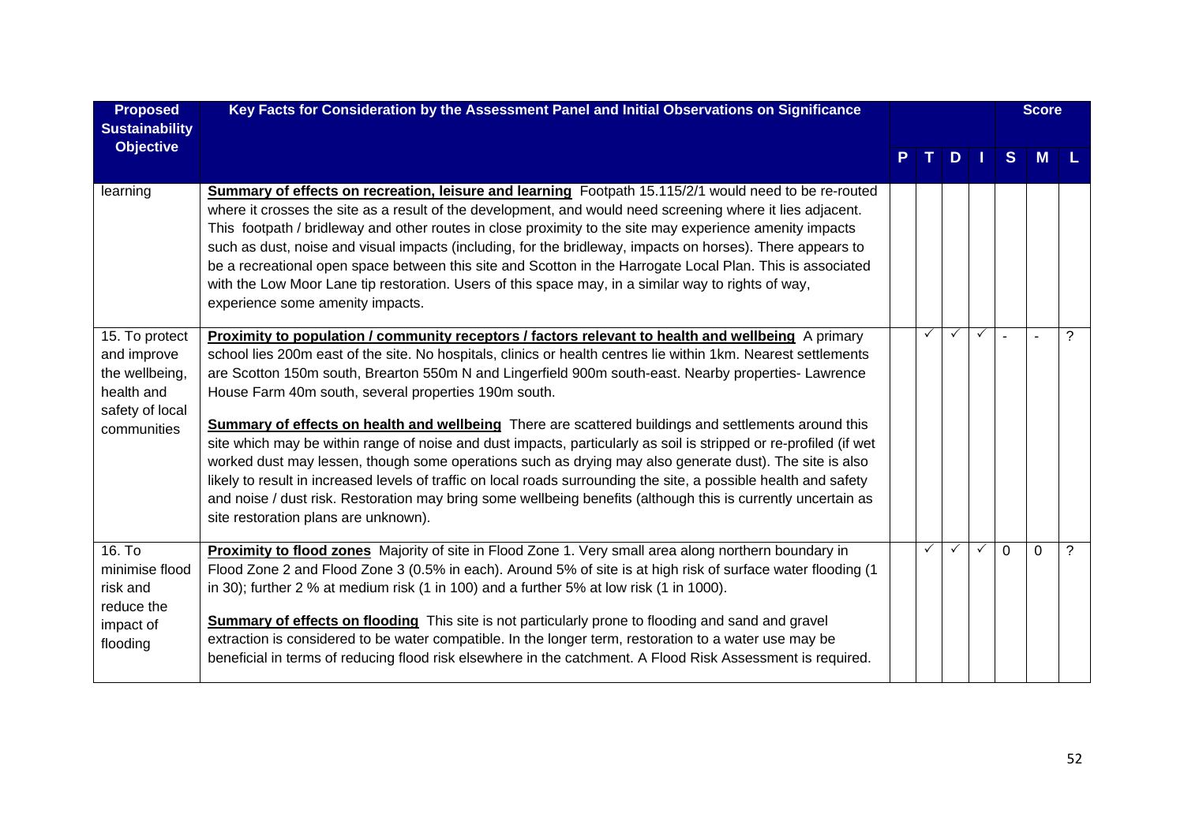| Proposed Sustainability Objective | Key Facts for Consideration by the Assessment Panel and Initial Observations on Significance | P | T | D | I | Score S | Score M | Score L |
|---|---|---|---|---|---|---|---|---|
| learning | **Summary of effects on recreation, leisure and learning** Footpath 15.115/2/1 would need to be re-routed where it crosses the site as a result of the development, and would need screening where it lies adjacent. This footpath / bridleway and other routes in close proximity to the site may experience amenity impacts such as dust, noise and visual impacts (including, for the bridleway, impacts on horses). There appears to be a recreational open space between this site and Scotton in the Harrogate Local Plan. This is associated with the Low Moor Lane tip restoration. Users of this space may, in a similar way to rights of way, experience some amenity impacts. | | | | | | | |
| 15. To protect and improve the wellbeing, health and safety of local communities | **Proximity to population / community receptors / factors relevant to health and wellbeing** A primary school lies 200m east of the site. No hospitals, clinics or health centres lie within 1km. Nearest settlements are Scotton 150m south, Brearton 550m N and Lingerfield 900m south-east. Nearby properties- Lawrence House Farm 40m south, several properties 190m south.<br><br>**Summary of effects on health and wellbeing** There are scattered buildings and settlements around this site which may be within range of noise and dust impacts, particularly as soil is stripped or re-profiled (if wet worked dust may lessen, though some operations such as drying may also generate dust). The site is also likely to result in increased levels of traffic on local roads surrounding the site, a possible health and safety and noise / dust risk. Restoration may bring some wellbeing benefits (although this is currently uncertain as site restoration plans are unknown). | | ✓ | ✓ | ✓ | - | - | ? |
| 16. To minimise flood risk and reduce the impact of flooding | **Proximity to flood zones** Majority of site in Flood Zone 1. Very small area along northern boundary in Flood Zone 2 and Flood Zone 3 (0.5% in each). Around 5% of site is at high risk of surface water flooding (1 in 30); further 2 % at medium risk (1 in 100) and a further 5% at low risk (1 in 1000).<br><br>**Summary of effects on flooding** This site is not particularly prone to flooding and sand and gravel extraction is considered to be water compatible. In the longer term, restoration to a water use may be beneficial in terms of reducing flood risk elsewhere in the catchment. A Flood Risk Assessment is required. | | ✓ | ✓ | ✓ | 0 | 0 | ? |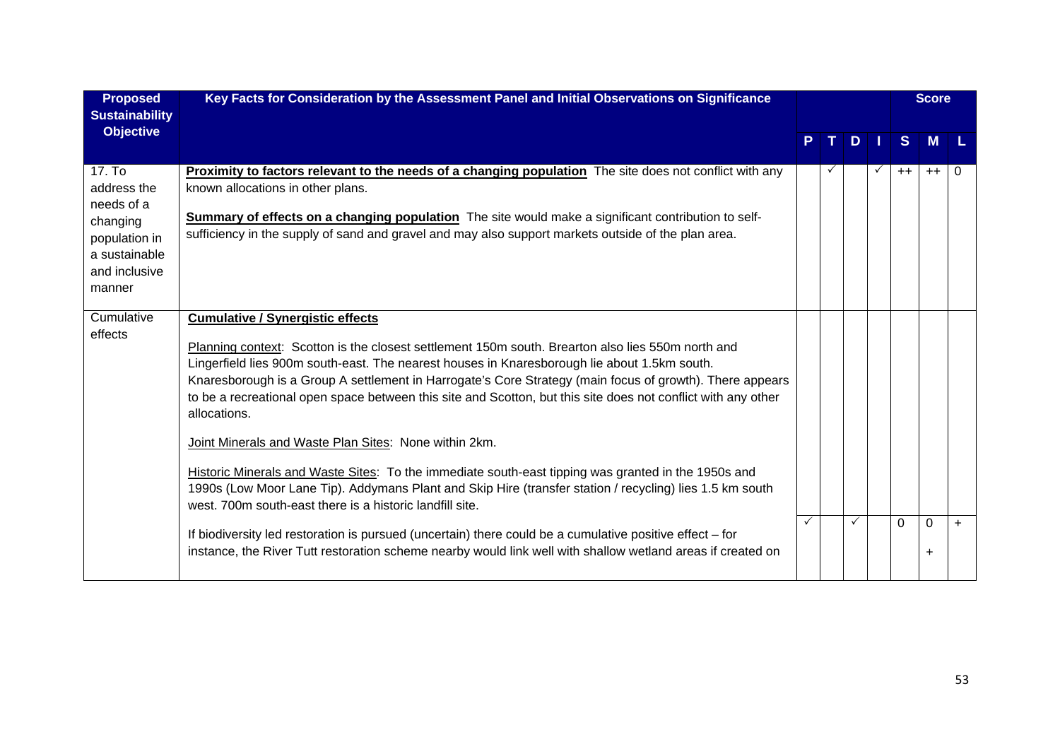| Proposed Sustainability Objective | Key Facts for Consideration by the Assessment Panel and Initial Observations on Significance | P | T | D | I | Score S | Score M | Score L |
|---|---|---|---|---|---|---|---|---|
| 17. To address the needs of a changing population in a sustainable and inclusive manner | **Proximity to factors relevant to the needs of a changing population** The site does not conflict with any known allocations in other plans.<br><br>**Summary of effects on a changing population** The site would make a significant contribution to self-sufficiency in the supply of sand and gravel and may also support markets outside of the plan area. | | ✓ | | ✓ | ++ | ++ | 0 |
| Cumulative effects | **Cumulative / Synergistic effects**<br><br>Planning context: Scotton is the closest settlement 150m south. Brearton also lies 550m north and Lingerfield lies 900m south-east. The nearest houses in Knaresborough lie about 1.5km south. Knaresborough is a Group A settlement in Harrogate's Core Strategy (main focus of growth). There appears to be a recreational open space between this site and Scotton, but this site does not conflict with any other allocations.<br><br>Joint Minerals and Waste Plan Sites: None within 2km.<br><br>Historic Minerals and Waste Sites: To the immediate south-east tipping was granted in the 1950s and 1990s (Low Moor Lane Tip). Addymans Plant and Skip Hire (transfer station / recycling) lies 1.5 km south west. 700m south-east there is a historic landfill site.<br><br>If biodiversity led restoration is pursued (uncertain) there could be a cumulative positive effect – for instance, the River Tutt restoration scheme nearby would link well with shallow wetland areas if created on | ✓ | | ✓ | | 0 | 0<br>+ | + |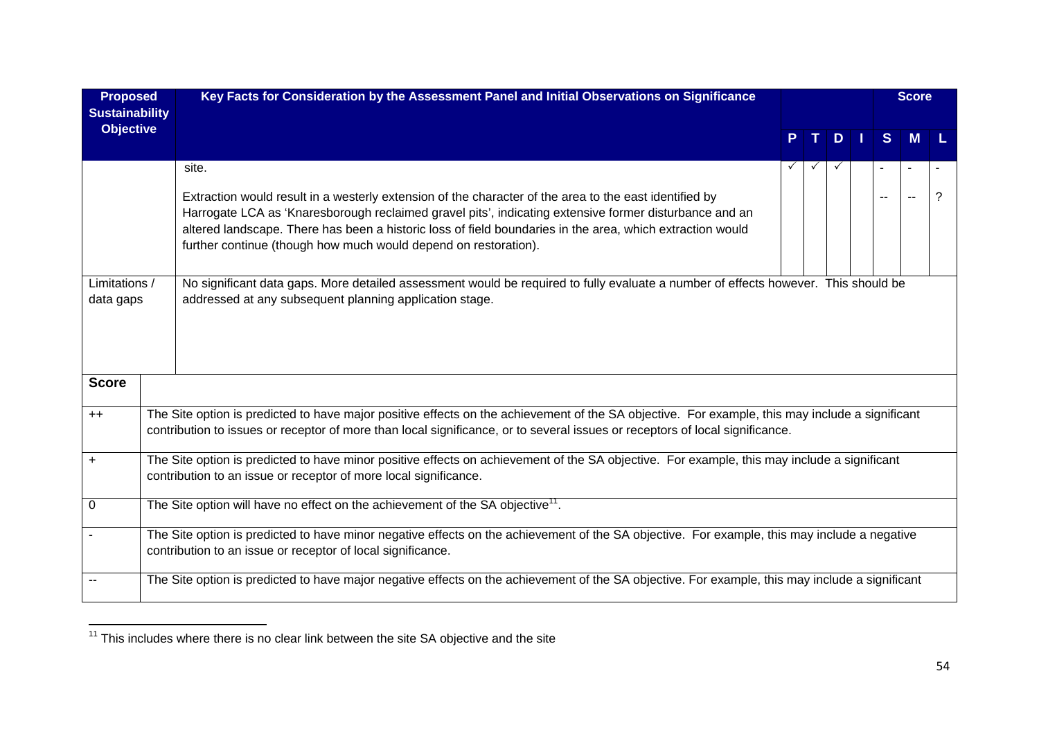| Proposed Sustainability Objective | Key Facts for Consideration by the Assessment Panel and Initial Observations on Significance | P | T | D | I | S | M | L |
|---|---|---|---|---|---|---|---|---|
| | site. | ✓ | ✓ | ✓ | | - | - | - |
| | Extraction would result in a westerly extension of the character of the area to the east identified by Harrogate LCA as 'Knaresborough reclaimed gravel pits', indicating extensive former disturbance and an altered landscape. There has been a historic loss of field boundaries in the area, which extraction would further continue (though how much would depend on restoration). | | | | | -- | -- | ? |
| Limitations / data gaps | No significant data gaps. More detailed assessment would be required to fully evaluate a number of effects however. This should be addressed at any subsequent planning application stage. | | | | | | | |

| Score | |
|---|---|
| ++ | The Site option is predicted to have major positive effects on the achievement of the SA objective. For example, this may include a significant contribution to issues or receptor of more than local significance, or to several issues or receptors of local significance. |
| + | The Site option is predicted to have minor positive effects on achievement of the SA objective. For example, this may include a significant contribution to an issue or receptor of more local significance. |
| 0 | The Site option will have no effect on the achievement of the SA objective[11]. |
| - | The Site option is predicted to have minor negative effects on the achievement of the SA objective. For example, this may include a negative contribution to an issue or receptor of local significance. |
| -- | The Site option is predicted to have major negative effects on the achievement of the SA objective. For example, this may include a significant |

[11] This includes where there is no clear link between the site SA objective and the site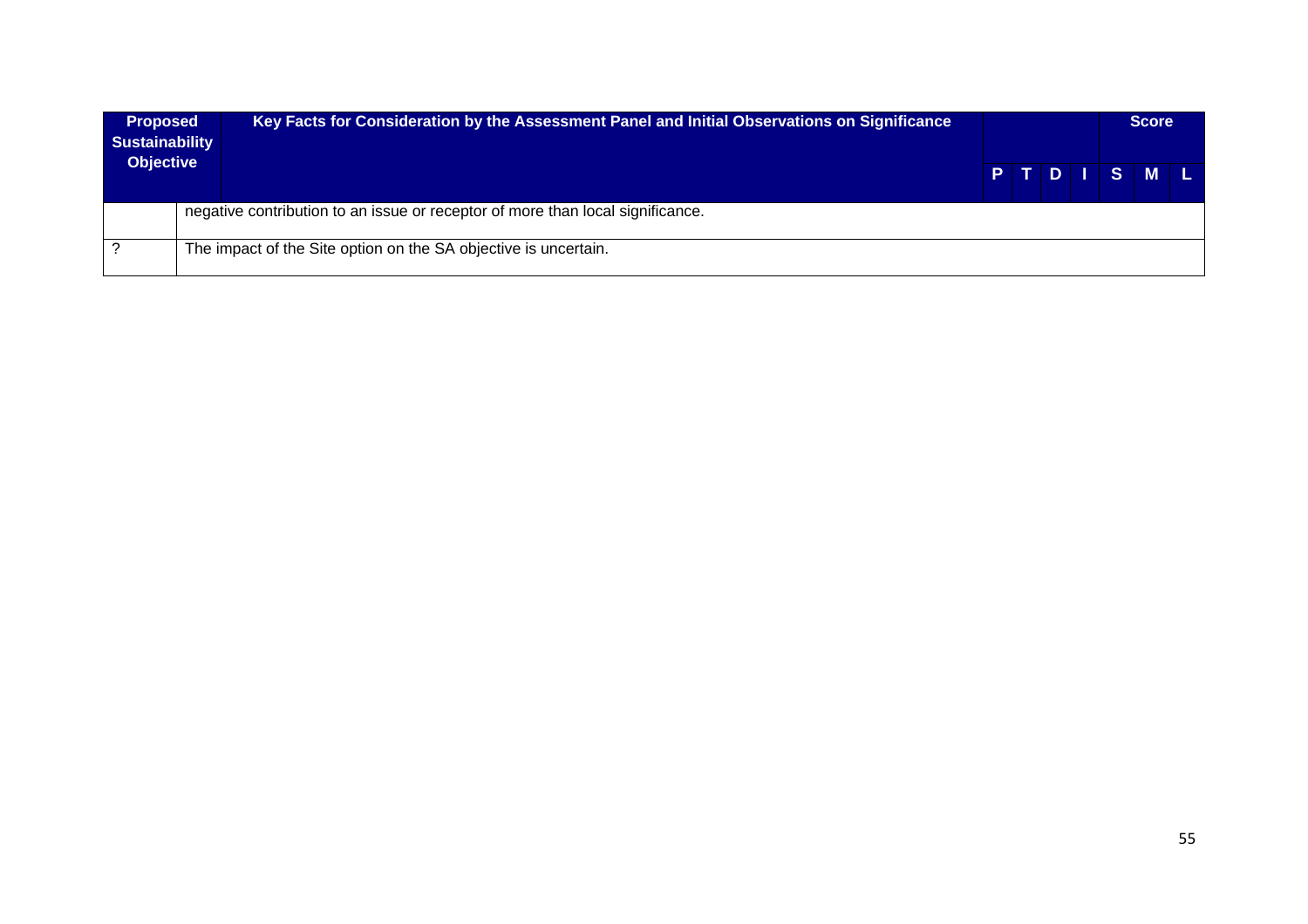| Proposed Sustainability Objective | Key Facts for Consideration by the Assessment Panel and Initial Observations on Significance | P | T | D | I | S | M | L |
|---|---|---|---|---|---|---|---|---|
| | | | | | | Score | | |
| | negative contribution to an issue or receptor of more than local significance. | | | | | | | |
| ? | The impact of the Site option on the SA objective is uncertain. | | | | | | | |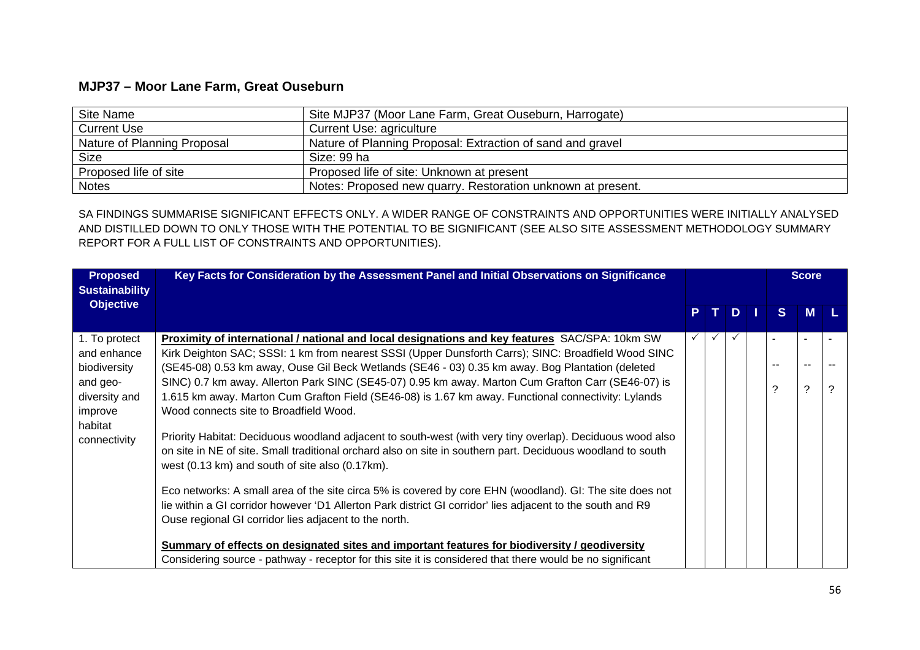## MJP37 – Moor Lane Farm, Great Ouseburn

| Site Name | Site MJP37 (Moor Lane Farm, Great Ouseburn, Harrogate) |
|---|---|
| Current Use | Current Use: agriculture |
| Nature of Planning Proposal | Nature of Planning Proposal: Extraction of sand and gravel |
| Size | Size: 99 ha |
| Proposed life of site | Proposed life of site: Unknown at present |
| Notes | Notes: Proposed new quarry. Restoration unknown at present. |

SA FINDINGS SUMMARISE SIGNIFICANT EFFECTS ONLY. A WIDER RANGE OF CONSTRAINTS AND OPPORTUNITIES WERE INITIALLY ANALYSED AND DISTILLED DOWN TO ONLY THOSE WITH THE POTENTIAL TO BE SIGNIFICANT (SEE ALSO SITE ASSESSMENT METHODOLOGY SUMMARY REPORT FOR A FULL LIST OF CONSTRAINTS AND OPPORTUNITIES).

| Proposed Sustainability Objective | Key Facts for Consideration by the Assessment Panel and Initial Observations on Significance | P | T | D | I | Score S | Score M | Score L |
|---|---|---|---|---|---|---|---|---|
| 1. To protect and enhance biodiversity and geo-diversity and improve habitat connectivity | **Proximity of international / national and local designations and key features** SAC/SPA: 10km SW Kirk Deighton SAC; SSSI: 1 km from nearest SSSI (Upper Dunsforth Carrs); SINC: Broadfield Wood SINC (SE45-08) 0.53 km away, Ouse Gil Beck Wetlands (SE46 - 03) 0.35 km away. Bog Plantation (deleted SINC) 0.7 km away. Allerton Park SINC (SE45-07) 0.95 km away. Marton Cum Grafton Carr (SE46-07) is 1.615 km away. Marton Cum Grafton Field (SE46-08) is 1.67 km away. Functional connectivity: Lylands Wood connects site to Broadfield Wood.<br><br>Priority Habitat: Deciduous woodland adjacent to south-west (with very tiny overlap). Deciduous wood also on site in NE of site. Small traditional orchard also on site in southern part. Deciduous woodland to south west (0.13 km) and south of site also (0.17km).<br><br>Eco networks: A small area of the site circa 5% is covered by core EHN (woodland). GI: The site does not lie within a GI corridor however 'D1 Allerton Park district GI corridor' lies adjacent to the south and R9 Ouse regional GI corridor lies adjacent to the north.<br><br>**Summary of effects on designated sites and important features for biodiversity / geodiversity**<br>Considering source - pathway - receptor for this site it is considered that there would be no significant | ✓ | ✓ | ✓ | | -<br>--<br>? | -<br>--<br>? | -<br>--<br>? |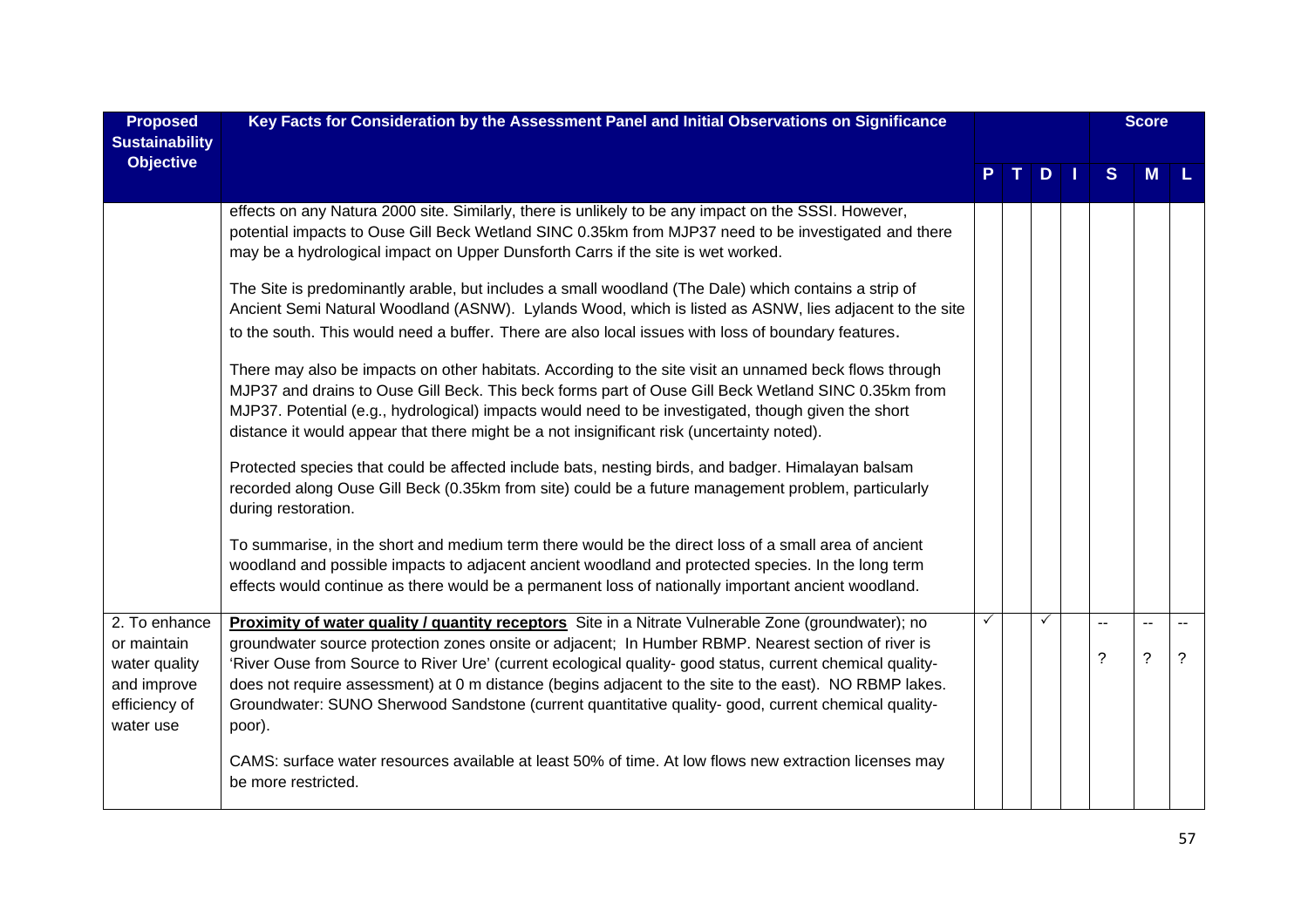| Proposed Sustainability Objective | Key Facts for Consideration by the Assessment Panel and Initial Observations on Significance | P | T | D | I | S | M | L |
|---|---|---|---|---|---|---|---|---|
| | effects on any Natura 2000 site. Similarly, there is unlikely to be any impact on the SSSI. However, potential impacts to Ouse Gill Beck Wetland SINC 0.35km from MJP37 need to be investigated and there may be a hydrological impact on Upper Dunsforth Carrs if the site is wet worked.<br><br>The Site is predominantly arable, but includes a small woodland (The Dale) which contains a strip of Ancient Semi Natural Woodland (ASNW). Lylands Wood, which is listed as ASNW, lies adjacent to the site to the south. This would need a buffer. There are also local issues with loss of boundary features.<br><br>There may also be impacts on other habitats. According to the site visit an unnamed beck flows through MJP37 and drains to Ouse Gill Beck. This beck forms part of Ouse Gill Beck Wetland SINC 0.35km from MJP37. Potential (e.g., hydrological) impacts would need to be investigated, though given the short distance it would appear that there might be a not insignificant risk (uncertainty noted).<br><br>Protected species that could be affected include bats, nesting birds, and badger. Himalayan balsam recorded along Ouse Gill Beck (0.35km from site) could be a future management problem, particularly during restoration.<br><br>To summarise, in the short and medium term there would be the direct loss of a small area of ancient woodland and possible impacts to adjacent ancient woodland and protected species. In the long term effects would continue as there would be a permanent loss of nationally important ancient woodland. | | | | | | | |
| 2. To enhance or maintain water quality and improve efficiency of water use | **Proximity of water quality / quantity receptors** Site in a Nitrate Vulnerable Zone (groundwater); no groundwater source protection zones onsite or adjacent; In Humber RBMP. Nearest section of river is 'River Ouse from Source to River Ure' (current ecological quality- good status, current chemical quality- does not require assessment) at 0 m distance (begins adjacent to the site to the east). NO RBMP lakes. Groundwater: SUNO Sherwood Sandstone (current quantitative quality- good, current chemical quality- poor).<br><br>CAMS: surface water resources available at least 50% of time. At low flows new extraction licenses may be more restricted. | ✓ | | ✓ | | --<br>? | --<br>? | --<br>? |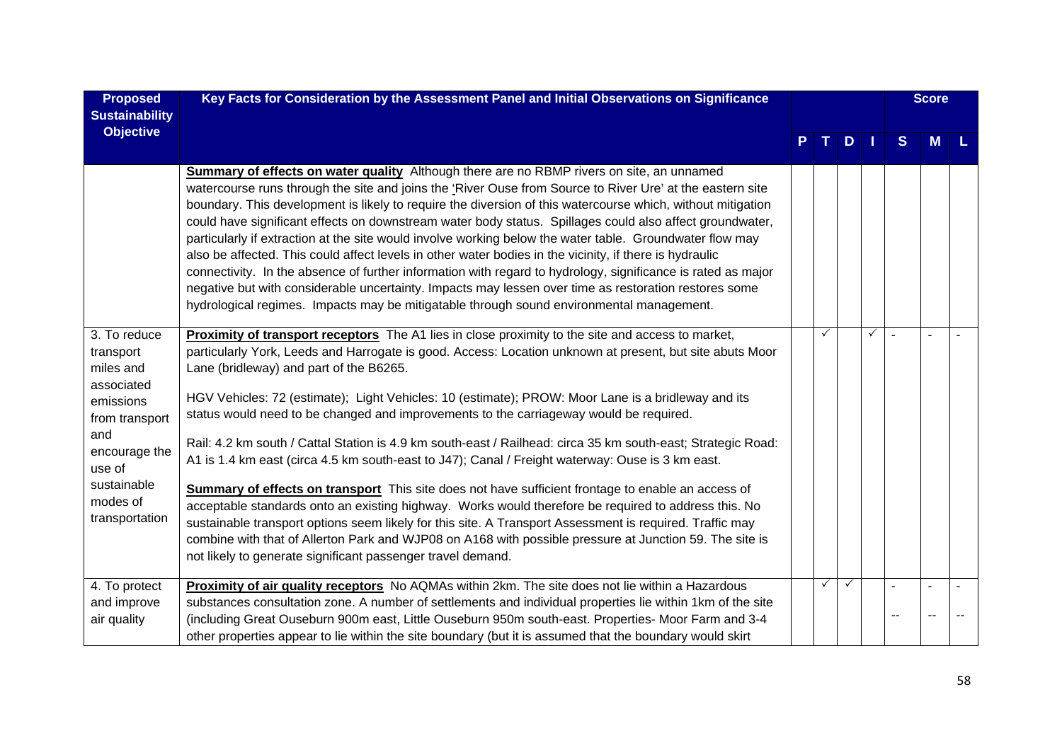| Proposed Sustainability Objective | Key Facts for Consideration by the Assessment Panel and Initial Observations on Significance | P | T | D | I | S | M | L |
|---|---|---|---|---|---|---|---|---|
| | **Summary of effects on water quality** Although there are no RBMP rivers on site, an unnamed watercourse runs through the site and joins the 'River Ouse from Source to River Ure' at the eastern site boundary. This development is likely to require the diversion of this watercourse which, without mitigation could have significant effects on downstream water body status. Spillages could also affect groundwater, particularly if extraction at the site would involve working below the water table. Groundwater flow may also be affected. This could affect levels in other water bodies in the vicinity, if there is hydraulic connectivity. In the absence of further information with regard to hydrology, significance is rated as major negative but with considerable uncertainty. Impacts may lessen over time as restoration restores some hydrological regimes. Impacts may be mitigatable through sound environmental management. | | | | | | | |
| 3. To reduce transport miles and associated emissions from transport and encourage the use of sustainable modes of transportation | **Proximity of transport receptors** The A1 lies in close proximity to the site and access to market, particularly York, Leeds and Harrogate is good. Access: Location unknown at present, but site abuts Moor Lane (bridleway) and part of the B6265.<br><br>HGV Vehicles: 72 (estimate); Light Vehicles: 10 (estimate); PROW: Moor Lane is a bridleway and its status would need to be changed and improvements to the carriageway would be required.<br><br>Rail: 4.2 km south / Cattal Station is 4.9 km south-east / Railhead: circa 35 km south-east; Strategic Road: A1 is 1.4 km east (circa 4.5 km south-east to J47); Canal / Freight waterway: Ouse is 3 km east.<br><br>**Summary of effects on transport** This site does not have sufficient frontage to enable an access of acceptable standards onto an existing highway. Works would therefore be required to address this. No sustainable transport options seem likely for this site. A Transport Assessment is required. Traffic may combine with that of Allerton Park and WJP08 on A168 with possible pressure at Junction 59. The site is not likely to generate significant passenger travel demand. | | ✓ | | ✓ | - | - | - |
| 4. To protect and improve air quality | **Proximity of air quality receptors** No AQMAs within 2km. The site does not lie within a Hazardous substances consultation zone. A number of settlements and individual properties lie within 1km of the site (including Great Ouseburn 900m east, Little Ouseburn 950m south-east. Properties- Moor Farm and 3-4 other properties appear to lie within the site boundary (but it is assumed that the boundary would skirt | | ✓ | ✓ | | -<br>-- | -<br>-- | -<br>-- |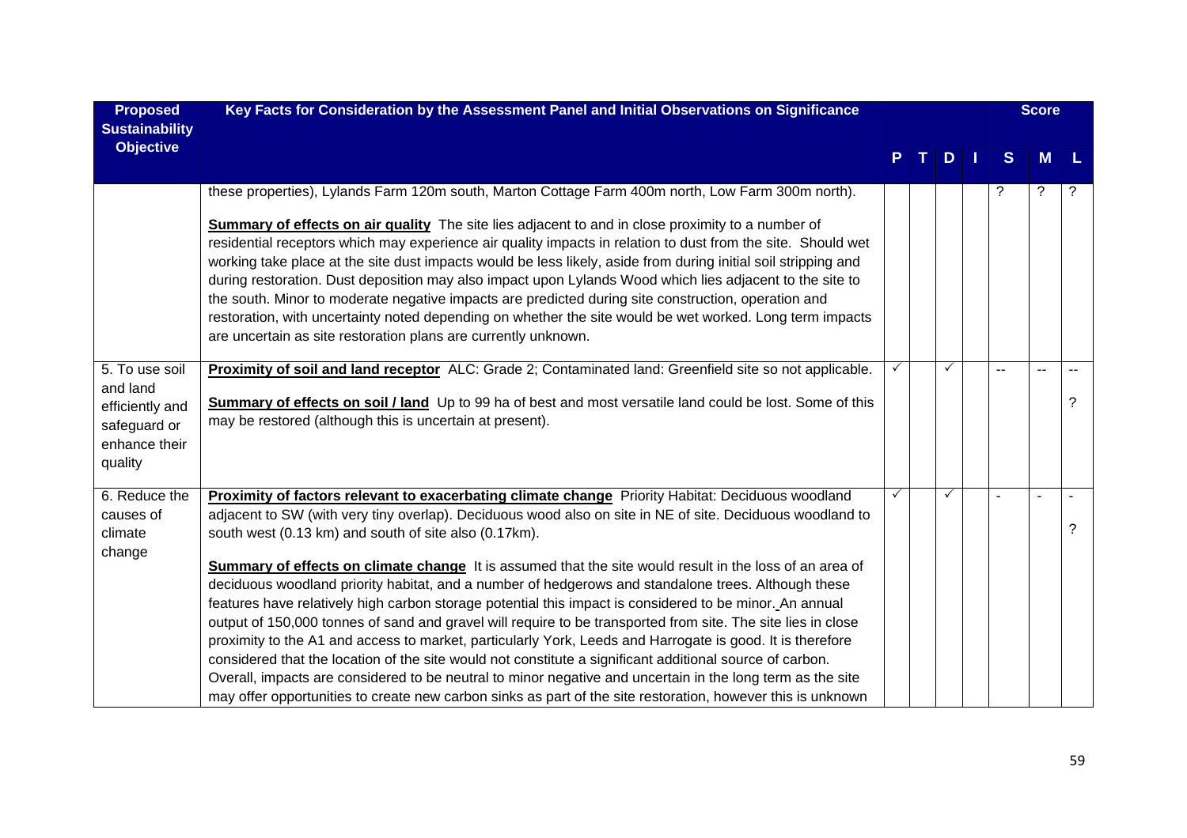| Proposed Sustainability Objective | Key Facts for Consideration by the Assessment Panel and Initial Observations on Significance | P | T | D | I | S | M | L |
|---|---|---|---|---|---|---|---|---|
| | these properties), Lylands Farm 120m south, Marton Cottage Farm 400m north, Low Farm 300m north).<br><br>**Summary of effects on air quality** The site lies adjacent to and in close proximity to a number of residential receptors which may experience air quality impacts in relation to dust from the site. Should wet working take place at the site dust impacts would be less likely, aside from during initial soil stripping and during restoration. Dust deposition may also impact upon Lylands Wood which lies adjacent to the site to the south. Minor to moderate negative impacts are predicted during site construction, operation and restoration, with uncertainty noted depending on whether the site would be wet worked. Long term impacts are uncertain as site restoration plans are currently unknown. | | | | | ? | ? | ? |
| 5. To use soil and land efficiently and safeguard or enhance their quality | **Proximity of soil and land receptor** ALC: Grade 2; Contaminated land: Greenfield site so not applicable.<br><br>**Summary of effects on soil / land** Up to 99 ha of best and most versatile land could be lost. Some of this may be restored (although this is uncertain at present). | ✓ | | ✓ | | -- | -- | --<br>? |
| 6. Reduce the causes of climate change | **Proximity of factors relevant to exacerbating climate change** Priority Habitat: Deciduous woodland adjacent to SW (with very tiny overlap). Deciduous wood also on site in NE of site. Deciduous woodland to south west (0.13 km) and south of site also (0.17km).<br><br>**Summary of effects on climate change** It is assumed that the site would result in the loss of an area of deciduous woodland priority habitat, and a number of hedgerows and standalone trees. Although these features have relatively high carbon storage potential this impact is considered to be minor. An annual output of 150,000 tonnes of sand and gravel will require to be transported from site. The site lies in close proximity to the A1 and access to market, particularly York, Leeds and Harrogate is good. It is therefore considered that the location of the site would not constitute a significant additional source of carbon. Overall, impacts are considered to be neutral to minor negative and uncertain in the long term as the site may offer opportunities to create new carbon sinks as part of the site restoration, however this is unknown | ✓ | | ✓ | | - | - | -<br>? |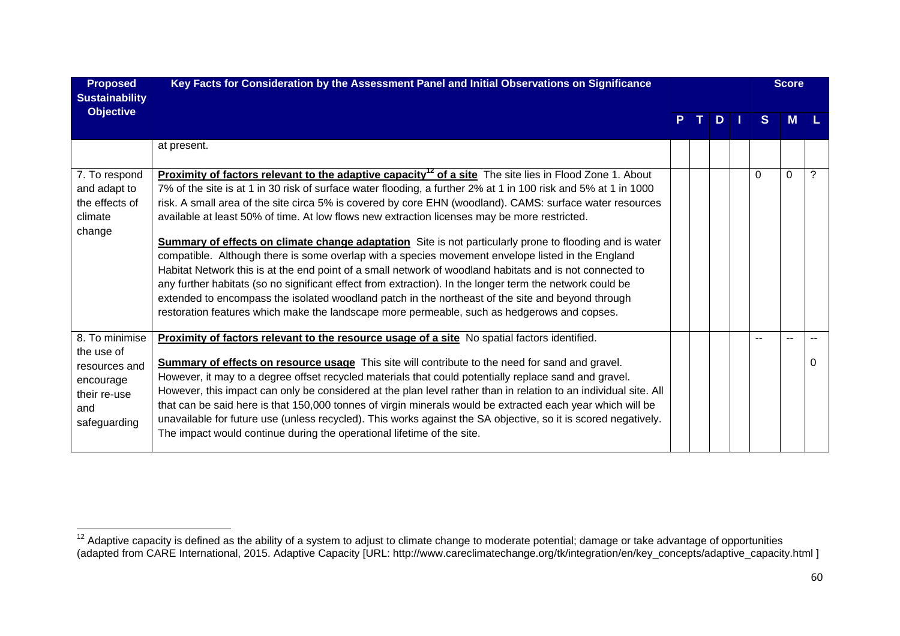| Proposed Sustainability Objective | Key Facts for Consideration by the Assessment Panel and Initial Observations on Significance | P | T | D | I | Score S | M | L |
|---|---|---|---|---|---|---|---|---|
| | at present. | | | | | | | |
| 7. To respond and adapt to the effects of climate change | **Proximity of factors relevant to the adaptive capacity[12] of a site** The site lies in Flood Zone 1. About 7% of the site is at 1 in 30 risk of surface water flooding, a further 2% at 1 in 100 risk and 5% at 1 in 1000 risk. A small area of the site circa 5% is covered by core EHN (woodland). CAMS: surface water resources available at least 50% of time. At low flows new extraction licenses may be more restricted.<br><br>**Summary of effects on climate change adaptation** Site is not particularly prone to flooding and is water compatible. Although there is some overlap with a species movement envelope listed in the England Habitat Network this is at the end point of a small network of woodland habitats and is not connected to any further habitats (so no significant effect from extraction). In the longer term the network could be extended to encompass the isolated woodland patch in the northeast of the site and beyond through restoration features which make the landscape more permeable, such as hedgerows and copses. | | | | | 0 | 0 | ? |
| 8. To minimise the use of resources and encourage their re-use and safeguarding | **Proximity of factors relevant to the resource usage of a site** No spatial factors identified.<br><br>**Summary of effects on resource usage** This site will contribute to the need for sand and gravel. However, it may to a degree offset recycled materials that could potentially replace sand and gravel. However, this impact can only be considered at the plan level rather than in relation to an individual site. All that can be said here is that 150,000 tonnes of virgin minerals would be extracted each year which will be unavailable for future use (unless recycled). This works against the SA objective, so it is scored negatively. The impact would continue during the operational lifetime of the site. | | | | | -- | -- | --<br>0 |

[12] Adaptive capacity is defined as the ability of a system to adjust to climate change to moderate potential; damage or take advantage of opportunities (adapted from CARE International, 2015. Adaptive Capacity [URL: http://www.careclimatechange.org/tk/integration/en/key_concepts/adaptive_capacity.html ]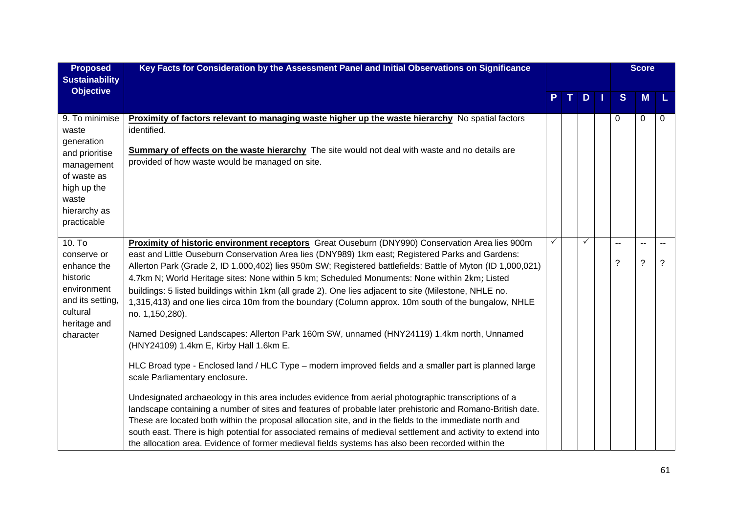| Proposed Sustainability Objective | Key Facts for Consideration by the Assessment Panel and Initial Observations on Significance | P | T | D | I | S | M | L |
|---|---|---|---|---|---|---|---|---|
| 9. To minimise waste generation and prioritise management of waste as high up the waste hierarchy as practicable | **Proximity of factors relevant to managing waste higher up the waste hierarchy** No spatial factors identified.<br><br>**Summary of effects on the waste hierarchy** The site would not deal with waste and no details are provided of how waste would be managed on site. | | | | | 0 | 0 | 0 |
| 10. To conserve or enhance the historic environment and its setting, cultural heritage and character | **Proximity of historic environment receptors** Great Ouseburn (DNY990) Conservation Area lies 900m east and Little Ouseburn Conservation Area lies (DNY989) 1km east; Registered Parks and Gardens: Allerton Park (Grade 2, ID 1.000,402) lies 950m SW; Registered battlefields: Battle of Myton (ID 1,000,021) 4.7km N; World Heritage sites: None within 5 km; Scheduled Monuments: None within 2km; Listed buildings: 5 listed buildings within 1km (all grade 2). One lies adjacent to site (Milestone, NHLE no. 1,315,413) and one lies circa 10m from the boundary (Column approx. 10m south of the bungalow, NHLE no. 1,150,280).<br><br>Named Designed Landscapes: Allerton Park 160m SW, unnamed (HNY24119) 1.4km north, Unnamed (HNY24109) 1.4km E, Kirby Hall 1.6km E.<br><br>HLC Broad type - Enclosed land / HLC Type – modern improved fields and a smaller part is planned large scale Parliamentary enclosure.<br><br>Undesignated archaeology in this area includes evidence from aerial photographic transcriptions of a landscape containing a number of sites and features of probable later prehistoric and Romano-British date. These are located both within the proposal allocation site, and in the fields to the immediate north and south east. There is high potential for associated remains of medieval settlement and activity to extend into the allocation area. Evidence of former medieval fields systems has also been recorded within the | ✓ | | ✓ | | --<br><br>? | --<br><br>? | --<br><br>? |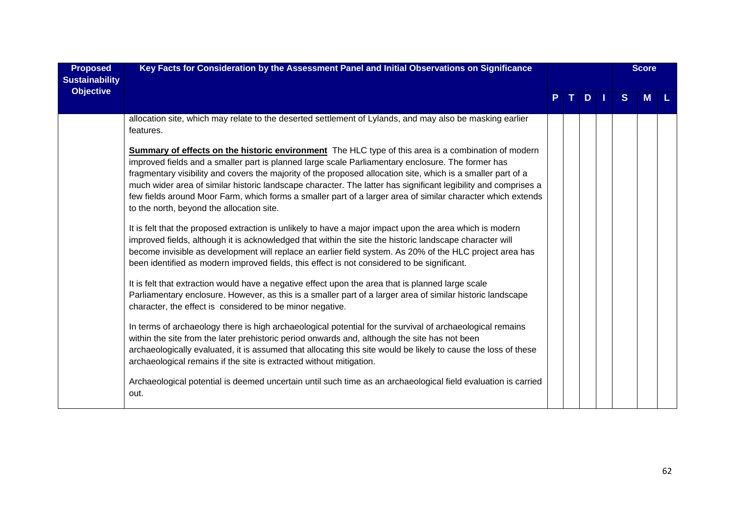| Proposed Sustainability Objective | Key Facts for Consideration by the Assessment Panel and Initial Observations on Significance | P | T | D | I | S | M | L |
|---|---|---|---|---|---|---|---|---|
| | allocation site, which may relate to the deserted settlement of Lylands, and may also be masking earlier features.<br><br>**Summary of effects on the historic environment** The HLC type of this area is a combination of modern improved fields and a smaller part is planned large scale Parliamentary enclosure. The former has fragmentary visibility and covers the majority of the proposed allocation site, which is a smaller part of a much wider area of similar historic landscape character. The latter has significant legibility and comprises a few fields around Moor Farm, which forms a smaller part of a larger area of similar character which extends to the north, beyond the allocation site.<br><br>It is felt that the proposed extraction is unlikely to have a major impact upon the area which is modern improved fields, although it is acknowledged that within the site the historic landscape character will become invisible as development will replace an earlier field system. As 20% of the HLC project area has been identified as modern improved fields, this effect is not considered to be significant.<br><br>It is felt that extraction would have a negative effect upon the area that is planned large scale Parliamentary enclosure. However, as this is a smaller part of a larger area of similar historic landscape character, the effect is considered to be minor negative.<br><br>In terms of archaeology there is high archaeological potential for the survival of archaeological remains within the site from the later prehistoric period onwards and, although the site has not been archaeologically evaluated, it is assumed that allocating this site would be likely to cause the loss of these archaeological remains if the site is extracted without mitigation.<br><br>Archaeological potential is deemed uncertain until such time as an archaeological field evaluation is carried out. | | | | | | | |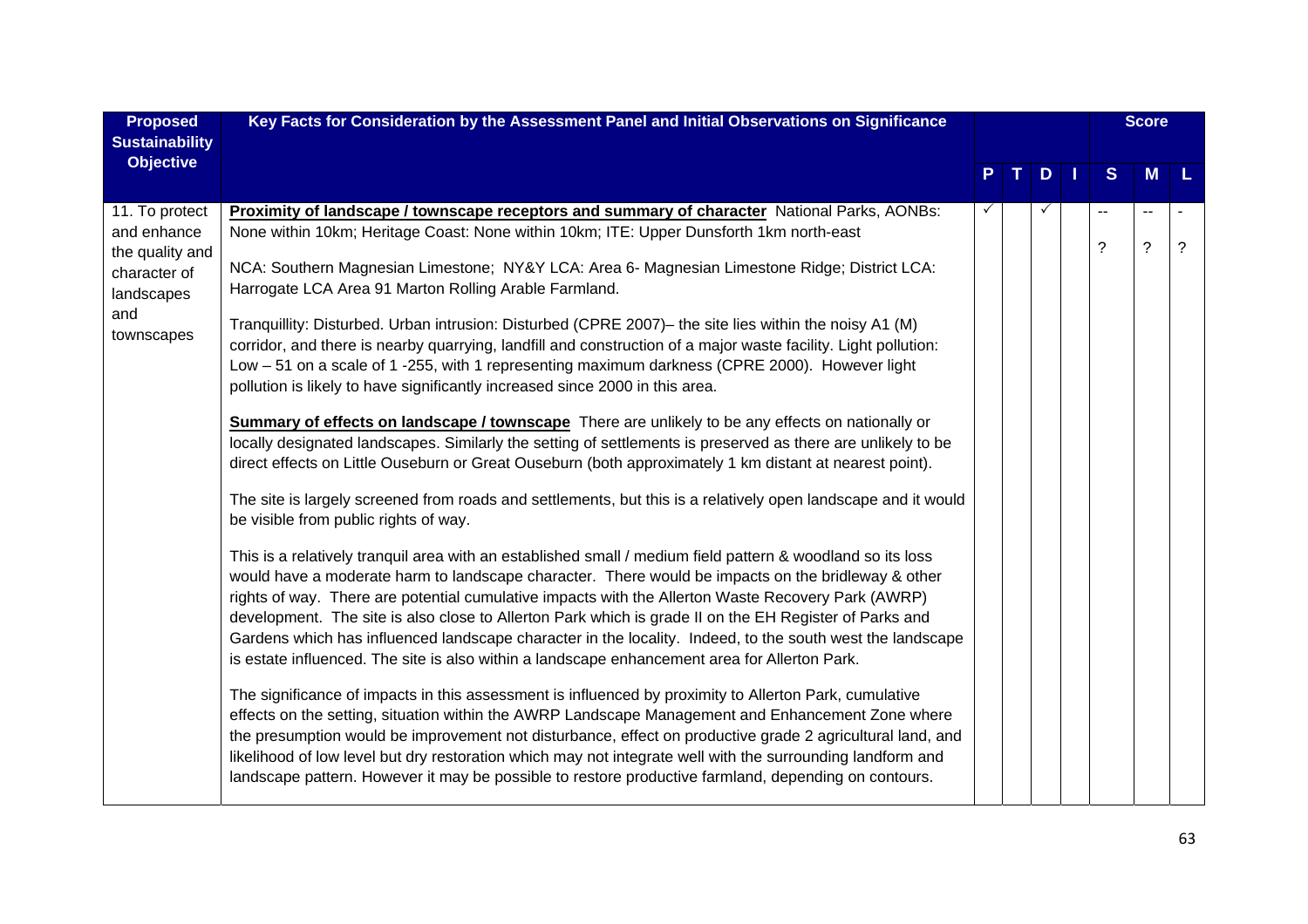| Proposed Sustainability Objective | Key Facts for Consideration by the Assessment Panel and Initial Observations on Significance | P | T | D | I | S | M | L |
|---|---|---|---|---|---|---|---|---|
| | | | | | | Score | | |
| 11. To protect and enhance the quality and character of landscapes and townscapes | **Proximity of landscape / townscape receptors and summary of character** National Parks, AONBs: None within 10km; Heritage Coast: None within 10km; ITE: Upper Dunsforth 1km north-east<br><br>NCA: Southern Magnesian Limestone; NY&Y LCA: Area 6- Magnesian Limestone Ridge; District LCA: Harrogate LCA Area 91 Marton Rolling Arable Farmland.<br><br>Tranquillity: Disturbed. Urban intrusion: Disturbed (CPRE 2007)– the site lies within the noisy A1 (M) corridor, and there is nearby quarrying, landfill and construction of a major waste facility. Light pollution: Low – 51 on a scale of 1 -255, with 1 representing maximum darkness (CPRE 2000). However light pollution is likely to have significantly increased since 2000 in this area.<br><br>**Summary of effects on landscape / townscape** There are unlikely to be any effects on nationally or locally designated landscapes. Similarly the setting of settlements is preserved as there are unlikely to be direct effects on Little Ouseburn or Great Ouseburn (both approximately 1 km distant at nearest point).<br><br>The site is largely screened from roads and settlements, but this is a relatively open landscape and it would be visible from public rights of way.<br><br>This is a relatively tranquil area with an established small / medium field pattern & woodland so its loss would have a moderate harm to landscape character. There would be impacts on the bridleway & other rights of way. There are potential cumulative impacts with the Allerton Waste Recovery Park (AWRP) development. The site is also close to Allerton Park which is grade II on the EH Register of Parks and Gardens which has influenced landscape character in the locality. Indeed, to the south west the landscape is estate influenced. The site is also within a landscape enhancement area for Allerton Park.<br><br>The significance of impacts in this assessment is influenced by proximity to Allerton Park, cumulative effects on the setting, situation within the AWRP Landscape Management and Enhancement Zone where the presumption would be improvement not disturbance, effect on productive grade 2 agricultural land, and likelihood of low level but dry restoration which may not integrate well with the surrounding landform and landscape pattern. However it may be possible to restore productive farmland, depending on contours. | ✓ | | ✓ | | --<br>? | --<br>? | -<br>? |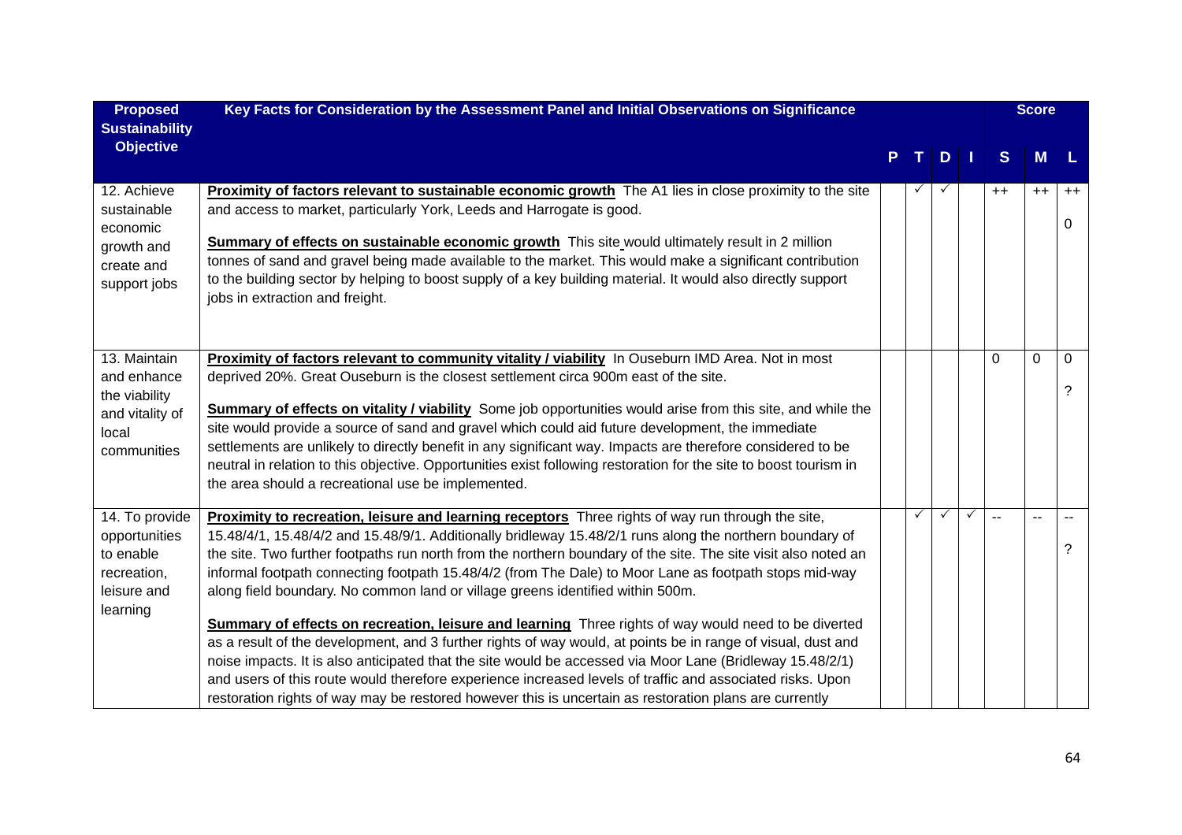| Proposed Sustainability Objective | Key Facts for Consideration by the Assessment Panel and Initial Observations on Significance | P | T | D | I | Score S | Score M | Score L |
|---|---|---|---|---|---|---|---|---|
| 12. Achieve sustainable economic growth and create and support jobs | **Proximity of factors relevant to sustainable economic growth** The A1 lies in close proximity to the site and access to market, particularly York, Leeds and Harrogate is good.<br><br>**Summary of effects on sustainable economic growth** This site would ultimately result in 2 million tonnes of sand and gravel being made available to the market. This would make a significant contribution to the building sector by helping to boost supply of a key building material. It would also directly support jobs in extraction and freight. | | ✓ | ✓ | | ++ | ++ | ++<br><br>0 |
| 13. Maintain and enhance the viability and vitality of local communities | **Proximity of factors relevant to community vitality / viability** In Ouseburn IMD Area. Not in most deprived 20%. Great Ouseburn is the closest settlement circa 900m east of the site.<br><br>**Summary of effects on vitality / viability** Some job opportunities would arise from this site, and while the site would provide a source of sand and gravel which could aid future development, the immediate settlements are unlikely to directly benefit in any significant way. Impacts are therefore considered to be neutral in relation to this objective. Opportunities exist following restoration for the site to boost tourism in the area should a recreational use be implemented. | | | | | 0 | 0 | 0<br><br>? |
| 14. To provide opportunities to enable recreation, leisure and learning | **Proximity to recreation, leisure and learning receptors** Three rights of way run through the site, 15.48/4/1, 15.48/4/2 and 15.48/9/1. Additionally bridleway 15.48/2/1 runs along the northern boundary of the site. Two further footpaths run north from the northern boundary of the site. The site visit also noted an informal footpath connecting footpath 15.48/4/2 (from The Dale) to Moor Lane as footpath stops mid-way along field boundary. No common land or village greens identified within 500m.<br><br>**Summary of effects on recreation, leisure and learning** Three rights of way would need to be diverted as a result of the development, and 3 further rights of way would, at points be in range of visual, dust and noise impacts. It is also anticipated that the site would be accessed via Moor Lane (Bridleway 15.48/2/1) and users of this route would therefore experience increased levels of traffic and associated risks. Upon restoration rights of way may be restored however this is uncertain as restoration plans are currently | | ✓ | ✓ | ✓ | -- | -- | --<br><br>? |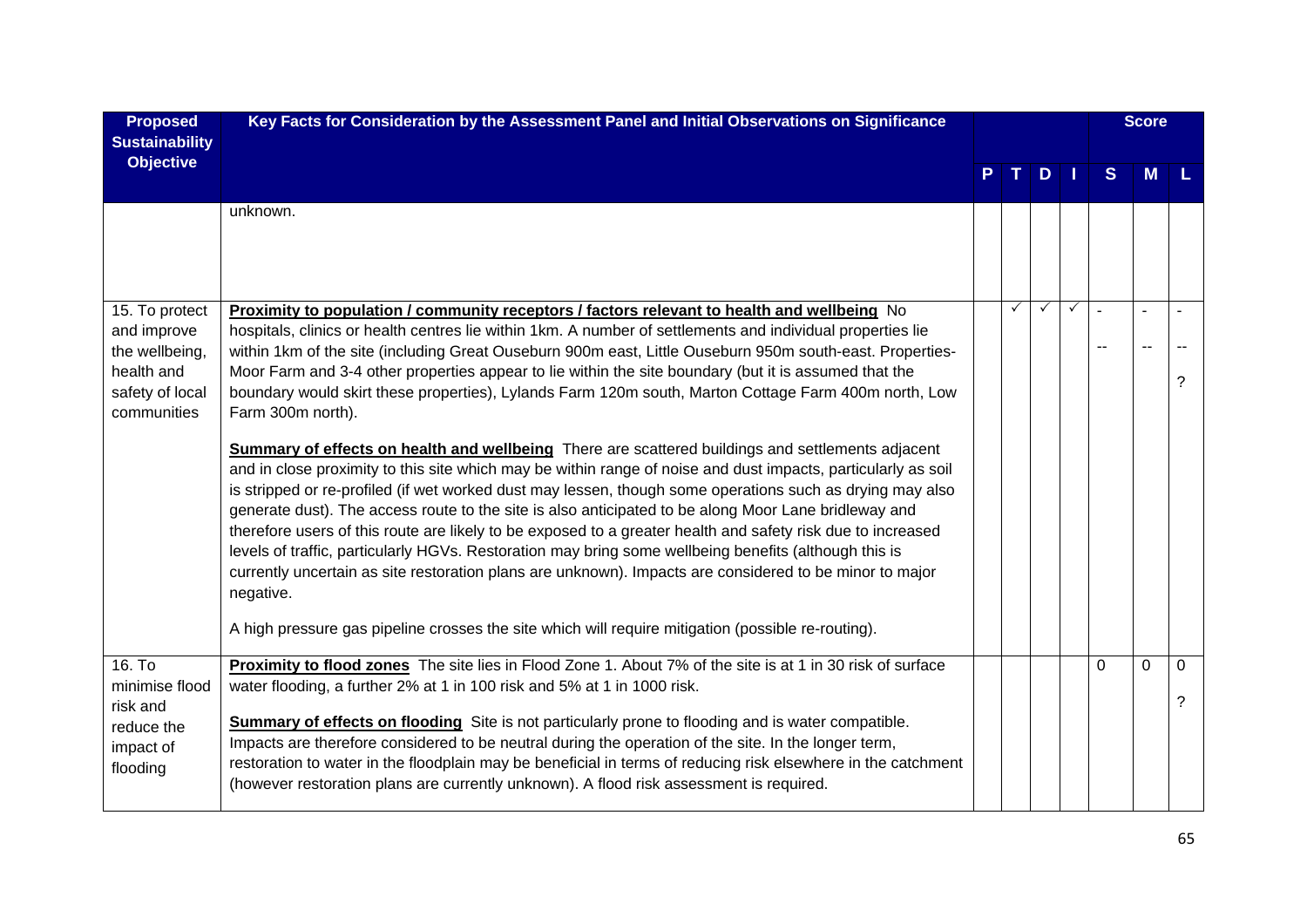| Proposed Sustainability Objective | Key Facts for Consideration by the Assessment Panel and Initial Observations on Significance | P | T | D | I | Score S | Score M | Score L |
|---|---|---|---|---|---|---|---|---|
| | unknown. | | | | | | | |
| 15. To protect and improve the wellbeing, health and safety of local communities | **Proximity to population / community receptors / factors relevant to health and wellbeing** No hospitals, clinics or health centres lie within 1km. A number of settlements and individual properties lie within 1km of the site (including Great Ouseburn 900m east, Little Ouseburn 950m south-east. Properties-Moor Farm and 3-4 other properties appear to lie within the site boundary (but it is assumed that the boundary would skirt these properties), Lylands Farm 120m south, Marton Cottage Farm 400m north, Low Farm 300m north).<br><br>**Summary of effects on health and wellbeing** There are scattered buildings and settlements adjacent and in close proximity to this site which may be within range of noise and dust impacts, particularly as soil is stripped or re-profiled (if wet worked dust may lessen, though some operations such as drying may also generate dust). The access route to the site is also anticipated to be along Moor Lane bridleway and therefore users of this route are likely to be exposed to a greater health and safety risk due to increased levels of traffic, particularly HGVs. Restoration may bring some wellbeing benefits (although this is currently uncertain as site restoration plans are unknown). Impacts are considered to be minor to major negative.<br><br>A high pressure gas pipeline crosses the site which will require mitigation (possible re-routing). | | ✓ | ✓ | ✓ | -<br>-- | -<br>-- | -<br>--<br>? |
| 16. To minimise flood risk and reduce the impact of flooding | **Proximity to flood zones** The site lies in Flood Zone 1. About 7% of the site is at 1 in 30 risk of surface water flooding, a further 2% at 1 in 100 risk and 5% at 1 in 1000 risk.<br><br>**Summary of effects on flooding** Site is not particularly prone to flooding and is water compatible. Impacts are therefore considered to be neutral during the operation of the site. In the longer term, restoration to water in the floodplain may be beneficial in terms of reducing risk elsewhere in the catchment (however restoration plans are currently unknown). A flood risk assessment is required. | | | | | 0 | 0 | 0<br>? |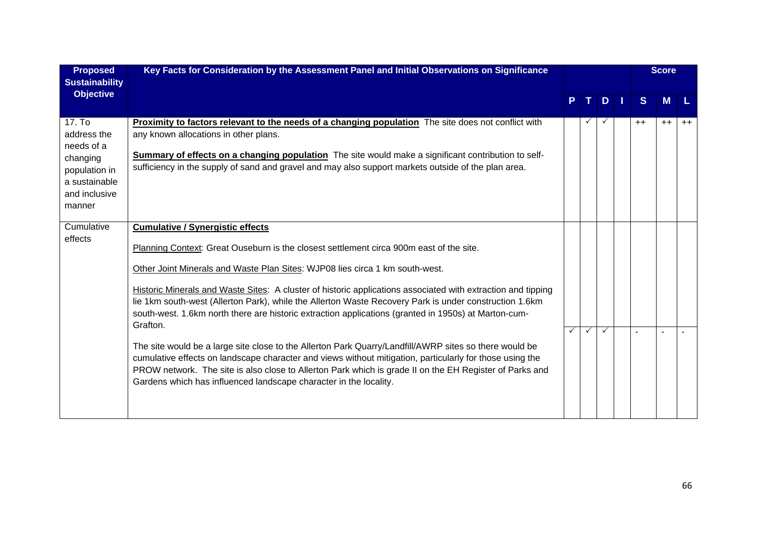| Proposed Sustainability Objective | Key Facts for Consideration by the Assessment Panel and Initial Observations on Significance | P | T | D | I | S | M | L |
|---|---|---|---|---|---|---|---|---|
| | | | | | | Score | | |
| 17. To address the needs of a changing population in a sustainable and inclusive manner | **Proximity to factors relevant to the needs of a changing population** The site does not conflict with any known allocations in other plans.<br><br>**Summary of effects on a changing population** The site would make a significant contribution to self-sufficiency in the supply of sand and gravel and may also support markets outside of the plan area. | | ✓ | ✓ | | ++ | ++ | ++ |
| Cumulative effects | **Cumulative / Synergistic effects**<br><br>Planning Context: Great Ouseburn is the closest settlement circa 900m east of the site.<br><br>Other Joint Minerals and Waste Plan Sites: WJP08 lies circa 1 km south-west.<br><br>Historic Minerals and Waste Sites: A cluster of historic applications associated with extraction and tipping lie 1km south-west (Allerton Park), while the Allerton Waste Recovery Park is under construction 1.6km south-west. 1.6km north there are historic extraction applications (granted in 1950s) at Marton-cum-Grafton.<br><br>The site would be a large site close to the Allerton Park Quarry/Landfill/AWRP sites so there would be cumulative effects on landscape character and views without mitigation, particularly for those using the PROW network. The site is also close to Allerton Park which is grade II on the EH Register of Parks and Gardens which has influenced landscape character in the locality. | ✓ | ✓ | ✓ | | - | - | - |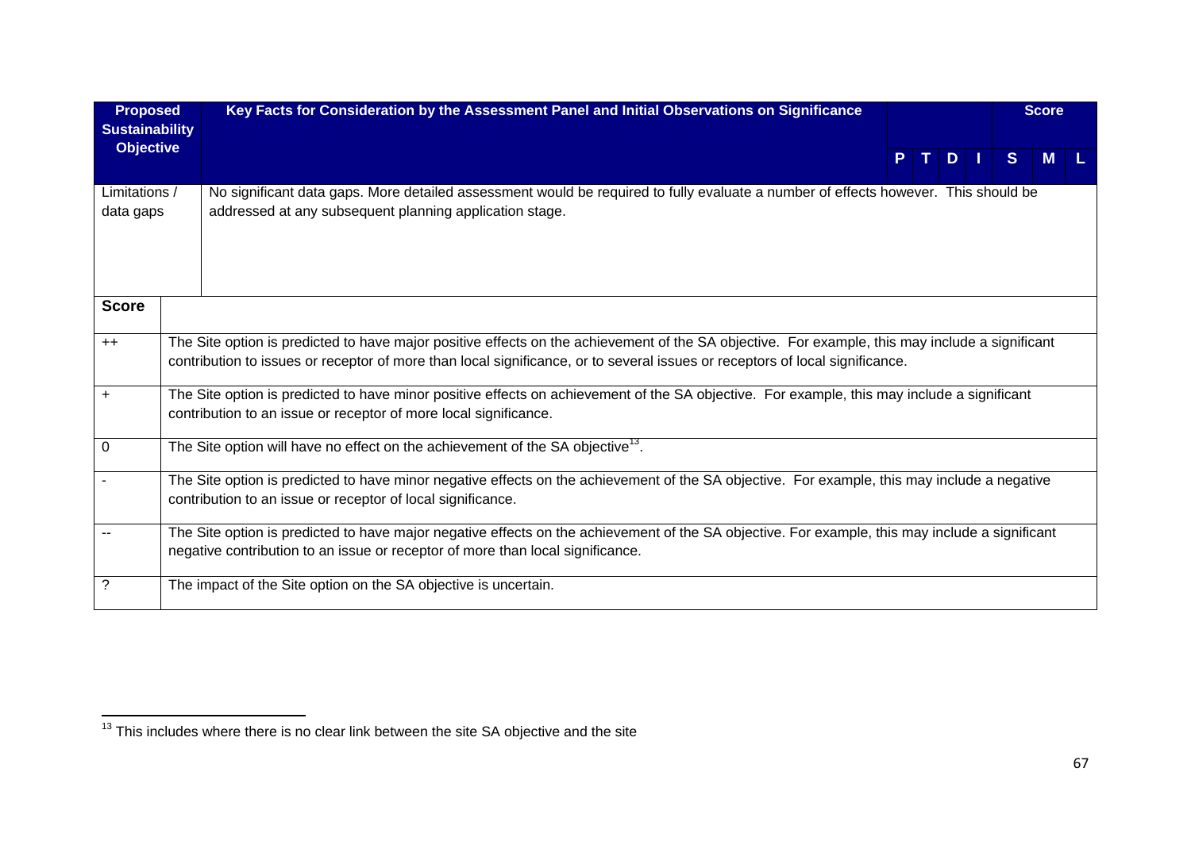| Proposed Sustainability Objective | Key Facts for Consideration by the Assessment Panel and Initial Observations on Significance | P | T | D | I | S | M | L |
|---|---|---|---|---|---|---|---|---|
| | | | | | | Score | | |
| Limitations / data gaps | No significant data gaps. More detailed assessment would be required to fully evaluate a number of effects however. This should be addressed at any subsequent planning application stage. | | | | | | | |

| Score | |
|---|---|
| ++ | The Site option is predicted to have major positive effects on the achievement of the SA objective. For example, this may include a significant contribution to issues or receptor of more than local significance, or to several issues or receptors of local significance. |
| + | The Site option is predicted to have minor positive effects on achievement of the SA objective. For example, this may include a significant contribution to an issue or receptor of more local significance. |
| 0 | The Site option will have no effect on the achievement of the SA objective[13]. |
| - | The Site option is predicted to have minor negative effects on the achievement of the SA objective. For example, this may include a negative contribution to an issue or receptor of local significance. |
| -- | The Site option is predicted to have major negative effects on the achievement of the SA objective. For example, this may include a significant negative contribution to an issue or receptor of more than local significance. |
| ? | The impact of the Site option on the SA objective is uncertain. |

[13] This includes where there is no clear link between the site SA objective and the site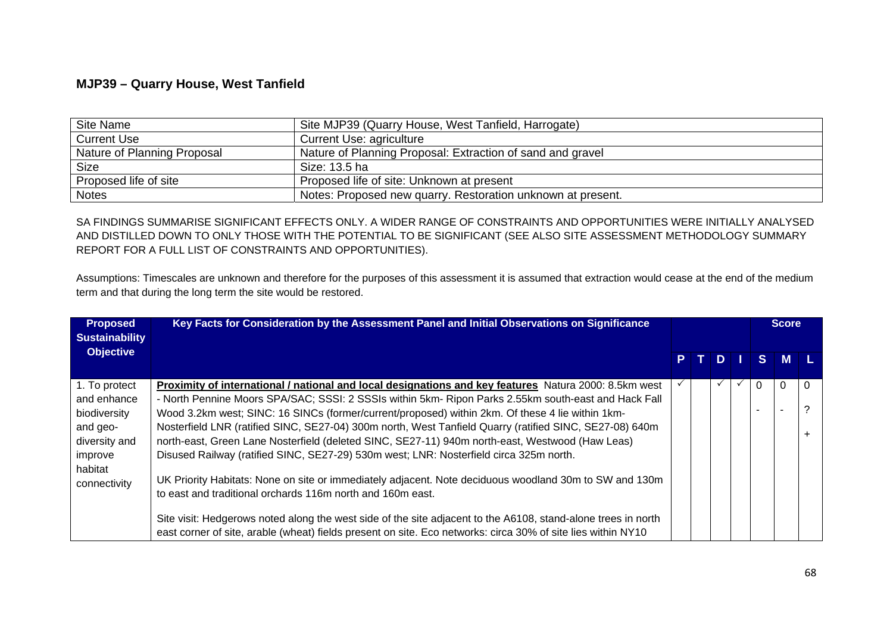## MJP39 – Quarry House, West Tanfield

| Site Name | Site MJP39 (Quarry House, West Tanfield, Harrogate) |
|---|---|
| Current Use | Current Use: agriculture |
| Nature of Planning Proposal | Nature of Planning Proposal: Extraction of sand and gravel |
| Size | Size: 13.5 ha |
| Proposed life of site | Proposed life of site: Unknown at present |
| Notes | Notes: Proposed new quarry. Restoration unknown at present. |

SA FINDINGS SUMMARISE SIGNIFICANT EFFECTS ONLY. A WIDER RANGE OF CONSTRAINTS AND OPPORTUNITIES WERE INITIALLY ANALYSED AND DISTILLED DOWN TO ONLY THOSE WITH THE POTENTIAL TO BE SIGNIFICANT (SEE ALSO SITE ASSESSMENT METHODOLOGY SUMMARY REPORT FOR A FULL LIST OF CONSTRAINTS AND OPPORTUNITIES).

Assumptions: Timescales are unknown and therefore for the purposes of this assessment it is assumed that extraction would cease at the end of the medium term and that during the long term the site would be restored.

| Proposed Sustainability Objective | Key Facts for Consideration by the Assessment Panel and Initial Observations on Significance | P | T | D | I | Score S | Score M | Score L |
|---|---|---|---|---|---|---|---|---|
| 1. To protect and enhance biodiversity and geo-diversity and improve habitat connectivity | **Proximity of international / national and local designations and key features** Natura 2000: 8.5km west - North Pennine Moors SPA/SAC; SSSI: 2 SSSIs within 5km- Ripon Parks 2.55km south-east and Hack Fall Wood 3.2km west; SINC: 16 SINCs (former/current/proposed) within 2km. Of these 4 lie within 1km- Nosterfield LNR (ratified SINC, SE27-04) 300m north, West Tanfield Quarry (ratified SINC, SE27-08) 640m north-east, Green Lane Nosterfield (deleted SINC, SE27-11) 940m north-east, Westwood (Haw Leas) Disused Railway (ratified SINC, SE27-29) 530m west; LNR: Nosterfield circa 325m north.<br><br>UK Priority Habitats: None on site or immediately adjacent. Note deciduous woodland 30m to SW and 130m to east and traditional orchards 116m north and 160m east.<br><br>Site visit: Hedgerows noted along the west side of the site adjacent to the A6108, stand-alone trees in north east corner of site, arable (wheat) fields present on site. Eco networks: circa 30% of site lies within NY10 | ✓ | | ✓ | ✓ | 0<br><br>- | 0<br><br>- | 0<br><br>?<br><br>+ |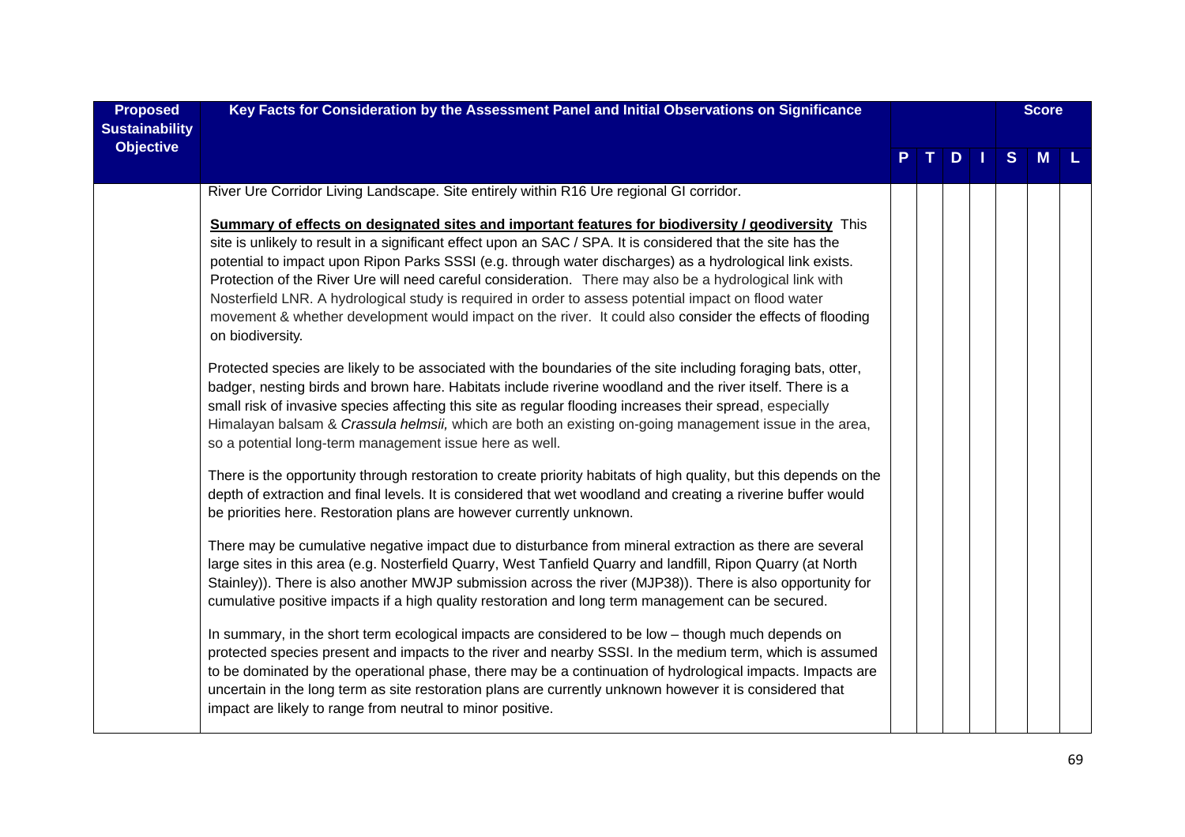| Proposed Sustainability Objective | Key Facts for Consideration by the Assessment Panel and Initial Observations on Significance | P | T | D | I | S | M | L |
|---|---|---|---|---|---|---|---|---|
| | | | | | | Score | | |
| | River Ure Corridor Living Landscape. Site entirely within R16 Ure regional GI corridor.<br><br>**Summary of effects on designated sites and important features for biodiversity / geodiversity** This site is unlikely to result in a significant effect upon an SAC / SPA. It is considered that the site has the potential to impact upon Ripon Parks SSSI (e.g. through water discharges) as a hydrological link exists. Protection of the River Ure will need careful consideration. There may also be a hydrological link with Nosterfield LNR. A hydrological study is required in order to assess potential impact on flood water movement & whether development would impact on the river. It could also consider the effects of flooding on biodiversity.<br><br>Protected species are likely to be associated with the boundaries of the site including foraging bats, otter, badger, nesting birds and brown hare. Habitats include riverine woodland and the river itself. There is a small risk of invasive species affecting this site as regular flooding increases their spread, especially Himalayan balsam & *Crassula helmsii,* which are both an existing on-going management issue in the area, so a potential long-term management issue here as well.<br><br>There is the opportunity through restoration to create priority habitats of high quality, but this depends on the depth of extraction and final levels. It is considered that wet woodland and creating a riverine buffer would be priorities here. Restoration plans are however currently unknown.<br><br>There may be cumulative negative impact due to disturbance from mineral extraction as there are several large sites in this area (e.g. Nosterfield Quarry, West Tanfield Quarry and landfill, Ripon Quarry (at North Stainley)). There is also another MWJP submission across the river (MJP38)). There is also opportunity for cumulative positive impacts if a high quality restoration and long term management can be secured.<br><br>In summary, in the short term ecological impacts are considered to be low – though much depends on protected species present and impacts to the river and nearby SSSI. In the medium term, which is assumed to be dominated by the operational phase, there may be a continuation of hydrological impacts. Impacts are uncertain in the long term as site restoration plans are currently unknown however it is considered that impact are likely to range from neutral to minor positive. | | | | | | | |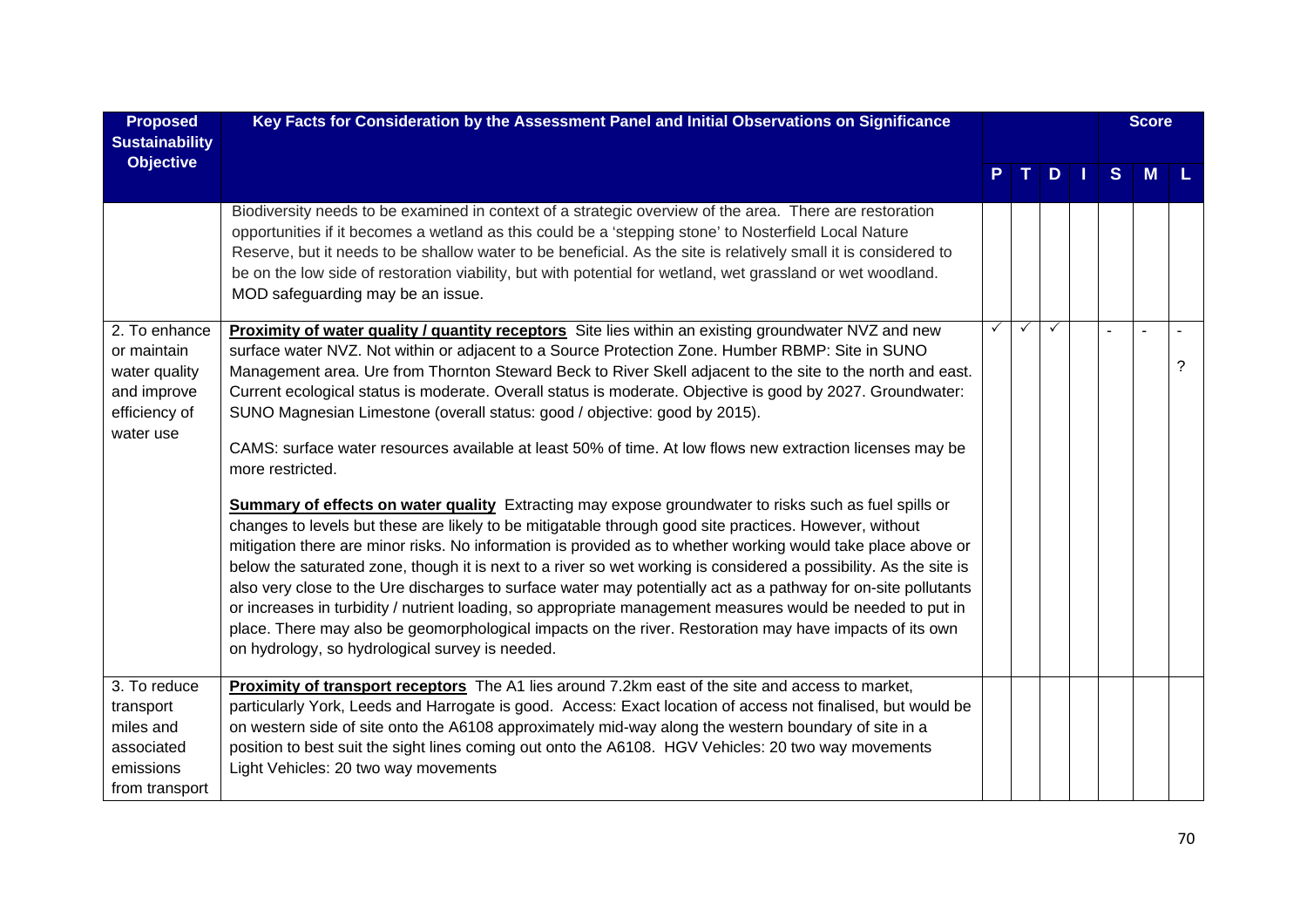| Proposed Sustainability Objective | Key Facts for Consideration by the Assessment Panel and Initial Observations on Significance | | | | | Score | | |
|---|---|---|---|---|---|---|---|---|
| | | P | T | D | I | S | M | L |
| | Biodiversity needs to be examined in context of a strategic overview of the area. There are restoration opportunities if it becomes a wetland as this could be a 'stepping stone' to Nosterfield Local Nature Reserve, but it needs to be shallow water to be beneficial. As the site is relatively small it is considered to be on the low side of restoration viability, but with potential for wetland, wet grassland or wet woodland. MOD safeguarding may be an issue. | | | | | | | |
| 2. To enhance or maintain water quality and improve efficiency of water use | **Proximity of water quality / quantity receptors** Site lies within an existing groundwater NVZ and new surface water NVZ. Not within or adjacent to a Source Protection Zone. Humber RBMP: Site in SUNO Management area. Ure from Thornton Steward Beck to River Skell adjacent to the site to the north and east. Current ecological status is moderate. Overall status is moderate. Objective is good by 2027. Groundwater: SUNO Magnesian Limestone (overall status: good / objective: good by 2015).<br><br>CAMS: surface water resources available at least 50% of time. At low flows new extraction licenses may be more restricted.<br><br>**Summary of effects on water quality** Extracting may expose groundwater to risks such as fuel spills or changes to levels but these are likely to be mitigatable through good site practices. However, without mitigation there are minor risks. No information is provided as to whether working would take place above or below the saturated zone, though it is next to a river so wet working is considered a possibility. As the site is also very close to the Ure discharges to surface water may potentially act as a pathway for on-site pollutants or increases in turbidity / nutrient loading, so appropriate management measures would be needed to put in place. There may also be geomorphological impacts on the river. Restoration may have impacts of its own on hydrology, so hydrological survey is needed. | ✓ | ✓ | ✓ | | - | - | -<br>? |
| 3. To reduce transport miles and associated emissions from transport | **Proximity of transport receptors** The A1 lies around 7.2km east of the site and access to market, particularly York, Leeds and Harrogate is good. Access: Exact location of access not finalised, but would be on western side of site onto the A6108 approximately mid-way along the western boundary of site in a position to best suit the sight lines coming out onto the A6108. HGV Vehicles: 20 two way movements Light Vehicles: 20 two way movements | | | | | | | |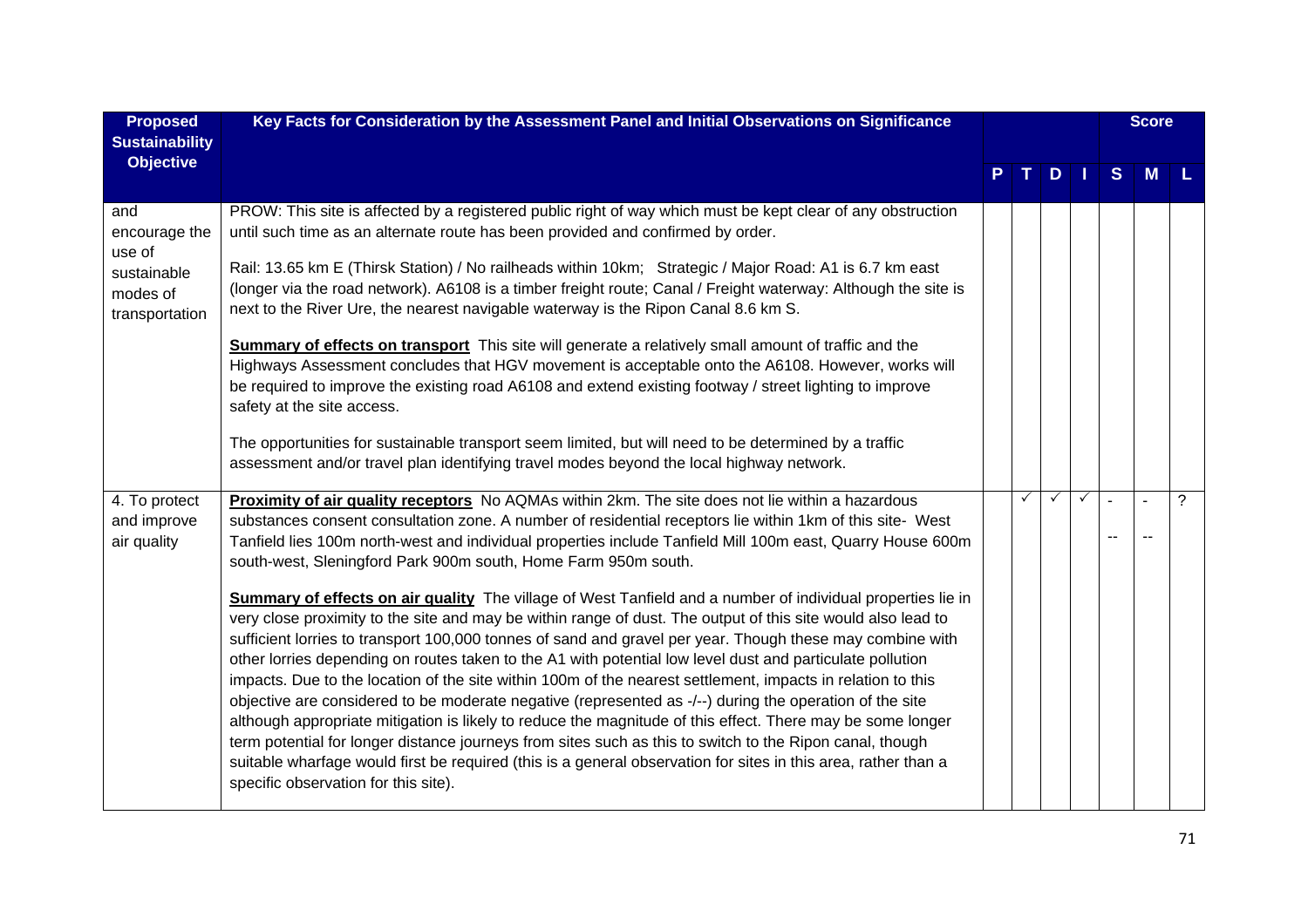| Proposed Sustainability Objective | Key Facts for Consideration by the Assessment Panel and Initial Observations on Significance | P | T | D | I | S | M | L |
|---|---|---|---|---|---|---|---|---|
| | | | | | | **Score** | | |
| and encourage the use of sustainable modes of transportation | PROW: This site is affected by a registered public right of way which must be kept clear of any obstruction until such time as an alternate route has been provided and confirmed by order.<br><br>Rail: 13.65 km E (Thirsk Station) / No railheads within 10km; Strategic / Major Road: A1 is 6.7 km east (longer via the road network). A6108 is a timber freight route; Canal / Freight waterway: Although the site is next to the River Ure, the nearest navigable waterway is the Ripon Canal 8.6 km S.<br><br>**Summary of effects on transport** This site will generate a relatively small amount of traffic and the Highways Assessment concludes that HGV movement is acceptable onto the A6108. However, works will be required to improve the existing road A6108 and extend existing footway / street lighting to improve safety at the site access.<br><br>The opportunities for sustainable transport seem limited, but will need to be determined by a traffic assessment and/or travel plan identifying travel modes beyond the local highway network. | | | | | | | |
| 4. To protect and improve air quality | **Proximity of air quality receptors** No AQMAs within 2km. The site does not lie within a hazardous substances consent consultation zone. A number of residential receptors lie within 1km of this site- West Tanfield lies 100m north-west and individual properties include Tanfield Mill 100m east, Quarry House 600m south-west, Sleningford Park 900m south, Home Farm 950m south.<br><br>**Summary of effects on air quality** The village of West Tanfield and a number of individual properties lie in very close proximity to the site and may be within range of dust. The output of this site would also lead to sufficient lorries to transport 100,000 tonnes of sand and gravel per year. Though these may combine with other lorries depending on routes taken to the A1 with potential low level dust and particulate pollution impacts. Due to the location of the site within 100m of the nearest settlement, impacts in relation to this objective are considered to be moderate negative (represented as -/--) during the operation of the site although appropriate mitigation is likely to reduce the magnitude of this effect. There may be some longer term potential for longer distance journeys from sites such as this to switch to the Ripon canal, though suitable wharfage would first be required (this is a general observation for sites in this area, rather than a specific observation for this site). | | ✓ | ✓ | ✓ | -<br>-- | -<br>-- | ? |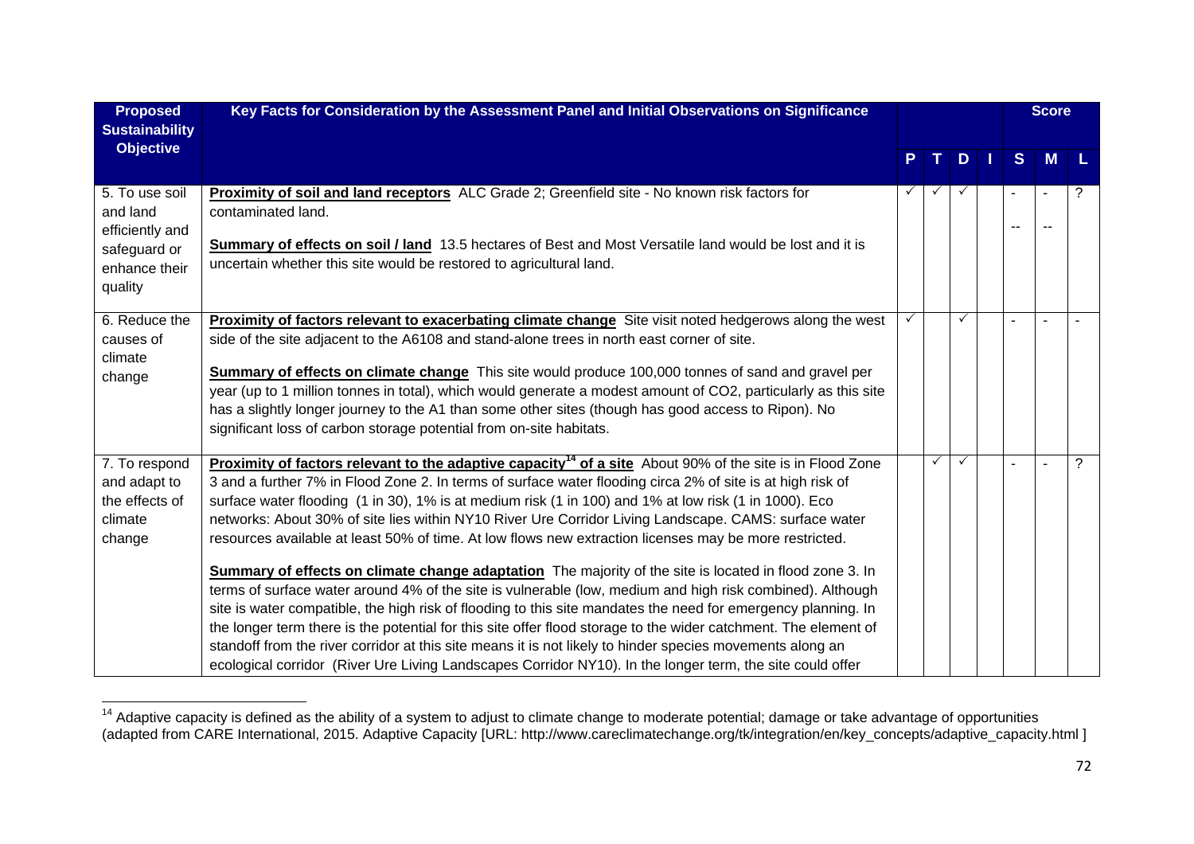| Proposed Sustainability Objective | Key Facts for Consideration by the Assessment Panel and Initial Observations on Significance | P | T | D | I | Score S | Score M | Score L |
|---|---|---|---|---|---|---|---|---|
| 5. To use soil and land efficiently and safeguard or enhance their quality | **Proximity of soil and land receptors** ALC Grade 2; Greenfield site - No known risk factors for contaminated land.<br><br>**Summary of effects on soil / land** 13.5 hectares of Best and Most Versatile land would be lost and it is uncertain whether this site would be restored to agricultural land. | ✓ | ✓ | ✓ | | - <br>-- | - <br>-- | ? |
| 6. Reduce the causes of climate change | **Proximity of factors relevant to exacerbating climate change** Site visit noted hedgerows along the west side of the site adjacent to the A6108 and stand-alone trees in north east corner of site.<br><br>**Summary of effects on climate change** This site would produce 100,000 tonnes of sand and gravel per year (up to 1 million tonnes in total), which would generate a modest amount of CO2, particularly as this site has a slightly longer journey to the A1 than some other sites (though has good access to Ripon). No significant loss of carbon storage potential from on-site habitats. | ✓ | | ✓ | | - | - | - |
| 7. To respond and adapt to the effects of climate change | **Proximity of factors relevant to the adaptive capacity[14] of a site** About 90% of the site is in Flood Zone 3 and a further 7% in Flood Zone 2. In terms of surface water flooding circa 2% of site is at high risk of surface water flooding (1 in 30), 1% is at medium risk (1 in 100) and 1% at low risk (1 in 1000). Eco networks: About 30% of site lies within NY10 River Ure Corridor Living Landscape. CAMS: surface water resources available at least 50% of time. At low flows new extraction licenses may be more restricted.<br><br>**Summary of effects on climate change adaptation** The majority of the site is located in flood zone 3. In terms of surface water around 4% of the site is vulnerable (low, medium and high risk combined). Although site is water compatible, the high risk of flooding to this site mandates the need for emergency planning. In the longer term there is the potential for this site offer flood storage to the wider catchment. The element of standoff from the river corridor at this site means it is not likely to hinder species movements along an ecological corridor (River Ure Living Landscapes Corridor NY10). In the longer term, the site could offer | | ✓ | ✓ | | - | - | ? |

[14] Adaptive capacity is defined as the ability of a system to adjust to climate change to moderate potential; damage or take advantage of opportunities (adapted from CARE International, 2015. Adaptive Capacity [URL: http://www.careclimatechange.org/tk/integration/en/key_concepts/adaptive_capacity.html ]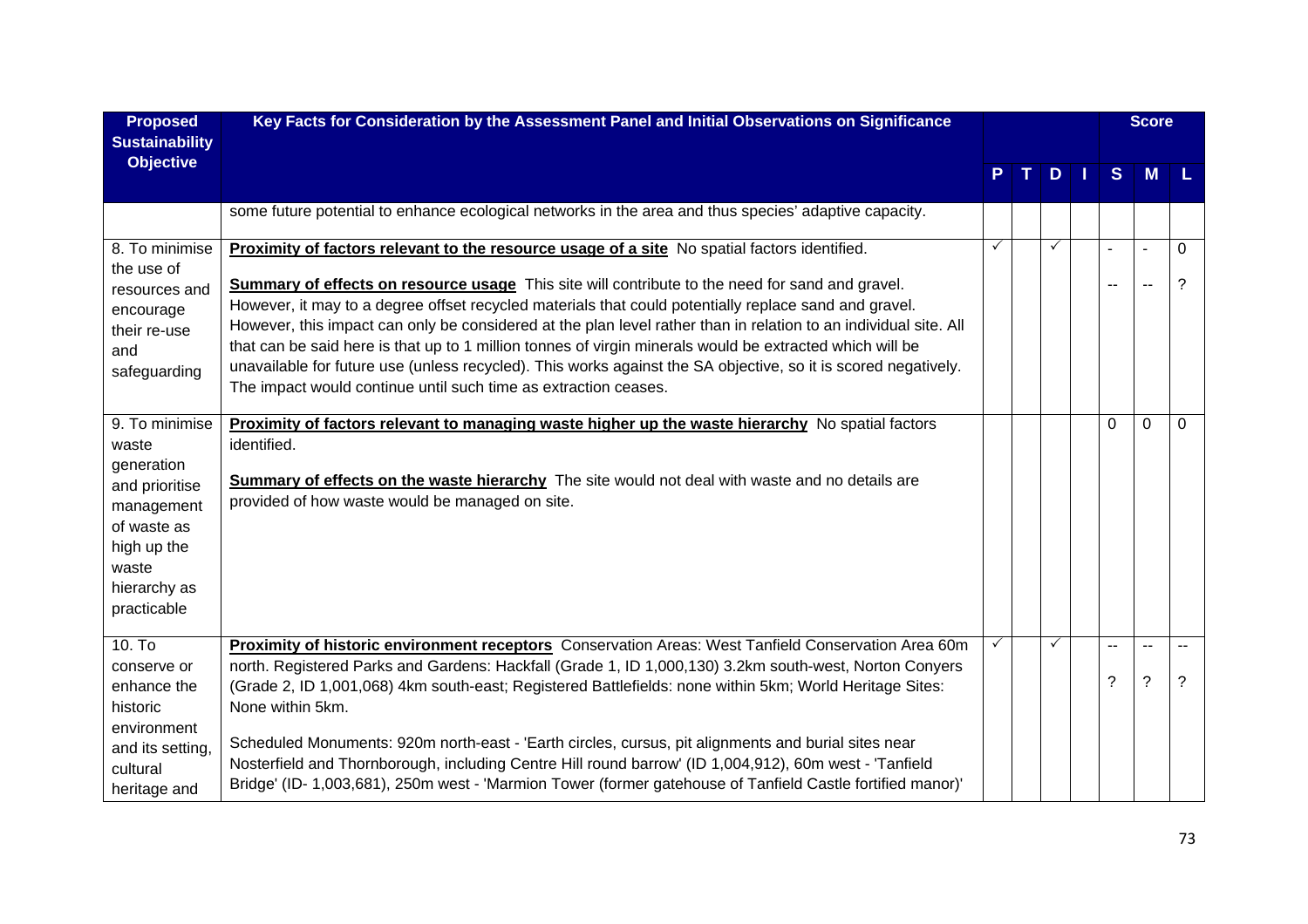| Proposed Sustainability Objective | Key Facts for Consideration by the Assessment Panel and Initial Observations on Significance | P | T | D | I | S | M | L |
|---|---|---|---|---|---|---|---|---|
| | some future potential to enhance ecological networks in the area and thus species' adaptive capacity. | | | | | | | |
| 8. To minimise the use of resources and encourage their re-use and safeguarding | **Proximity of factors relevant to the resource usage of a site** No spatial factors identified.<br><br>**Summary of effects on resource usage** This site will contribute to the need for sand and gravel. However, it may to a degree offset recycled materials that could potentially replace sand and gravel. However, this impact can only be considered at the plan level rather than in relation to an individual site. All that can be said here is that up to 1 million tonnes of virgin minerals would be extracted which will be unavailable for future use (unless recycled). This works against the SA objective, so it is scored negatively. The impact would continue until such time as extraction ceases. | ✓ | | ✓ | | -<br><br>-- | -<br><br>-- | 0<br><br>? |
| 9. To minimise waste generation and prioritise management of waste as high up the waste hierarchy as practicable | **Proximity of factors relevant to managing waste higher up the waste hierarchy** No spatial factors identified.<br><br>**Summary of effects on the waste hierarchy** The site would not deal with waste and no details are provided of how waste would be managed on site. | | | | | 0 | 0 | 0 |
| 10. To conserve or enhance the historic environment and its setting, cultural heritage and | **Proximity of historic environment receptors** Conservation Areas: West Tanfield Conservation Area 60m north. Registered Parks and Gardens: Hackfall (Grade 1, ID 1,000,130) 3.2km south-west, Norton Conyers (Grade 2, ID 1,001,068) 4km south-east; Registered Battlefields: none within 5km; World Heritage Sites: None within 5km.<br><br>Scheduled Monuments: 920m north-east - 'Earth circles, cursus, pit alignments and burial sites near Nosterfield and Thornborough, including Centre Hill round barrow' (ID 1,004,912), 60m west - 'Tanfield Bridge' (ID- 1,003,681), 250m west - 'Marmion Tower (former gatehouse of Tanfield Castle fortified manor)' | ✓ | | ✓ | | --<br><br>? | --<br><br>? | --<br><br>? |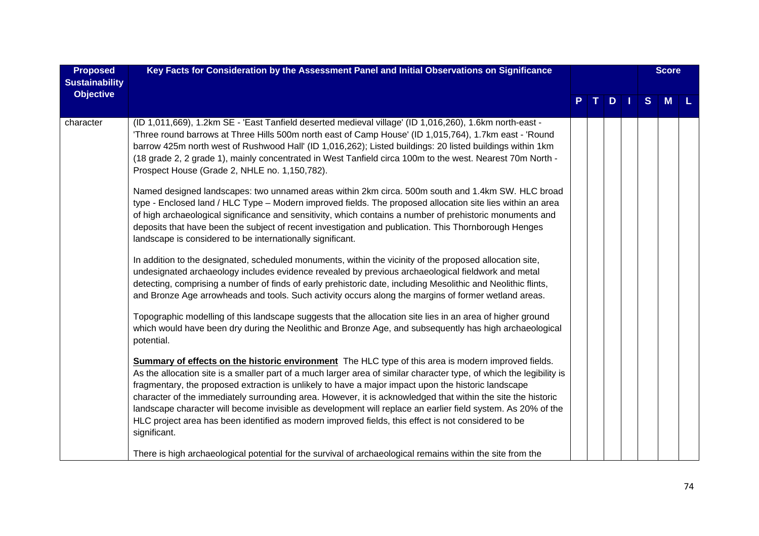| Proposed Sustainability Objective | Key Facts for Consideration by the Assessment Panel and Initial Observations on Significance | P | T | D | I | S | M | L |
|---|---|---|---|---|---|---|---|---|
| | | | | | | Score | | |
| character | (ID 1,011,669), 1.2km SE - 'East Tanfield deserted medieval village' (ID 1,016,260), 1.6km north-east - 'Three round barrows at Three Hills 500m north east of Camp House' (ID 1,015,764), 1.7km east - 'Round barrow 425m north west of Rushwood Hall' (ID 1,016,262); Listed buildings: 20 listed buildings within 1km (18 grade 2, 2 grade 1), mainly concentrated in West Tanfield circa 100m to the west. Nearest 70m North - Prospect House (Grade 2, NHLE no. 1,150,782).<br><br>Named designed landscapes: two unnamed areas within 2km circa. 500m south and 1.4km SW. HLC broad type - Enclosed land / HLC Type – Modern improved fields. The proposed allocation site lies within an area of high archaeological significance and sensitivity, which contains a number of prehistoric monuments and deposits that have been the subject of recent investigation and publication. This Thornborough Henges landscape is considered to be internationally significant.<br><br>In addition to the designated, scheduled monuments, within the vicinity of the proposed allocation site, undesignated archaeology includes evidence revealed by previous archaeological fieldwork and metal detecting, comprising a number of finds of early prehistoric date, including Mesolithic and Neolithic flints, and Bronze Age arrowheads and tools. Such activity occurs along the margins of former wetland areas.<br><br>Topographic modelling of this landscape suggests that the allocation site lies in an area of higher ground which would have been dry during the Neolithic and Bronze Age, and subsequently has high archaeological potential.<br><br>**Summary of effects on the historic environment** The HLC type of this area is modern improved fields. As the allocation site is a smaller part of a much larger area of similar character type, of which the legibility is fragmentary, the proposed extraction is unlikely to have a major impact upon the historic landscape character of the immediately surrounding area. However, it is acknowledged that within the site the historic landscape character will become invisible as development will replace an earlier field system. As 20% of the HLC project area has been identified as modern improved fields, this effect is not considered to be significant.<br><br>There is high archaeological potential for the survival of archaeological remains within the site from the | | | | | | | |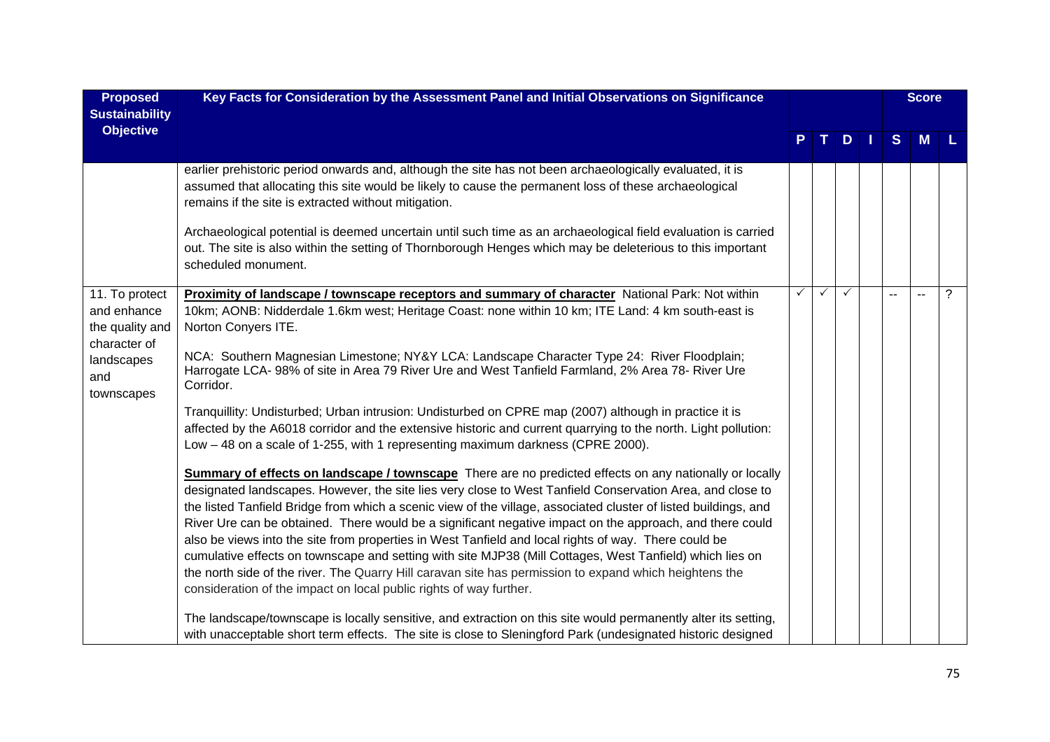| Proposed Sustainability Objective | Key Facts for Consideration by the Assessment Panel and Initial Observations on Significance | P | T | D | I | S | M | L |
|---|---|---|---|---|---|---|---|---|
| | earlier prehistoric period onwards and, although the site has not been archaeologically evaluated, it is assumed that allocating this site would be likely to cause the permanent loss of these archaeological remains if the site is extracted without mitigation.<br><br>Archaeological potential is deemed uncertain until such time as an archaeological field evaluation is carried out. The site is also within the setting of Thornborough Henges which may be deleterious to this important scheduled monument. | | | | | | | |
| 11. To protect and enhance the quality and character of landscapes and townscapes | **Proximity of landscape / townscape receptors and summary of character** National Park: Not within 10km; AONB: Nidderdale 1.6km west; Heritage Coast: none within 10 km; ITE Land: 4 km south-east is Norton Conyers ITE.<br><br>NCA: Southern Magnesian Limestone; NY&Y LCA: Landscape Character Type 24: River Floodplain; Harrogate LCA- 98% of site in Area 79 River Ure and West Tanfield Farmland, 2% Area 78- River Ure Corridor.<br><br>Tranquillity: Undisturbed; Urban intrusion: Undisturbed on CPRE map (2007) although in practice it is affected by the A6018 corridor and the extensive historic and current quarrying to the north. Light pollution: Low – 48 on a scale of 1-255, with 1 representing maximum darkness (CPRE 2000).<br><br>**Summary of effects on landscape / townscape** There are no predicted effects on any nationally or locally designated landscapes. However, the site lies very close to West Tanfield Conservation Area, and close to the listed Tanfield Bridge from which a scenic view of the village, associated cluster of listed buildings, and River Ure can be obtained. There would be a significant negative impact on the approach, and there could also be views into the site from properties in West Tanfield and local rights of way. There could be cumulative effects on townscape and setting with site MJP38 (Mill Cottages, West Tanfield) which lies on the north side of the river. The Quarry Hill caravan site has permission to expand which heightens the consideration of the impact on local public rights of way further.<br><br>The landscape/townscape is locally sensitive, and extraction on this site would permanently alter its setting, with unacceptable short term effects. The site is close to Sleningford Park (undesignated historic designed | ✓ | ✓ | ✓ | | -- | -- | ? |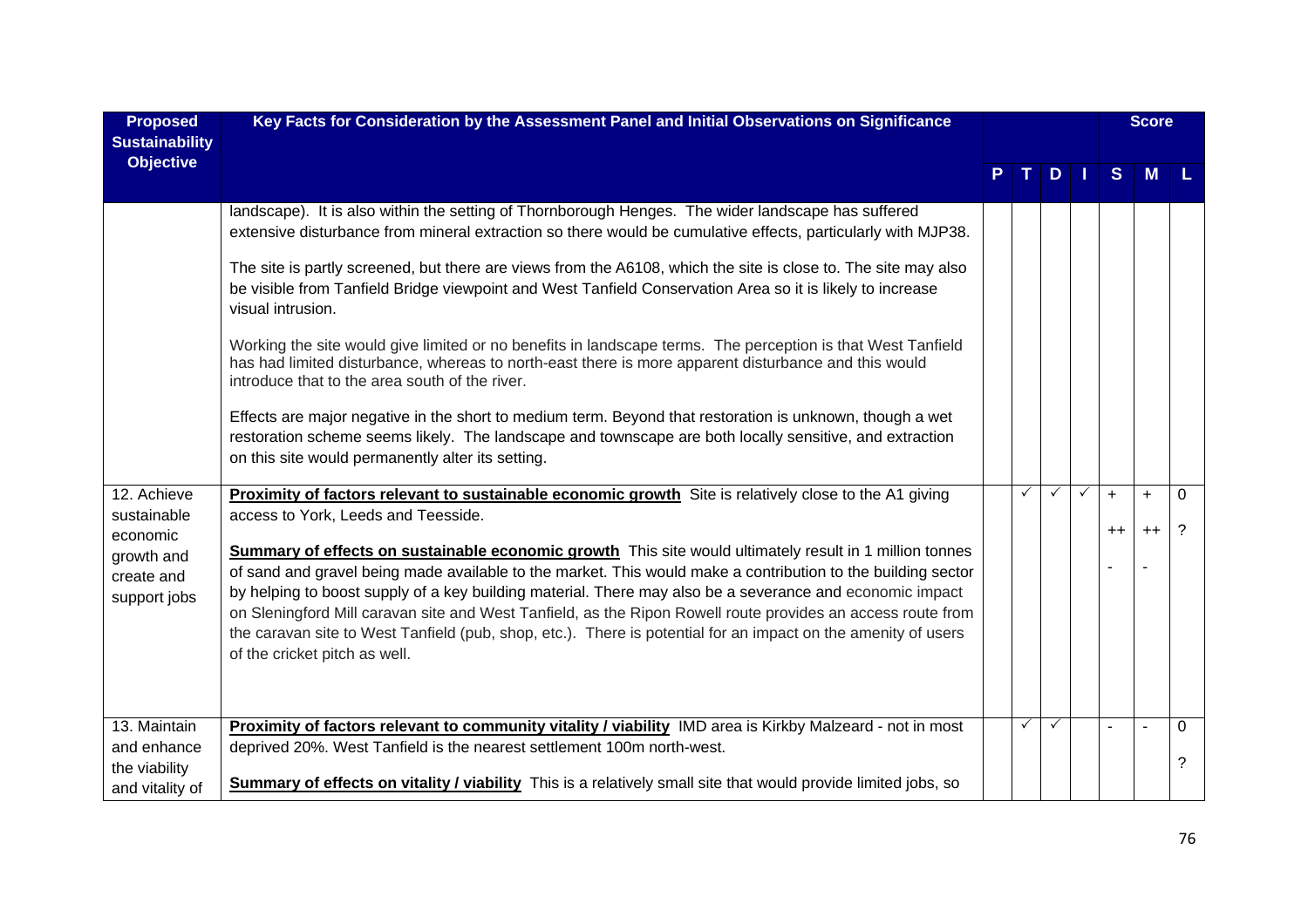| Proposed Sustainability Objective | Key Facts for Consideration by the Assessment Panel and Initial Observations on Significance | P | T | D | I | S | M | L |
|---|---|---|---|---|---|---|---|---|
| | landscape). It is also within the setting of Thornborough Henges. The wider landscape has suffered extensive disturbance from mineral extraction so there would be cumulative effects, particularly with MJP38.<br><br>The site is partly screened, but there are views from the A6108, which the site is close to. The site may also be visible from Tanfield Bridge viewpoint and West Tanfield Conservation Area so it is likely to increase visual intrusion.<br><br>Working the site would give limited or no benefits in landscape terms. The perception is that West Tanfield has had limited disturbance, whereas to north-east there is more apparent disturbance and this would introduce that to the area south of the river.<br><br>Effects are major negative in the short to medium term. Beyond that restoration is unknown, though a wet restoration scheme seems likely. The landscape and townscape are both locally sensitive, and extraction on this site would permanently alter its setting. | | | | | | | |
| 12. Achieve sustainable economic growth and create and support jobs | **Proximity of factors relevant to sustainable economic growth** Site is relatively close to the A1 giving access to York, Leeds and Teesside.<br><br>**Summary of effects on sustainable economic growth** This site would ultimately result in 1 million tonnes of sand and gravel being made available to the market. This would make a contribution to the building sector by helping to boost supply of a key building material. There may also be a severance and economic impact on Sleningford Mill caravan site and West Tanfield, as the Ripon Rowell route provides an access route from the caravan site to West Tanfield (pub, shop, etc.). There is potential for an impact on the amenity of users of the cricket pitch as well. | | ✓ | ✓ | ✓ | +<br>++<br>- | +<br>++<br>- | 0<br>? |
| 13. Maintain and enhance the viability and vitality of | **Proximity of factors relevant to community vitality / viability** IMD area is Kirkby Malzeard - not in most deprived 20%. West Tanfield is the nearest settlement 100m north-west.<br><br>**Summary of effects on vitality / viability** This is a relatively small site that would provide limited jobs, so | | ✓ | ✓ | | - | - | 0<br>? |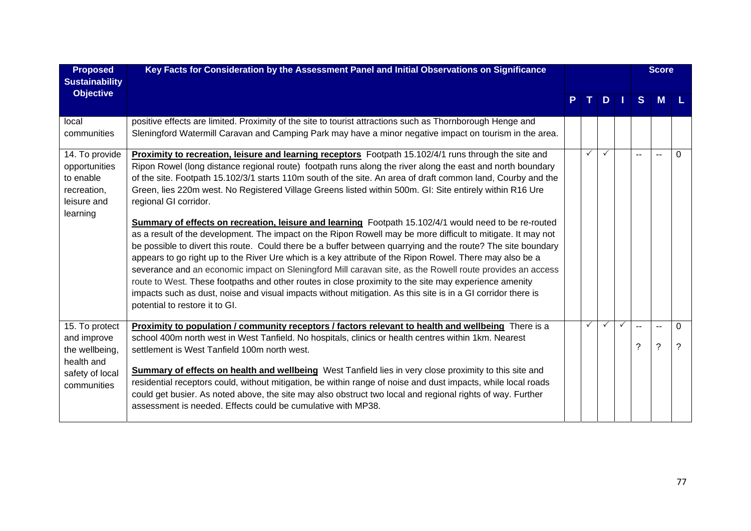| Proposed Sustainability Objective | Key Facts for Consideration by the Assessment Panel and Initial Observations on Significance | P | T | D | I | S | M | L |
|---|---|---|---|---|---|---|---|---|
| | | | | | | | Score | |
| local communities | positive effects are limited. Proximity of the site to tourist attractions such as Thornborough Henge and Sleningford Watermill Caravan and Camping Park may have a minor negative impact on tourism in the area. | | | | | | | |
| 14. To provide opportunities to enable recreation, leisure and learning | **Proximity to recreation, leisure and learning receptors** Footpath 15.102/4/1 runs through the site and Ripon Rowel (long distance regional route) footpath runs along the river along the east and north boundary of the site. Footpath 15.102/3/1 starts 110m south of the site. An area of draft common land, Courby and the Green, lies 220m west. No Registered Village Greens listed within 500m. GI: Site entirely within R16 Ure regional GI corridor.<br><br>**Summary of effects on recreation, leisure and learning** Footpath 15.102/4/1 would need to be re-routed as a result of the development. The impact on the Ripon Rowell may be more difficult to mitigate. It may not be possible to divert this route. Could there be a buffer between quarrying and the route? The site boundary appears to go right up to the River Ure which is a key attribute of the Ripon Rowel. There may also be a severance and an economic impact on Sleningford Mill caravan site, as the Rowell route provides an access route to West. These footpaths and other routes in close proximity to the site may experience amenity impacts such as dust, noise and visual impacts without mitigation. As this site is in a GI corridor there is potential to restore it to GI. | | ✓ | ✓ | | -- | -- | 0 |
| 15. To protect and improve the wellbeing, health and safety of local communities | **Proximity to population / community receptors / factors relevant to health and wellbeing** There is a school 400m north west in West Tanfield. No hospitals, clinics or health centres within 1km. Nearest settlement is West Tanfield 100m north west.<br><br>**Summary of effects on health and wellbeing** West Tanfield lies in very close proximity to this site and residential receptors could, without mitigation, be within range of noise and dust impacts, while local roads could get busier. As noted above, the site may also obstruct two local and regional rights of way. Further assessment is needed. Effects could be cumulative with MP38. | | ✓ | ✓ | ✓ | --<br>? | --<br>? | 0<br>? |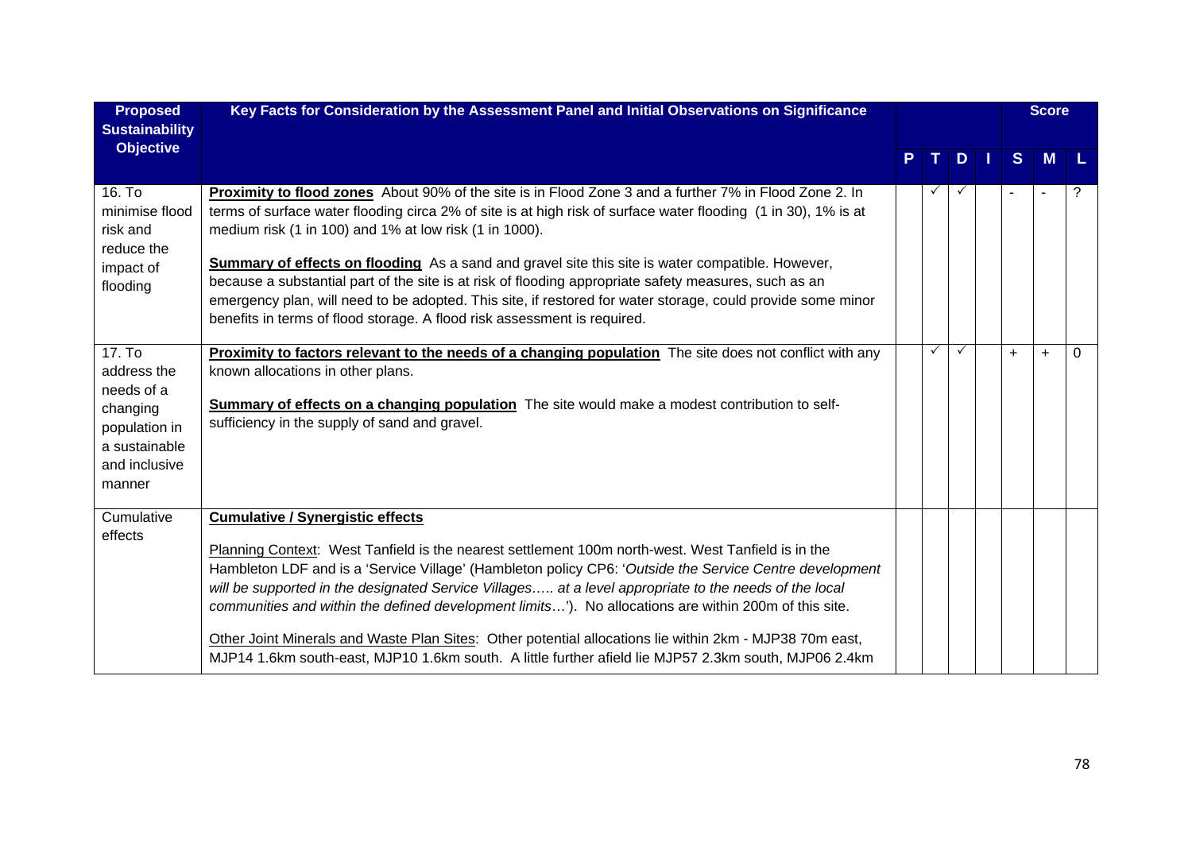| Proposed Sustainability Objective | Key Facts for Consideration by the Assessment Panel and Initial Observations on Significance | P | T | D | I | S | M | L |
|---|---|---|---|---|---|---|---|---|
| 16. To minimise flood risk and reduce the impact of flooding | **Proximity to flood zones** About 90% of the site is in Flood Zone 3 and a further 7% in Flood Zone 2. In terms of surface water flooding circa 2% of site is at high risk of surface water flooding (1 in 30), 1% is at medium risk (1 in 100) and 1% at low risk (1 in 1000).<br><br>**Summary of effects on flooding** As a sand and gravel site this site is water compatible. However, because a substantial part of the site is at risk of flooding appropriate safety measures, such as an emergency plan, will need to be adopted. This site, if restored for water storage, could provide some minor benefits in terms of flood storage. A flood risk assessment is required. | | ✓ | ✓ | | - | - | ? |
| 17. To address the needs of a changing population in a sustainable and inclusive manner | **Proximity to factors relevant to the needs of a changing population** The site does not conflict with any known allocations in other plans.<br><br>**Summary of effects on a changing population** The site would make a modest contribution to self-sufficiency in the supply of sand and gravel. | | ✓ | ✓ | | + | + | 0 |
| Cumulative effects | **Cumulative / Synergistic effects**<br><br>Planning Context: West Tanfield is the nearest settlement 100m north-west. West Tanfield is in the Hambleton LDF and is a 'Service Village' (Hambleton policy CP6: '*Outside the Service Centre development will be supported in the designated Service Villages….. at a level appropriate to the needs of the local communities and within the defined development limits*…'). No allocations are within 200m of this site.<br><br>Other Joint Minerals and Waste Plan Sites: Other potential allocations lie within 2km - MJP38 70m east, MJP14 1.6km south-east, MJP10 1.6km south. A little further afield lie MJP57 2.3km south, MJP06 2.4km | | | | | | | |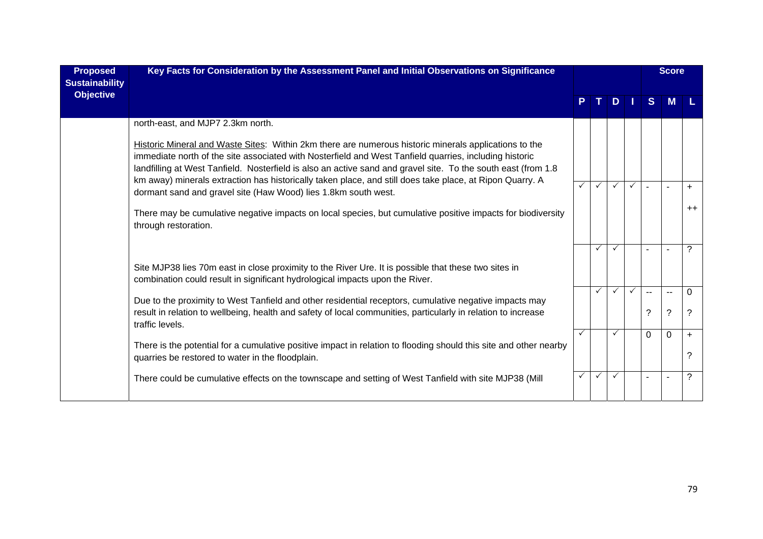| Proposed Sustainability Objective | Key Facts for Consideration by the Assessment Panel and Initial Observations on Significance | P | T | D | I | S | M | L |
|---|---|---|---|---|---|---|---|---|
| | north-east, and MJP7 2.3km north.<br><br>Historic Mineral and Waste Sites: Within 2km there are numerous historic minerals applications to the immediate north of the site associated with Nosterfield and West Tanfield quarries, including historic landfilling at West Tanfield. Nosterfield is also an active sand and gravel site. To the south east (from 1.8 km away) minerals extraction has historically taken place, and still does take place, at Ripon Quarry. A dormant sand and gravel site (Haw Wood) lies 1.8km south west. | | | | | | | |
| | There may be cumulative negative impacts on local species, but cumulative positive impacts for biodiversity through restoration. | ✓ | ✓ | ✓ | ✓ | - | - | +<br>++ |
| | Site MJP38 lies 70m east in close proximity to the River Ure. It is possible that these two sites in combination could result in significant hydrological impacts upon the River. | | ✓ | ✓ | | - | - | ? |
| | Due to the proximity to West Tanfield and other residential receptors, cumulative negative impacts may result in relation to wellbeing, health and safety of local communities, particularly in relation to increase traffic levels. | | ✓ | ✓ | ✓ | --<br>? | --<br>? | 0<br>? |
| | There is the potential for a cumulative positive impact in relation to flooding should this site and other nearby quarries be restored to water in the floodplain. | ✓ | | ✓ | | 0 | 0 | +<br>? |
| | There could be cumulative effects on the townscape and setting of West Tanfield with site MJP38 (Mill | ✓ | ✓ | ✓ | | - | - | ? |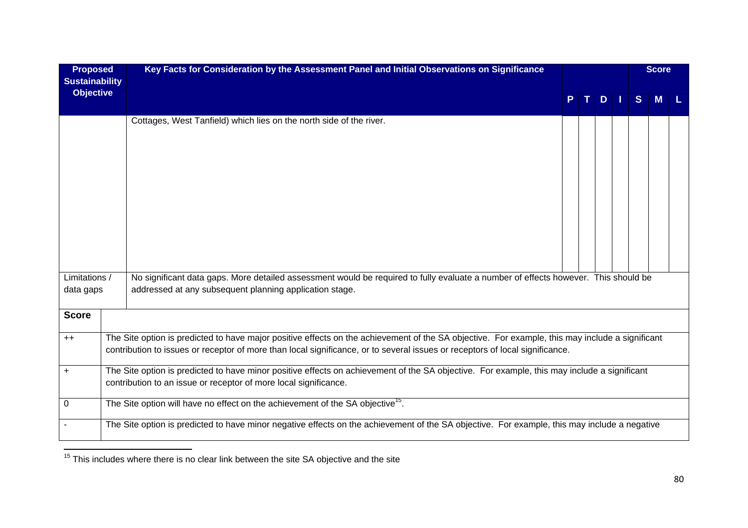| Proposed Sustainability Objective | Key Facts for Consideration by the Assessment Panel and Initial Observations on Significance | P | T | D | I | Score S | Score M | Score L |
|---|---|---|---|---|---|---|---|---|
| | Cottages, West Tanfield) which lies on the north side of the river. | | | | | | | |
| Limitations / data gaps | No significant data gaps. More detailed assessment would be required to fully evaluate a number of effects however. This should be addressed at any subsequent planning application stage. | | | | | | | |

| Score | |
|---|---|
| ++ | The Site option is predicted to have major positive effects on the achievement of the SA objective. For example, this may include a significant contribution to issues or receptor of more than local significance, or to several issues or receptors of local significance. |
| + | The Site option is predicted to have minor positive effects on achievement of the SA objective. For example, this may include a significant contribution to an issue or receptor of more local significance. |
| 0 | The Site option will have no effect on the achievement of the SA objective[15]. |
| - | The Site option is predicted to have minor negative effects on the achievement of the SA objective. For example, this may include a negative |

[15] This includes where there is no clear link between the site SA objective and the site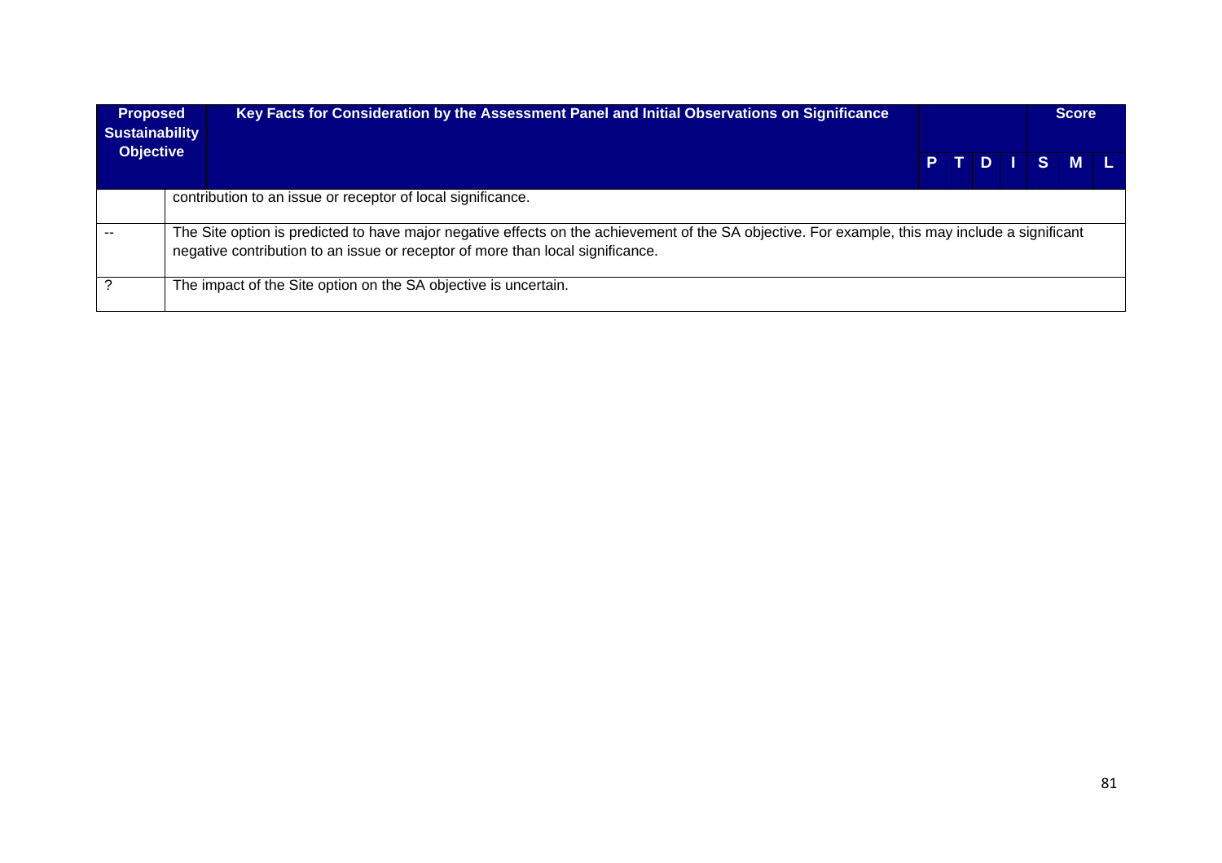| Proposed Sustainability Objective | Key Facts for Consideration by the Assessment Panel and Initial Observations on Significance | P | T | D | I | Score S | M | L |
|---|---|---|---|---|---|---|---|---|
| | contribution to an issue or receptor of local significance. | | | | | | | |
| -- | The Site option is predicted to have major negative effects on the achievement of the SA objective. For example, this may include a significant negative contribution to an issue or receptor of more than local significance. | | | | | | | |
| ? | The impact of the Site option on the SA objective is uncertain. | | | | | | | |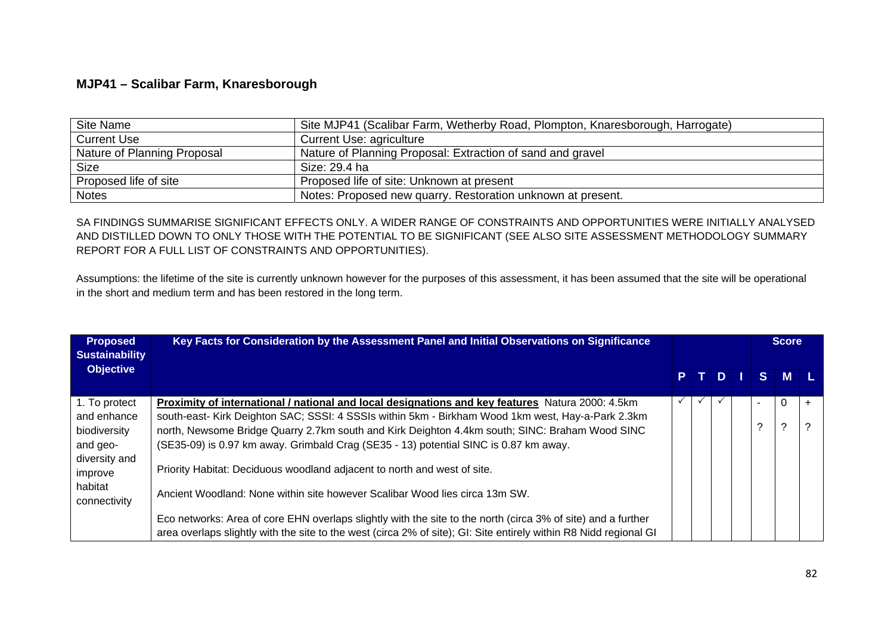## MJP41 – Scalibar Farm, Knaresborough

| Site Name | Site MJP41 (Scalibar Farm, Wetherby Road, Plompton, Knaresborough, Harrogate) |
|---|---|
| Current Use | Current Use: agriculture |
| Nature of Planning Proposal | Nature of Planning Proposal: Extraction of sand and gravel |
| Size | Size: 29.4 ha |
| Proposed life of site | Proposed life of site: Unknown at present |
| Notes | Notes: Proposed new quarry. Restoration unknown at present. |

SA FINDINGS SUMMARISE SIGNIFICANT EFFECTS ONLY. A WIDER RANGE OF CONSTRAINTS AND OPPORTUNITIES WERE INITIALLY ANALYSED AND DISTILLED DOWN TO ONLY THOSE WITH THE POTENTIAL TO BE SIGNIFICANT (SEE ALSO SITE ASSESSMENT METHODOLOGY SUMMARY REPORT FOR A FULL LIST OF CONSTRAINTS AND OPPORTUNITIES).

Assumptions: the lifetime of the site is currently unknown however for the purposes of this assessment, it has been assumed that the site will be operational in the short and medium term and has been restored in the long term.

| Proposed Sustainability Objective | Key Facts for Consideration by the Assessment Panel and Initial Observations on Significance | P | T | D | I | S | M | L |
|---|---|---|---|---|---|---|---|---|
| 1. To protect and enhance biodiversity and geo-diversity and improve habitat connectivity | **Proximity of international / national and local designations and key features** Natura 2000: 4.5km south-east- Kirk Deighton SAC; SSSI: 4 SSSIs within 5km - Birkham Wood 1km west, Hay-a-Park 2.3km north, Newsome Bridge Quarry 2.7km south and Kirk Deighton 4.4km south; SINC: Braham Wood SINC (SE35-09) is 0.97 km away. Grimbald Crag (SE35 - 13) potential SINC is 0.87 km away.<br><br>Priority Habitat: Deciduous woodland adjacent to north and west of site.<br><br>Ancient Woodland: None within site however Scalibar Wood lies circa 13m SW.<br><br>Eco networks: Area of core EHN overlaps slightly with the site to the north (circa 3% of site) and a further area overlaps slightly with the site to the west (circa 2% of site); GI: Site entirely within R8 Nidd regional GI | ✓ | ✓ | ✓ | | -<br><br>? | 0<br><br>? | +<br><br>? |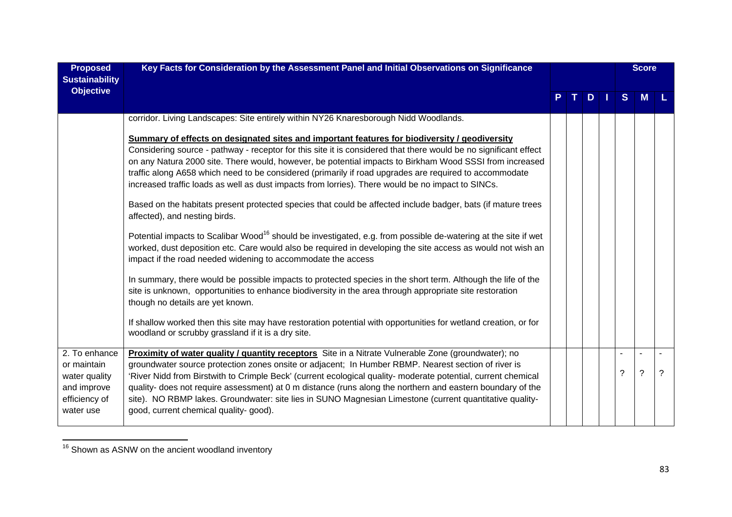| Proposed Sustainability Objective | Key Facts for Consideration by the Assessment Panel and Initial Observations on Significance | P | T | D | I | S | M | L |
|---|---|---|---|---|---|---|---|---|
| | corridor. Living Landscapes: Site entirely within NY26 Knaresborough Nidd Woodlands.<br><br>**Summary of effects on designated sites and important features for biodiversity / geodiversity**<br>Considering source - pathway - receptor for this site it is considered that there would be no significant effect on any Natura 2000 site. There would, however, be potential impacts to Birkham Wood SSSI from increased traffic along A658 which need to be considered (primarily if road upgrades are required to accommodate increased traffic loads as well as dust impacts from lorries). There would be no impact to SINCs.<br><br>Based on the habitats present protected species that could be affected include badger, bats (if mature trees affected), and nesting birds.<br><br>Potential impacts to Scalibar Wood[16] should be investigated, e.g. from possible de-watering at the site if wet worked, dust deposition etc. Care would also be required in developing the site access as would not wish an impact if the road needed widening to accommodate the access<br><br>In summary, there would be possible impacts to protected species in the short term. Although the life of the site is unknown, opportunities to enhance biodiversity in the area through appropriate site restoration though no details are yet known.<br><br>If shallow worked then this site may have restoration potential with opportunities for wetland creation, or for woodland or scrubby grassland if it is a dry site. | | | | | | | |
| 2. To enhance or maintain water quality and improve efficiency of water use | **Proximity of water quality / quantity receptors** Site in a Nitrate Vulnerable Zone (groundwater); no groundwater source protection zones onsite or adjacent; In Humber RBMP. Nearest section of river is 'River Nidd from Birstwith to Crimple Beck' (current ecological quality- moderate potential, current chemical quality- does not require assessment) at 0 m distance (runs along the northern and eastern boundary of the site). NO RBMP lakes. Groundwater: site lies in SUNO Magnesian Limestone (current quantitative quality- good, current chemical quality- good). | | | | | -<br>? | -<br>? | -<br>? |

[16] Shown as ASNW on the ancient woodland inventory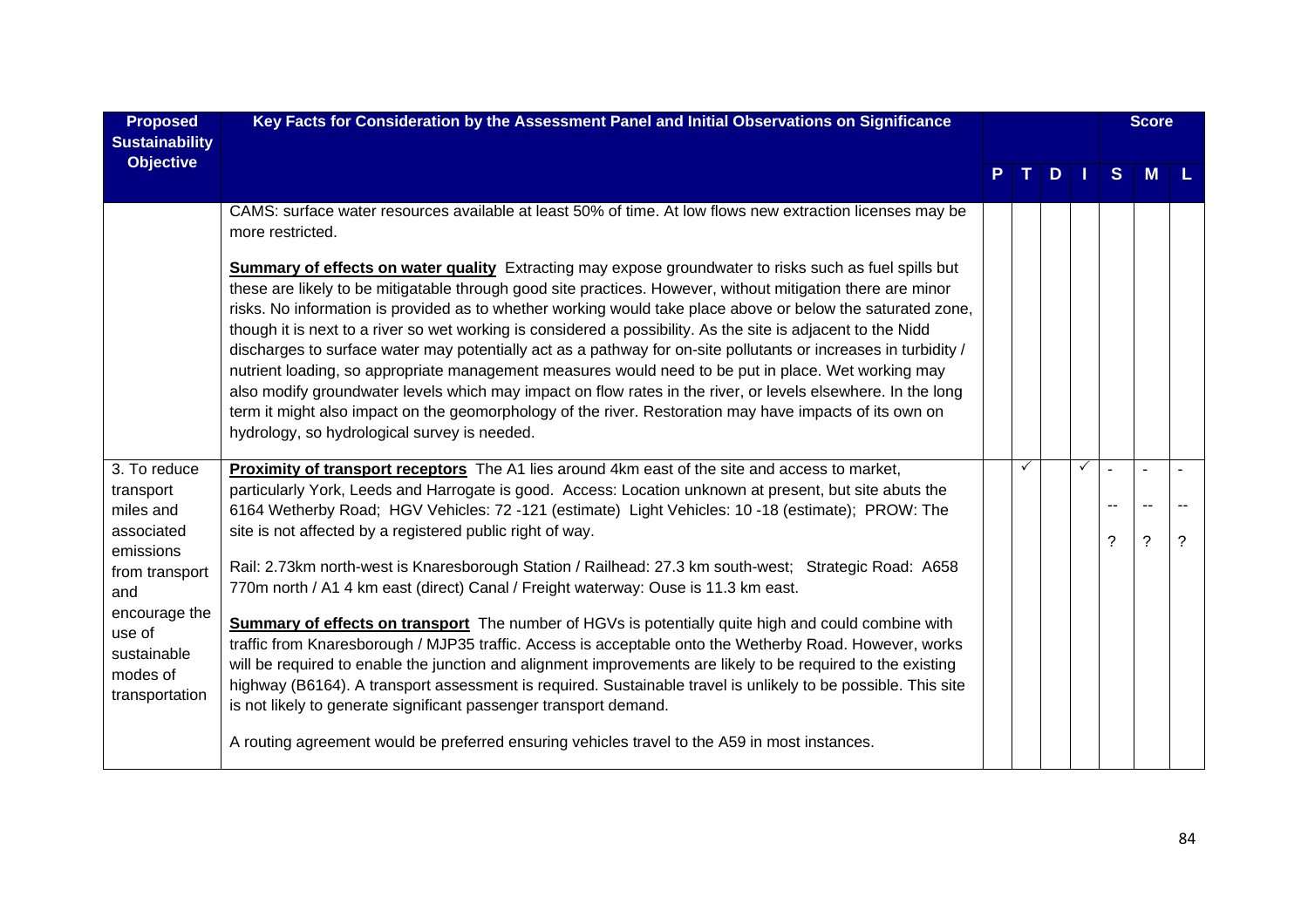| Proposed Sustainability Objective | Key Facts for Consideration by the Assessment Panel and Initial Observations on Significance | P | T | D | I | S | M | L |
|---|---|---|---|---|---|---|---|---|
| | | | | | | Score | | |
| | CAMS: surface water resources available at least 50% of time. At low flows new extraction licenses may be more restricted.<br><br>**Summary of effects on water quality** Extracting may expose groundwater to risks such as fuel spills but these are likely to be mitigatable through good site practices. However, without mitigation there are minor risks. No information is provided as to whether working would take place above or below the saturated zone, though it is next to a river so wet working is considered a possibility. As the site is adjacent to the Nidd discharges to surface water may potentially act as a pathway for on-site pollutants or increases in turbidity / nutrient loading, so appropriate management measures would need to be put in place. Wet working may also modify groundwater levels which may impact on flow rates in the river, or levels elsewhere. In the long term it might also impact on the geomorphology of the river. Restoration may have impacts of its own on hydrology, so hydrological survey is needed. | | | | | | | |
| 3. To reduce transport miles and associated emissions from transport and encourage the use of sustainable modes of transportation | **Proximity of transport receptors** The A1 lies around 4km east of the site and access to market, particularly York, Leeds and Harrogate is good. Access: Location unknown at present, but site abuts the 6164 Wetherby Road; HGV Vehicles: 72 -121 (estimate) Light Vehicles: 10 -18 (estimate); PROW: The site is not affected by a registered public right of way.<br><br>Rail: 2.73km north-west is Knaresborough Station / Railhead: 27.3 km south-west; Strategic Road: A658 770m north / A1 4 km east (direct) Canal / Freight waterway: Ouse is 11.3 km east.<br><br>**Summary of effects on transport** The number of HGVs is potentially quite high and could combine with traffic from Knaresborough / MJP35 traffic. Access is acceptable onto the Wetherby Road. However, works will be required to enable the junction and alignment improvements are likely to be required to the existing highway (B6164). A transport assessment is required. Sustainable travel is unlikely to be possible. This site is not likely to generate significant passenger transport demand.<br><br>A routing agreement would be preferred ensuring vehicles travel to the A59 in most instances. | | ✓ | | ✓ | -<br>--<br>? | -<br>--<br>? | -<br>--<br>? |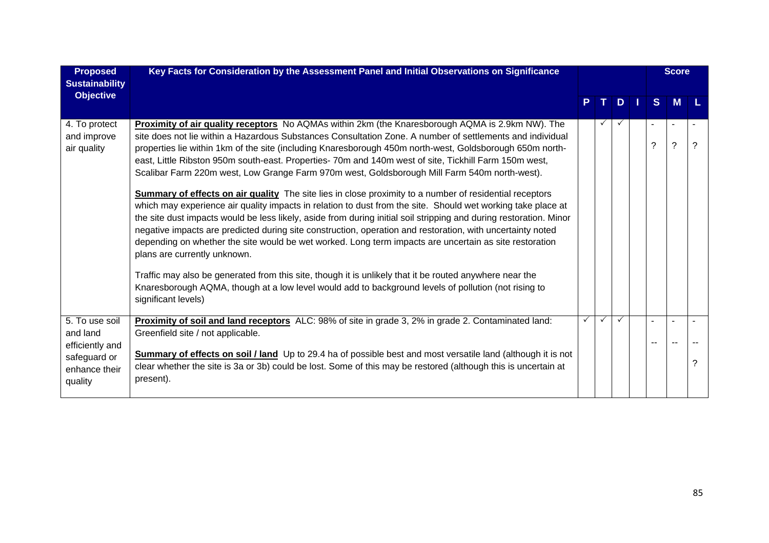| Proposed Sustainability Objective | Key Facts for Consideration by the Assessment Panel and Initial Observations on Significance | P | T | D | I | Score S | Score M | Score L |
|---|---|---|---|---|---|---|---|---|
| 4. To protect and improve air quality | **Proximity of air quality receptors** No AQMAs within 2km (the Knaresborough AQMA is 2.9km NW). The site does not lie within a Hazardous Substances Consultation Zone. A number of settlements and individual properties lie within 1km of the site (including Knaresborough 450m north-west, Goldsborough 650m north-east, Little Ribston 950m south-east. Properties- 70m and 140m west of site, Tickhill Farm 150m west, Scalibar Farm 220m west, Low Grange Farm 970m west, Goldsborough Mill Farm 540m north-west).<br><br>**Summary of effects on air quality** The site lies in close proximity to a number of residential receptors which may experience air quality impacts in relation to dust from the site. Should wet working take place at the site dust impacts would be less likely, aside from during initial soil stripping and during restoration. Minor negative impacts are predicted during site construction, operation and restoration, with uncertainty noted depending on whether the site would be wet worked. Long term impacts are uncertain as site restoration plans are currently unknown.<br><br>Traffic may also be generated from this site, though it is unlikely that it be routed anywhere near the Knaresborough AQMA, though at a low level would add to background levels of pollution (not rising to significant levels) | | ✓ | ✓ | | -<br>? | -<br>? | -<br>? |
| 5. To use soil and land efficiently and safeguard or enhance their quality | **Proximity of soil and land receptors** ALC: 98% of site in grade 3, 2% in grade 2. Contaminated land: Greenfield site / not applicable.<br><br>**Summary of effects on soil / land** Up to 29.4 ha of possible best and most versatile land (although it is not clear whether the site is 3a or 3b) could be lost. Some of this may be restored (although this is uncertain at present). | ✓ | ✓ | ✓ | | -<br>-- | -<br>-- | -<br>--<br>? |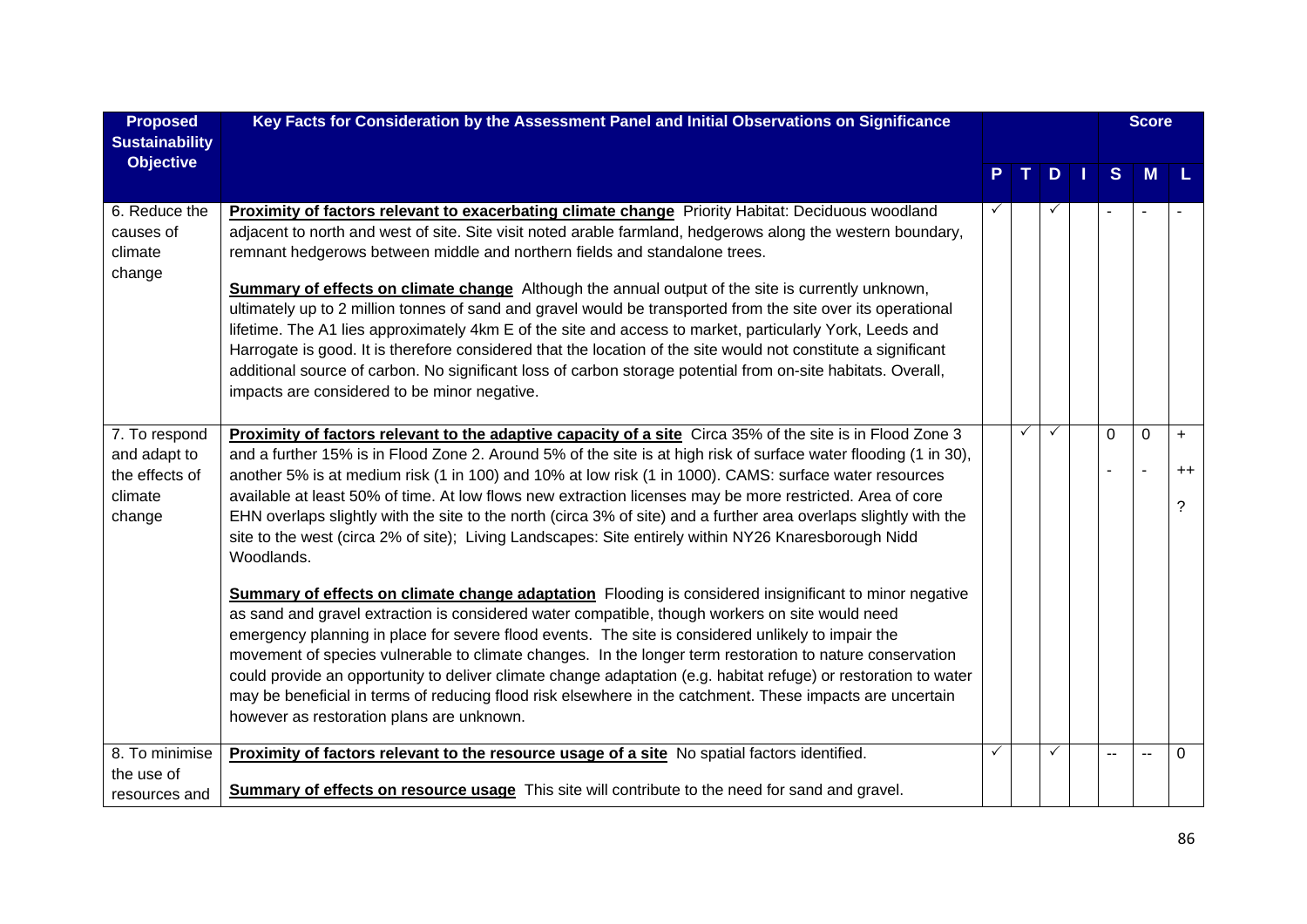| Proposed Sustainability Objective | Key Facts for Consideration by the Assessment Panel and Initial Observations on Significance | P | T | D | I | Score S | Score M | Score L |
|---|---|---|---|---|---|---|---|---|
| 6. Reduce the causes of climate change | **Proximity of factors relevant to exacerbating climate change** Priority Habitat: Deciduous woodland adjacent to north and west of site. Site visit noted arable farmland, hedgerows along the western boundary, remnant hedgerows between middle and northern fields and standalone trees.<br><br>**Summary of effects on climate change** Although the annual output of the site is currently unknown, ultimately up to 2 million tonnes of sand and gravel would be transported from the site over its operational lifetime. The A1 lies approximately 4km E of the site and access to market, particularly York, Leeds and Harrogate is good. It is therefore considered that the location of the site would not constitute a significant additional source of carbon. No significant loss of carbon storage potential from on-site habitats. Overall, impacts are considered to be minor negative. | ✓ | | ✓ | | - | - | - |
| 7. To respond and adapt to the effects of climate change | **Proximity of factors relevant to the adaptive capacity of a site** Circa 35% of the site is in Flood Zone 3 and a further 15% is in Flood Zone 2. Around 5% of the site is at high risk of surface water flooding (1 in 30), another 5% is at medium risk (1 in 100) and 10% at low risk (1 in 1000). CAMS: surface water resources available at least 50% of time. At low flows new extraction licenses may be more restricted. Area of core EHN overlaps slightly with the site to the north (circa 3% of site) and a further area overlaps slightly with the site to the west (circa 2% of site); Living Landscapes: Site entirely within NY26 Knaresborough Nidd Woodlands.<br><br>**Summary of effects on climate change adaptation** Flooding is considered insignificant to minor negative as sand and gravel extraction is considered water compatible, though workers on site would need emergency planning in place for severe flood events. The site is considered unlikely to impair the movement of species vulnerable to climate changes. In the longer term restoration to nature conservation could provide an opportunity to deliver climate change adaptation (e.g. habitat refuge) or restoration to water may be beneficial in terms of reducing flood risk elsewhere in the catchment. These impacts are uncertain however as restoration plans are unknown. | | ✓ | ✓ | | 0<br>- | 0<br>- | +<br>++<br>? |
| 8. To minimise the use of resources and | **Proximity of factors relevant to the resource usage of a site** No spatial factors identified.<br><br>**Summary of effects on resource usage** This site will contribute to the need for sand and gravel. | ✓ | | ✓ | | -- | -- | 0 |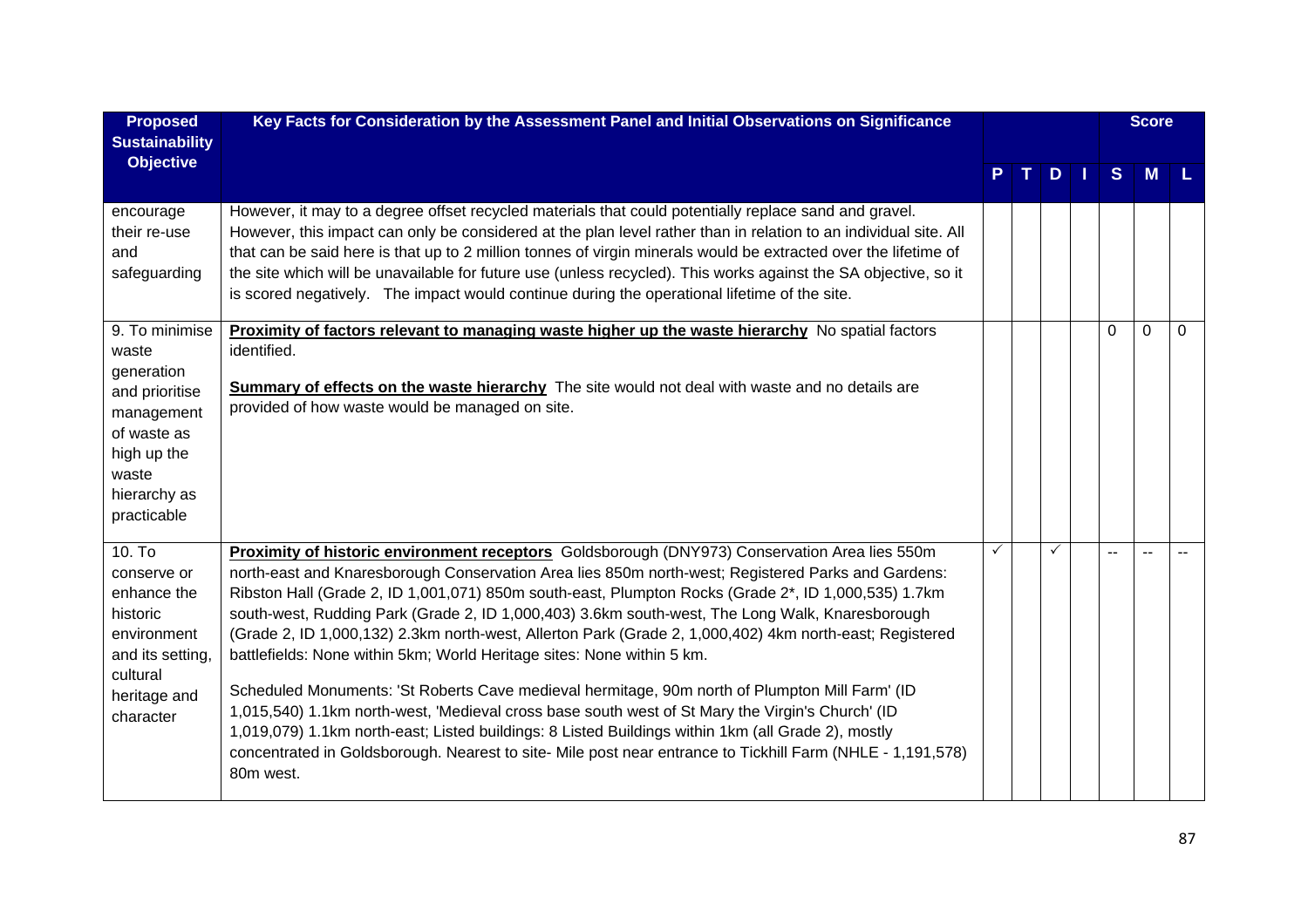| Proposed Sustainability Objective | Key Facts for Consideration by the Assessment Panel and Initial Observations on Significance | P | T | D | I | S | M | L |
|---|---|---|---|---|---|---|---|---|
| | | | | | | Score | | |
| encourage their re-use and safeguarding | However, it may to a degree offset recycled materials that could potentially replace sand and gravel. However, this impact can only be considered at the plan level rather than in relation to an individual site. All that can be said here is that up to 2 million tonnes of virgin minerals would be extracted over the lifetime of the site which will be unavailable for future use (unless recycled). This works against the SA objective, so it is scored negatively. The impact would continue during the operational lifetime of the site. | | | | | | | |
| 9. To minimise waste generation and prioritise management of waste as high up the waste hierarchy as practicable | **Proximity of factors relevant to managing waste higher up the waste hierarchy** No spatial factors identified.<br><br>**Summary of effects on the waste hierarchy** The site would not deal with waste and no details are provided of how waste would be managed on site. | | | | | 0 | 0 | 0 |
| 10. To conserve or enhance the historic environment and its setting, cultural heritage and character | **Proximity of historic environment receptors** Goldsborough (DNY973) Conservation Area lies 550m north-east and Knaresborough Conservation Area lies 850m north-west; Registered Parks and Gardens: Ribston Hall (Grade 2, ID 1,001,071) 850m south-east, Plumpton Rocks (Grade 2*, ID 1,000,535) 1.7km south-west, Rudding Park (Grade 2, ID 1,000,403) 3.6km south-west, The Long Walk, Knaresborough (Grade 2, ID 1,000,132) 2.3km north-west, Allerton Park (Grade 2, 1,000,402) 4km north-east; Registered battlefields: None within 5km; World Heritage sites: None within 5 km.<br><br>Scheduled Monuments: 'St Roberts Cave medieval hermitage, 90m north of Plumpton Mill Farm' (ID 1,015,540) 1.1km north-west, 'Medieval cross base south west of St Mary the Virgin's Church' (ID 1,019,079) 1.1km north-east; Listed buildings: 8 Listed Buildings within 1km (all Grade 2), mostly concentrated in Goldsborough. Nearest to site- Mile post near entrance to Tickhill Farm (NHLE - 1,191,578) 80m west. | ✓ | | ✓ | | -- | -- | -- |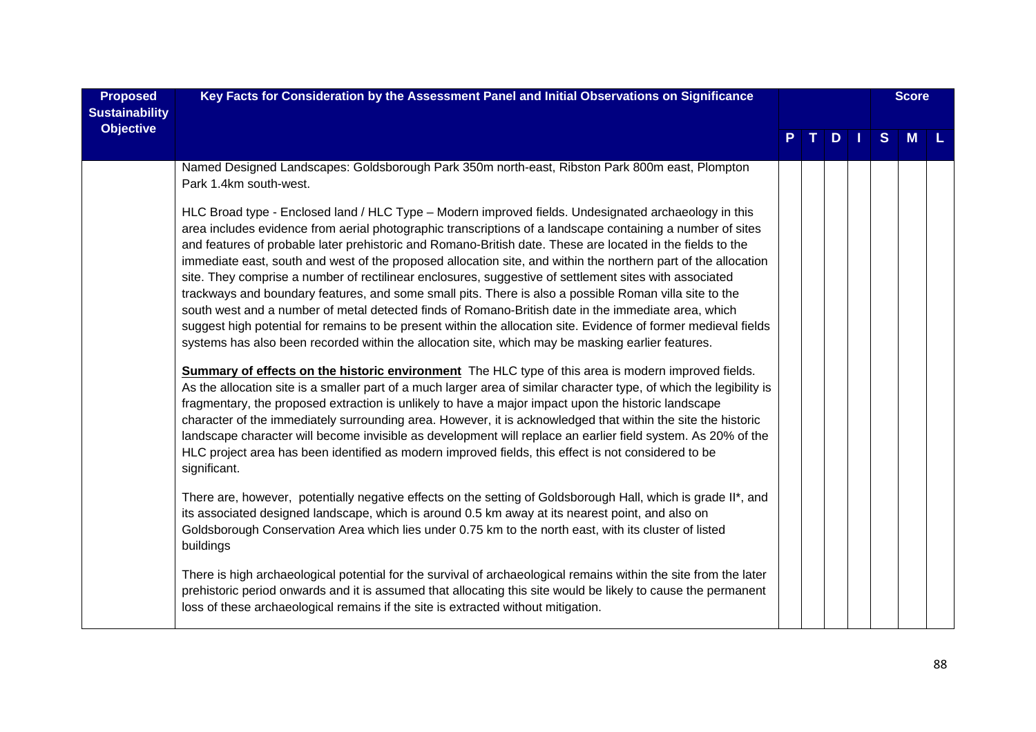| Proposed Sustainability Objective | Key Facts for Consideration by the Assessment Panel and Initial Observations on Significance | P | T | D | I | S | M | L |
|---|---|---|---|---|---|---|---|---|
| | Named Designed Landscapes: Goldsborough Park 350m north-east, Ribston Park 800m east, Plompton Park 1.4km south-west.<br><br>HLC Broad type - Enclosed land / HLC Type – Modern improved fields. Undesignated archaeology in this area includes evidence from aerial photographic transcriptions of a landscape containing a number of sites and features of probable later prehistoric and Romano-British date. These are located in the fields to the immediate east, south and west of the proposed allocation site, and within the northern part of the allocation site. They comprise a number of rectilinear enclosures, suggestive of settlement sites with associated trackways and boundary features, and some small pits. There is also a possible Roman villa site to the south west and a number of metal detected finds of Romano-British date in the immediate area, which suggest high potential for remains to be present within the allocation site. Evidence of former medieval fields systems has also been recorded within the allocation site, which may be masking earlier features.<br><br>**Summary of effects on the historic environment** The HLC type of this area is modern improved fields. As the allocation site is a smaller part of a much larger area of similar character type, of which the legibility is fragmentary, the proposed extraction is unlikely to have a major impact upon the historic landscape character of the immediately surrounding area. However, it is acknowledged that within the site the historic landscape character will become invisible as development will replace an earlier field system. As 20% of the HLC project area has been identified as modern improved fields, this effect is not considered to be significant.<br><br>There are, however, potentially negative effects on the setting of Goldsborough Hall, which is grade II*, and its associated designed landscape, which is around 0.5 km away at its nearest point, and also on Goldsborough Conservation Area which lies under 0.75 km to the north east, with its cluster of listed buildings<br><br>There is high archaeological potential for the survival of archaeological remains within the site from the later prehistoric period onwards and it is assumed that allocating this site would be likely to cause the permanent loss of these archaeological remains if the site is extracted without mitigation. | | | | | | | |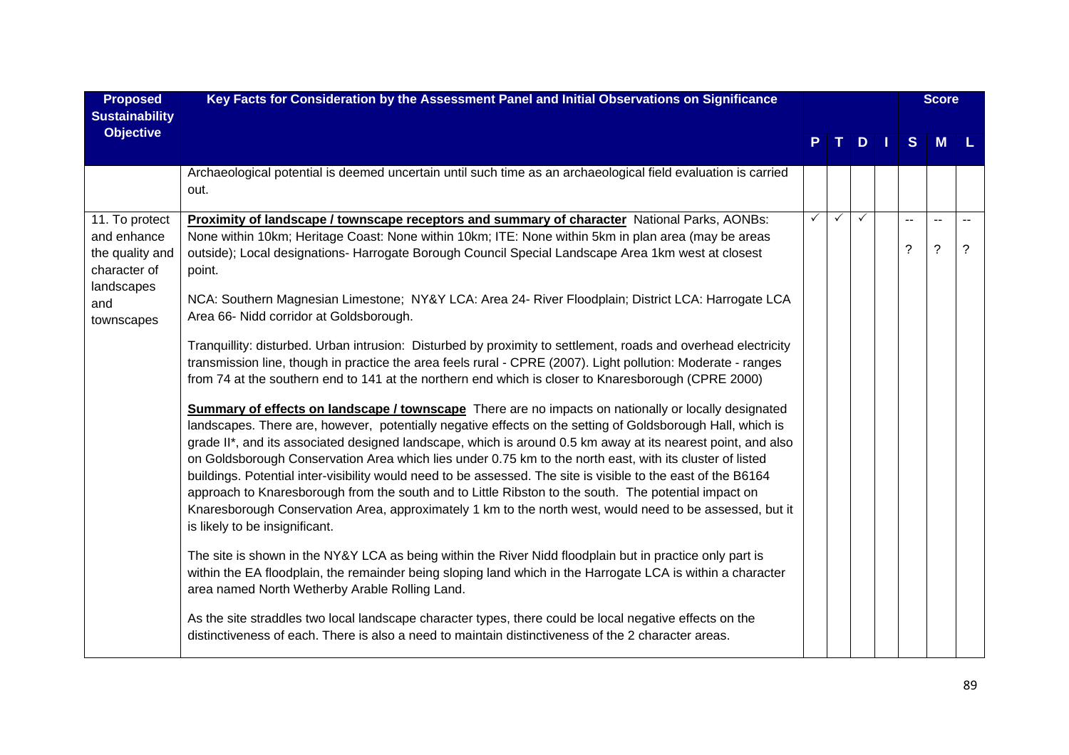| Proposed Sustainability Objective | Key Facts for Consideration by the Assessment Panel and Initial Observations on Significance | P | T | D | I | S | M | L |
|---|---|---|---|---|---|---|---|---|
| | | | | | | Score | | |
| | Archaeological potential is deemed uncertain until such time as an archaeological field evaluation is carried out. | | | | | | | |
| 11. To protect and enhance the quality and character of landscapes and townscapes | **Proximity of landscape / townscape receptors and summary of character** National Parks, AONBs: None within 10km; Heritage Coast: None within 10km; ITE: None within 5km in plan area (may be areas outside); Local designations- Harrogate Borough Council Special Landscape Area 1km west at closest point.<br><br>NCA: Southern Magnesian Limestone; NY&Y LCA: Area 24- River Floodplain; District LCA: Harrogate LCA Area 66- Nidd corridor at Goldsborough.<br><br>Tranquillity: disturbed. Urban intrusion: Disturbed by proximity to settlement, roads and overhead electricity transmission line, though in practice the area feels rural - CPRE (2007). Light pollution: Moderate - ranges from 74 at the southern end to 141 at the northern end which is closer to Knaresborough (CPRE 2000)<br><br>**Summary of effects on landscape / townscape** There are no impacts on nationally or locally designated landscapes. There are, however, potentially negative effects on the setting of Goldsborough Hall, which is grade II*, and its associated designed landscape, which is around 0.5 km away at its nearest point, and also on Goldsborough Conservation Area which lies under 0.75 km to the north east, with its cluster of listed buildings. Potential inter-visibility would need to be assessed. The site is visible to the east of the B6164 approach to Knaresborough from the south and to Little Ribston to the south. The potential impact on Knaresborough Conservation Area, approximately 1 km to the north west, would need to be assessed, but it is likely to be insignificant.<br><br>The site is shown in the NY&Y LCA as being within the River Nidd floodplain but in practice only part is within the EA floodplain, the remainder being sloping land which in the Harrogate LCA is within a character area named North Wetherby Arable Rolling Land.<br><br>As the site straddles two local landscape character types, there could be local negative effects on the distinctiveness of each. There is also a need to maintain distinctiveness of the 2 character areas. | ✓ | ✓ | ✓ | | --<br>? | --<br>? | --<br>? |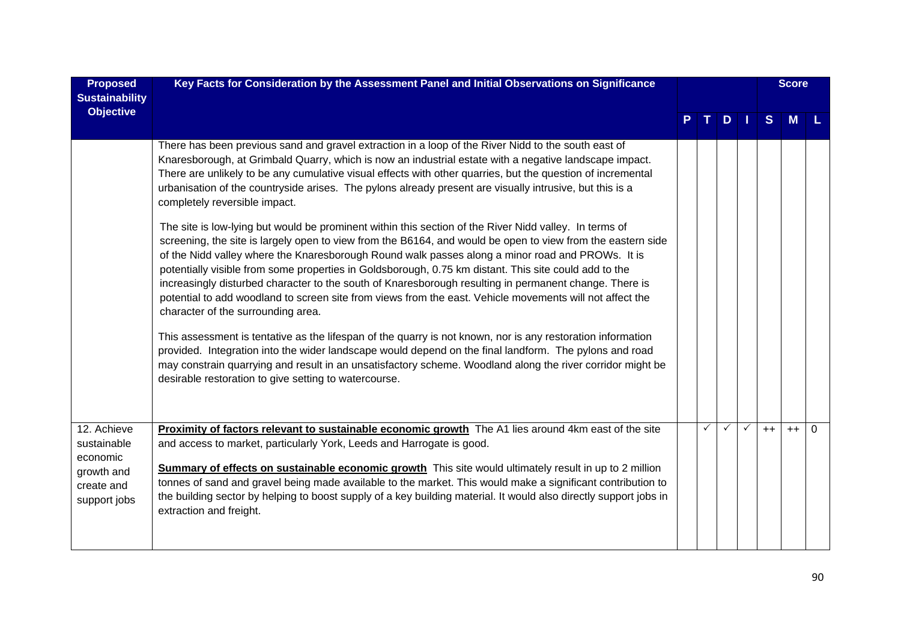| Proposed Sustainability Objective | Key Facts for Consideration by the Assessment Panel and Initial Observations on Significance | | | | | Score | | |
|---|---|---|---|---|---|---|---|---|
| | | P | T | D | I | S | M | L |
| | There has been previous sand and gravel extraction in a loop of the River Nidd to the south east of Knaresborough, at Grimbald Quarry, which is now an industrial estate with a negative landscape impact. There are unlikely to be any cumulative visual effects with other quarries, but the question of incremental urbanisation of the countryside arises. The pylons already present are visually intrusive, but this is a completely reversible impact.<br><br>The site is low-lying but would be prominent within this section of the River Nidd valley. In terms of screening, the site is largely open to view from the B6164, and would be open to view from the eastern side of the Nidd valley where the Knaresborough Round walk passes along a minor road and PROWs. It is potentially visible from some properties in Goldsborough, 0.75 km distant. This site could add to the increasingly disturbed character to the south of Knaresborough resulting in permanent change. There is potential to add woodland to screen site from views from the east. Vehicle movements will not affect the character of the surrounding area.<br><br>This assessment is tentative as the lifespan of the quarry is not known, nor is any restoration information provided. Integration into the wider landscape would depend on the final landform. The pylons and road may constrain quarrying and result in an unsatisfactory scheme. Woodland along the river corridor might be desirable restoration to give setting to watercourse. | | | | | | | |
| 12. Achieve sustainable economic growth and create and support jobs | **Proximity of factors relevant to sustainable economic growth** The A1 lies around 4km east of the site and access to market, particularly York, Leeds and Harrogate is good.<br><br>**Summary of effects on sustainable economic growth** This site would ultimately result in up to 2 million tonnes of sand and gravel being made available to the market. This would make a significant contribution to the building sector by helping to boost supply of a key building material. It would also directly support jobs in extraction and freight. | | ✓ | ✓ | ✓ | ++ | ++ | 0 |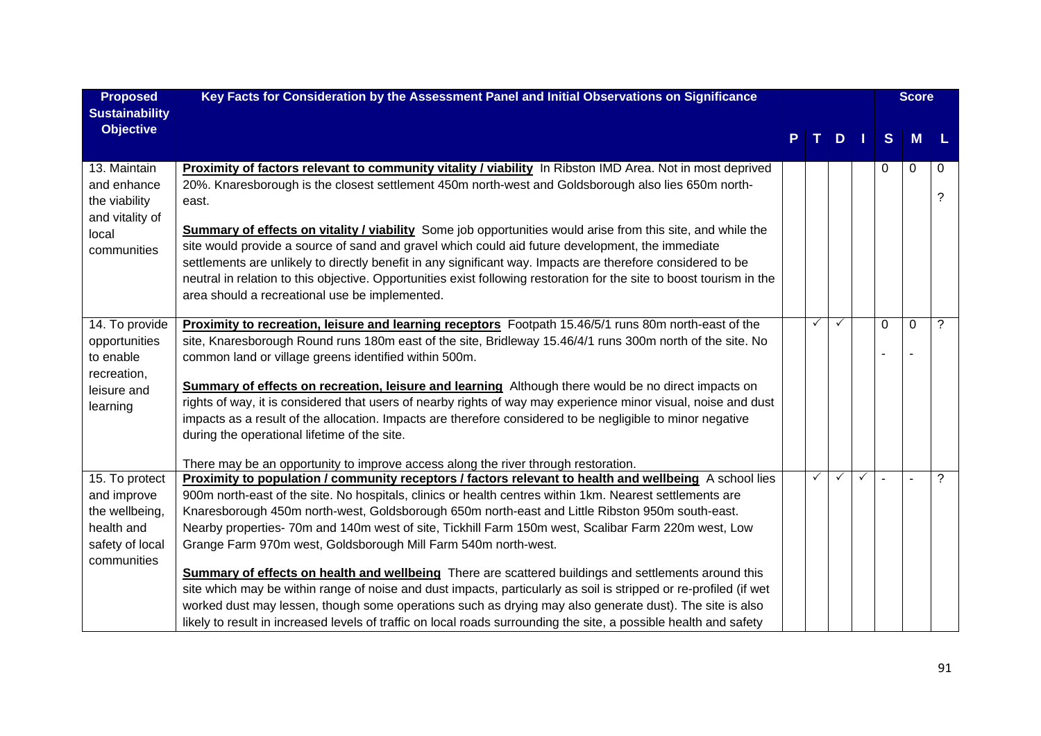| Proposed Sustainability Objective | Key Facts for Consideration by the Assessment Panel and Initial Observations on Significance | P | T | D | I | S | M | L |
|---|---|---|---|---|---|---|---|---|
| | | | | | | **Score** | | |
| 13. Maintain and enhance the viability and vitality of local communities | **Proximity of factors relevant to community vitality / viability** In Ribston IMD Area. Not in most deprived 20%. Knaresborough is the closest settlement 450m north-west and Goldsborough also lies 650m north-east.<br><br>**Summary of effects on vitality / viability** Some job opportunities would arise from this site, and while the site would provide a source of sand and gravel which could aid future development, the immediate settlements are unlikely to directly benefit in any significant way. Impacts are therefore considered to be neutral in relation to this objective. Opportunities exist following restoration for the site to boost tourism in the area should a recreational use be implemented. | | | | | 0 | 0 | 0<br>? |
| 14. To provide opportunities to enable recreation, leisure and learning | **Proximity to recreation, leisure and learning receptors** Footpath 15.46/5/1 runs 80m north-east of the site, Knaresborough Round runs 180m east of the site, Bridleway 15.46/4/1 runs 300m north of the site. No common land or village greens identified within 500m.<br><br>**Summary of effects on recreation, leisure and learning** Although there would be no direct impacts on rights of way, it is considered that users of nearby rights of way may experience minor visual, noise and dust impacts as a result of the allocation. Impacts are therefore considered to be negligible to minor negative during the operational lifetime of the site.<br><br>There may be an opportunity to improve access along the river through restoration. | | ✓ | ✓ | | 0<br>- | 0<br>- | ? |
| 15. To protect and improve the wellbeing, health and safety of local communities | **Proximity to population / community receptors / factors relevant to health and wellbeing** A school lies 900m north-east of the site. No hospitals, clinics or health centres within 1km. Nearest settlements are Knaresborough 450m north-west, Goldsborough 650m north-east and Little Ribston 950m south-east. Nearby properties- 70m and 140m west of site, Tickhill Farm 150m west, Scalibar Farm 220m west, Low Grange Farm 970m west, Goldsborough Mill Farm 540m north-west.<br><br>**Summary of effects on health and wellbeing** There are scattered buildings and settlements around this site which may be within range of noise and dust impacts, particularly as soil is stripped or re-profiled (if wet worked dust may lessen, though some operations such as drying may also generate dust). The site is also likely to result in increased levels of traffic on local roads surrounding the site, a possible health and safety | | ✓ | ✓ | ✓ | - | - | ? |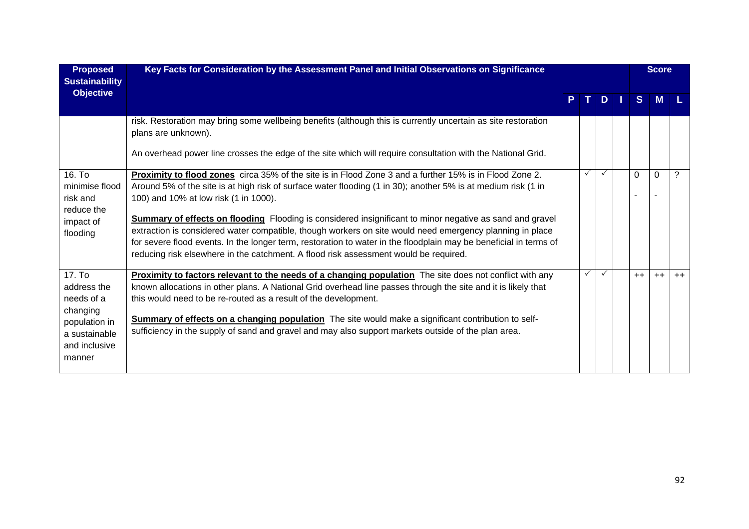| Proposed Sustainability Objective | Key Facts for Consideration by the Assessment Panel and Initial Observations on Significance | P | T | D | I | Score S | M | L |
|---|---|---|---|---|---|---|---|---|
| | risk. Restoration may bring some wellbeing benefits (although this is currently uncertain as site restoration plans are unknown).<br><br>An overhead power line crosses the edge of the site which will require consultation with the National Grid. | | | | | | | |
| 16. To minimise flood risk and reduce the impact of flooding | **Proximity to flood zones** circa 35% of the site is in Flood Zone 3 and a further 15% is in Flood Zone 2. Around 5% of the site is at high risk of surface water flooding (1 in 30); another 5% is at medium risk (1 in 100) and 10% at low risk (1 in 1000).<br><br>**Summary of effects on flooding** Flooding is considered insignificant to minor negative as sand and gravel extraction is considered water compatible, though workers on site would need emergency planning in place for severe flood events. In the longer term, restoration to water in the floodplain may be beneficial in terms of reducing risk elsewhere in the catchment. A flood risk assessment would be required. | | ✓ | ✓ | | 0<br>- | 0<br>- | ? |
| 17. To address the needs of a changing population in a sustainable and inclusive manner | **Proximity to factors relevant to the needs of a changing population** The site does not conflict with any known allocations in other plans. A National Grid overhead line passes through the site and it is likely that this would need to be re-routed as a result of the development.<br><br>**Summary of effects on a changing population** The site would make a significant contribution to self-sufficiency in the supply of sand and gravel and may also support markets outside of the plan area. | | ✓ | ✓ | | ++ | ++ | ++ |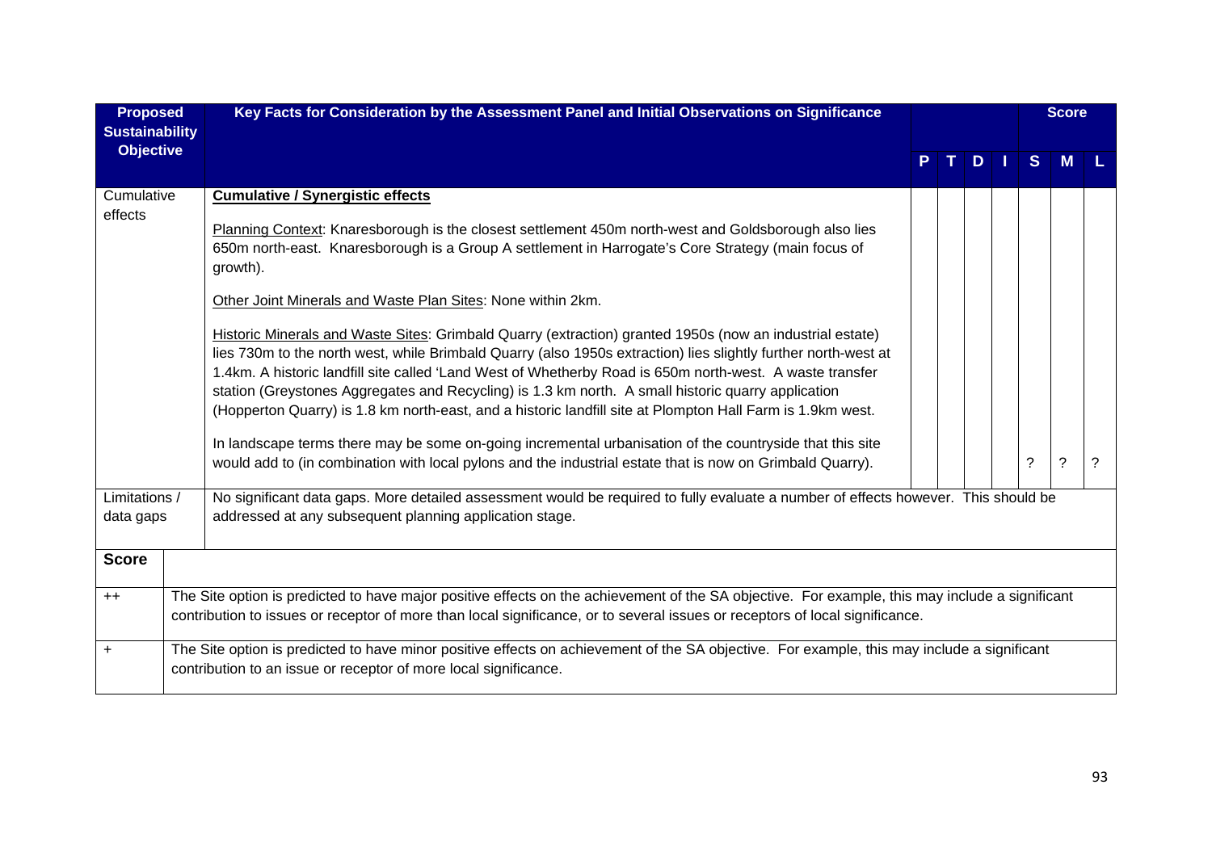| Proposed Sustainability Objective | Key Facts for Consideration by the Assessment Panel and Initial Observations on Significance | P | T | D | I | Score S | Score M | Score L |
|---|---|---|---|---|---|---|---|---|
| Cumulative effects | **Cumulative / Synergistic effects**<br><br>Planning Context: Knaresborough is the closest settlement 450m north-west and Goldsborough also lies 650m north-east. Knaresborough is a Group A settlement in Harrogate's Core Strategy (main focus of growth).<br><br>Other Joint Minerals and Waste Plan Sites: None within 2km.<br><br>Historic Minerals and Waste Sites: Grimbald Quarry (extraction) granted 1950s (now an industrial estate) lies 730m to the north west, while Brimbald Quarry (also 1950s extraction) lies slightly further north-west at 1.4km. A historic landfill site called 'Land West of Whetherby Road is 650m north-west. A waste transfer station (Greystones Aggregates and Recycling) is 1.3 km north. A small historic quarry application (Hopperton Quarry) is 1.8 km north-east, and a historic landfill site at Plompton Hall Farm is 1.9km west.<br><br>In landscape terms there may be some on-going incremental urbanisation of the countryside that this site would add to (in combination with local pylons and the industrial estate that is now on Grimbald Quarry). | | | | | ? | ? | ? |
| Limitations / data gaps | No significant data gaps. More detailed assessment would be required to fully evaluate a number of effects however. This should be addressed at any subsequent planning application stage. | | | | | | | |

| Score | |
|---|---|
| ++ | The Site option is predicted to have major positive effects on the achievement of the SA objective. For example, this may include a significant contribution to issues or receptor of more than local significance, or to several issues or receptors of local significance. |
| + | The Site option is predicted to have minor positive effects on achievement of the SA objective. For example, this may include a significant contribution to an issue or receptor of more local significance. |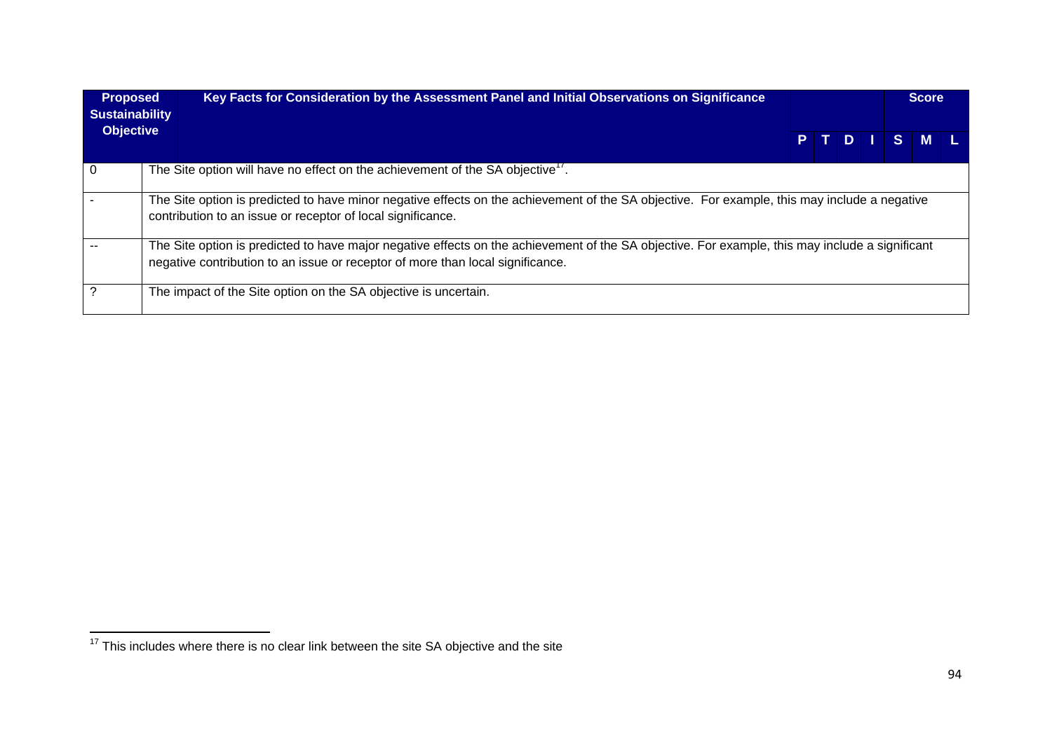| Proposed Sustainability Objective | Key Facts for Consideration by the Assessment Panel and Initial Observations on Significance | P | T | D | I | S | M | L |
|---|---|---|---|---|---|---|---|---|
| | | | | | | | Score | |
| 0 | The Site option will have no effect on the achievement of the SA objective[17]. | | | | | | | |
| - | The Site option is predicted to have minor negative effects on the achievement of the SA objective. For example, this may include a negative contribution to an issue or receptor of local significance. | | | | | | | |
| -- | The Site option is predicted to have major negative effects on the achievement of the SA objective. For example, this may include a significant negative contribution to an issue or receptor of more than local significance. | | | | | | | |
| ? | The impact of the Site option on the SA objective is uncertain. | | | | | | | |

[17] This includes where there is no clear link between the site SA objective and the site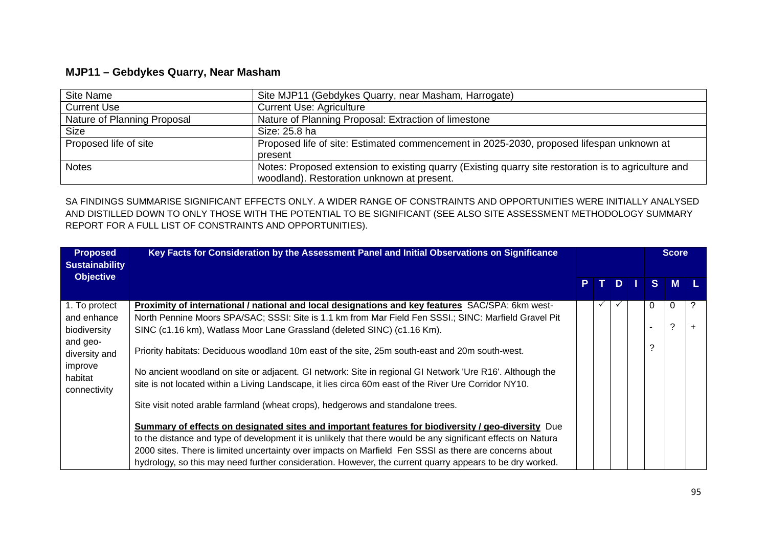## MJP11 – Gebdykes Quarry, Near Masham

| Site Name | Site MJP11 (Gebdykes Quarry, near Masham, Harrogate) |
|---|---|
| Current Use | Current Use: Agriculture |
| Nature of Planning Proposal | Nature of Planning Proposal: Extraction of limestone |
| Size | Size: 25.8 ha |
| Proposed life of site | Proposed life of site: Estimated commencement in 2025-2030, proposed lifespan unknown at present |
| Notes | Notes: Proposed extension to existing quarry (Existing quarry site restoration is to agriculture and woodland). Restoration unknown at present. |

SA FINDINGS SUMMARISE SIGNIFICANT EFFECTS ONLY. A WIDER RANGE OF CONSTRAINTS AND OPPORTUNITIES WERE INITIALLY ANALYSED AND DISTILLED DOWN TO ONLY THOSE WITH THE POTENTIAL TO BE SIGNIFICANT (SEE ALSO SITE ASSESSMENT METHODOLOGY SUMMARY REPORT FOR A FULL LIST OF CONSTRAINTS AND OPPORTUNITIES).

| Proposed Sustainability Objective | Key Facts for Consideration by the Assessment Panel and Initial Observations on Significance | | | | | Score | | |
|---|---|---|---|---|---|---|---|---|
| | | P | T | D | I | S | M | L |
| 1. To protect and enhance biodiversity and geo-diversity and improve habitat connectivity | **Proximity of international / national and local designations and key features** SAC/SPA: 6km west- North Pennine Moors SPA/SAC; SSSI: Site is 1.1 km from Mar Field Fen SSSI.; SINC: Marfield Gravel Pit SINC (c1.16 km), Watlass Moor Lane Grassland (deleted SINC) (c1.16 Km).<br><br>Priority habitats: Deciduous woodland 10m east of the site, 25m south-east and 20m south-west.<br><br>No ancient woodland on site or adjacent. GI network: Site in regional GI Network 'Ure R16'. Although the site is not located within a Living Landscape, it lies circa 60m east of the River Ure Corridor NY10.<br><br>Site visit noted arable farmland (wheat crops), hedgerows and standalone trees.<br><br>**Summary of effects on designated sites and important features for biodiversity / geo-diversity** Due to the distance and type of development it is unlikely that there would be any significant effects on Natura 2000 sites. There is limited uncertainty over impacts on Marfield Fen SSSI as there are concerns about hydrology, so this may need further consideration. However, the current quarry appears to be dry worked. | | ✓ | ✓ | | 0<br><br>-<br><br>? | 0<br><br>? | ?<br><br>+ |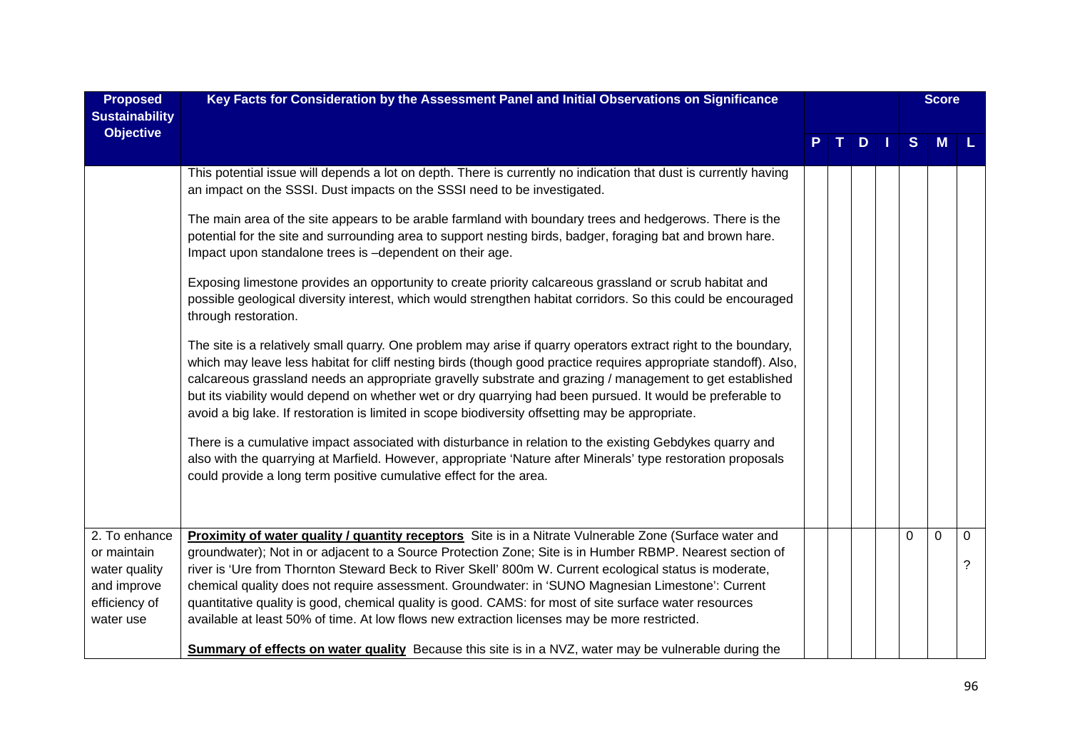| Proposed Sustainability Objective | Key Facts for Consideration by the Assessment Panel and Initial Observations on Significance | P | T | D | I | S | M | L |
|---|---|---|---|---|---|---|---|---|
| | | | | | | | Score | |
| | This potential issue will depends a lot on depth. There is currently no indication that dust is currently having an impact on the SSSI. Dust impacts on the SSSI need to be investigated.<br><br>The main area of the site appears to be arable farmland with boundary trees and hedgerows. There is the potential for the site and surrounding area to support nesting birds, badger, foraging bat and brown hare. Impact upon standalone trees is –dependent on their age.<br><br>Exposing limestone provides an opportunity to create priority calcareous grassland or scrub habitat and possible geological diversity interest, which would strengthen habitat corridors. So this could be encouraged through restoration.<br><br>The site is a relatively small quarry. One problem may arise if quarry operators extract right to the boundary, which may leave less habitat for cliff nesting birds (though good practice requires appropriate standoff). Also, calcareous grassland needs an appropriate gravelly substrate and grazing / management to get established but its viability would depend on whether wet or dry quarrying had been pursued. It would be preferable to avoid a big lake. If restoration is limited in scope biodiversity offsetting may be appropriate.<br><br>There is a cumulative impact associated with disturbance in relation to the existing Gebdykes quarry and also with the quarrying at Marfield. However, appropriate 'Nature after Minerals' type restoration proposals could provide a long term positive cumulative effect for the area. | | | | | | | |
| 2. To enhance or maintain water quality and improve efficiency of water use | **Proximity of water quality / quantity receptors** Site is in a Nitrate Vulnerable Zone (Surface water and groundwater); Not in or adjacent to a Source Protection Zone; Site is in Humber RBMP. Nearest section of river is 'Ure from Thornton Steward Beck to River Skell' 800m W. Current ecological status is moderate, chemical quality does not require assessment. Groundwater: in 'SUNO Magnesian Limestone': Current quantitative quality is good, chemical quality is good. CAMS: for most of site surface water resources available at least 50% of time. At low flows new extraction licenses may be more restricted.<br><br>**Summary of effects on water quality** Because this site is in a NVZ, water may be vulnerable during the | | | | | 0 | 0 | 0<br><br>? |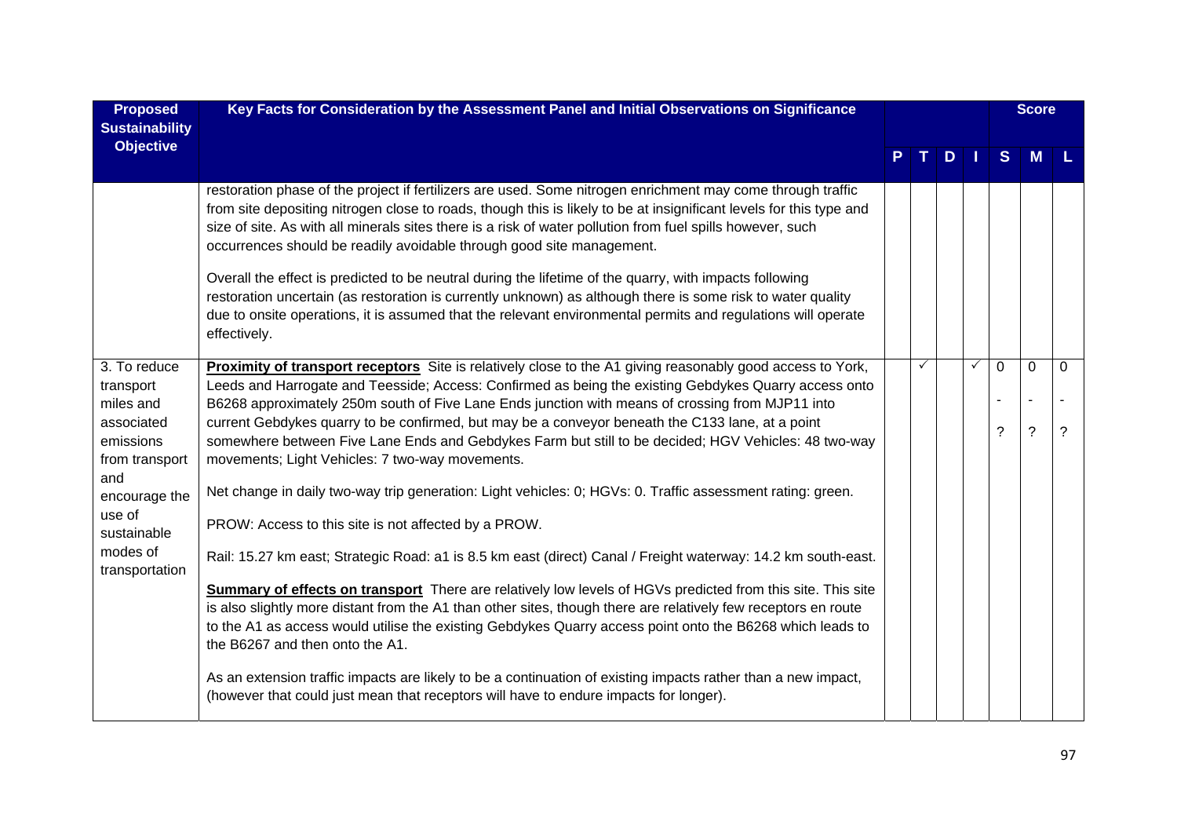| Proposed Sustainability Objective | Key Facts for Consideration by the Assessment Panel and Initial Observations on Significance | P | T | D | I | Score S | Score M | Score L |
|---|---|---|---|---|---|---|---|---|
| | restoration phase of the project if fertilizers are used. Some nitrogen enrichment may come through traffic from site depositing nitrogen close to roads, though this is likely to be at insignificant levels for this type and size of site. As with all minerals sites there is a risk of water pollution from fuel spills however, such occurrences should be readily avoidable through good site management.<br><br>Overall the effect is predicted to be neutral during the lifetime of the quarry, with impacts following restoration uncertain (as restoration is currently unknown) as although there is some risk to water quality due to onsite operations, it is assumed that the relevant environmental permits and regulations will operate effectively. | | | | | | | |
| 3. To reduce transport miles and associated emissions from transport and encourage the use of sustainable modes of transportation | **Proximity of transport receptors** Site is relatively close to the A1 giving reasonably good access to York, Leeds and Harrogate and Teesside; Access: Confirmed as being the existing Gebdykes Quarry access onto B6268 approximately 250m south of Five Lane Ends junction with means of crossing from MJP11 into current Gebdykes quarry to be confirmed, but may be a conveyor beneath the C133 lane, at a point somewhere between Five Lane Ends and Gebdykes Farm but still to be decided; HGV Vehicles: 48 two-way movements; Light Vehicles: 7 two-way movements.<br><br>Net change in daily two-way trip generation: Light vehicles: 0; HGVs: 0. Traffic assessment rating: green.<br><br>PROW: Access to this site is not affected by a PROW.<br><br>Rail: 15.27 km east; Strategic Road: a1 is 8.5 km east (direct) Canal / Freight waterway: 14.2 km south-east.<br><br>**Summary of effects on transport** There are relatively low levels of HGVs predicted from this site. This site is also slightly more distant from the A1 than other sites, though there are relatively few receptors en route to the A1 as access would utilise the existing Gebdykes Quarry access point onto the B6268 which leads to the B6267 and then onto the A1.<br><br>As an extension traffic impacts are likely to be a continuation of existing impacts rather than a new impact, (however that could just mean that receptors will have to endure impacts for longer). | | ✓ | | ✓ | 0<br>-<br>? | 0<br>-<br>? | 0<br>-<br>? |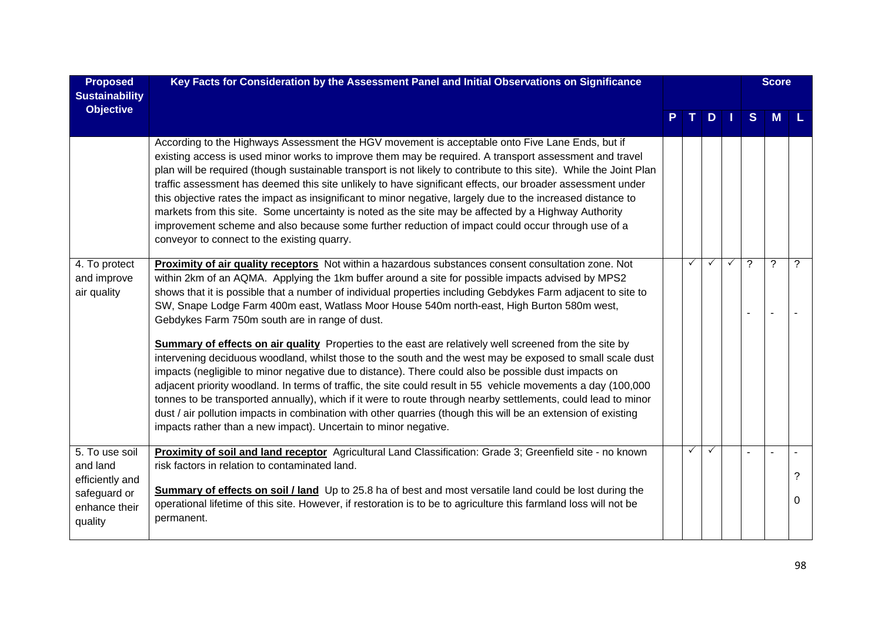| Proposed Sustainability Objective | Key Facts for Consideration by the Assessment Panel and Initial Observations on Significance | P | T | D | I | Score S | Score M | Score L |
|---|---|---|---|---|---|---|---|---|
| | According to the Highways Assessment the HGV movement is acceptable onto Five Lane Ends, but if existing access is used minor works to improve them may be required. A transport assessment and travel plan will be required (though sustainable transport is not likely to contribute to this site). While the Joint Plan traffic assessment has deemed this site unlikely to have significant effects, our broader assessment under this objective rates the impact as insignificant to minor negative, largely due to the increased distance to markets from this site. Some uncertainty is noted as the site may be affected by a Highway Authority improvement scheme and also because some further reduction of impact could occur through use of a conveyor to connect to the existing quarry. | | | | | | | |
| 4. To protect and improve air quality | **Proximity of air quality receptors** Not within a hazardous substances consent consultation zone. Not within 2km of an AQMA. Applying the 1km buffer around a site for possible impacts advised by MPS2 shows that it is possible that a number of individual properties including Gebdykes Farm adjacent to site to SW, Snape Lodge Farm 400m east, Watlass Moor House 540m north-east, High Burton 580m west, Gebdykes Farm 750m south are in range of dust.<br><br>**Summary of effects on air quality** Properties to the east are relatively well screened from the site by intervening deciduous woodland, whilst those to the south and the west may be exposed to small scale dust impacts (negligible to minor negative due to distance). There could also be possible dust impacts on adjacent priority woodland. In terms of traffic, the site could result in 55 vehicle movements a day (100,000 tonnes to be transported annually), which if it were to route through nearby settlements, could lead to minor dust / air pollution impacts in combination with other quarries (though this will be an extension of existing impacts rather than a new impact). Uncertain to minor negative. | | ✓ | ✓ | ✓ | ?<br><br>- | ?<br><br>- | ?<br><br>- |
| 5. To use soil and land efficiently and safeguard or enhance their quality | **Proximity of soil and land receptor** Agricultural Land Classification: Grade 3; Greenfield site - no known risk factors in relation to contaminated land.<br><br>**Summary of effects on soil / land** Up to 25.8 ha of best and most versatile land could be lost during the operational lifetime of this site. However, if restoration is to be to agriculture this farmland loss will not be permanent. | | ✓ | ✓ | | - | - | -<br><br>?<br><br>0 |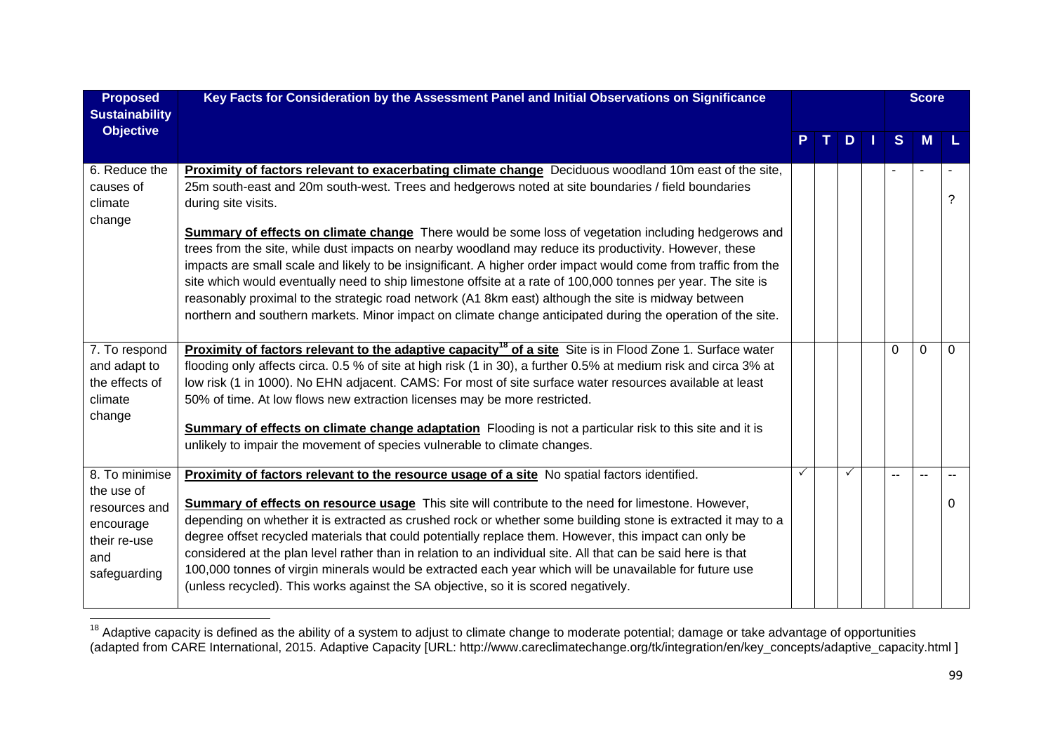| Proposed Sustainability Objective | Key Facts for Consideration by the Assessment Panel and Initial Observations on Significance | P | T | D | I | Score S | Score M | Score L |
|---|---|---|---|---|---|---|---|---|
| 6. Reduce the causes of climate change | **Proximity of factors relevant to exacerbating climate change** Deciduous woodland 10m east of the site, 25m south-east and 20m south-west. Trees and hedgerows noted at site boundaries / field boundaries during site visits.<br><br>**Summary of effects on climate change** There would be some loss of vegetation including hedgerows and trees from the site, while dust impacts on nearby woodland may reduce its productivity. However, these impacts are small scale and likely to be insignificant. A higher order impact would come from traffic from the site which would eventually need to ship limestone offsite at a rate of 100,000 tonnes per year. The site is reasonably proximal to the strategic road network (A1 8km east) although the site is midway between northern and southern markets. Minor impact on climate change anticipated during the operation of the site. | | | | | - | - | -<br>? |
| 7. To respond and adapt to the effects of climate change | **Proximity of factors relevant to the adaptive capacity[18] of a site** Site is in Flood Zone 1. Surface water flooding only affects circa. 0.5 % of site at high risk (1 in 30), a further 0.5% at medium risk and circa 3% at low risk (1 in 1000). No EHN adjacent. CAMS: For most of site surface water resources available at least 50% of time. At low flows new extraction licenses may be more restricted.<br><br>**Summary of effects on climate change adaptation** Flooding is not a particular risk to this site and it is unlikely to impair the movement of species vulnerable to climate changes. | | | | | 0 | 0 | 0 |
| 8. To minimise the use of resources and encourage their re-use and safeguarding | **Proximity of factors relevant to the resource usage of a site** No spatial factors identified.<br><br>**Summary of effects on resource usage** This site will contribute to the need for limestone. However, depending on whether it is extracted as crushed rock or whether some building stone is extracted it may to a degree offset recycled materials that could potentially replace them. However, this impact can only be considered at the plan level rather than in relation to an individual site. All that can be said here is that 100,000 tonnes of virgin minerals would be extracted each year which will be unavailable for future use (unless recycled). This works against the SA objective, so it is scored negatively. | ✓ | | ✓ | | -- | -- | --<br>0 |

[18] Adaptive capacity is defined as the ability of a system to adjust to climate change to moderate potential; damage or take advantage of opportunities (adapted from CARE International, 2015. Adaptive Capacity [URL: http://www.careclimatechange.org/tk/integration/en/key_concepts/adaptive_capacity.html ]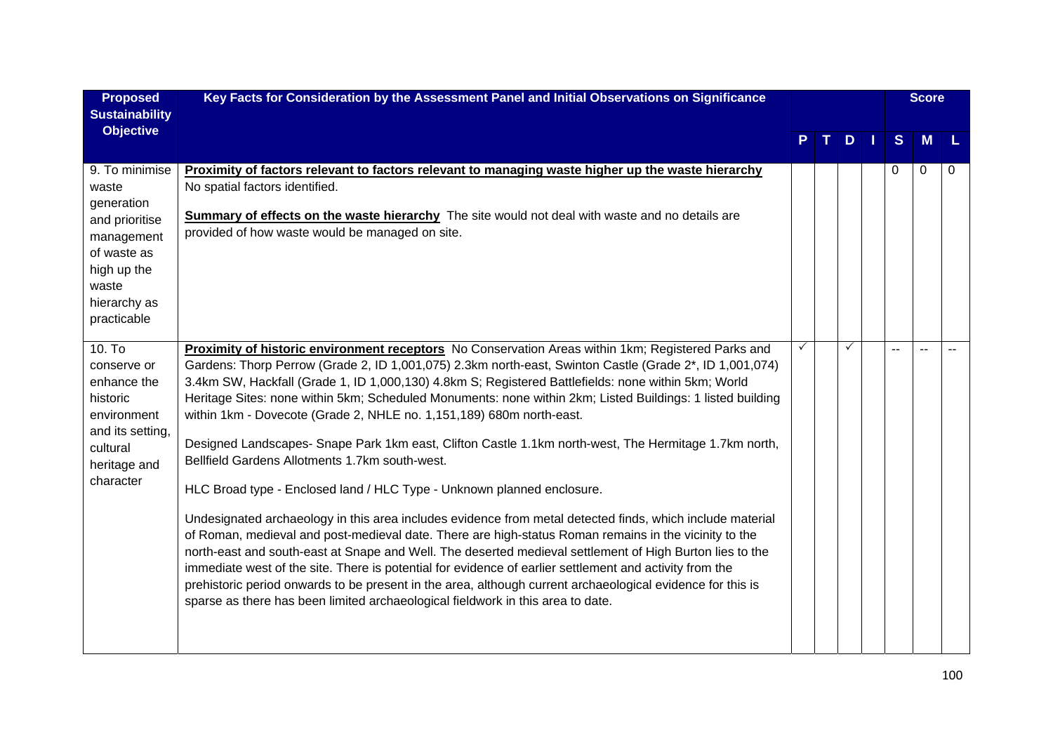| Proposed Sustainability Objective | Key Facts for Consideration by the Assessment Panel and Initial Observations on Significance | P | T | D | I | Score S | Score M | Score L |
|---|---|---|---|---|---|---|---|---|
| 9. To minimise waste generation and prioritise management of waste as high up the waste hierarchy as practicable | **Proximity of factors relevant to factors relevant to managing waste higher up the waste hierarchy** No spatial factors identified.<br><br>**Summary of effects on the waste hierarchy** The site would not deal with waste and no details are provided of how waste would be managed on site. | | | | | 0 | 0 | 0 |
| 10. To conserve or enhance the historic environment and its setting, cultural heritage and character | **Proximity of historic environment receptors** No Conservation Areas within 1km; Registered Parks and Gardens: Thorp Perrow (Grade 2, ID 1,001,075) 2.3km north-east, Swinton Castle (Grade 2*, ID 1,001,074) 3.4km SW, Hackfall (Grade 1, ID 1,000,130) 4.8km S; Registered Battlefields: none within 5km; World Heritage Sites: none within 5km; Scheduled Monuments: none within 2km; Listed Buildings: 1 listed building within 1km - Dovecote (Grade 2, NHLE no. 1,151,189) 680m north-east.<br><br>Designed Landscapes- Snape Park 1km east, Clifton Castle 1.1km north-west, The Hermitage 1.7km north, Bellfield Gardens Allotments 1.7km south-west.<br><br>HLC Broad type - Enclosed land / HLC Type - Unknown planned enclosure.<br><br>Undesignated archaeology in this area includes evidence from metal detected finds, which include material of Roman, medieval and post-medieval date. There are high-status Roman remains in the vicinity to the north-east and south-east at Snape and Well. The deserted medieval settlement of High Burton lies to the immediate west of the site. There is potential for evidence of earlier settlement and activity from the prehistoric period onwards to be present in the area, although current archaeological evidence for this is sparse as there has been limited archaeological fieldwork in this area to date. | ✓ | | ✓ | | -- | -- | -- |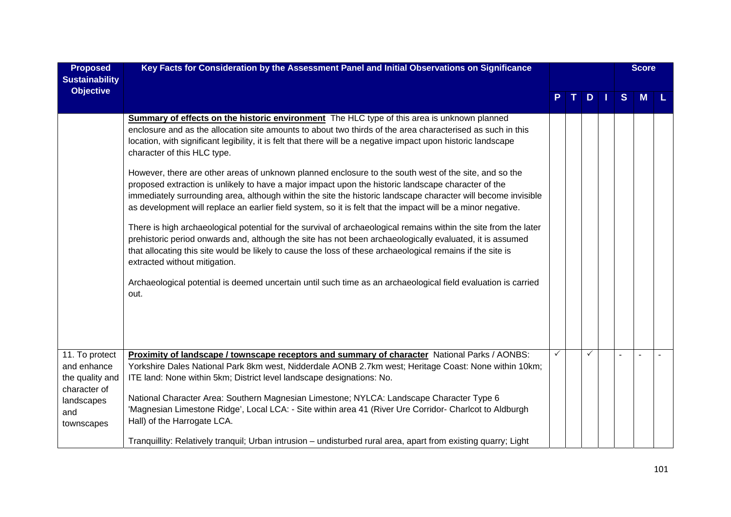| Proposed Sustainability Objective | Key Facts for Consideration by the Assessment Panel and Initial Observations on Significance | P | T | D | I | S | M | L |
|---|---|---|---|---|---|---|---|---|
| | **Summary of effects on the historic environment** The HLC type of this area is unknown planned enclosure and as the allocation site amounts to about two thirds of the area characterised as such in this location, with significant legibility, it is felt that there will be a negative impact upon historic landscape character of this HLC type.<br><br>However, there are other areas of unknown planned enclosure to the south west of the site, and so the proposed extraction is unlikely to have a major impact upon the historic landscape character of the immediately surrounding area, although within the site the historic landscape character will become invisible as development will replace an earlier field system, so it is felt that the impact will be a minor negative.<br><br>There is high archaeological potential for the survival of archaeological remains within the site from the later prehistoric period onwards and, although the site has not been archaeologically evaluated, it is assumed that allocating this site would be likely to cause the loss of these archaeological remains if the site is extracted without mitigation.<br><br>Archaeological potential is deemed uncertain until such time as an archaeological field evaluation is carried out. | | | | | | | |
| 11. To protect and enhance the quality and character of landscapes and townscapes | **Proximity of landscape / townscape receptors and summary of character** National Parks / AONBS: Yorkshire Dales National Park 8km west, Nidderdale AONB 2.7km west; Heritage Coast: None within 10km; ITE land: None within 5km; District level landscape designations: No.<br><br>National Character Area: Southern Magnesian Limestone; NYLCA: Landscape Character Type 6 'Magnesian Limestone Ridge', Local LCA: - Site within area 41 (River Ure Corridor- Charlcot to Aldburgh Hall) of the Harrogate LCA.<br><br>Tranquillity: Relatively tranquil; Urban intrusion – undisturbed rural area, apart from existing quarry; Light | ✓ | | ✓ | | - | - | - |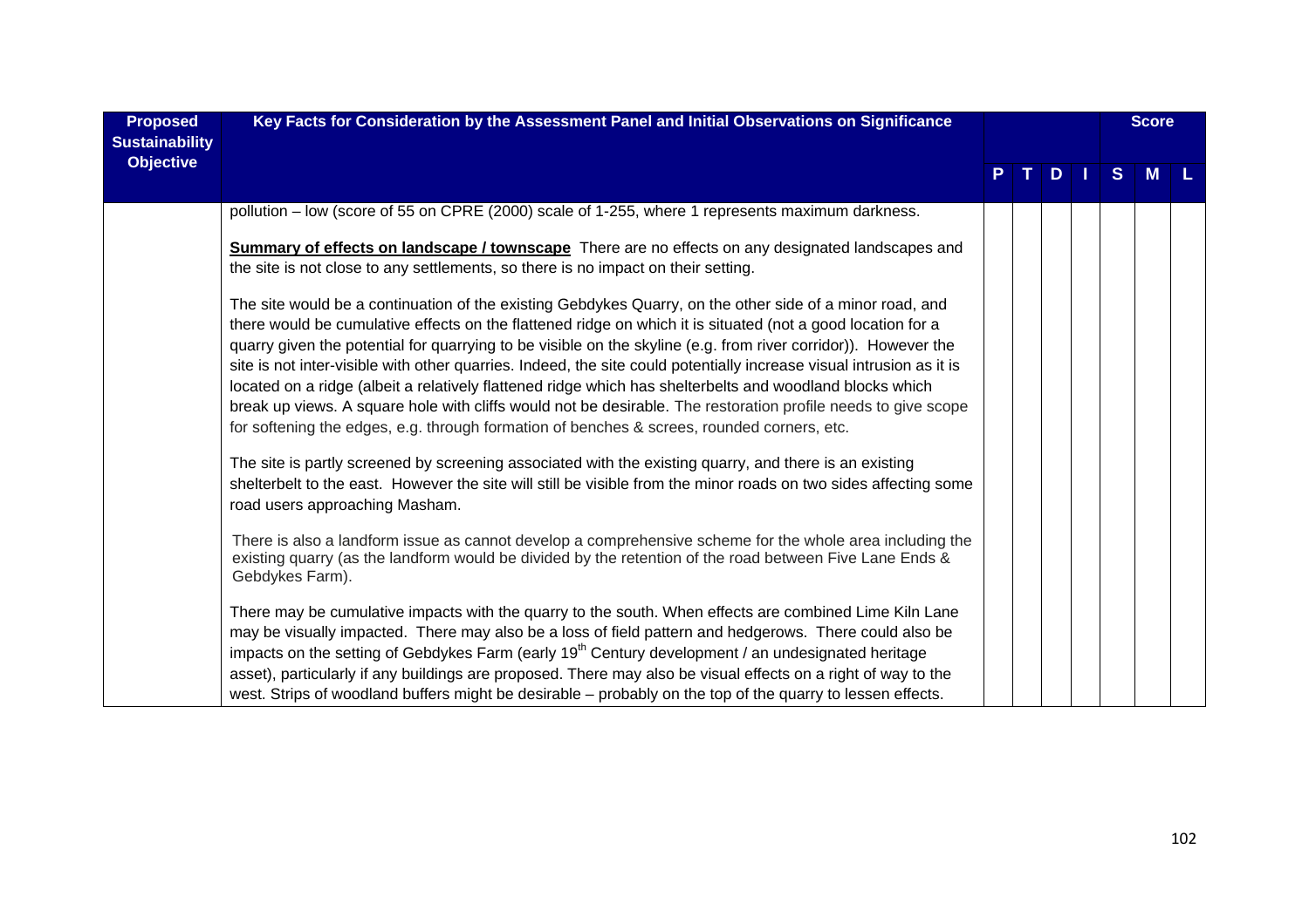| Proposed Sustainability Objective | Key Facts for Consideration by the Assessment Panel and Initial Observations on Significance | P | T | D | I | S | M | L |
|---|---|---|---|---|---|---|---|---|
| | pollution – low (score of 55 on CPRE (2000) scale of 1-255, where 1 represents maximum darkness.<br><br>**Summary of effects on landscape / townscape** There are no effects on any designated landscapes and the site is not close to any settlements, so there is no impact on their setting.<br><br>The site would be a continuation of the existing Gebdykes Quarry, on the other side of a minor road, and there would be cumulative effects on the flattened ridge on which it is situated (not a good location for a quarry given the potential for quarrying to be visible on the skyline (e.g. from river corridor)). However the site is not inter-visible with other quarries. Indeed, the site could potentially increase visual intrusion as it is located on a ridge (albeit a relatively flattened ridge which has shelterbelts and woodland blocks which break up views. A square hole with cliffs would not be desirable. The restoration profile needs to give scope for softening the edges, e.g. through formation of benches & screes, rounded corners, etc.<br><br>The site is partly screened by screening associated with the existing quarry, and there is an existing shelterbelt to the east. However the site will still be visible from the minor roads on two sides affecting some road users approaching Masham.<br><br>There is also a landform issue as cannot develop a comprehensive scheme for the whole area including the existing quarry (as the landform would be divided by the retention of the road between Five Lane Ends & Gebdykes Farm).<br><br>There may be cumulative impacts with the quarry to the south. When effects are combined Lime Kiln Lane may be visually impacted. There may also be a loss of field pattern and hedgerows. There could also be impacts on the setting of Gebdykes Farm (early 19th Century development / an undesignated heritage asset), particularly if any buildings are proposed. There may also be visual effects on a right of way to the west. Strips of woodland buffers might be desirable – probably on the top of the quarry to lessen effects. | | | | | | | |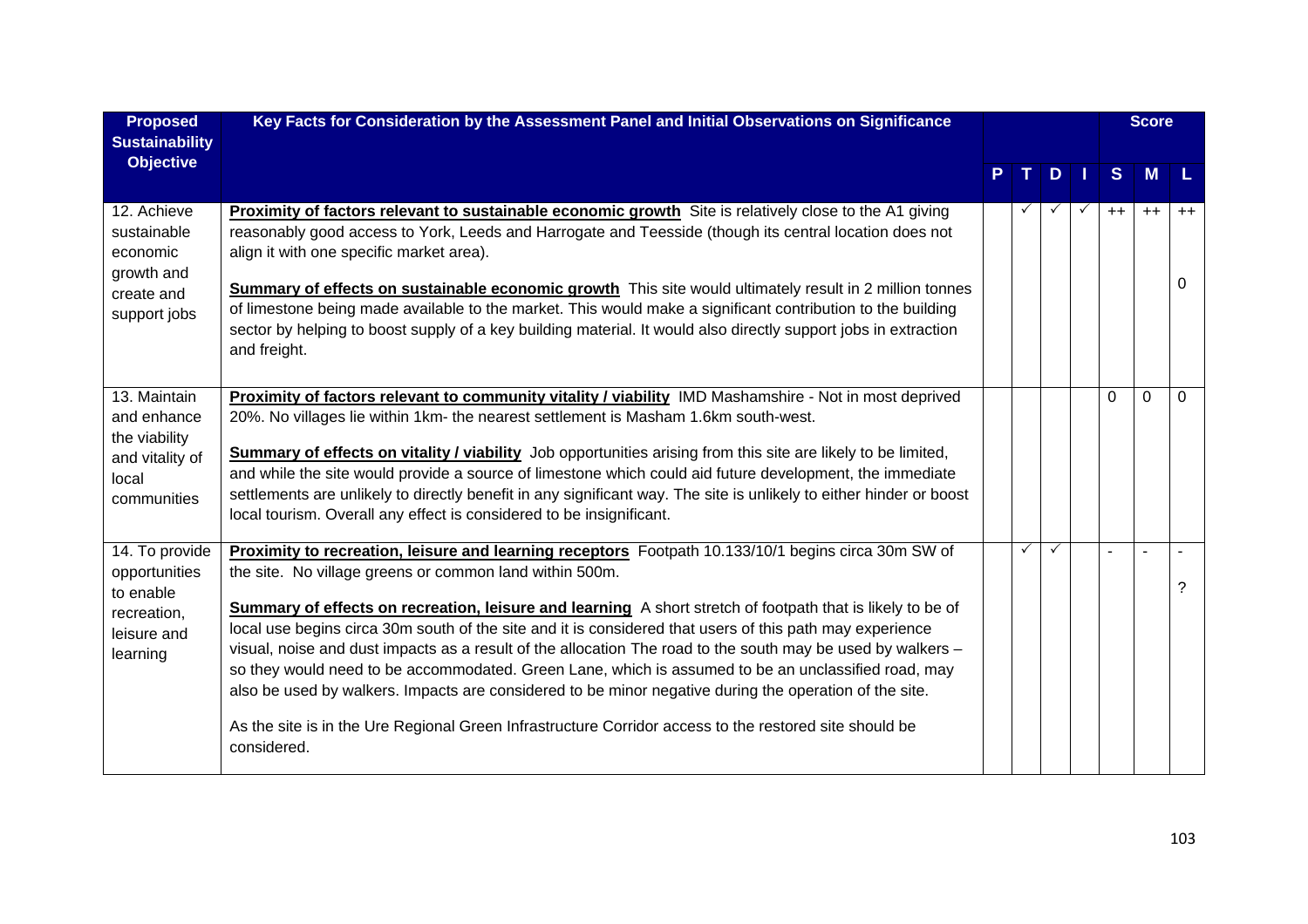| Proposed Sustainability Objective | Key Facts for Consideration by the Assessment Panel and Initial Observations on Significance | P | T | D | I | Score S | M | L |
|---|---|---|---|---|---|---|---|---|
| 12. Achieve sustainable economic growth and create and support jobs | **Proximity of factors relevant to sustainable economic growth** Site is relatively close to the A1 giving reasonably good access to York, Leeds and Harrogate and Teesside (though its central location does not align it with one specific market area).<br><br>**Summary of effects on sustainable economic growth** This site would ultimately result in 2 million tonnes of limestone being made available to the market. This would make a significant contribution to the building sector by helping to boost supply of a key building material. It would also directly support jobs in extraction and freight. | | ✓ | ✓ | ✓ | ++ | ++ | ++<br><br>0 |
| 13. Maintain and enhance the viability and vitality of local communities | **Proximity of factors relevant to community vitality / viability** IMD Mashamshire - Not in most deprived 20%. No villages lie within 1km- the nearest settlement is Masham 1.6km south-west.<br><br>**Summary of effects on vitality / viability** Job opportunities arising from this site are likely to be limited, and while the site would provide a source of limestone which could aid future development, the immediate settlements are unlikely to directly benefit in any significant way. The site is unlikely to either hinder or boost local tourism. Overall any effect is considered to be insignificant. | | | | | 0 | 0 | 0 |
| 14. To provide opportunities to enable recreation, leisure and learning | **Proximity to recreation, leisure and learning receptors** Footpath 10.133/10/1 begins circa 30m SW of the site. No village greens or common land within 500m.<br><br>**Summary of effects on recreation, leisure and learning** A short stretch of footpath that is likely to be of local use begins circa 30m south of the site and it is considered that users of this path may experience visual, noise and dust impacts as a result of the allocation The road to the south may be used by walkers – so they would need to be accommodated. Green Lane, which is assumed to be an unclassified road, may also be used by walkers. Impacts are considered to be minor negative during the operation of the site.<br><br>As the site is in the Ure Regional Green Infrastructure Corridor access to the restored site should be considered. | | ✓ | ✓ | | - | - | -<br><br>? |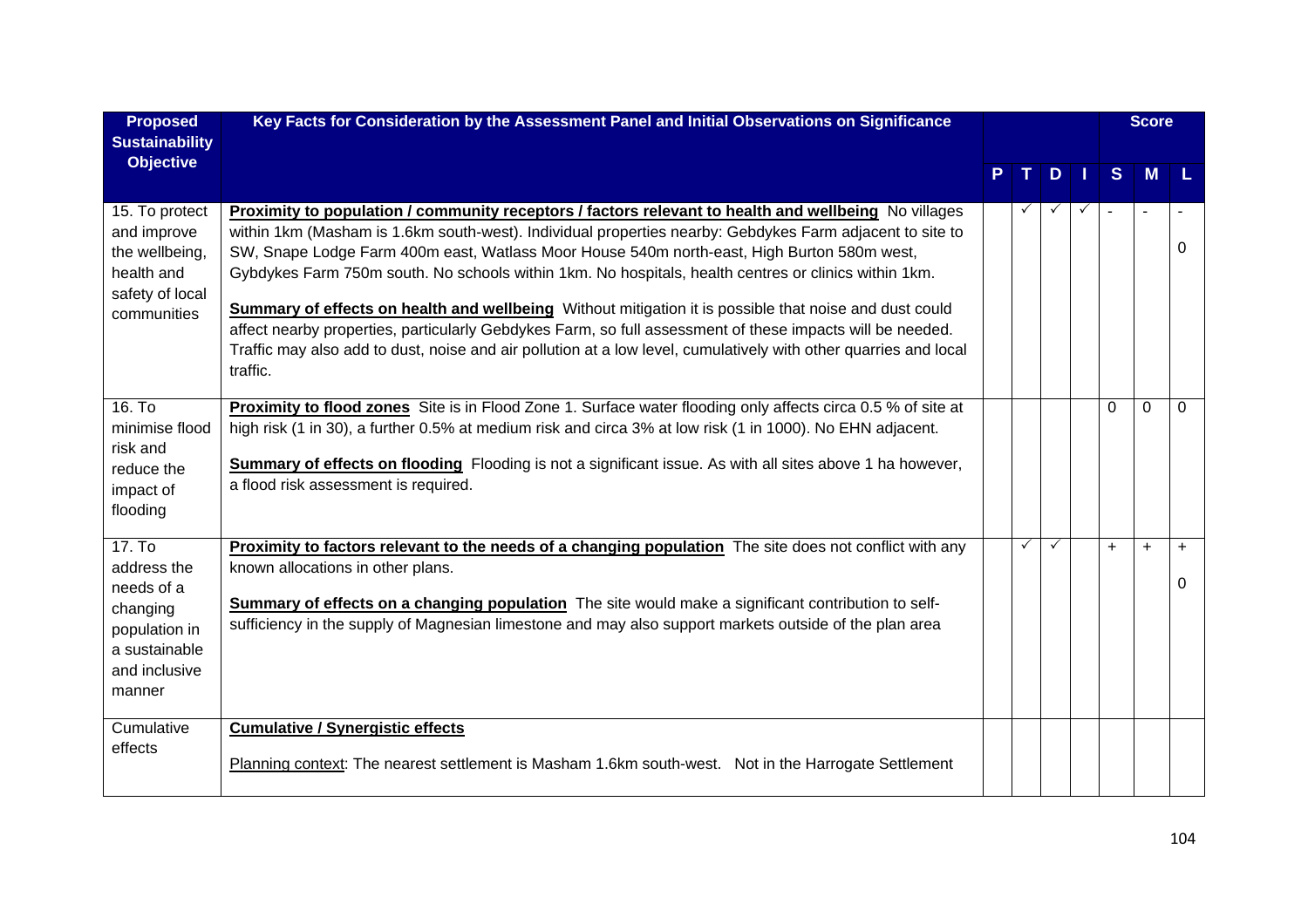| Proposed Sustainability Objective | Key Facts for Consideration by the Assessment Panel and Initial Observations on Significance | P | T | D | I | Score S | Score M | Score L |
|---|---|---|---|---|---|---|---|---|
| 15. To protect and improve the wellbeing, health and safety of local communities | **Proximity to population / community receptors / factors relevant to health and wellbeing** No villages within 1km (Masham is 1.6km south-west). Individual properties nearby: Gebdykes Farm adjacent to site to SW, Snape Lodge Farm 400m east, Watlass Moor House 540m north-east, High Burton 580m west, Gybdykes Farm 750m south. No schools within 1km. No hospitals, health centres or clinics within 1km.<br><br>**Summary of effects on health and wellbeing** Without mitigation it is possible that noise and dust could affect nearby properties, particularly Gebdykes Farm, so full assessment of these impacts will be needed. Traffic may also add to dust, noise and air pollution at a low level, cumulatively with other quarries and local traffic. | | ✓ | ✓ | ✓ | - | - | -<br>0 |
| 16. To minimise flood risk and reduce the impact of flooding | **Proximity to flood zones** Site is in Flood Zone 1. Surface water flooding only affects circa 0.5 % of site at high risk (1 in 30), a further 0.5% at medium risk and circa 3% at low risk (1 in 1000). No EHN adjacent.<br><br>**Summary of effects on flooding** Flooding is not a significant issue. As with all sites above 1 ha however, a flood risk assessment is required. | | | | | 0 | 0 | 0 |
| 17. To address the needs of a changing population in a sustainable and inclusive manner | **Proximity to factors relevant to the needs of a changing population** The site does not conflict with any known allocations in other plans.<br><br>**Summary of effects on a changing population** The site would make a significant contribution to self-sufficiency in the supply of Magnesian limestone and may also support markets outside of the plan area | | ✓ | ✓ | | + | + | +<br>0 |
| Cumulative effects | **Cumulative / Synergistic effects**<br><br>Planning context: The nearest settlement is Masham 1.6km south-west. Not in the Harrogate Settlement | | | | | | | |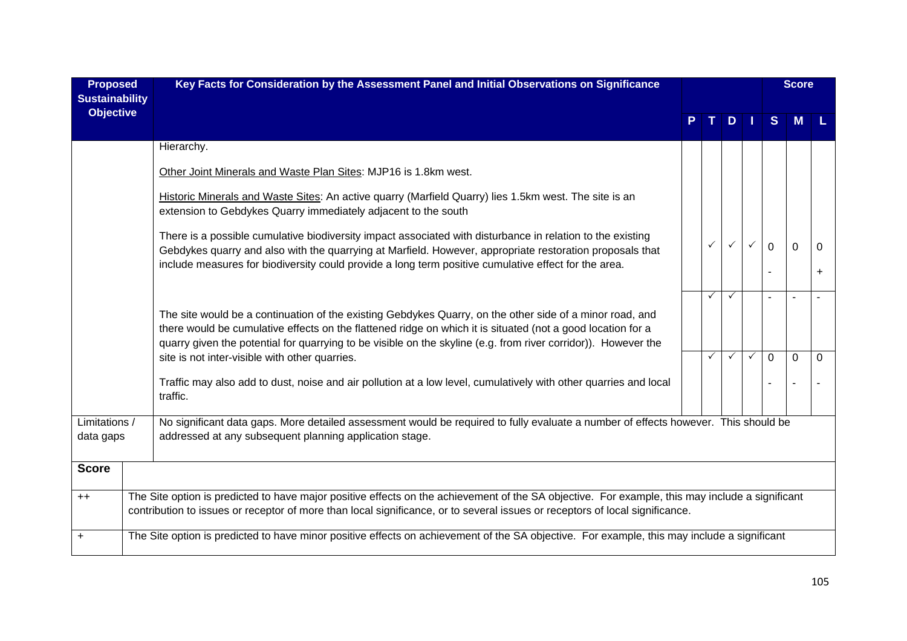| Proposed Sustainability Objective | Key Facts for Consideration by the Assessment Panel and Initial Observations on Significance | P | T | D | I | S | M | L |
|---|---|---|---|---|---|---|---|---|
| | Hierarchy.<br><br>Other Joint Minerals and Waste Plan Sites: MJP16 is 1.8km west.<br><br>Historic Minerals and Waste Sites: An active quarry (Marfield Quarry) lies 1.5km west. The site is an extension to Gebdykes Quarry immediately adjacent to the south | | | | | | | |
| | There is a possible cumulative biodiversity impact associated with disturbance in relation to the existing Gebdykes quarry and also with the quarrying at Marfield. However, appropriate restoration proposals that include measures for biodiversity could provide a long term positive cumulative effect for the area. | | ✓ | ✓ | ✓ | 0<br>- | 0 | 0<br>+ |
| | The site would be a continuation of the existing Gebdykes Quarry, on the other side of a minor road, and there would be cumulative effects on the flattened ridge on which it is situated (not a good location for a quarry given the potential for quarrying to be visible on the skyline (e.g. from river corridor)). However the site is not inter-visible with other quarries. | | ✓ | ✓ | | - | - | - |
| | Traffic may also add to dust, noise and air pollution at a low level, cumulatively with other quarries and local traffic. | | ✓ | ✓ | ✓ | 0<br>- | 0<br>- | 0<br>- |
| Limitations / data gaps | No significant data gaps. More detailed assessment would be required to fully evaluate a number of effects however. This should be addressed at any subsequent planning application stage. | | | | | | | |

| Score | |
|---|---|
| ++ | The Site option is predicted to have major positive effects on the achievement of the SA objective. For example, this may include a significant contribution to issues or receptor of more than local significance, or to several issues or receptors of local significance. |
| + | The Site option is predicted to have minor positive effects on achievement of the SA objective. For example, this may include a significant |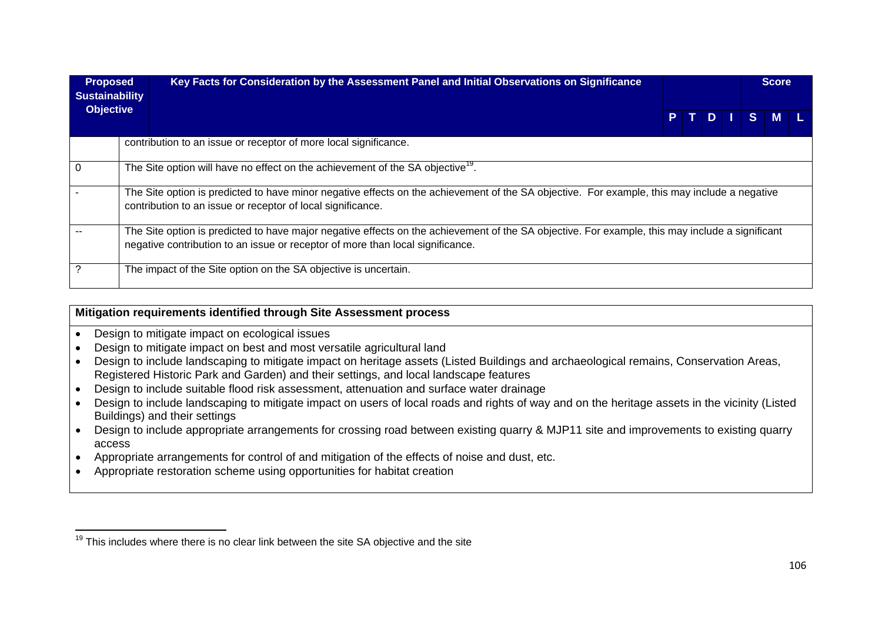| Proposed Sustainability Objective | Key Facts for Consideration by the Assessment Panel and Initial Observations on Significance | P | T | D | I | S | M | L |
|---|---|---|---|---|---|---|---|---|
| | contribution to an issue or receptor of more local significance. | | | | | | | |
| 0 | The Site option will have no effect on the achievement of the SA objective[19]. | | | | | | | |
| - | The Site option is predicted to have minor negative effects on the achievement of the SA objective. For example, this may include a negative contribution to an issue or receptor of local significance. | | | | | | | |
| -- | The Site option is predicted to have major negative effects on the achievement of the SA objective. For example, this may include a significant negative contribution to an issue or receptor of more than local significance. | | | | | | | |
| ? | The impact of the Site option on the SA objective is uncertain. | | | | | | | |

| Mitigation requirements identified through Site Assessment process |
|---|
| • Design to mitigate impact on ecological issues<br>• Design to mitigate impact on best and most versatile agricultural land<br>• Design to include landscaping to mitigate impact on heritage assets (Listed Buildings and archaeological remains, Conservation Areas, Registered Historic Park and Garden) and their settings, and local landscape features<br>• Design to include suitable flood risk assessment, attenuation and surface water drainage<br>• Design to include landscaping to mitigate impact on users of local roads and rights of way and on the heritage assets in the vicinity (Listed Buildings) and their settings<br>• Design to include appropriate arrangements for crossing road between existing quarry & MJP11 site and improvements to existing quarry access<br>• Appropriate arrangements for control of and mitigation of the effects of noise and dust, etc.<br>• Appropriate restoration scheme using opportunities for habitat creation |

[19] This includes where there is no clear link between the site SA objective and the site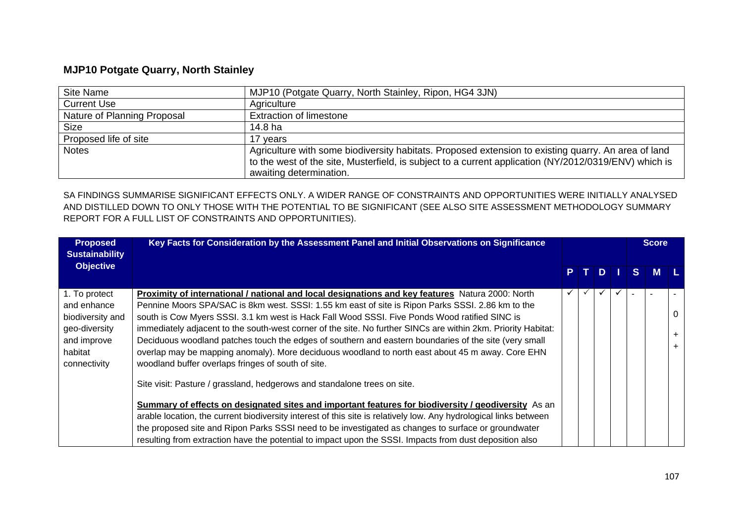## MJP10 Potgate Quarry, North Stainley

| Site Name | MJP10 (Potgate Quarry, North Stainley, Ripon, HG4 3JN) |
|---|---|
| Current Use | Agriculture |
| Nature of Planning Proposal | Extraction of limestone |
| Size | 14.8 ha |
| Proposed life of site | 17 years |
| Notes | Agriculture with some biodiversity habitats. Proposed extension to existing quarry. An area of land to the west of the site, Musterfield, is subject to a current application (NY/2012/0319/ENV) which is awaiting determination. |

SA FINDINGS SUMMARISE SIGNIFICANT EFFECTS ONLY. A WIDER RANGE OF CONSTRAINTS AND OPPORTUNITIES WERE INITIALLY ANALYSED AND DISTILLED DOWN TO ONLY THOSE WITH THE POTENTIAL TO BE SIGNIFICANT (SEE ALSO SITE ASSESSMENT METHODOLOGY SUMMARY REPORT FOR A FULL LIST OF CONSTRAINTS AND OPPORTUNITIES).

| Proposed Sustainability Objective | Key Facts for Consideration by the Assessment Panel and Initial Observations on Significance | P | T | D | I | Score S | Score M | Score L |
|---|---|---|---|---|---|---|---|---|
| 1. To protect and enhance biodiversity and geo-diversity and improve habitat connectivity | **Proximity of international / national and local designations and key features** Natura 2000: North Pennine Moors SPA/SAC is 8km west. SSSI: 1.55 km east of site is Ripon Parks SSSI. 2.86 km to the south is Cow Myers SSSI. 3.1 km west is Hack Fall Wood SSSI. Five Ponds Wood ratified SINC is immediately adjacent to the south-west corner of the site. No further SINCs are within 2km. Priority Habitat: Deciduous woodland patches touch the edges of southern and eastern boundaries of the site (very small overlap may be mapping anomaly). More deciduous woodland to north east about 45 m away. Core EHN woodland buffer overlaps fringes of south of site.<br><br>Site visit: Pasture / grassland, hedgerows and standalone trees on site.<br><br>**Summary of effects on designated sites and important features for biodiversity / geodiversity** As an arable location, the current biodiversity interest of this site is relatively low. Any hydrological links between the proposed site and Ripon Parks SSSI need to be investigated as changes to surface or groundwater resulting from extraction have the potential to impact upon the SSSI. Impacts from dust deposition also | ✓ | ✓ | ✓ | ✓ | - | - | -<br>0<br>++ |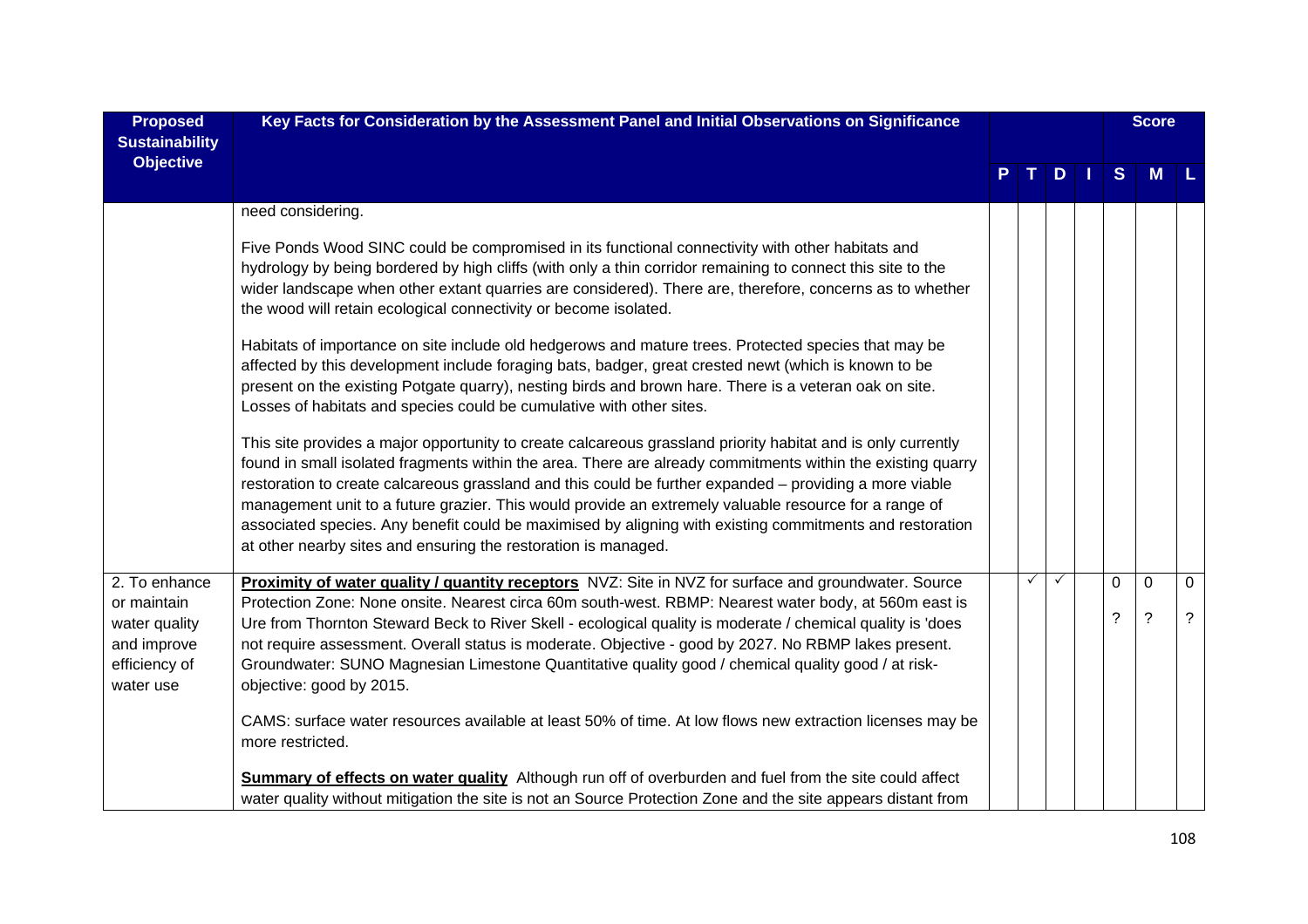| Proposed Sustainability Objective | Key Facts for Consideration by the Assessment Panel and Initial Observations on Significance | P | T | D | I | Score S | Score M | Score L |
|---|---|---|---|---|---|---|---|---|
| | need considering.<br><br>Five Ponds Wood SINC could be compromised in its functional connectivity with other habitats and hydrology by being bordered by high cliffs (with only a thin corridor remaining to connect this site to the wider landscape when other extant quarries are considered). There are, therefore, concerns as to whether the wood will retain ecological connectivity or become isolated.<br><br>Habitats of importance on site include old hedgerows and mature trees. Protected species that may be affected by this development include foraging bats, badger, great crested newt (which is known to be present on the existing Potgate quarry), nesting birds and brown hare. There is a veteran oak on site. Losses of habitats and species could be cumulative with other sites.<br><br>This site provides a major opportunity to create calcareous grassland priority habitat and is only currently found in small isolated fragments within the area. There are already commitments within the existing quarry restoration to create calcareous grassland and this could be further expanded – providing a more viable management unit to a future grazier. This would provide an extremely valuable resource for a range of associated species. Any benefit could be maximised by aligning with existing commitments and restoration at other nearby sites and ensuring the restoration is managed. | | | | | | | |
| 2. To enhance or maintain water quality and improve efficiency of water use | **<u>Proximity of water quality / quantity receptors</u>** NVZ: Site in NVZ for surface and groundwater. Source Protection Zone: None onsite. Nearest circa 60m south-west. RBMP: Nearest water body, at 560m east is Ure from Thornton Steward Beck to River Skell - ecological quality is moderate / chemical quality is 'does not require assessment. Overall status is moderate. Objective - good by 2027. No RBMP lakes present. Groundwater: SUNO Magnesian Limestone Quantitative quality good / chemical quality good / at risk- objective: good by 2015.<br><br>CAMS: surface water resources available at least 50% of time. At low flows new extraction licenses may be more restricted.<br><br>**<u>Summary of effects on water quality</u>** Although run off of overburden and fuel from the site could affect water quality without mitigation the site is not an Source Protection Zone and the site appears distant from | | ✓ | ✓ | | 0<br>? | 0<br>? | 0<br>? |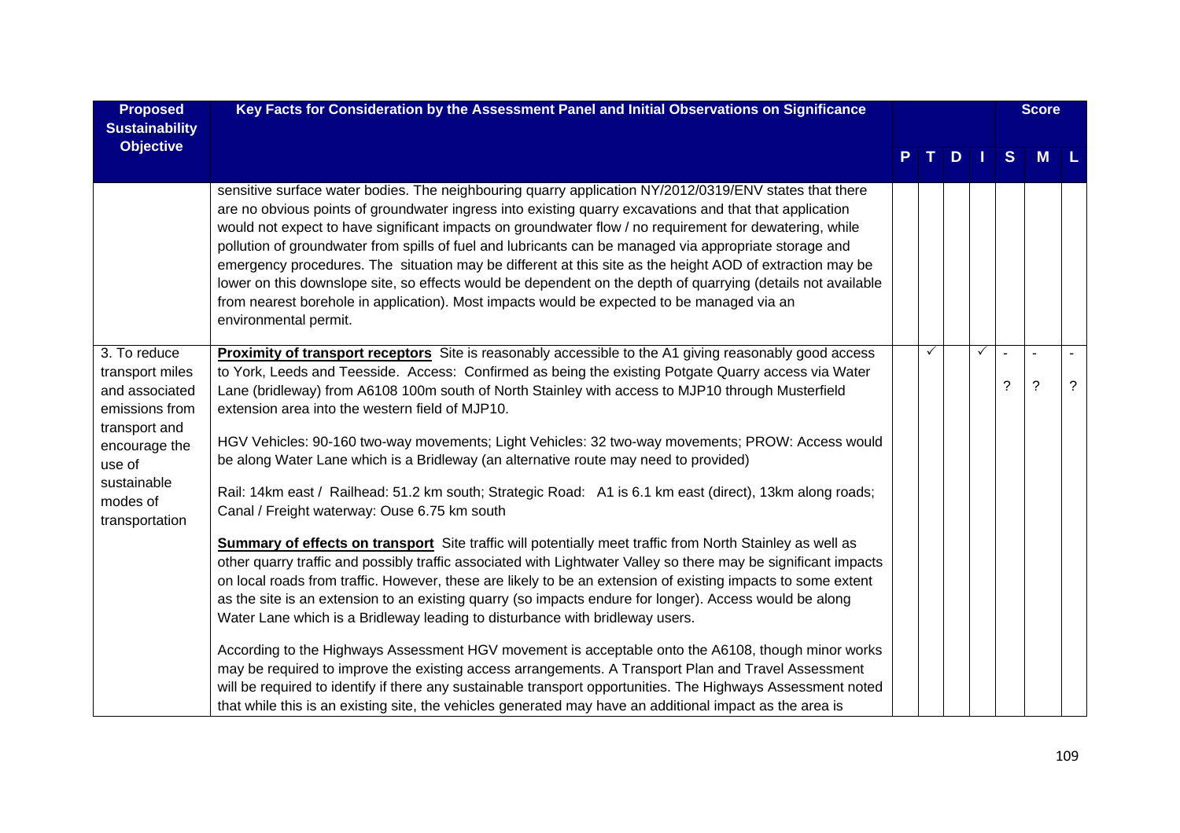| Proposed Sustainability Objective | Key Facts for Consideration by the Assessment Panel and Initial Observations on Significance | P | T | D | I | S | M | L |
|---|---|---|---|---|---|---|---|---|
| | | | | | | | Score | |
| | sensitive surface water bodies. The neighbouring quarry application NY/2012/0319/ENV states that there are no obvious points of groundwater ingress into existing quarry excavations and that that application would not expect to have significant impacts on groundwater flow / no requirement for dewatering, while pollution of groundwater from spills of fuel and lubricants can be managed via appropriate storage and emergency procedures. The situation may be different at this site as the height AOD of extraction may be lower on this downslope site, so effects would be dependent on the depth of quarrying (details not available from nearest borehole in application). Most impacts would be expected to be managed via an environmental permit. | | | | | | | |
| 3. To reduce transport miles and associated emissions from transport and encourage the use of sustainable modes of transportation | **Proximity of transport receptors** Site is reasonably accessible to the A1 giving reasonably good access to York, Leeds and Teesside. Access: Confirmed as being the existing Potgate Quarry access via Water Lane (bridleway) from A6108 100m south of North Stainley with access to MJP10 through Musterfield extension area into the western field of MJP10.<br><br>HGV Vehicles: 90-160 two-way movements; Light Vehicles: 32 two-way movements; PROW: Access would be along Water Lane which is a Bridleway (an alternative route may need to provided)<br><br>Rail: 14km east / Railhead: 51.2 km south; Strategic Road: A1 is 6.1 km east (direct), 13km along roads; Canal / Freight waterway: Ouse 6.75 km south<br><br>**Summary of effects on transport** Site traffic will potentially meet traffic from North Stainley as well as other quarry traffic and possibly traffic associated with Lightwater Valley so there may be significant impacts on local roads from traffic. However, these are likely to be an extension of existing impacts to some extent as the site is an extension to an existing quarry (so impacts endure for longer). Access would be along Water Lane which is a Bridleway leading to disturbance with bridleway users.<br><br>According to the Highways Assessment HGV movement is acceptable onto the A6108, though minor works may be required to improve the existing access arrangements. A Transport Plan and Travel Assessment will be required to identify if there any sustainable transport opportunities. The Highways Assessment noted that while this is an existing site, the vehicles generated may have an additional impact as the area is | | ✓ | | ✓ | -<br>? | -<br>? | -<br>? |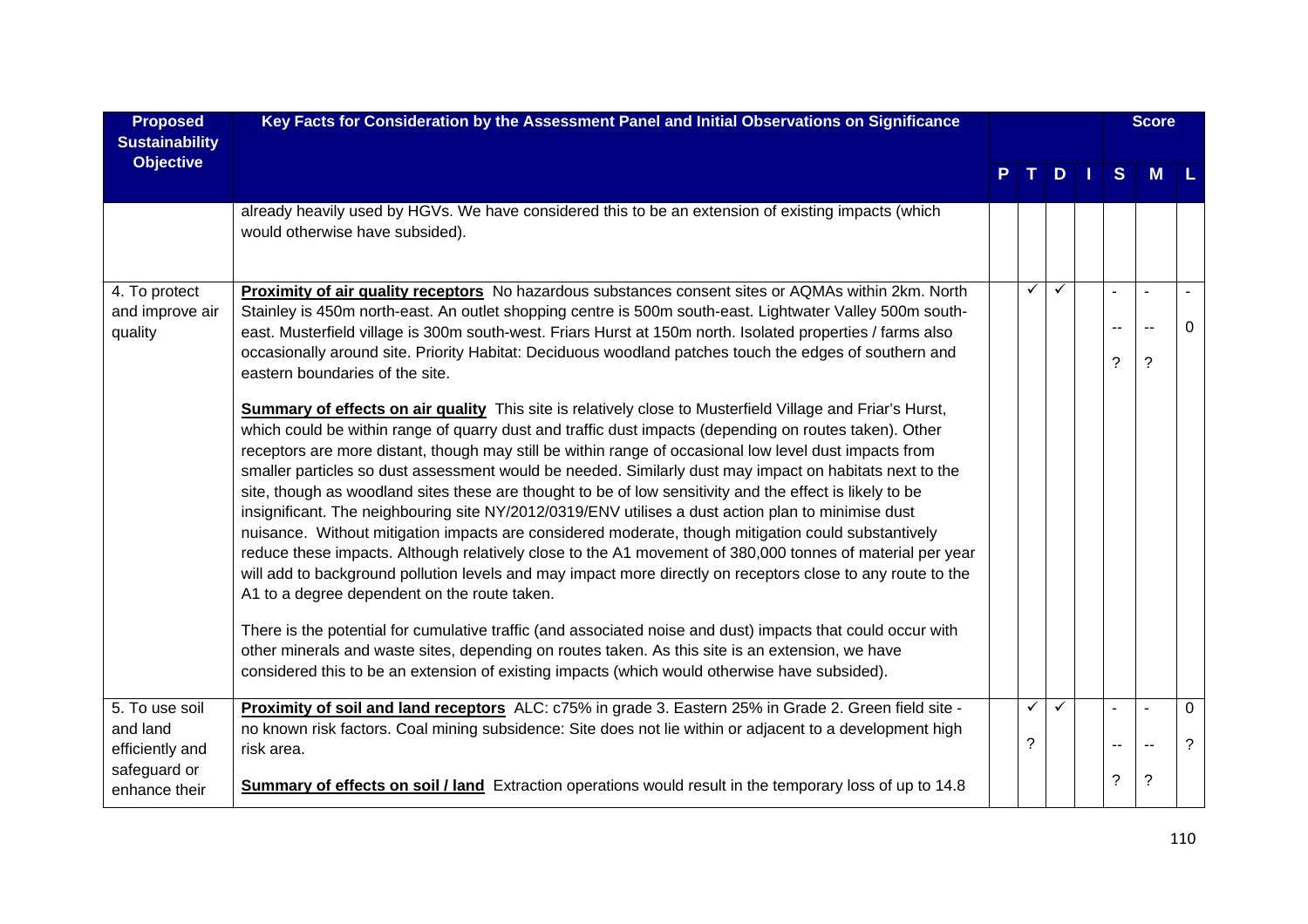| Proposed Sustainability Objective | Key Facts for Consideration by the Assessment Panel and Initial Observations on Significance | P | T | D | I | S | M | L |
|---|---|---|---|---|---|---|---|---|
| | already heavily used by HGVs. We have considered this to be an extension of existing impacts (which would otherwise have subsided). | | | | | | | |
| 4. To protect and improve air quality | **Proximity of air quality receptors** No hazardous substances consent sites or AQMAs within 2km. North Stainley is 450m north-east. An outlet shopping centre is 500m south-east. Lightwater Valley 500m south-east. Musterfield village is 300m south-west. Friars Hurst at 150m north. Isolated properties / farms also occasionally around site. Priority Habitat: Deciduous woodland patches touch the edges of southern and eastern boundaries of the site.<br><br>**Summary of effects on air quality** This site is relatively close to Musterfield Village and Friar's Hurst, which could be within range of quarry dust and traffic dust impacts (depending on routes taken). Other receptors are more distant, though may still be within range of occasional low level dust impacts from smaller particles so dust assessment would be needed. Similarly dust may impact on habitats next to the site, though as woodland sites these are thought to be of low sensitivity and the effect is likely to be insignificant. The neighbouring site NY/2012/0319/ENV utilises a dust action plan to minimise dust nuisance. Without mitigation impacts are considered moderate, though mitigation could substantively reduce these impacts. Although relatively close to the A1 movement of 380,000 tonnes of material per year will add to background pollution levels and may impact more directly on receptors close to any route to the A1 to a degree dependent on the route taken.<br><br>There is the potential for cumulative traffic (and associated noise and dust) impacts that could occur with other minerals and waste sites, depending on routes taken. As this site is an extension, we have considered this to be an extension of existing impacts (which would otherwise have subsided). | | ✓ | ✓ | | -<br>--<br>? | -<br>--<br>? | -<br>0 |
| 5. To use soil and land efficiently and safeguard or enhance their | **Proximity of soil and land receptors** ALC: c75% in grade 3. Eastern 25% in Grade 2. Green field site - no known risk factors. Coal mining subsidence: Site does not lie within or adjacent to a development high risk area.<br><br>**Summary of effects on soil / land** Extraction operations would result in the temporary loss of up to 14.8 | | ✓<br>? | ✓ | | -<br>--<br>? | -<br>--<br>? | 0<br>? |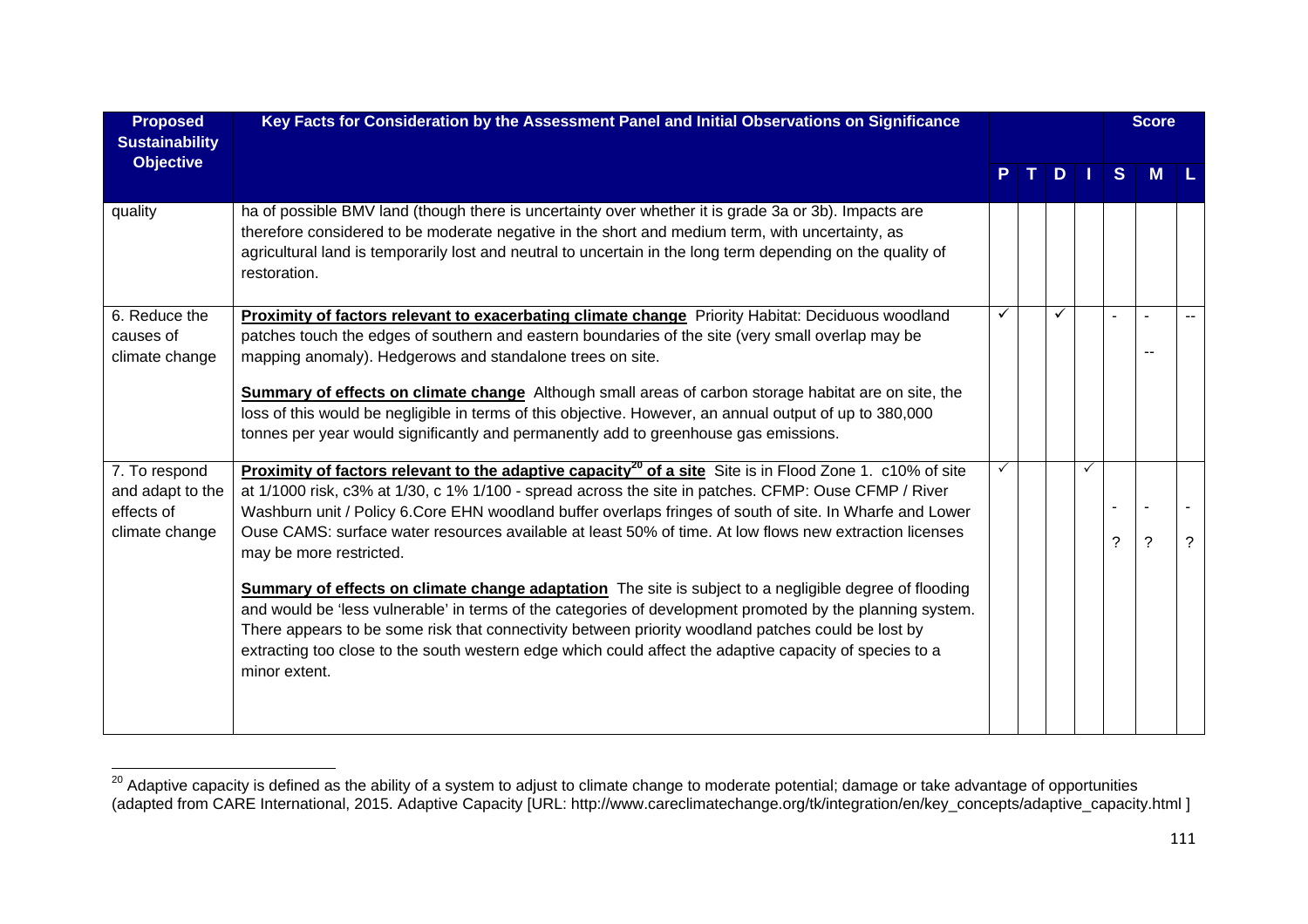| Proposed Sustainability Objective | Key Facts for Consideration by the Assessment Panel and Initial Observations on Significance | P | T | D | I | Score S | M | L |
|---|---|---|---|---|---|---|---|---|
| quality | ha of possible BMV land (though there is uncertainty over whether it is grade 3a or 3b). Impacts are therefore considered to be moderate negative in the short and medium term, with uncertainty, as agricultural land is temporarily lost and neutral to uncertain in the long term depending on the quality of restoration. | | | | | | | |
| 6. Reduce the causes of climate change | **Proximity of factors relevant to exacerbating climate change** Priority Habitat: Deciduous woodland patches touch the edges of southern and eastern boundaries of the site (very small overlap may be mapping anomaly). Hedgerows and standalone trees on site.<br><br>**Summary of effects on climate change** Although small areas of carbon storage habitat are on site, the loss of this would be negligible in terms of this objective. However, an annual output of up to 380,000 tonnes per year would significantly and permanently add to greenhouse gas emissions. | ✓ | | ✓ | | - | - -- | -- |
| 7. To respond and adapt to the effects of climate change | **Proximity of factors relevant to the adaptive capacity[20] of a site** Site is in Flood Zone 1. c10% of site at 1/1000 risk, c3% at 1/30, c 1% 1/100 - spread across the site in patches. CFMP: Ouse CFMP / River Washburn unit / Policy 6.Core EHN woodland buffer overlaps fringes of south of site. In Wharfe and Lower Ouse CAMS: surface water resources available at least 50% of time. At low flows new extraction licenses may be more restricted.<br><br>**Summary of effects on climate change adaptation** The site is subject to a negligible degree of flooding and would be 'less vulnerable' in terms of the categories of development promoted by the planning system. There appears to be some risk that connectivity between priority woodland patches could be lost by extracting too close to the south western edge which could affect the adaptive capacity of species to a minor extent. | ✓ | | | ✓ | - ? | - ? | - ? |

[20] Adaptive capacity is defined as the ability of a system to adjust to climate change to moderate potential; damage or take advantage of opportunities (adapted from CARE International, 2015. Adaptive Capacity [URL: http://www.careclimatechange.org/tk/integration/en/key_concepts/adaptive_capacity.html ]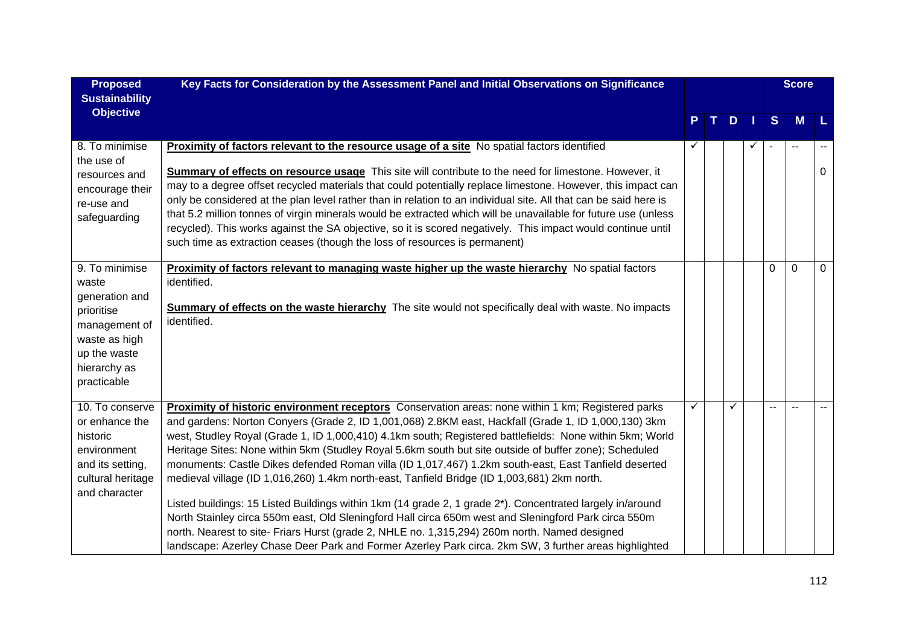| Proposed Sustainability Objective | Key Facts for Consideration by the Assessment Panel and Initial Observations on Significance | P | T | D | I | Score S | Score M | Score L |
|---|---|---|---|---|---|---|---|---|
| 8. To minimise the use of resources and encourage their re-use and safeguarding | **Proximity of factors relevant to the resource usage of a site** No spatial factors identified<br><br>**Summary of effects on resource usage** This site will contribute to the need for limestone. However, it may to a degree offset recycled materials that could potentially replace limestone. However, this impact can only be considered at the plan level rather than in relation to an individual site. All that can be said here is that 5.2 million tonnes of virgin minerals would be extracted which will be unavailable for future use (unless recycled). This works against the SA objective, so it is scored negatively. This impact would continue until such time as extraction ceases (though the loss of resources is permanent) | ✓ | | | ✓ | - | -- | --<br><br>0 |
| 9. To minimise waste generation and prioritise management of waste as high up the waste hierarchy as practicable | **Proximity of factors relevant to managing waste higher up the waste hierarchy** No spatial factors identified.<br><br>**Summary of effects on the waste hierarchy** The site would not specifically deal with waste. No impacts identified. | | | | | 0 | 0 | 0 |
| 10. To conserve or enhance the historic environment and its setting, cultural heritage and character | **Proximity of historic environment receptors** Conservation areas: none within 1 km; Registered parks and gardens: Norton Conyers (Grade 2, ID 1,001,068) 2.8KM east, Hackfall (Grade 1, ID 1,000,130) 3km west, Studley Royal (Grade 1, ID 1,000,410) 4.1km south; Registered battlefields: None within 5km; World Heritage Sites: None within 5km (Studley Royal 5.6km south but site outside of buffer zone); Scheduled monuments: Castle Dikes defended Roman villa (ID 1,017,467) 1.2km south-east, East Tanfield deserted medieval village (ID 1,016,260) 1.4km north-east, Tanfield Bridge (ID 1,003,681) 2km north.<br><br>Listed buildings: 15 Listed Buildings within 1km (14 grade 2, 1 grade 2*). Concentrated largely in/around North Stainley circa 550m east, Old Sleningford Hall circa 650m west and Sleningford Park circa 550m north. Nearest to site- Friars Hurst (grade 2, NHLE no. 1,315,294) 260m north. Named designed landscape: Azerley Chase Deer Park and Former Azerley Park circa. 2km SW, 3 further areas highlighted | ✓ | | ✓ | | -- | -- | -- |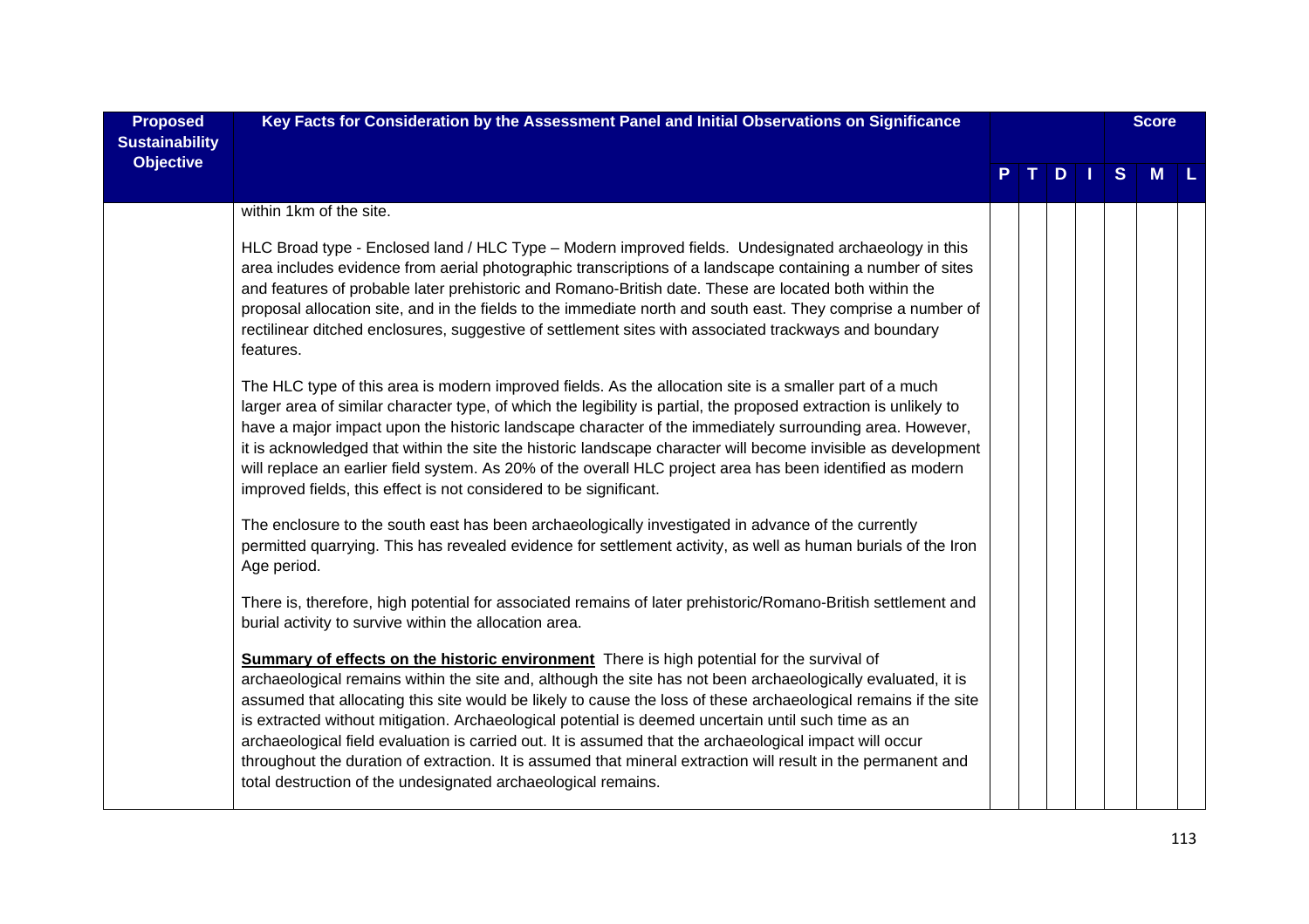| Proposed Sustainability Objective | Key Facts for Consideration by the Assessment Panel and Initial Observations on Significance | | | | | Score | | |
|---|---|---|---|---|---|---|---|---|
| | | P | T | D | I | S | M | L |
| | within 1km of the site.<br><br>HLC Broad type - Enclosed land / HLC Type – Modern improved fields. Undesignated archaeology in this area includes evidence from aerial photographic transcriptions of a landscape containing a number of sites and features of probable later prehistoric and Romano-British date. These are located both within the proposal allocation site, and in the fields to the immediate north and south east. They comprise a number of rectilinear ditched enclosures, suggestive of settlement sites with associated trackways and boundary features.<br><br>The HLC type of this area is modern improved fields. As the allocation site is a smaller part of a much larger area of similar character type, of which the legibility is partial, the proposed extraction is unlikely to have a major impact upon the historic landscape character of the immediately surrounding area. However, it is acknowledged that within the site the historic landscape character will become invisible as development will replace an earlier field system. As 20% of the overall HLC project area has been identified as modern improved fields, this effect is not considered to be significant.<br><br>The enclosure to the south east has been archaeologically investigated in advance of the currently permitted quarrying. This has revealed evidence for settlement activity, as well as human burials of the Iron Age period.<br><br>There is, therefore, high potential for associated remains of later prehistoric/Romano-British settlement and burial activity to survive within the allocation area.<br><br>**Summary of effects on the historic environment** There is high potential for the survival of archaeological remains within the site and, although the site has not been archaeologically evaluated, it is assumed that allocating this site would be likely to cause the loss of these archaeological remains if the site is extracted without mitigation. Archaeological potential is deemed uncertain until such time as an archaeological field evaluation is carried out. It is assumed that the archaeological impact will occur throughout the duration of extraction. It is assumed that mineral extraction will result in the permanent and total destruction of the undesignated archaeological remains. | | | | | | | |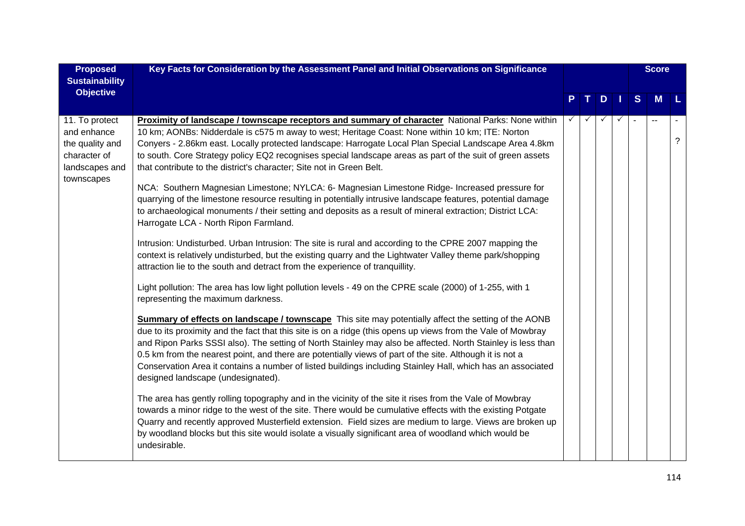| Proposed Sustainability Objective | Key Facts for Consideration by the Assessment Panel and Initial Observations on Significance | P | T | D | I | S | M | L |
|---|---|---|---|---|---|---|---|---|
| | | | | | | Score | | |
| 11. To protect and enhance the quality and character of landscapes and townscapes | **Proximity of landscape / townscape receptors and summary of character** National Parks: None within 10 km; AONBs: Nidderdale is c575 m away to west; Heritage Coast: None within 10 km; ITE: Norton Conyers - 2.86km east. Locally protected landscape: Harrogate Local Plan Special Landscape Area 4.8km to south. Core Strategy policy EQ2 recognises special landscape areas as part of the suit of green assets that contribute to the district's character; Site not in Green Belt.<br><br>NCA: Southern Magnesian Limestone; NYLCA: 6- Magnesian Limestone Ridge- Increased pressure for quarrying of the limestone resource resulting in potentially intrusive landscape features, potential damage to archaeological monuments / their setting and deposits as a result of mineral extraction; District LCA: Harrogate LCA - North Ripon Farmland.<br><br>Intrusion: Undisturbed. Urban Intrusion: The site is rural and according to the CPRE 2007 mapping the context is relatively undisturbed, but the existing quarry and the Lightwater Valley theme park/shopping attraction lie to the south and detract from the experience of tranquillity.<br><br>Light pollution: The area has low light pollution levels - 49 on the CPRE scale (2000) of 1-255, with 1 representing the maximum darkness.<br><br>**Summary of effects on landscape / townscape** This site may potentially affect the setting of the AONB due to its proximity and the fact that this site is on a ridge (this opens up views from the Vale of Mowbray and Ripon Parks SSSI also). The setting of North Stainley may also be affected. North Stainley is less than 0.5 km from the nearest point, and there are potentially views of part of the site. Although it is not a Conservation Area it contains a number of listed buildings including Stainley Hall, which has an associated designed landscape (undesignated).<br><br>The area has gently rolling topography and in the vicinity of the site it rises from the Vale of Mowbray towards a minor ridge to the west of the site. There would be cumulative effects with the existing Potgate Quarry and recently approved Musterfield extension. Field sizes are medium to large. Views are broken up by woodland blocks but this site would isolate a visually significant area of woodland which would be undesirable. | ✓ | ✓ | ✓ | ✓ | - | -- | -<br>? |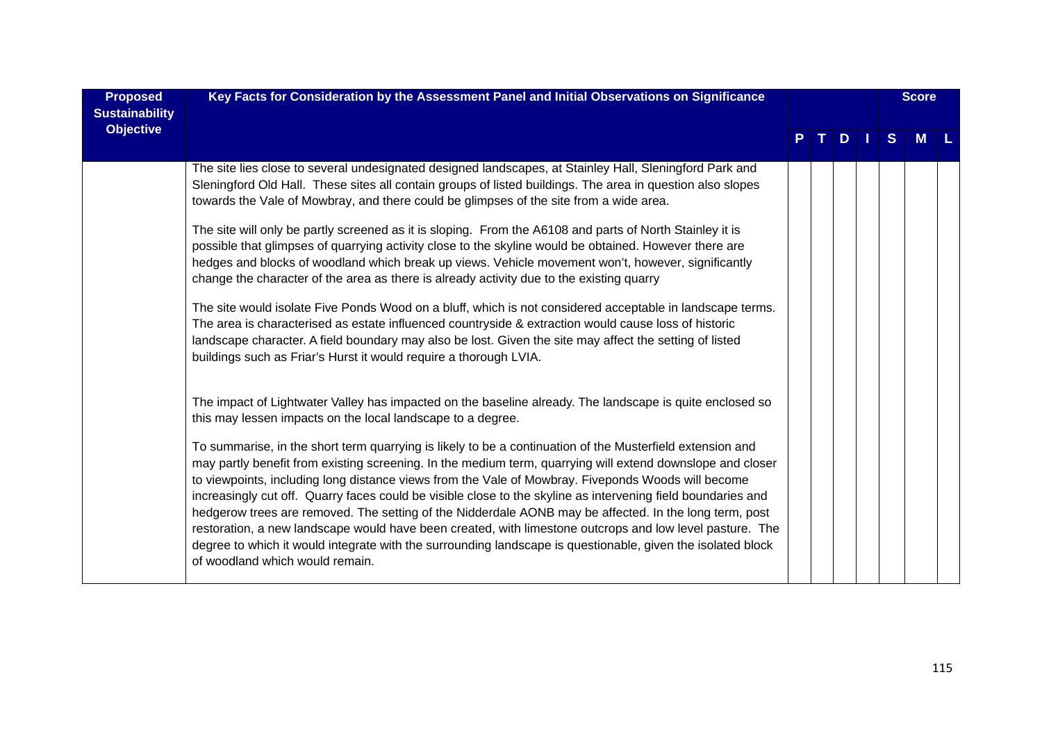| Proposed Sustainability Objective | Key Facts for Consideration by the Assessment Panel and Initial Observations on Significance | P | T | D | I | Score S | M | L |
|---|---|---|---|---|---|---|---|---|
| | The site lies close to several undesignated designed landscapes, at Stainley Hall, Sleningford Park and Sleningford Old Hall. These sites all contain groups of listed buildings. The area in question also slopes towards the Vale of Mowbray, and there could be glimpses of the site from a wide area.<br><br>The site will only be partly screened as it is sloping. From the A6108 and parts of North Stainley it is possible that glimpses of quarrying activity close to the skyline would be obtained. However there are hedges and blocks of woodland which break up views. Vehicle movement won't, however, significantly change the character of the area as there is already activity due to the existing quarry<br><br>The site would isolate Five Ponds Wood on a bluff, which is not considered acceptable in landscape terms. The area is characterised as estate influenced countryside & extraction would cause loss of historic landscape character. A field boundary may also be lost. Given the site may affect the setting of listed buildings such as Friar's Hurst it would require a thorough LVIA.<br><br>The impact of Lightwater Valley has impacted on the baseline already. The landscape is quite enclosed so this may lessen impacts on the local landscape to a degree.<br><br>To summarise, in the short term quarrying is likely to be a continuation of the Musterfield extension and may partly benefit from existing screening. In the medium term, quarrying will extend downslope and closer to viewpoints, including long distance views from the Vale of Mowbray. Fiveponds Woods will become increasingly cut off. Quarry faces could be visible close to the skyline as intervening field boundaries and hedgerow trees are removed. The setting of the Nidderdale AONB may be affected. In the long term, post restoration, a new landscape would have been created, with limestone outcrops and low level pasture. The degree to which it would integrate with the surrounding landscape is questionable, given the isolated block of woodland which would remain. | | | | | | | |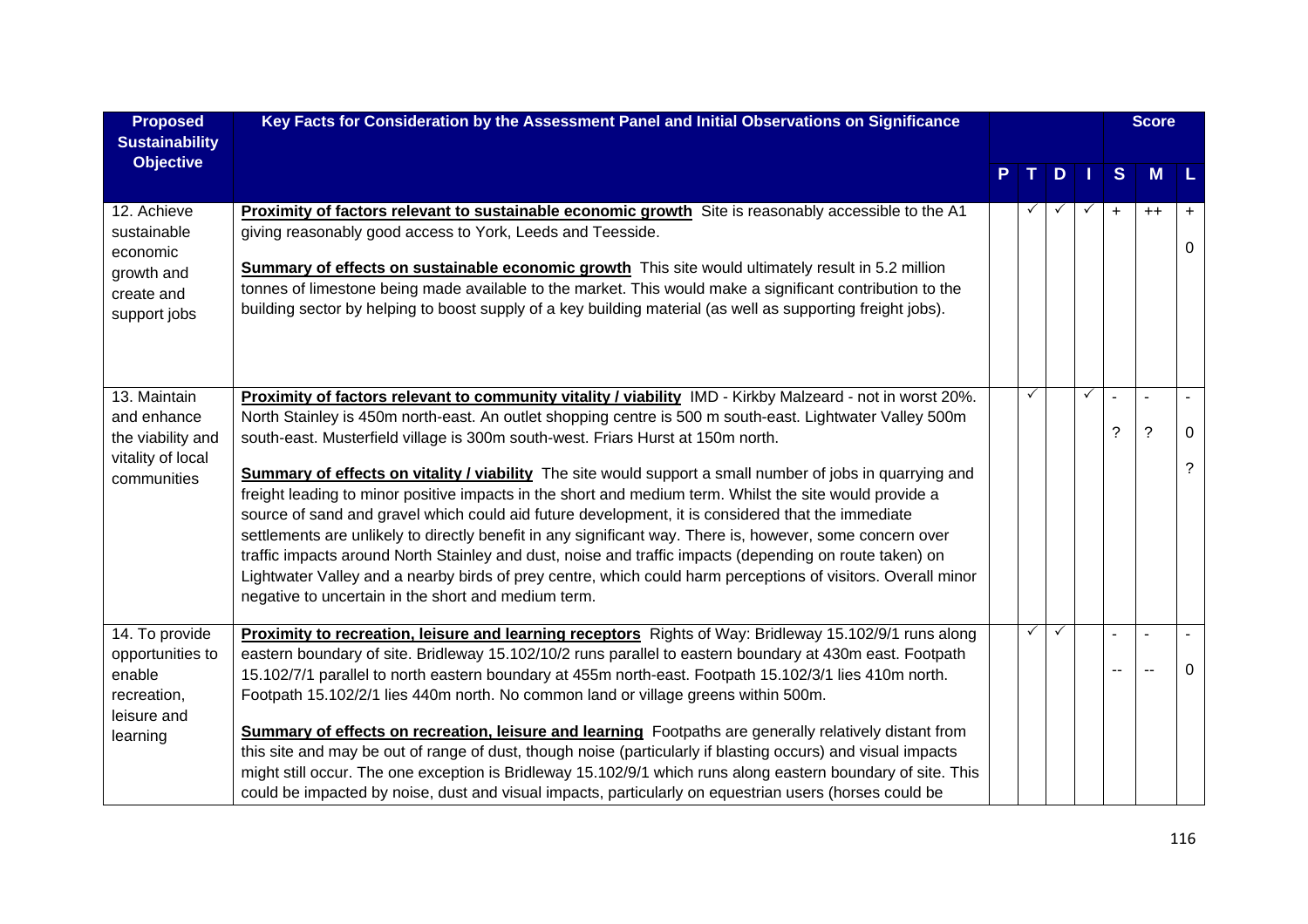| Proposed Sustainability Objective | Key Facts for Consideration by the Assessment Panel and Initial Observations on Significance | P | T | D | I | S | M | L |
|---|---|---|---|---|---|---|---|---|
| | | | | | | Score | | |
| 12. Achieve sustainable economic growth and create and support jobs | **Proximity of factors relevant to sustainable economic growth** Site is reasonably accessible to the A1 giving reasonably good access to York, Leeds and Teesside.<br><br>**Summary of effects on sustainable economic growth** This site would ultimately result in 5.2 million tonnes of limestone being made available to the market. This would make a significant contribution to the building sector by helping to boost supply of a key building material (as well as supporting freight jobs). | | ✓ | ✓ | ✓ | + | ++ | +<br><br>0 |
| 13. Maintain and enhance the viability and vitality of local communities | **Proximity of factors relevant to community vitality / viability** IMD - Kirkby Malzeard - not in worst 20%. North Stainley is 450m north-east. An outlet shopping centre is 500 m south-east. Lightwater Valley 500m south-east. Musterfield village is 300m south-west. Friars Hurst at 150m north.<br><br>**Summary of effects on vitality / viability** The site would support a small number of jobs in quarrying and freight leading to minor positive impacts in the short and medium term. Whilst the site would provide a source of sand and gravel which could aid future development, it is considered that the immediate settlements are unlikely to directly benefit in any significant way. There is, however, some concern over traffic impacts around North Stainley and dust, noise and traffic impacts (depending on route taken) on Lightwater Valley and a nearby birds of prey centre, which could harm perceptions of visitors. Overall minor negative to uncertain in the short and medium term. | | ✓ | | ✓ | -<br><br>? | -<br><br>? | -<br><br>0<br><br>? |
| 14. To provide opportunities to enable recreation, leisure and learning | **Proximity to recreation, leisure and learning receptors** Rights of Way: Bridleway 15.102/9/1 runs along eastern boundary of site. Bridleway 15.102/10/2 runs parallel to eastern boundary at 430m east. Footpath 15.102/7/1 parallel to north eastern boundary at 455m north-east. Footpath 15.102/3/1 lies 410m north. Footpath 15.102/2/1 lies 440m north. No common land or village greens within 500m.<br><br>**Summary of effects on recreation, leisure and learning** Footpaths are generally relatively distant from this site and may be out of range of dust, though noise (particularly if blasting occurs) and visual impacts might still occur. The one exception is Bridleway 15.102/9/1 which runs along eastern boundary of site. This could be impacted by noise, dust and visual impacts, particularly on equestrian users (horses could be | | ✓ | ✓ | | -<br><br>-- | -<br><br>-- | -<br><br>0 |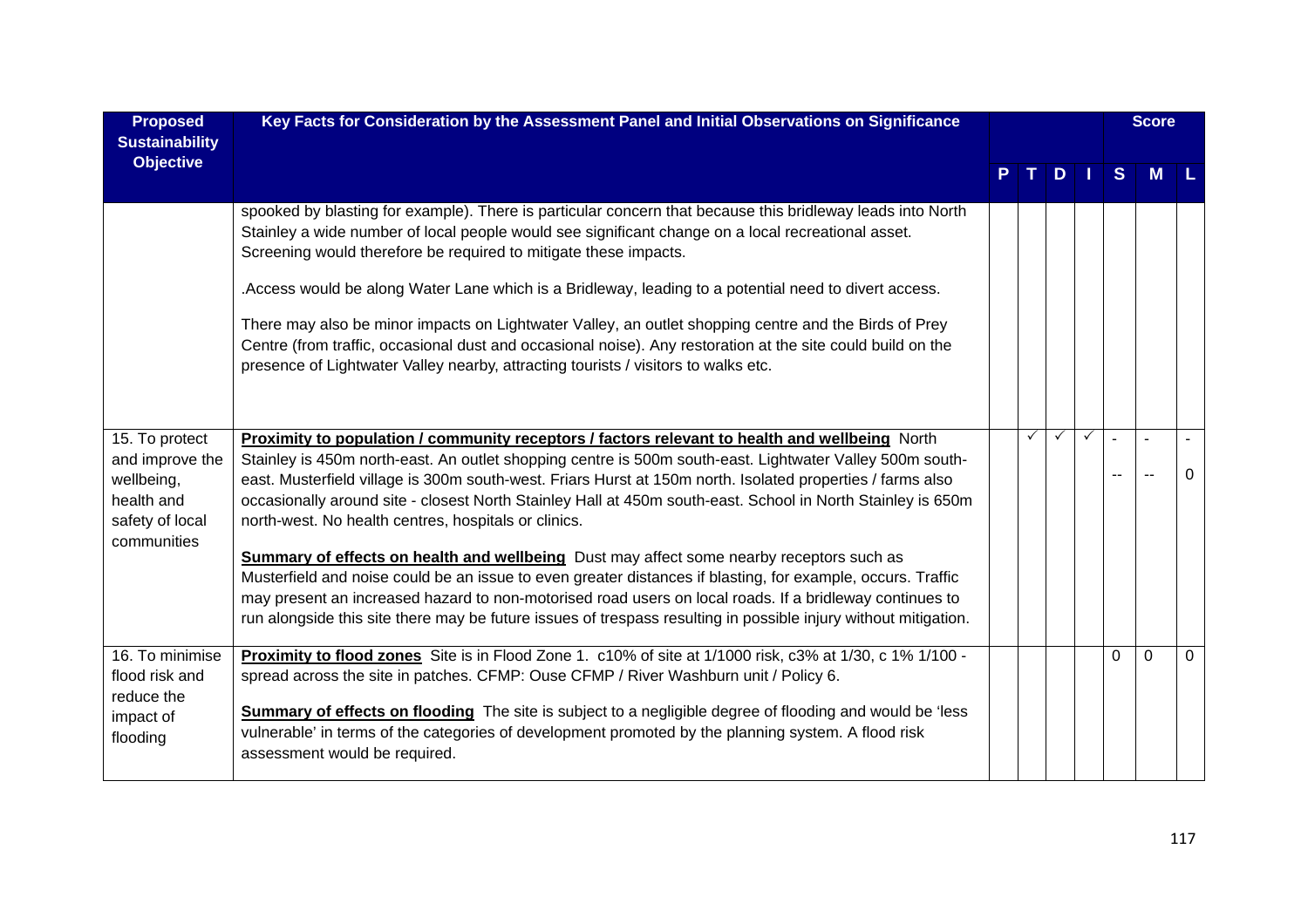| Proposed Sustainability Objective | Key Facts for Consideration by the Assessment Panel and Initial Observations on Significance | P | T | D | I | S | M | L |
|---|---|---|---|---|---|---|---|---|
| | | | | | | Score | | |
| | spooked by blasting for example). There is particular concern that because this bridleway leads into North Stainley a wide number of local people would see significant change on a local recreational asset. Screening would therefore be required to mitigate these impacts.<br><br>.Access would be along Water Lane which is a Bridleway, leading to a potential need to divert access.<br><br>There may also be minor impacts on Lightwater Valley, an outlet shopping centre and the Birds of Prey Centre (from traffic, occasional dust and occasional noise). Any restoration at the site could build on the presence of Lightwater Valley nearby, attracting tourists / visitors to walks etc. | | | | | | | |
| 15. To protect and improve the wellbeing, health and safety of local communities | **Proximity to population / community receptors / factors relevant to health and wellbeing** North Stainley is 450m north-east. An outlet shopping centre is 500m south-east. Lightwater Valley 500m south-east. Musterfield village is 300m south-west. Friars Hurst at 150m north. Isolated properties / farms also occasionally around site - closest North Stainley Hall at 450m south-east. School in North Stainley is 650m north-west. No health centres, hospitals or clinics.<br><br>**Summary of effects on health and wellbeing** Dust may affect some nearby receptors such as Musterfield and noise could be an issue to even greater distances if blasting, for example, occurs. Traffic may present an increased hazard to non-motorised road users on local roads. If a bridleway continues to run alongside this site there may be future issues of trespass resulting in possible injury without mitigation. | | ✓ | ✓ | ✓ | -<br>-- | -<br>-- | -<br>0 |
| 16. To minimise flood risk and reduce the impact of flooding | **Proximity to flood zones** Site is in Flood Zone 1. c10% of site at 1/1000 risk, c3% at 1/30, c 1% 1/100 - spread across the site in patches. CFMP: Ouse CFMP / River Washburn unit / Policy 6.<br><br>**Summary of effects on flooding** The site is subject to a negligible degree of flooding and would be 'less vulnerable' in terms of the categories of development promoted by the planning system. A flood risk assessment would be required. | | | | | 0 | 0 | 0 |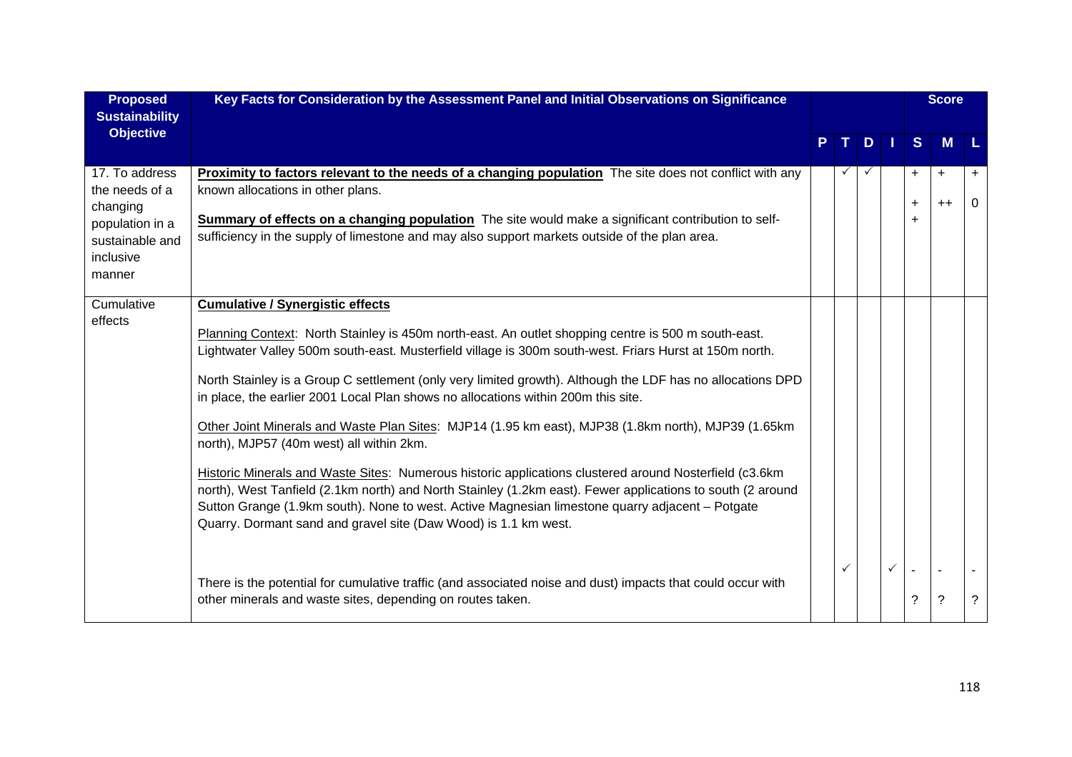| Proposed Sustainability Objective | Key Facts for Consideration by the Assessment Panel and Initial Observations on Significance | P | T | D | I | Score S | Score M | Score L |
|---|---|---|---|---|---|---|---|---|
| 17. To address the needs of a changing population in a sustainable and inclusive manner | **Proximity to factors relevant to the needs of a changing population** The site does not conflict with any known allocations in other plans.<br><br>**Summary of effects on a changing population** The site would make a significant contribution to self-sufficiency in the supply of limestone and may also support markets outside of the plan area. | | ✓ | ✓ | | +<br>++ | +<br>++ | +<br>0 |
| Cumulative effects | **Cumulative / Synergistic effects**<br><br>Planning Context: North Stainley is 450m north-east. An outlet shopping centre is 500 m south-east. Lightwater Valley 500m south-east. Musterfield village is 300m south-west. Friars Hurst at 150m north.<br><br>North Stainley is a Group C settlement (only very limited growth). Although the LDF has no allocations DPD in place, the earlier 2001 Local Plan shows no allocations within 200m this site.<br><br>Other Joint Minerals and Waste Plan Sites: MJP14 (1.95 km east), MJP38 (1.8km north), MJP39 (1.65km north), MJP57 (40m west) all within 2km.<br><br>Historic Minerals and Waste Sites: Numerous historic applications clustered around Nosterfield (c3.6km north), West Tanfield (2.1km north) and North Stainley (1.2km east). Fewer applications to south (2 around Sutton Grange (1.9km south). None to west. Active Magnesian limestone quarry adjacent – Potgate Quarry. Dormant sand and gravel site (Daw Wood) is 1.1 km west.<br><br>There is the potential for cumulative traffic (and associated noise and dust) impacts that could occur with other minerals and waste sites, depending on routes taken. | | ✓ | | ✓ | -<br>? | -<br>? | -<br>? |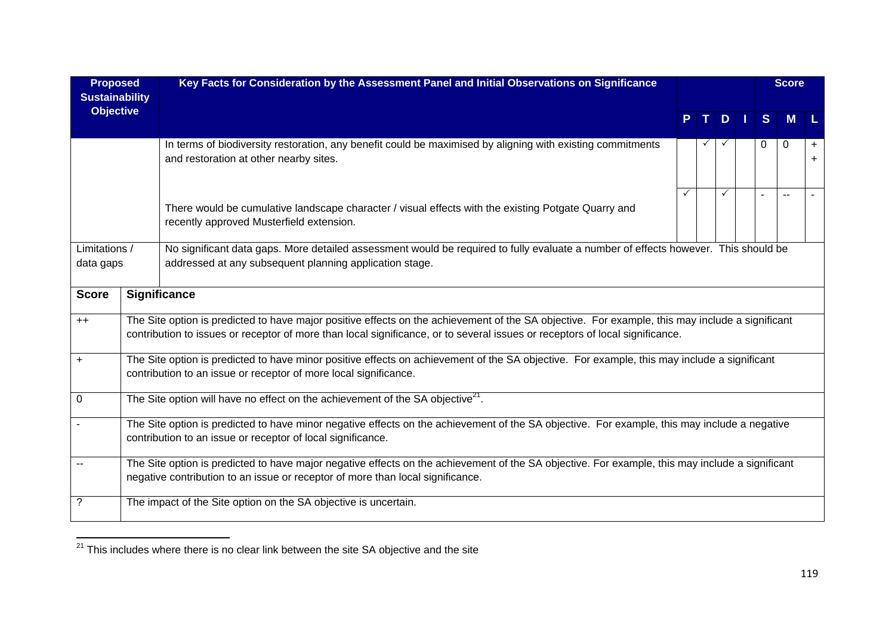| Proposed Sustainability Objective | Key Facts for Consideration by the Assessment Panel and Initial Observations on Significance | P | T | D | I | S | M | L |
|---|---|---|---|---|---|---|---|---|
| | In terms of biodiversity restoration, any benefit could be maximised by aligning with existing commitments and restoration at other nearby sites. | | ✓ | ✓ | | 0 | 0 | ++ |
| | There would be cumulative landscape character / visual effects with the existing Potgate Quarry and recently approved Musterfield extension. | ✓ | | ✓ | | - | -- | - |
| Limitations / data gaps | No significant data gaps. More detailed assessment would be required to fully evaluate a number of effects however. This should be addressed at any subsequent planning application stage. | | | | | | | |

| Score | Significance |
|---|---|
| ++ | The Site option is predicted to have major positive effects on the achievement of the SA objective. For example, this may include a significant contribution to issues or receptor of more than local significance, or to several issues or receptors of local significance. |
| + | The Site option is predicted to have minor positive effects on achievement of the SA objective. For example, this may include a significant contribution to an issue or receptor of more local significance. |
| 0 | The Site option will have no effect on the achievement of the SA objective[21]. |
| - | The Site option is predicted to have minor negative effects on the achievement of the SA objective. For example, this may include a negative contribution to an issue or receptor of local significance. |
| -- | The Site option is predicted to have major negative effects on the achievement of the SA objective. For example, this may include a significant negative contribution to an issue or receptor of more than local significance. |
| ? | The impact of the Site option on the SA objective is uncertain. |

[21] This includes where there is no clear link between the site SA objective and the site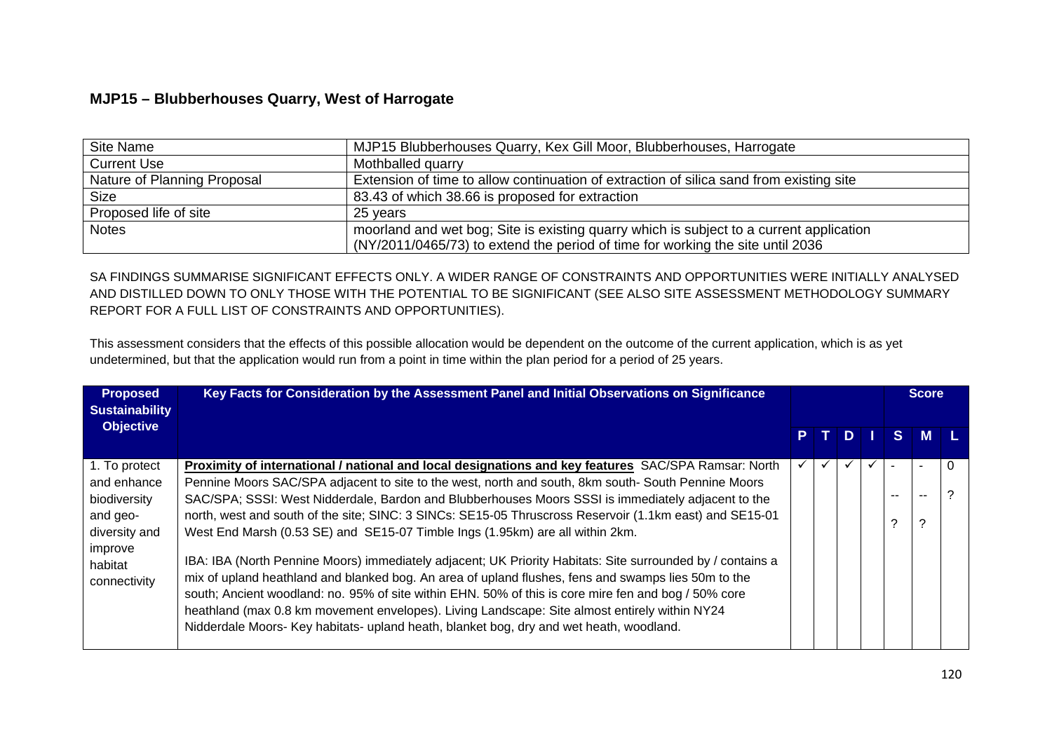## MJP15 – Blubberhouses Quarry, West of Harrogate

| Site Name | MJP15 Blubberhouses Quarry, Kex Gill Moor, Blubberhouses, Harrogate |
|---|---|
| Current Use | Mothballed quarry |
| Nature of Planning Proposal | Extension of time to allow continuation of extraction of silica sand from existing site |
| Size | 83.43 of which 38.66 is proposed for extraction |
| Proposed life of site | 25 years |
| Notes | moorland and wet bog; Site is existing quarry which is subject to a current application (NY/2011/0465/73) to extend the period of time for working the site until 2036 |

SA FINDINGS SUMMARISE SIGNIFICANT EFFECTS ONLY. A WIDER RANGE OF CONSTRAINTS AND OPPORTUNITIES WERE INITIALLY ANALYSED AND DISTILLED DOWN TO ONLY THOSE WITH THE POTENTIAL TO BE SIGNIFICANT (SEE ALSO SITE ASSESSMENT METHODOLOGY SUMMARY REPORT FOR A FULL LIST OF CONSTRAINTS AND OPPORTUNITIES).

This assessment considers that the effects of this possible allocation would be dependent on the outcome of the current application, which is as yet undetermined, but that the application would run from a point in time within the plan period for a period of 25 years.

| Proposed Sustainability Objective | Key Facts for Consideration by the Assessment Panel and Initial Observations on Significance | P | T | D | I | Score S | Score M | Score L |
|---|---|---|---|---|---|---|---|---|
| 1. To protect and enhance biodiversity and geo-diversity and improve habitat connectivity | **Proximity of international / national and local designations and key features** SAC/SPA Ramsar: North Pennine Moors SAC/SPA adjacent to site to the west, north and south, 8km south- South Pennine Moors SAC/SPA; SSSI: West Nidderdale, Bardon and Blubberhouses Moors SSSI is immediately adjacent to the north, west and south of the site; SINC: 3 SINCs: SE15-05 Thruscross Reservoir (1.1km east) and SE15-01 West End Marsh (0.53 SE) and SE15-07 Timble Ings (1.95km) are all within 2km.<br><br>IBA: IBA (North Pennine Moors) immediately adjacent; UK Priority Habitats: Site surrounded by / contains a mix of upland heathland and blanked bog. An area of upland flushes, fens and swamps lies 50m to the south; Ancient woodland: no. 95% of site within EHN. 50% of this is core mire fen and bog / 50% core heathland (max 0.8 km movement envelopes). Living Landscape: Site almost entirely within NY24 Nidderdale Moors- Key habitats- upland heath, blanket bog, dry and wet heath, woodland. | ✓ | ✓ | ✓ | ✓ | -<br>--<br>? | -<br>--<br>? | 0<br>? |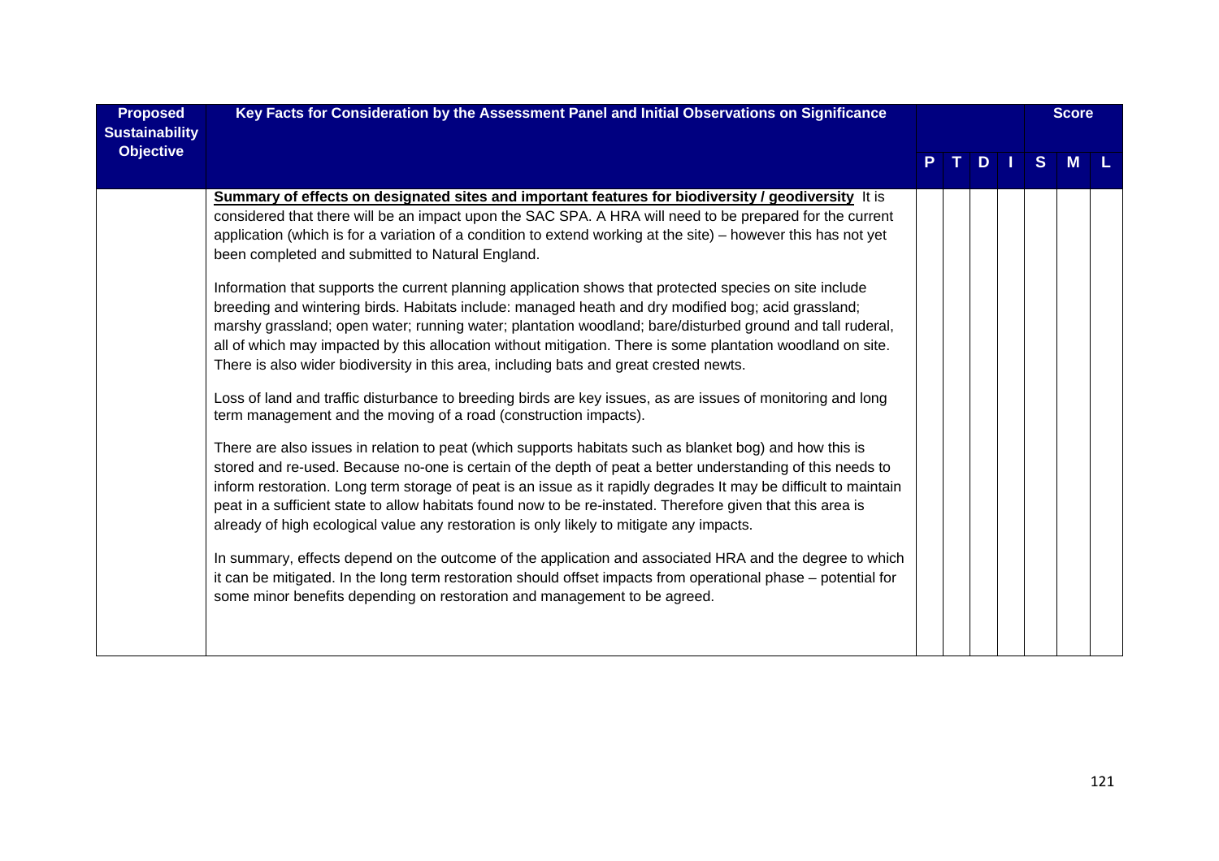| Proposed Sustainability Objective | Key Facts for Consideration by the Assessment Panel and Initial Observations on Significance | P | T | D | I | S | M | L |
|---|---|---|---|---|---|---|---|---|
| | **Summary of effects on designated sites and important features for biodiversity / geodiversity** It is considered that there will be an impact upon the SAC SPA. A HRA will need to be prepared for the current application (which is for a variation of a condition to extend working at the site) – however this has not yet been completed and submitted to Natural England.<br><br>Information that supports the current planning application shows that protected species on site include breeding and wintering birds. Habitats include: managed heath and dry modified bog; acid grassland; marshy grassland; open water; running water; plantation woodland; bare/disturbed ground and tall ruderal, all of which may impacted by this allocation without mitigation. There is some plantation woodland on site. There is also wider biodiversity in this area, including bats and great crested newts.<br><br>Loss of land and traffic disturbance to breeding birds are key issues, as are issues of monitoring and long term management and the moving of a road (construction impacts).<br><br>There are also issues in relation to peat (which supports habitats such as blanket bog) and how this is stored and re-used. Because no-one is certain of the depth of peat a better understanding of this needs to inform restoration. Long term storage of peat is an issue as it rapidly degrades It may be difficult to maintain peat in a sufficient state to allow habitats found now to be re-instated. Therefore given that this area is already of high ecological value any restoration is only likely to mitigate any impacts.<br><br>In summary, effects depend on the outcome of the application and associated HRA and the degree to which it can be mitigated. In the long term restoration should offset impacts from operational phase – potential for some minor benefits depending on restoration and management to be agreed. | | | | | | | |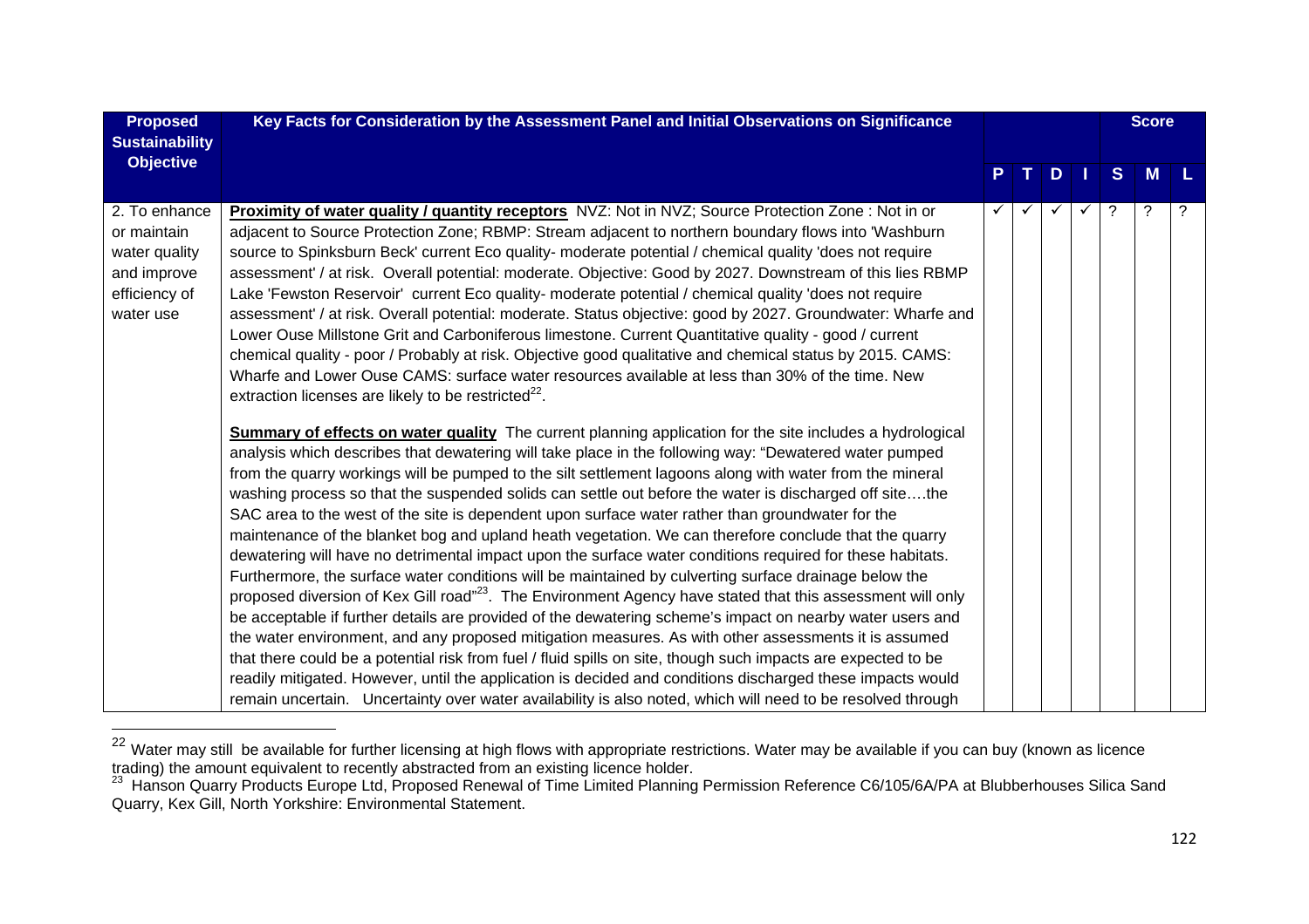| Proposed Sustainability Objective | Key Facts for Consideration by the Assessment Panel and Initial Observations on Significance | P | T | D | I | Score S | M | L |
|---|---|---|---|---|---|---|---|---|
| 2. To enhance or maintain water quality and improve efficiency of water use | **Proximity of water quality / quantity receptors** NVZ: Not in NVZ; Source Protection Zone : Not in or adjacent to Source Protection Zone; RBMP: Stream adjacent to northern boundary flows into 'Washburn source to Spinksburn Beck' current Eco quality- moderate potential / chemical quality 'does not require assessment' / at risk. Overall potential: moderate. Objective: Good by 2027. Downstream of this lies RBMP Lake 'Fewston Reservoir' current Eco quality- moderate potential / chemical quality 'does not require assessment' / at risk. Overall potential: moderate. Status objective: good by 2027. Groundwater: Wharfe and Lower Ouse Millstone Grit and Carboniferous limestone. Current Quantitative quality - good / current chemical quality - poor / Probably at risk. Objective good qualitative and chemical status by 2015. CAMS: Wharfe and Lower Ouse CAMS: surface water resources available at less than 30% of the time. New extraction licenses are likely to be restricted[22].<br><br>**Summary of effects on water quality** The current planning application for the site includes a hydrological analysis which describes that dewatering will take place in the following way: "Dewatered water pumped from the quarry workings will be pumped to the silt settlement lagoons along with water from the mineral washing process so that the suspended solids can settle out before the water is discharged off site….the SAC area to the west of the site is dependent upon surface water rather than groundwater for the maintenance of the blanket bog and upland heath vegetation. We can therefore conclude that the quarry dewatering will have no detrimental impact upon the surface water conditions required for these habitats. Furthermore, the surface water conditions will be maintained by culverting surface drainage below the proposed diversion of Kex Gill road"[23]. The Environment Agency have stated that this assessment will only be acceptable if further details are provided of the dewatering scheme's impact on nearby water users and the water environment, and any proposed mitigation measures. As with other assessments it is assumed that there could be a potential risk from fuel / fluid spills on site, though such impacts are expected to be readily mitigated. However, until the application is decided and conditions discharged these impacts would remain uncertain. Uncertainty over water availability is also noted, which will need to be resolved through | ✓ | ✓ | ✓ | ✓ | ? | ? | ? |

[22] Water may still be available for further licensing at high flows with appropriate restrictions. Water may be available if you can buy (known as licence trading) the amount equivalent to recently abstracted from an existing licence holder.

[23] Hanson Quarry Products Europe Ltd, Proposed Renewal of Time Limited Planning Permission Reference C6/105/6A/PA at Blubberhouses Silica Sand Quarry, Kex Gill, North Yorkshire: Environmental Statement.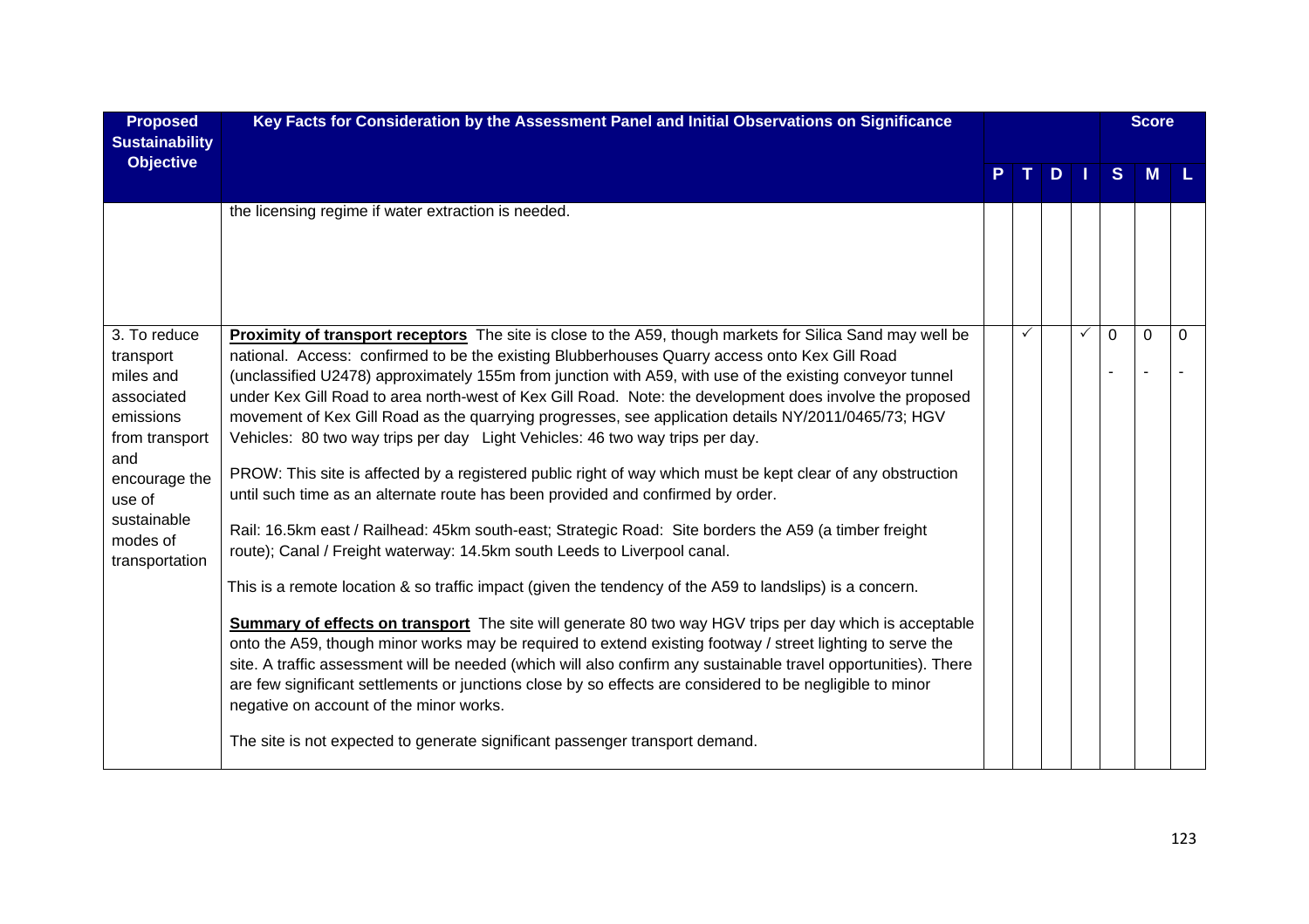| Proposed Sustainability Objective | Key Facts for Consideration by the Assessment Panel and Initial Observations on Significance | P | T | D | I | S | M | L |
|---|---|---|---|---|---|---|---|---|
| | | | | | | Score | | |
| | the licensing regime if water extraction is needed. | | | | | | | |
| 3. To reduce transport miles and associated emissions from transport and encourage the use of sustainable modes of transportation | **Proximity of transport receptors** The site is close to the A59, though markets for Silica Sand may well be national. Access: confirmed to be the existing Blubberhouses Quarry access onto Kex Gill Road (unclassified U2478) approximately 155m from junction with A59, with use of the existing conveyor tunnel under Kex Gill Road to area north-west of Kex Gill Road. Note: the development does involve the proposed movement of Kex Gill Road as the quarrying progresses, see application details NY/2011/0465/73; HGV Vehicles: 80 two way trips per day Light Vehicles: 46 two way trips per day.<br><br>PROW: This site is affected by a registered public right of way which must be kept clear of any obstruction until such time as an alternate route has been provided and confirmed by order.<br><br>Rail: 16.5km east / Railhead: 45km south-east; Strategic Road: Site borders the A59 (a timber freight route); Canal / Freight waterway: 14.5km south Leeds to Liverpool canal.<br><br>This is a remote location & so traffic impact (given the tendency of the A59 to landslips) is a concern.<br><br>**Summary of effects on transport** The site will generate 80 two way HGV trips per day which is acceptable onto the A59, though minor works may be required to extend existing footway / street lighting to serve the site. A traffic assessment will be needed (which will also confirm any sustainable travel opportunities). There are few significant settlements or junctions close by so effects are considered to be negligible to minor negative on account of the minor works.<br><br>The site is not expected to generate significant passenger transport demand. | | ✓ | | ✓ | 0<br>- | 0<br>- | 0<br>- |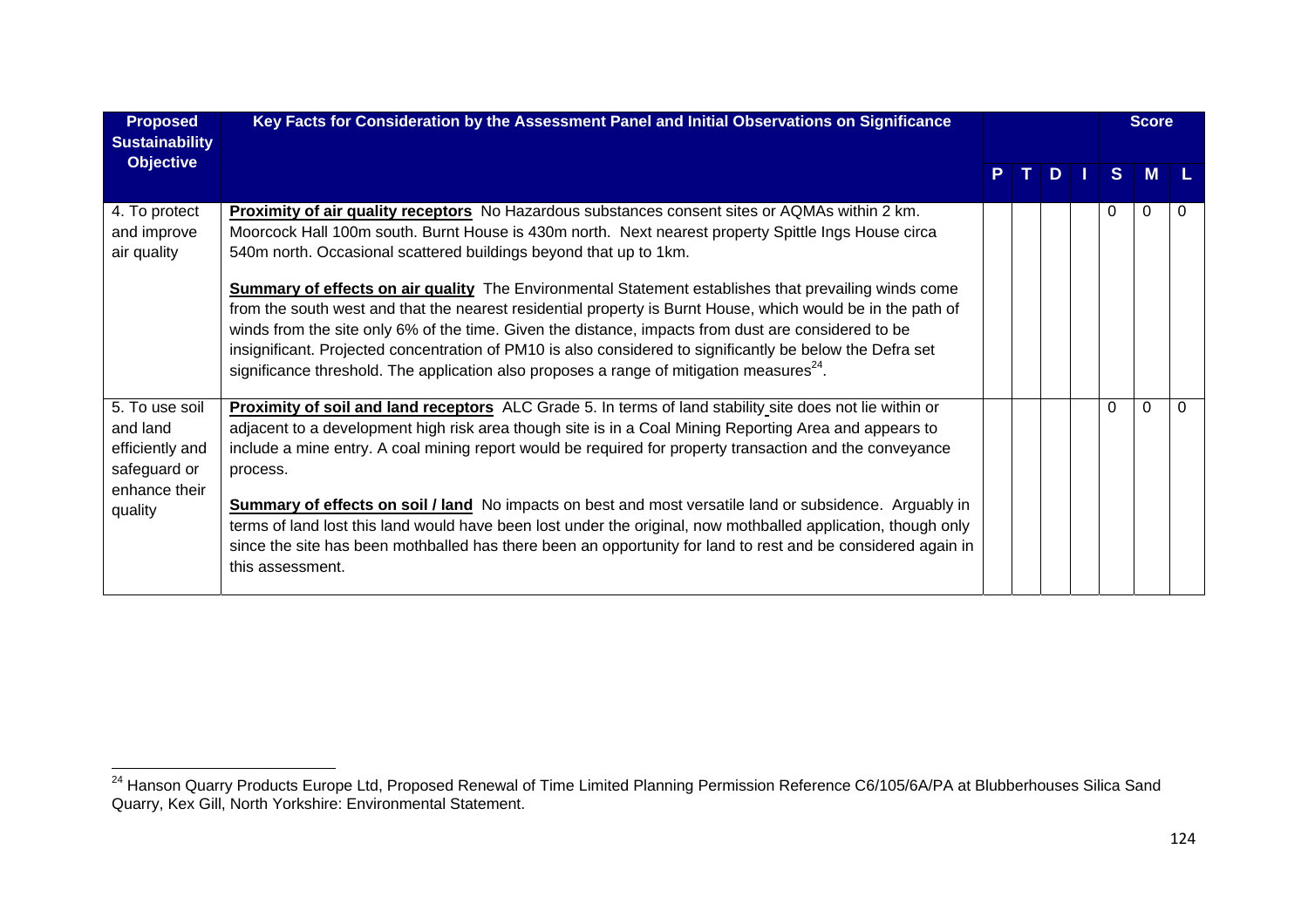| Proposed Sustainability Objective | Key Facts for Consideration by the Assessment Panel and Initial Observations on Significance | P | T | D | I | Score S | M | L |
|---|---|---|---|---|---|---|---|---|
| 4. To protect and improve air quality | **Proximity of air quality receptors** No Hazardous substances consent sites or AQMAs within 2 km. Moorcock Hall 100m south. Burnt House is 430m north. Next nearest property Spittle Ings House circa 540m north. Occasional scattered buildings beyond that up to 1km.<br><br>**Summary of effects on air quality** The Environmental Statement establishes that prevailing winds come from the south west and that the nearest residential property is Burnt House, which would be in the path of winds from the site only 6% of the time. Given the distance, impacts from dust are considered to be insignificant. Projected concentration of PM10 is also considered to significantly be below the Defra set significance threshold. The application also proposes a range of mitigation measures[24]. | | | | | 0 | 0 | 0 |
| 5. To use soil and land efficiently and safeguard or enhance their quality | **Proximity of soil and land receptors** ALC Grade 5. In terms of land stability site does not lie within or adjacent to a development high risk area though site is in a Coal Mining Reporting Area and appears to include a mine entry. A coal mining report would be required for property transaction and the conveyance process.<br><br>**Summary of effects on soil / land** No impacts on best and most versatile land or subsidence. Arguably in terms of land lost this land would have been lost under the original, now mothballed application, though only since the site has been mothballed has there been an opportunity for land to rest and be considered again in this assessment. | | | | | 0 | 0 | 0 |

[24] Hanson Quarry Products Europe Ltd, Proposed Renewal of Time Limited Planning Permission Reference C6/105/6A/PA at Blubberhouses Silica Sand Quarry, Kex Gill, North Yorkshire: Environmental Statement.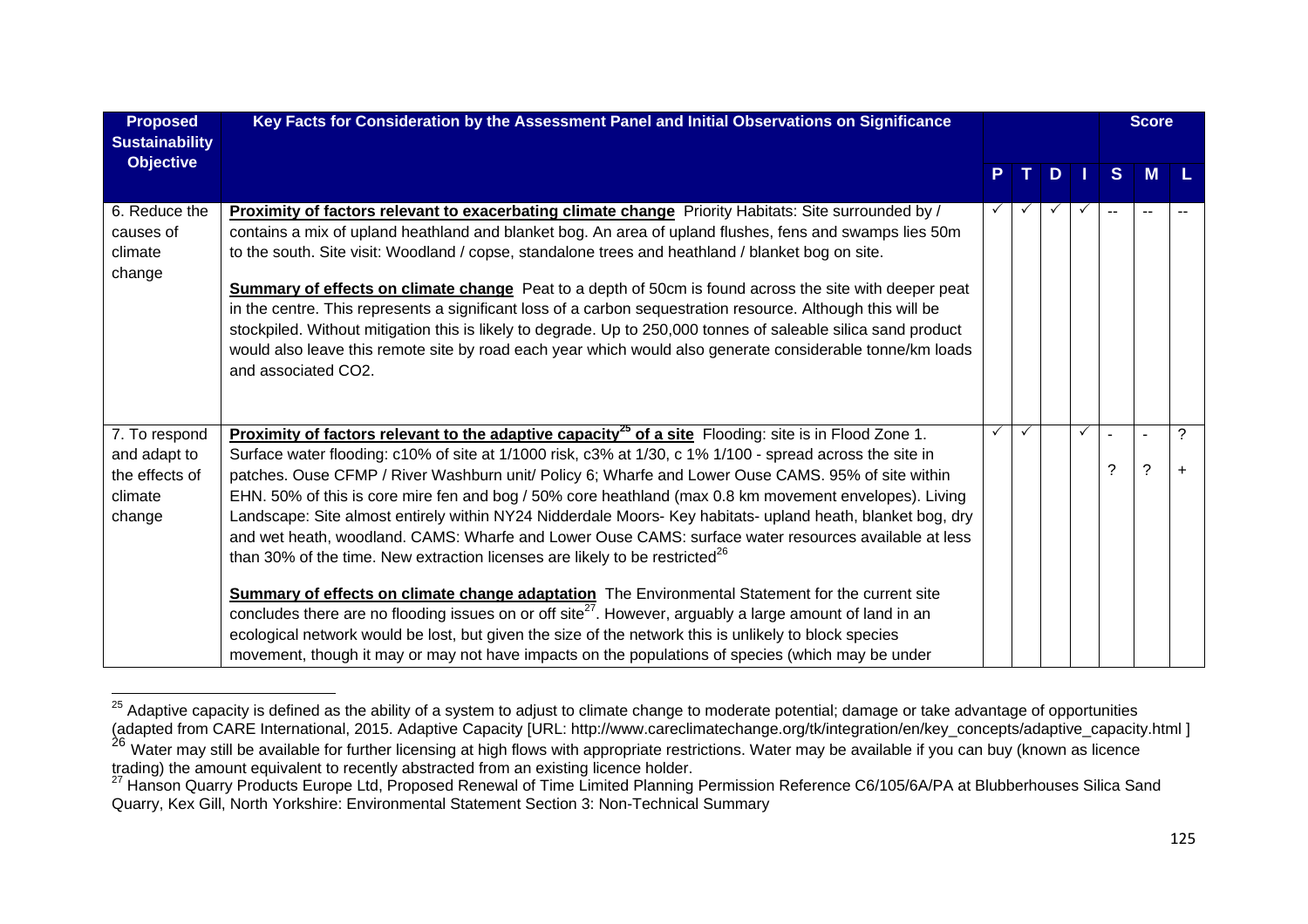| Proposed Sustainability Objective | Key Facts for Consideration by the Assessment Panel and Initial Observations on Significance | P | T | D | I | S | M | L |
|---|---|---|---|---|---|---|---|---|
| | | | | | | Score | | |
| 6. Reduce the causes of climate change | **Proximity of factors relevant to exacerbating climate change** Priority Habitats: Site surrounded by / contains a mix of upland heathland and blanket bog. An area of upland flushes, fens and swamps lies 50m to the south. Site visit: Woodland / copse, standalone trees and heathland / blanket bog on site.<br><br>**Summary of effects on climate change** Peat to a depth of 50cm is found across the site with deeper peat in the centre. This represents a significant loss of a carbon sequestration resource. Although this will be stockpiled. Without mitigation this is likely to degrade. Up to 250,000 tonnes of saleable silica sand product would also leave this remote site by road each year which would also generate considerable tonne/km loads and associated CO2. | ✓ | ✓ | ✓ | ✓ | -- | -- | -- |
| 7. To respond and adapt to the effects of climate change | **Proximity of factors relevant to the adaptive capacity[25] of a site** Flooding: site is in Flood Zone 1. Surface water flooding: c10% of site at 1/1000 risk, c3% at 1/30, c 1% 1/100 - spread across the site in patches. Ouse CFMP / River Washburn unit/ Policy 6; Wharfe and Lower Ouse CAMS. 95% of site within EHN. 50% of this is core mire fen and bog / 50% core heathland (max 0.8 km movement envelopes). Living Landscape: Site almost entirely within NY24 Nidderdale Moors- Key habitats- upland heath, blanket bog, dry and wet heath, woodland. CAMS: Wharfe and Lower Ouse CAMS: surface water resources available at less than 30% of the time. New extraction licenses are likely to be restricted[26]<br><br>**Summary of effects on climate change adaptation** The Environmental Statement for the current site concludes there are no flooding issues on or off site[27]. However, arguably a large amount of land in an ecological network would be lost, but given the size of the network this is unlikely to block species movement, though it may or may not have impacts on the populations of species (which may be under | ✓ | ✓ | | ✓ | -<br><br>? | -<br><br>? | ?<br><br>+ |

[25] Adaptive capacity is defined as the ability of a system to adjust to climate change to moderate potential; damage or take advantage of opportunities (adapted from CARE International, 2015. Adaptive Capacity [URL: http://www.careclimatechange.org/tk/integration/en/key_concepts/adaptive_capacity.html ]

[26] Water may still be available for further licensing at high flows with appropriate restrictions. Water may be available if you can buy (known as licence trading) the amount equivalent to recently abstracted from an existing licence holder.

[27] Hanson Quarry Products Europe Ltd, Proposed Renewal of Time Limited Planning Permission Reference C6/105/6A/PA at Blubberhouses Silica Sand Quarry, Kex Gill, North Yorkshire: Environmental Statement Section 3: Non-Technical Summary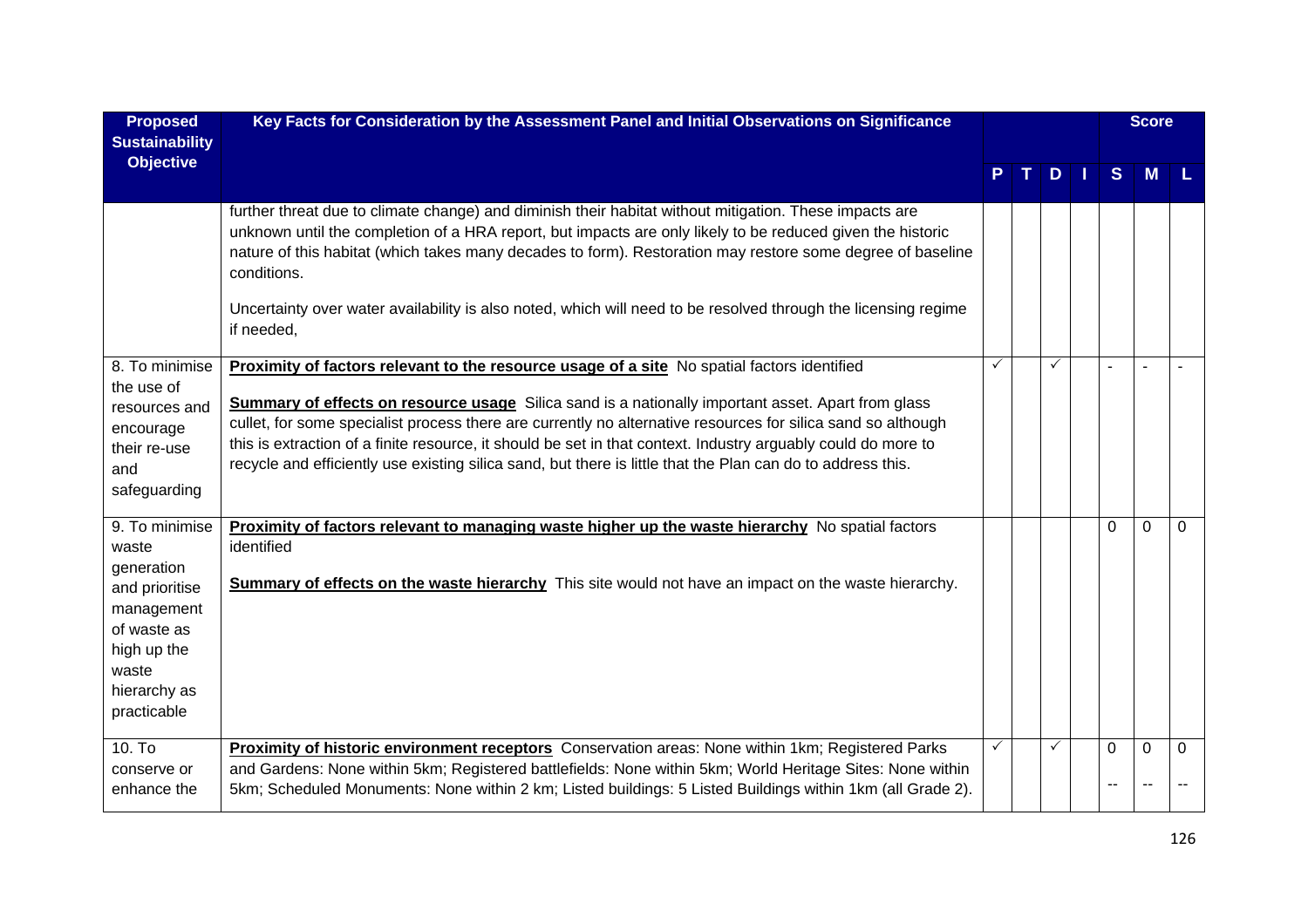| Proposed Sustainability Objective | Key Facts for Consideration by the Assessment Panel and Initial Observations on Significance | P | T | D | I | S | M | L |
|---|---|---|---|---|---|---|---|---|
| | further threat due to climate change) and diminish their habitat without mitigation. These impacts are unknown until the completion of a HRA report, but impacts are only likely to be reduced given the historic nature of this habitat (which takes many decades to form). Restoration may restore some degree of baseline conditions.<br><br>Uncertainty over water availability is also noted, which will need to be resolved through the licensing regime if needed, | | | | | | | |
| 8. To minimise the use of resources and encourage their re-use and safeguarding | **Proximity of factors relevant to the resource usage of a site** No spatial factors identified<br><br>**Summary of effects on resource usage** Silica sand is a nationally important asset. Apart from glass cullet, for some specialist process there are currently no alternative resources for silica sand so although this is extraction of a finite resource, it should be set in that context. Industry arguably could do more to recycle and efficiently use existing silica sand, but there is little that the Plan can do to address this. | ✓ | | ✓ | | - | - | - |
| 9. To minimise waste generation and prioritise management of waste as high up the waste hierarchy as practicable | **Proximity of factors relevant to managing waste higher up the waste hierarchy** No spatial factors identified<br><br>**Summary of effects on the waste hierarchy** This site would not have an impact on the waste hierarchy. | | | | | 0 | 0 | 0 |
| 10. To conserve or enhance the | **Proximity of historic environment receptors** Conservation areas: None within 1km; Registered Parks and Gardens: None within 5km; Registered battlefields: None within 5km; World Heritage Sites: None within 5km; Scheduled Monuments: None within 2 km; Listed buildings: 5 Listed Buildings within 1km (all Grade 2). | ✓ | | ✓ | | 0<br>-- | 0<br>-- | 0<br>-- |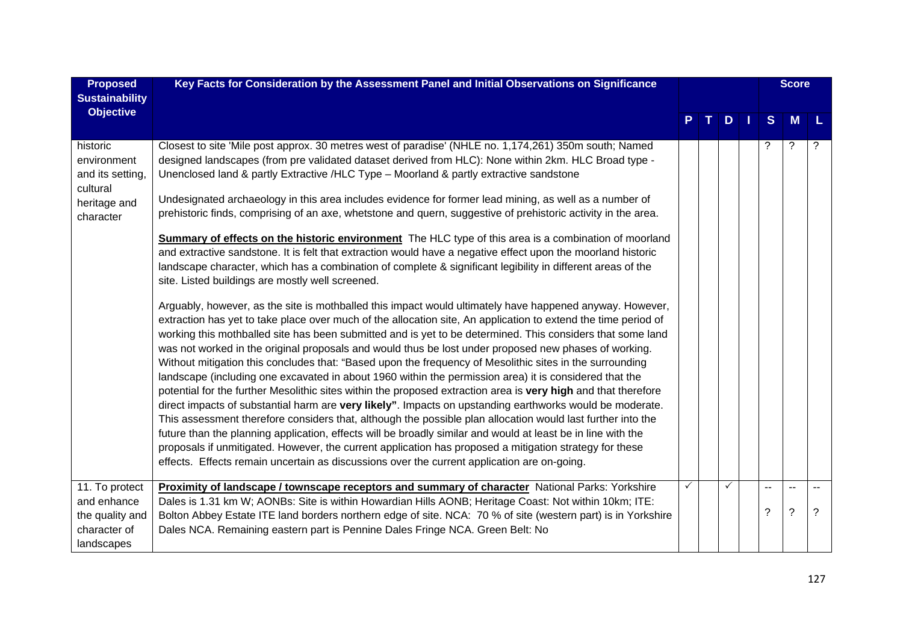| Proposed Sustainability Objective | Key Facts for Consideration by the Assessment Panel and Initial Observations on Significance | P | T | D | I | S | M | L |
|---|---|---|---|---|---|---|---|---|
| historic environment and its setting, cultural heritage and character | Closest to site 'Mile post approx. 30 metres west of paradise' (NHLE no. 1,174,261) 350m south; Named designed landscapes (from pre validated dataset derived from HLC): None within 2km. HLC Broad type - Unenclosed land & partly Extractive /HLC Type – Moorland & partly extractive sandstone<br><br>Undesignated archaeology in this area includes evidence for former lead mining, as well as a number of prehistoric finds, comprising of an axe, whetstone and quern, suggestive of prehistoric activity in the area.<br><br>**Summary of effects on the historic environment** The HLC type of this area is a combination of moorland and extractive sandstone. It is felt that extraction would have a negative effect upon the moorland historic landscape character, which has a combination of complete & significant legibility in different areas of the site. Listed buildings are mostly well screened.<br><br>Arguably, however, as the site is mothballed this impact would ultimately have happened anyway. However, extraction has yet to take place over much of the allocation site, An application to extend the time period of working this mothballed site has been submitted and is yet to be determined. This considers that some land was not worked in the original proposals and would thus be lost under proposed new phases of working. Without mitigation this concludes that: "Based upon the frequency of Mesolithic sites in the surrounding landscape (including one excavated in about 1960 within the permission area) it is considered that the potential for the further Mesolithic sites within the proposed extraction area is **very high** and that therefore direct impacts of substantial harm are **very likely**". Impacts on upstanding earthworks would be moderate. This assessment therefore considers that, although the possible plan allocation would last further into the future than the planning application, effects will be broadly similar and would at least be in line with the proposals if unmitigated. However, the current application has proposed a mitigation strategy for these effects. Effects remain uncertain as discussions over the current application are on-going. | | | | | ? | ? | ? |
| 11. To protect and enhance the quality and character of landscapes | **Proximity of landscape / townscape receptors and summary of character** National Parks: Yorkshire Dales is 1.31 km W; AONBs: Site is within Howardian Hills AONB; Heritage Coast: Not within 10km; ITE: Bolton Abbey Estate ITE land borders northern edge of site. NCA: 70 % of site (western part) is in Yorkshire Dales NCA. Remaining eastern part is Pennine Dales Fringe NCA. Green Belt: No | ✓ | | ✓ | | --<br>? | --<br>? | --<br>? |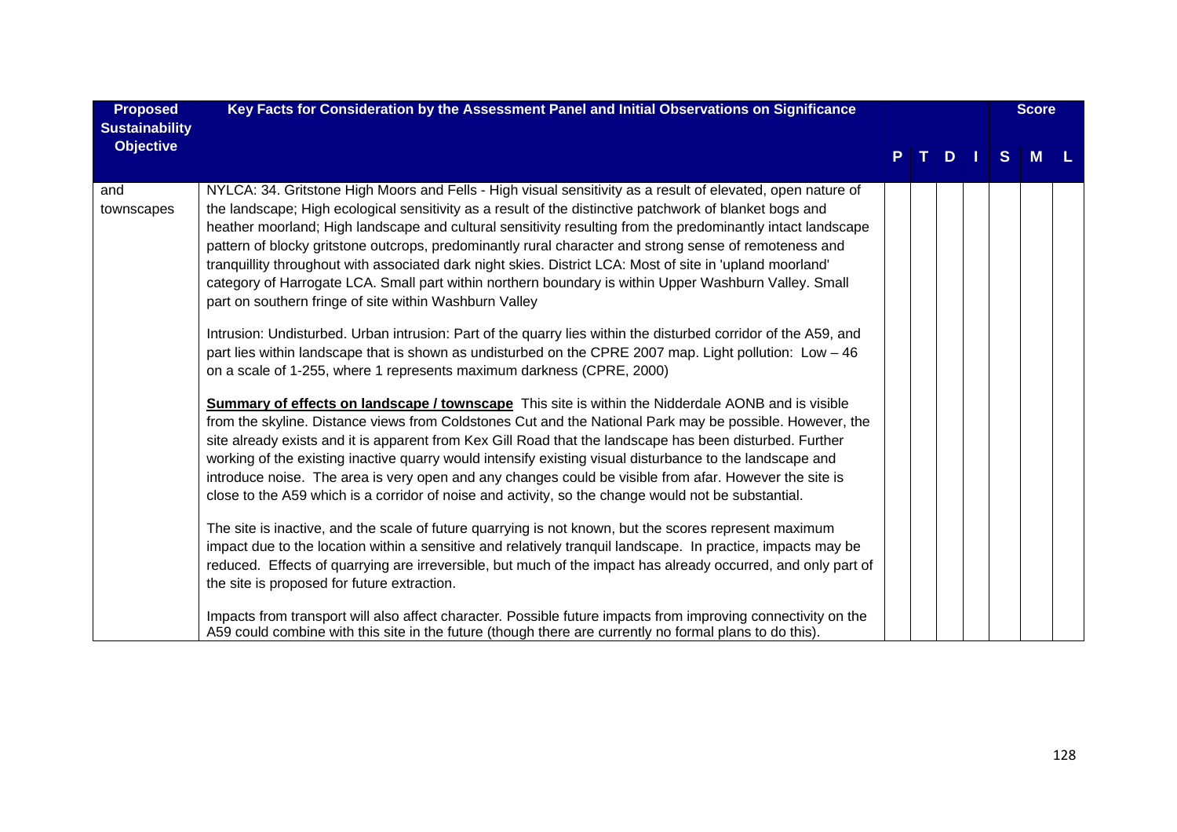| Proposed Sustainability Objective | Key Facts for Consideration by the Assessment Panel and Initial Observations on Significance | P | T | D | I | Score S | M | L |
|---|---|---|---|---|---|---|---|---|
| and townscapes | NYLCA: 34. Gritstone High Moors and Fells - High visual sensitivity as a result of elevated, open nature of the landscape; High ecological sensitivity as a result of the distinctive patchwork of blanket bogs and heather moorland; High landscape and cultural sensitivity resulting from the predominantly intact landscape pattern of blocky gritstone outcrops, predominantly rural character and strong sense of remoteness and tranquillity throughout with associated dark night skies. District LCA: Most of site in 'upland moorland' category of Harrogate LCA. Small part within northern boundary is within Upper Washburn Valley. Small part on southern fringe of site within Washburn Valley<br><br>Intrusion: Undisturbed. Urban intrusion: Part of the quarry lies within the disturbed corridor of the A59, and part lies within landscape that is shown as undisturbed on the CPRE 2007 map. Light pollution: Low – 46 on a scale of 1-255, where 1 represents maximum darkness (CPRE, 2000)<br><br>**Summary of effects on landscape / townscape** This site is within the Nidderdale AONB and is visible from the skyline. Distance views from Coldstones Cut and the National Park may be possible. However, the site already exists and it is apparent from Kex Gill Road that the landscape has been disturbed. Further working of the existing inactive quarry would intensify existing visual disturbance to the landscape and introduce noise. The area is very open and any changes could be visible from afar. However the site is close to the A59 which is a corridor of noise and activity, so the change would not be substantial.<br><br>The site is inactive, and the scale of future quarrying is not known, but the scores represent maximum impact due to the location within a sensitive and relatively tranquil landscape. In practice, impacts may be reduced. Effects of quarrying are irreversible, but much of the impact has already occurred, and only part of the site is proposed for future extraction.<br><br>Impacts from transport will also affect character. Possible future impacts from improving connectivity on the A59 could combine with this site in the future (though there are currently no formal plans to do this). | | | | | | | |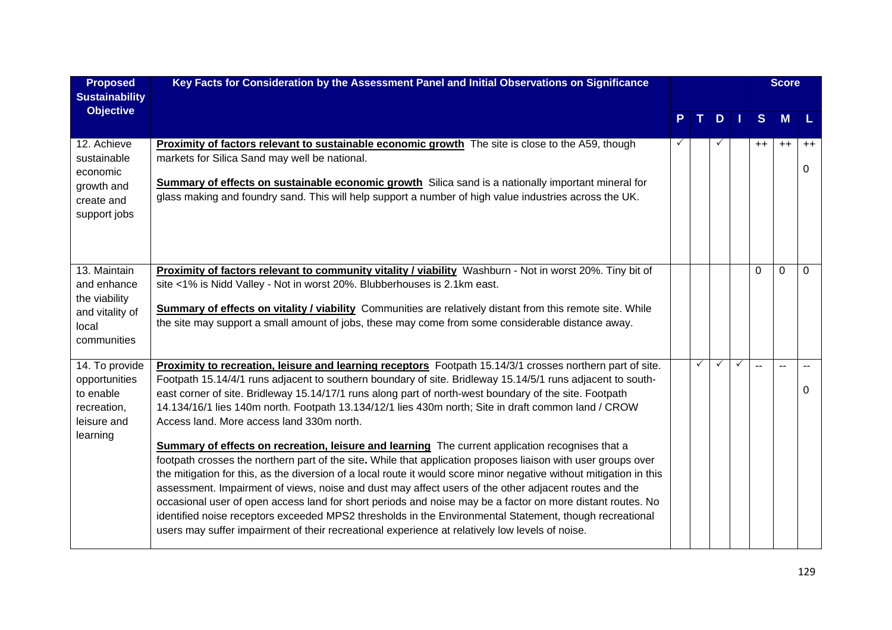| Proposed Sustainability Objective | Key Facts for Consideration by the Assessment Panel and Initial Observations on Significance | | | | | Score | | |
|---|---|---|---|---|---|---|---|---|
| | | P | T | D | I | S | M | L |
| 12. Achieve sustainable economic growth and create and support jobs | **Proximity of factors relevant to sustainable economic growth** The site is close to the A59, though markets for Silica Sand may well be national.<br><br>**Summary of effects on sustainable economic growth** Silica sand is a nationally important mineral for glass making and foundry sand. This will help support a number of high value industries across the UK. | ✓ | | ✓ | | ++ | ++ | ++<br><br>0 |
| 13. Maintain and enhance the viability and vitality of local communities | **Proximity of factors relevant to community vitality / viability** Washburn - Not in worst 20%. Tiny bit of site <1% is Nidd Valley - Not in worst 20%. Blubberhouses is 2.1km east.<br><br>**Summary of effects on vitality / viability** Communities are relatively distant from this remote site. While the site may support a small amount of jobs, these may come from some considerable distance away. | | | | | 0 | 0 | 0 |
| 14. To provide opportunities to enable recreation, leisure and learning | **Proximity to recreation, leisure and learning receptors** Footpath 15.14/3/1 crosses northern part of site. Footpath 15.14/4/1 runs adjacent to southern boundary of site. Bridleway 15.14/5/1 runs adjacent to south-east corner of site. Bridleway 15.14/17/1 runs along part of north-west boundary of the site. Footpath 14.134/16/1 lies 140m north. Footpath 13.134/12/1 lies 430m north; Site in draft common land / CROW Access land. More access land 330m north.<br><br>**Summary of effects on recreation, leisure and learning** The current application recognises that a footpath crosses the northern part of the site**.** While that application proposes liaison with user groups over the mitigation for this, as the diversion of a local route it would score minor negative without mitigation in this assessment. Impairment of views, noise and dust may affect users of the other adjacent routes and the occasional user of open access land for short periods and noise may be a factor on more distant routes. No identified noise receptors exceeded MPS2 thresholds in the Environmental Statement, though recreational users may suffer impairment of their recreational experience at relatively low levels of noise. | | ✓ | ✓ | ✓ | -- | -- | --<br><br>0 |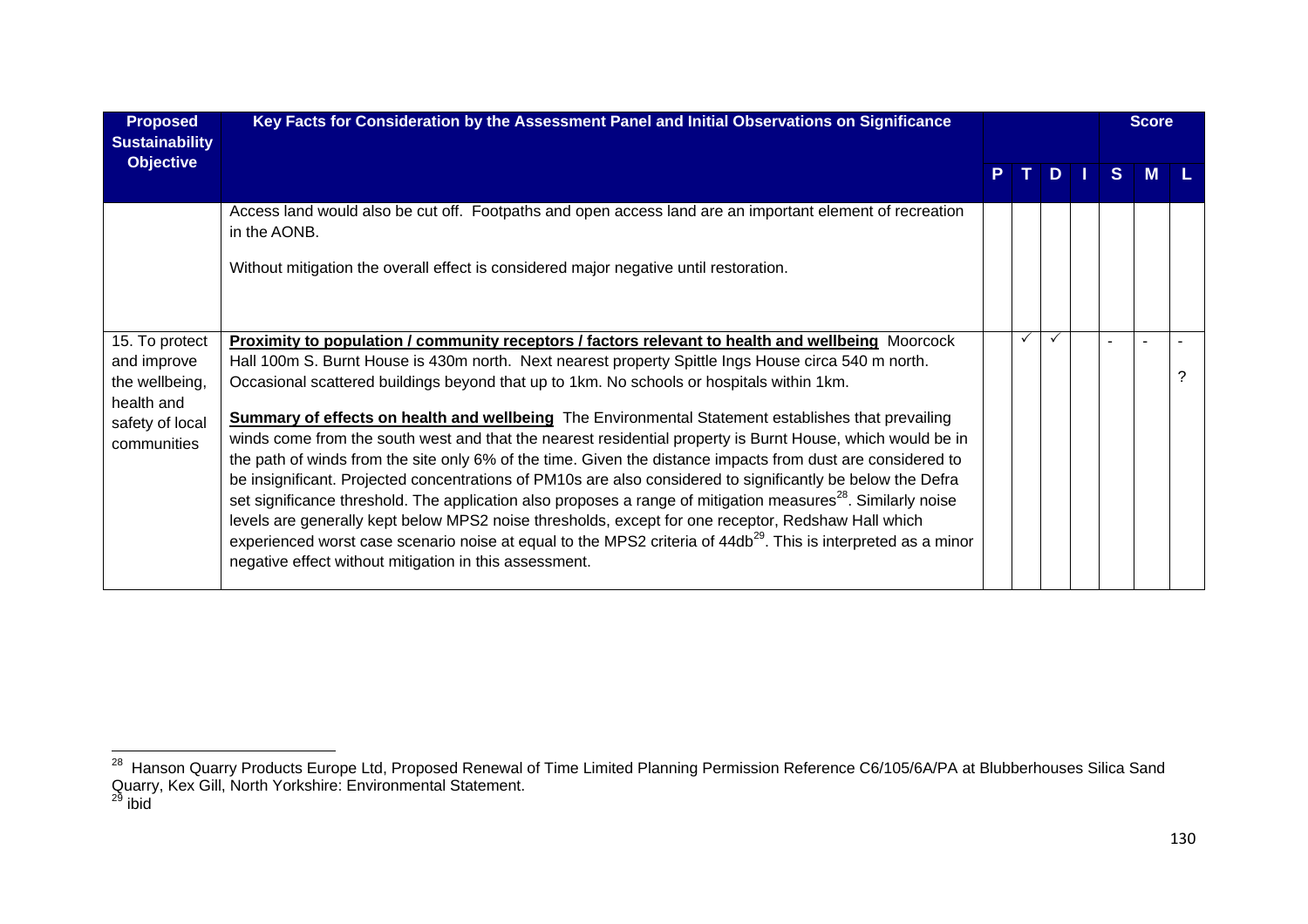| Proposed Sustainability Objective | Key Facts for Consideration by the Assessment Panel and Initial Observations on Significance | | | | | Score | | |
|---|---|---|---|---|---|---|---|---|
| | | P | T | D | I | S | M | L |
| | Access land would also be cut off. Footpaths and open access land are an important element of recreation in the AONB.<br><br>Without mitigation the overall effect is considered major negative until restoration. | | | | | | | |
| 15. To protect and improve the wellbeing, health and safety of local communities | **Proximity to population / community receptors / factors relevant to health and wellbeing** Moorcock Hall 100m S. Burnt House is 430m north. Next nearest property Spittle Ings House circa 540 m north. Occasional scattered buildings beyond that up to 1km. No schools or hospitals within 1km.<br><br>**Summary of effects on health and wellbeing** The Environmental Statement establishes that prevailing winds come from the south west and that the nearest residential property is Burnt House, which would be in the path of winds from the site only 6% of the time. Given the distance impacts from dust are considered to be insignificant. Projected concentrations of PM10s are also considered to significantly be below the Defra set significance threshold. The application also proposes a range of mitigation measures[28]. Similarly noise levels are generally kept below MPS2 noise thresholds, except for one receptor, Redshaw Hall which experienced worst case scenario noise at equal to the MPS2 criteria of 44db[29]. This is interpreted as a minor negative effect without mitigation in this assessment. | | ✓ | ✓ | | - | - | - ? |

[28] Hanson Quarry Products Europe Ltd, Proposed Renewal of Time Limited Planning Permission Reference C6/105/6A/PA at Blubberhouses Silica Sand Quarry, Kex Gill, North Yorkshire: Environmental Statement.
[29] ibid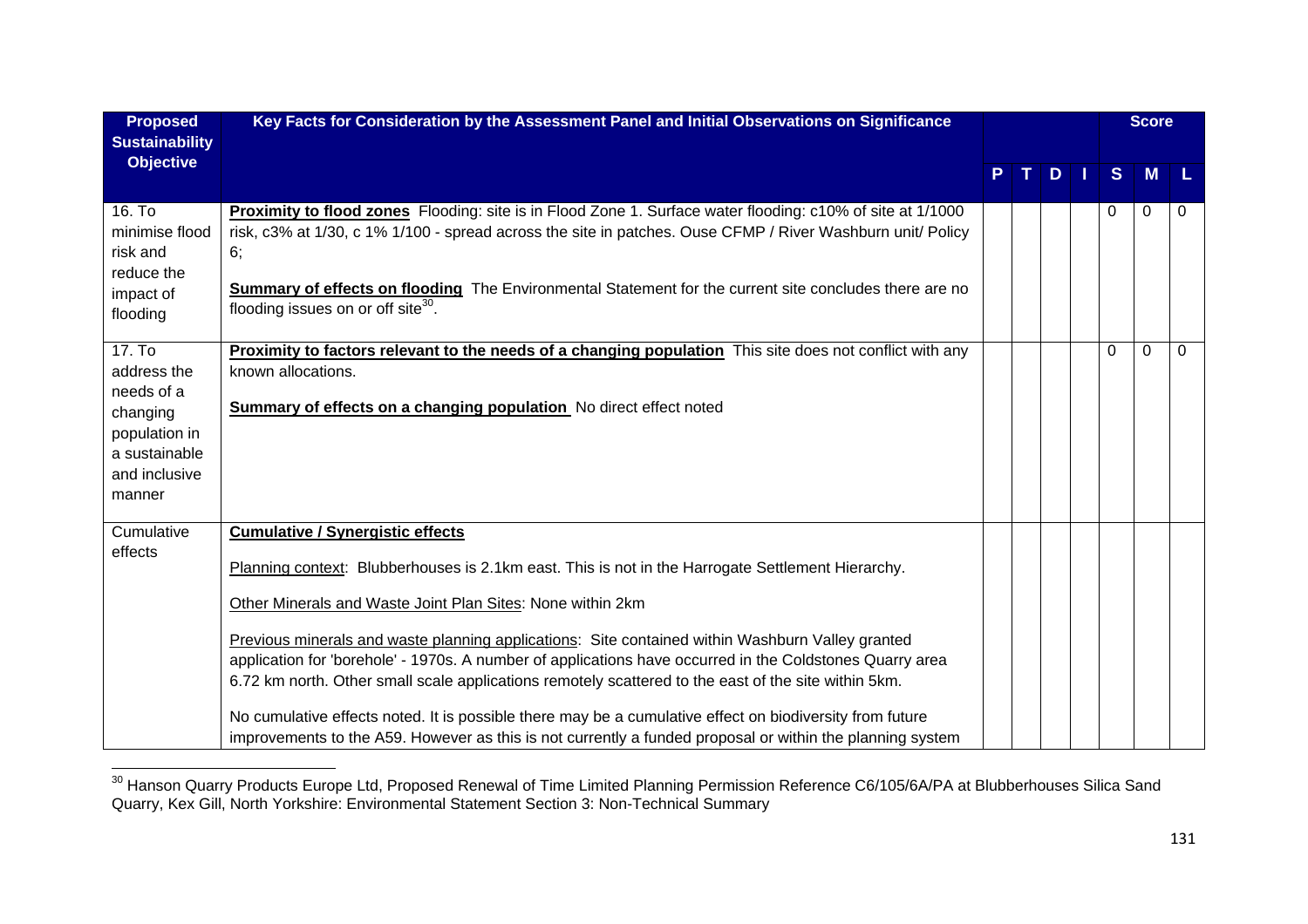| Proposed Sustainability Objective | Key Facts for Consideration by the Assessment Panel and Initial Observations on Significance | | | | | Score | | |
|---|---|---|---|---|---|---|---|---|
| | | P | T | D | I | S | M | L |
| 16. To minimise flood risk and reduce the impact of flooding | **Proximity to flood zones** Flooding: site is in Flood Zone 1. Surface water flooding: c10% of site at 1/1000 risk, c3% at 1/30, c 1% 1/100 - spread across the site in patches. Ouse CFMP / River Washburn unit/ Policy 6;<br><br>**Summary of effects on flooding** The Environmental Statement for the current site concludes there are no flooding issues on or off site[30]. | | | | | 0 | 0 | 0 |
| 17. To address the needs of a changing population in a sustainable and inclusive manner | **Proximity to factors relevant to the needs of a changing population** This site does not conflict with any known allocations.<br><br>**Summary of effects on a changing population** No direct effect noted | | | | | 0 | 0 | 0 |
| Cumulative effects | **Cumulative / Synergistic effects**<br><br>Planning context: Blubberhouses is 2.1km east. This is not in the Harrogate Settlement Hierarchy.<br><br>Other Minerals and Waste Joint Plan Sites: None within 2km<br><br>Previous minerals and waste planning applications: Site contained within Washburn Valley granted application for 'borehole' - 1970s. A number of applications have occurred in the Coldstones Quarry area 6.72 km north. Other small scale applications remotely scattered to the east of the site within 5km.<br><br>No cumulative effects noted. It is possible there may be a cumulative effect on biodiversity from future improvements to the A59. However as this is not currently a funded proposal or within the planning system | | | | | | | |

[30] Hanson Quarry Products Europe Ltd, Proposed Renewal of Time Limited Planning Permission Reference C6/105/6A/PA at Blubberhouses Silica Sand Quarry, Kex Gill, North Yorkshire: Environmental Statement Section 3: Non-Technical Summary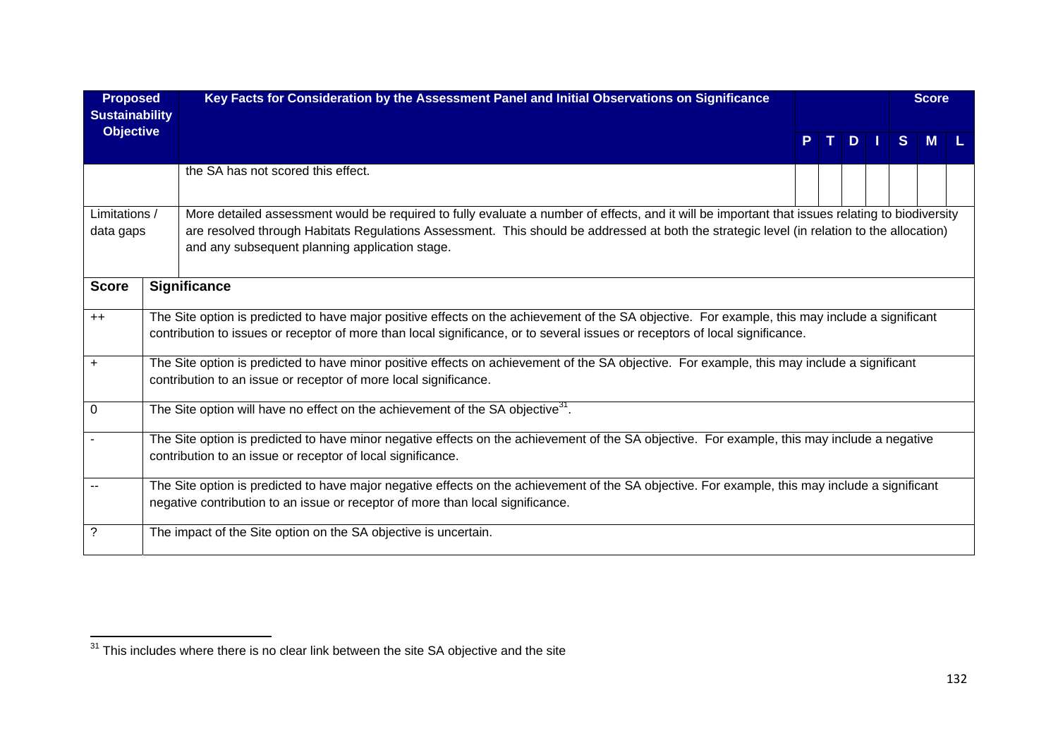| Proposed Sustainability Objective | Key Facts for Consideration by the Assessment Panel and Initial Observations on Significance | P | T | D | I | S | M | L |
|---|---|---|---|---|---|---|---|---|
| | | | | | | Score | | |
| | the SA has not scored this effect. | | | | | | | |
| Limitations / data gaps | More detailed assessment would be required to fully evaluate a number of effects, and it will be important that issues relating to biodiversity are resolved through Habitats Regulations Assessment. This should be addressed at both the strategic level (in relation to the allocation) and any subsequent planning application stage. | | | | | | | |

| Score | Significance |
|---|---|
| ++ | The Site option is predicted to have major positive effects on the achievement of the SA objective. For example, this may include a significant contribution to issues or receptor of more than local significance, or to several issues or receptors of local significance. |
| + | The Site option is predicted to have minor positive effects on achievement of the SA objective. For example, this may include a significant contribution to an issue or receptor of more local significance. |
| 0 | The Site option will have no effect on the achievement of the SA objective[31]. |
| - | The Site option is predicted to have minor negative effects on the achievement of the SA objective. For example, this may include a negative contribution to an issue or receptor of local significance. |
| -- | The Site option is predicted to have major negative effects on the achievement of the SA objective. For example, this may include a significant negative contribution to an issue or receptor of more than local significance. |
| ? | The impact of the Site option on the SA objective is uncertain. |

[31] This includes where there is no clear link between the site SA objective and the site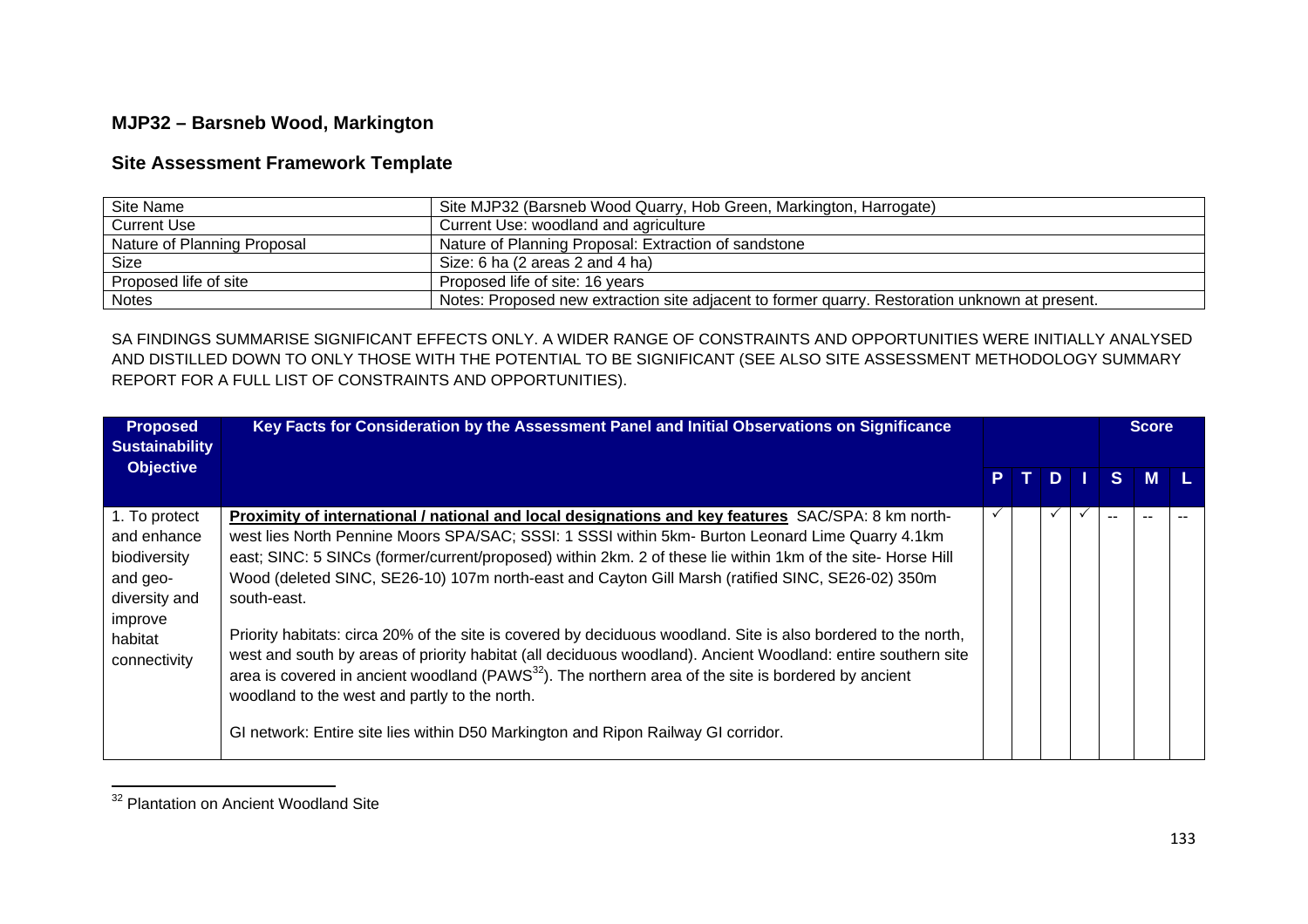## MJP32 – Barsneb Wood, Markington

## Site Assessment Framework Template

| Site Name | Site MJP32 (Barsneb Wood Quarry, Hob Green, Markington, Harrogate) |
|---|---|
| Current Use | Current Use: woodland and agriculture |
| Nature of Planning Proposal | Nature of Planning Proposal: Extraction of sandstone |
| Size | Size: 6 ha (2 areas 2 and 4 ha) |
| Proposed life of site | Proposed life of site: 16 years |
| Notes | Notes: Proposed new extraction site adjacent to former quarry. Restoration unknown at present. |

SA FINDINGS SUMMARISE SIGNIFICANT EFFECTS ONLY. A WIDER RANGE OF CONSTRAINTS AND OPPORTUNITIES WERE INITIALLY ANALYSED AND DISTILLED DOWN TO ONLY THOSE WITH THE POTENTIAL TO BE SIGNIFICANT (SEE ALSO SITE ASSESSMENT METHODOLOGY SUMMARY REPORT FOR A FULL LIST OF CONSTRAINTS AND OPPORTUNITIES).

| Proposed Sustainability Objective | Key Facts for Consideration by the Assessment Panel and Initial Observations on Significance | | | | | Score | | |
|---|---|---|---|---|---|---|---|---|
| | | P | T | D | I | S | M | L |
| 1. To protect and enhance biodiversity and geo-diversity and improve habitat connectivity | **Proximity of international / national and local designations and key features** SAC/SPA: 8 km north-west lies North Pennine Moors SPA/SAC; SSSI: 1 SSSI within 5km- Burton Leonard Lime Quarry 4.1km east; SINC: 5 SINCs (former/current/proposed) within 2km. 2 of these lie within 1km of the site- Horse Hill Wood (deleted SINC, SE26-10) 107m north-east and Cayton Gill Marsh (ratified SINC, SE26-02) 350m south-east.<br><br>Priority habitats: circa 20% of the site is covered by deciduous woodland. Site is also bordered to the north, west and south by areas of priority habitat (all deciduous woodland). Ancient Woodland: entire southern site area is covered in ancient woodland (PAWS[32]). The northern area of the site is bordered by ancient woodland to the west and partly to the north.<br><br>GI network: Entire site lies within D50 Markington and Ripon Railway GI corridor. | ✓ | | ✓ | ✓ | -- | -- | -- |

[32] Plantation on Ancient Woodland Site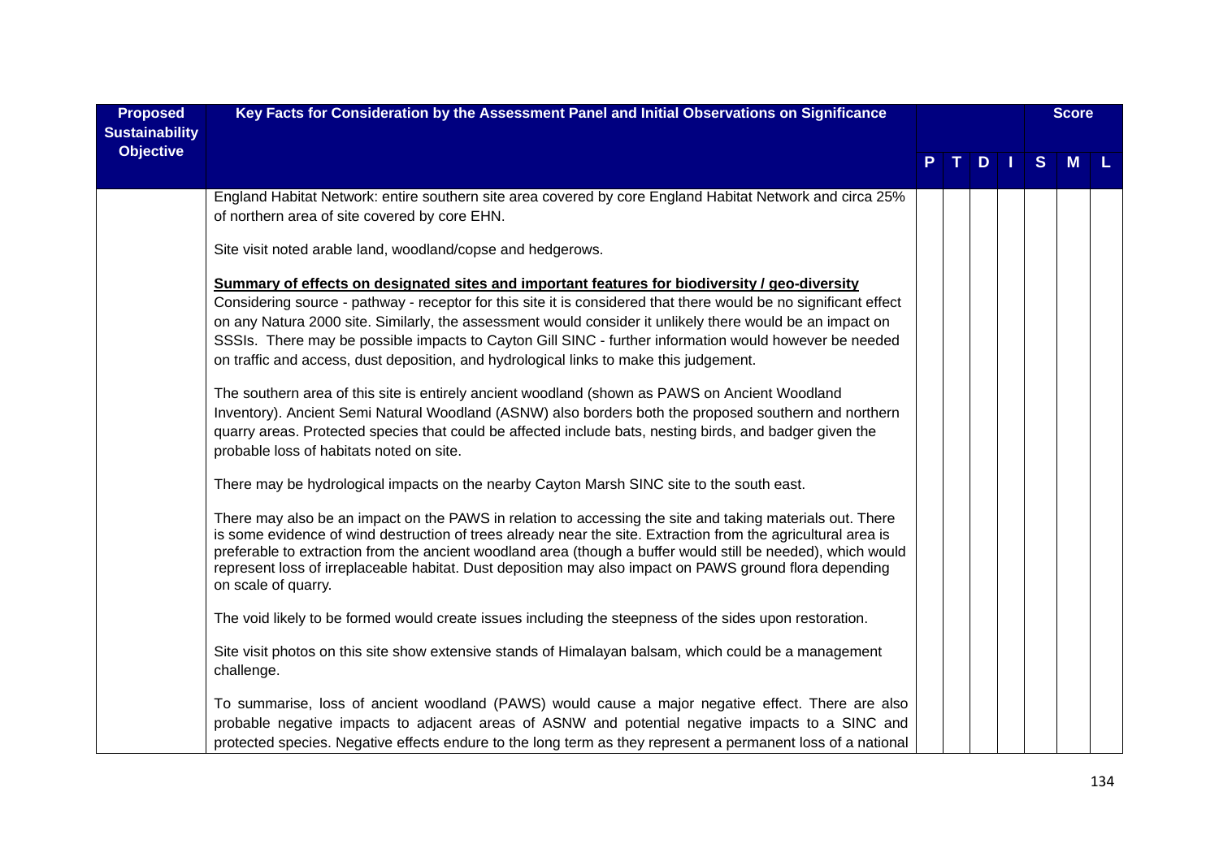| Proposed Sustainability Objective | Key Facts for Consideration by the Assessment Panel and Initial Observations on Significance | P | T | D | I | S | M | L |
|---|---|---|---|---|---|---|---|---|
| | England Habitat Network: entire southern site area covered by core England Habitat Network and circa 25% of northern area of site covered by core EHN.<br><br>Site visit noted arable land, woodland/copse and hedgerows.<br><br>**Summary of effects on designated sites and important features for biodiversity / geo-diversity**<br>Considering source - pathway - receptor for this site it is considered that there would be no significant effect on any Natura 2000 site. Similarly, the assessment would consider it unlikely there would be an impact on SSSIs. There may be possible impacts to Cayton Gill SINC - further information would however be needed on traffic and access, dust deposition, and hydrological links to make this judgement.<br><br>The southern area of this site is entirely ancient woodland (shown as PAWS on Ancient Woodland Inventory). Ancient Semi Natural Woodland (ASNW) also borders both the proposed southern and northern quarry areas. Protected species that could be affected include bats, nesting birds, and badger given the probable loss of habitats noted on site.<br><br>There may be hydrological impacts on the nearby Cayton Marsh SINC site to the south east.<br><br>There may also be an impact on the PAWS in relation to accessing the site and taking materials out. There is some evidence of wind destruction of trees already near the site. Extraction from the agricultural area is preferable to extraction from the ancient woodland area (though a buffer would still be needed), which would represent loss of irreplaceable habitat. Dust deposition may also impact on PAWS ground flora depending on scale of quarry.<br><br>The void likely to be formed would create issues including the steepness of the sides upon restoration.<br><br>Site visit photos on this site show extensive stands of Himalayan balsam, which could be a management challenge.<br><br>To summarise, loss of ancient woodland (PAWS) would cause a major negative effect. There are also probable negative impacts to adjacent areas of ASNW and potential negative impacts to a SINC and protected species. Negative effects endure to the long term as they represent a permanent loss of a national | | | | | | | |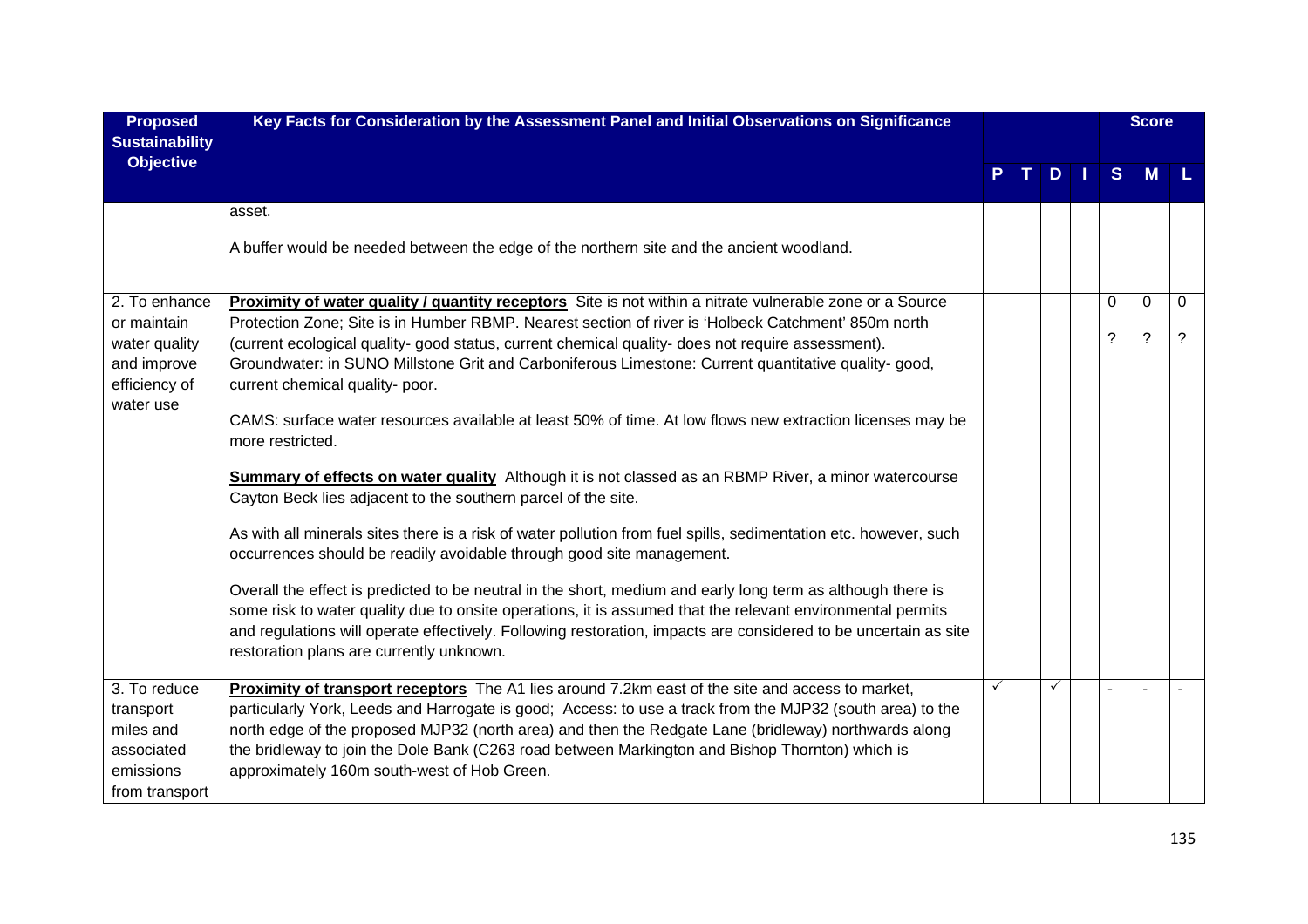| Proposed Sustainability Objective | Key Facts for Consideration by the Assessment Panel and Initial Observations on Significance | P | T | D | I | S | M | L |
|---|---|---|---|---|---|---|---|---|
| | asset.<br><br>A buffer would be needed between the edge of the northern site and the ancient woodland. | | | | | | | |
| 2. To enhance or maintain water quality and improve efficiency of water use | **Proximity of water quality / quantity receptors** Site is not within a nitrate vulnerable zone or a Source Protection Zone; Site is in Humber RBMP. Nearest section of river is 'Holbeck Catchment' 850m north (current ecological quality- good status, current chemical quality- does not require assessment). Groundwater: in SUNO Millstone Grit and Carboniferous Limestone: Current quantitative quality- good, current chemical quality- poor.<br><br>CAMS: surface water resources available at least 50% of time. At low flows new extraction licenses may be more restricted.<br><br>**Summary of effects on water quality** Although it is not classed as an RBMP River, a minor watercourse Cayton Beck lies adjacent to the southern parcel of the site.<br><br>As with all minerals sites there is a risk of water pollution from fuel spills, sedimentation etc. however, such occurrences should be readily avoidable through good site management.<br><br>Overall the effect is predicted to be neutral in the short, medium and early long term as although there is some risk to water quality due to onsite operations, it is assumed that the relevant environmental permits and regulations will operate effectively. Following restoration, impacts are considered to be uncertain as site restoration plans are currently unknown. | | | | | 0<br><br>? | 0<br><br>? | 0<br><br>? |
| 3. To reduce transport miles and associated emissions from transport | **Proximity of transport receptors** The A1 lies around 7.2km east of the site and access to market, particularly York, Leeds and Harrogate is good; Access: to use a track from the MJP32 (south area) to the north edge of the proposed MJP32 (north area) and then the Redgate Lane (bridleway) northwards along the bridleway to join the Dole Bank (C263 road between Markington and Bishop Thornton) which is approximately 160m south-west of Hob Green. | ✓ | | ✓ | | - | - | - |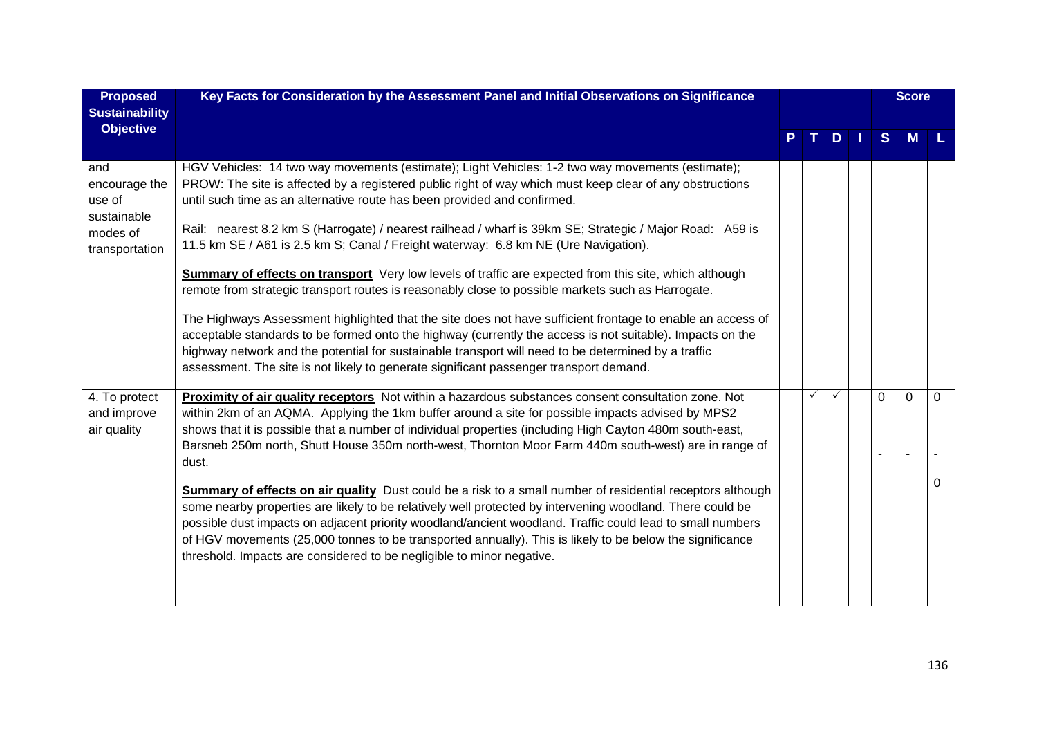| Proposed Sustainability Objective | Key Facts for Consideration by the Assessment Panel and Initial Observations on Significance | P | T | D | I | S | M | L |
|---|---|---|---|---|---|---|---|---|
| and encourage the use of sustainable modes of transportation | HGV Vehicles: 14 two way movements (estimate); Light Vehicles: 1-2 two way movements (estimate); PROW: The site is affected by a registered public right of way which must keep clear of any obstructions until such time as an alternative route has been provided and confirmed.<br><br>Rail: nearest 8.2 km S (Harrogate) / nearest railhead / wharf is 39km SE; Strategic / Major Road: A59 is 11.5 km SE / A61 is 2.5 km S; Canal / Freight waterway: 6.8 km NE (Ure Navigation).<br><br>**Summary of effects on transport** Very low levels of traffic are expected from this site, which although remote from strategic transport routes is reasonably close to possible markets such as Harrogate.<br><br>The Highways Assessment highlighted that the site does not have sufficient frontage to enable an access of acceptable standards to be formed onto the highway (currently the access is not suitable). Impacts on the highway network and the potential for sustainable transport will need to be determined by a traffic assessment. The site is not likely to generate significant passenger transport demand. | | | | | | | |
| 4. To protect and improve air quality | **Proximity of air quality receptors** Not within a hazardous substances consent consultation zone. Not within 2km of an AQMA. Applying the 1km buffer around a site for possible impacts advised by MPS2 shows that it is possible that a number of individual properties (including High Cayton 480m south-east, Barsneb 250m north, Shutt House 350m north-west, Thornton Moor Farm 440m south-west) are in range of dust.<br><br>**Summary of effects on air quality** Dust could be a risk to a small number of residential receptors although some nearby properties are likely to be relatively well protected by intervening woodland. There could be possible dust impacts on adjacent priority woodland/ancient woodland. Traffic could lead to small numbers of HGV movements (25,000 tonnes to be transported annually). This is likely to be below the significance threshold. Impacts are considered to be negligible to minor negative. | | ✓ | ✓ | | 0<br><br>- | 0<br><br>- | 0<br><br>-<br><br>0 |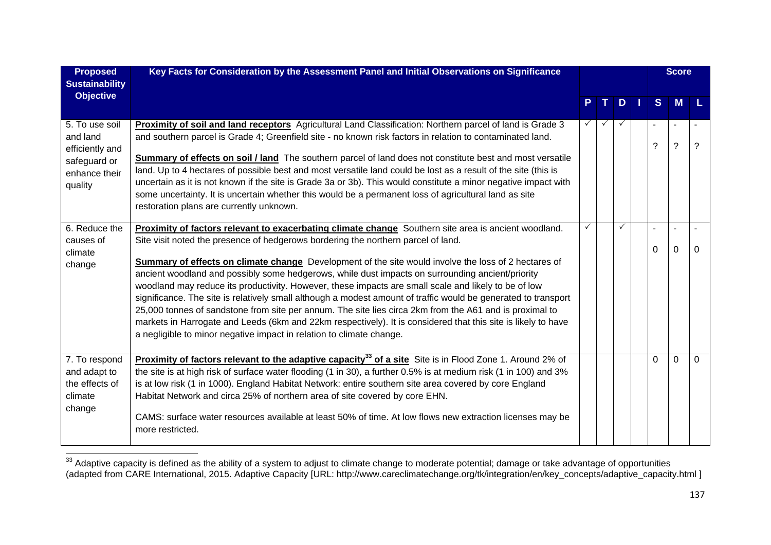| Proposed Sustainability Objective | Key Facts for Consideration by the Assessment Panel and Initial Observations on Significance | P | T | D | I | Score S | Score M | Score L |
|---|---|---|---|---|---|---|---|---|
| 5. To use soil and land efficiently and safeguard or enhance their quality | **Proximity of soil and land receptors** Agricultural Land Classification: Northern parcel of land is Grade 3 and southern parcel is Grade 4; Greenfield site - no known risk factors in relation to contaminated land.<br><br>**Summary of effects on soil / land** The southern parcel of land does not constitute best and most versatile land. Up to 4 hectares of possible best and most versatile land could be lost as a result of the site (this is uncertain as it is not known if the site is Grade 3a or 3b). This would constitute a minor negative impact with some uncertainty. It is uncertain whether this would be a permanent loss of agricultural land as site restoration plans are currently unknown. | ✓ | ✓ | ✓ | | -<br>? | -<br>? | -<br>? |
| 6. Reduce the causes of climate change | **Proximity of factors relevant to exacerbating climate change** Southern site area is ancient woodland. Site visit noted the presence of hedgerows bordering the northern parcel of land.<br><br>**Summary of effects on climate change** Development of the site would involve the loss of 2 hectares of ancient woodland and possibly some hedgerows, while dust impacts on surrounding ancient/priority woodland may reduce its productivity. However, these impacts are small scale and likely to be of low significance. The site is relatively small although a modest amount of traffic would be generated to transport 25,000 tonnes of sandstone from site per annum. The site lies circa 2km from the A61 and is proximal to markets in Harrogate and Leeds (6km and 22km respectively). It is considered that this site is likely to have a negligible to minor negative impact in relation to climate change. | ✓ | | ✓ | | -<br>0 | -<br>0 | -<br>0 |
| 7. To respond and adapt to the effects of climate change | **Proximity of factors relevant to the adaptive capacity[33] of a site** Site is in Flood Zone 1. Around 2% of the site is at high risk of surface water flooding (1 in 30), a further 0.5% is at medium risk (1 in 100) and 3% is at low risk (1 in 1000). England Habitat Network: entire southern site area covered by core England Habitat Network and circa 25% of northern area of site covered by core EHN.<br><br>CAMS: surface water resources available at least 50% of time. At low flows new extraction licenses may be more restricted. | | | | | 0 | 0 | 0 |

[33] Adaptive capacity is defined as the ability of a system to adjust to climate change to moderate potential; damage or take advantage of opportunities (adapted from CARE International, 2015. Adaptive Capacity [URL: http://www.careclimatechange.org/tk/integration/en/key_concepts/adaptive_capacity.html ]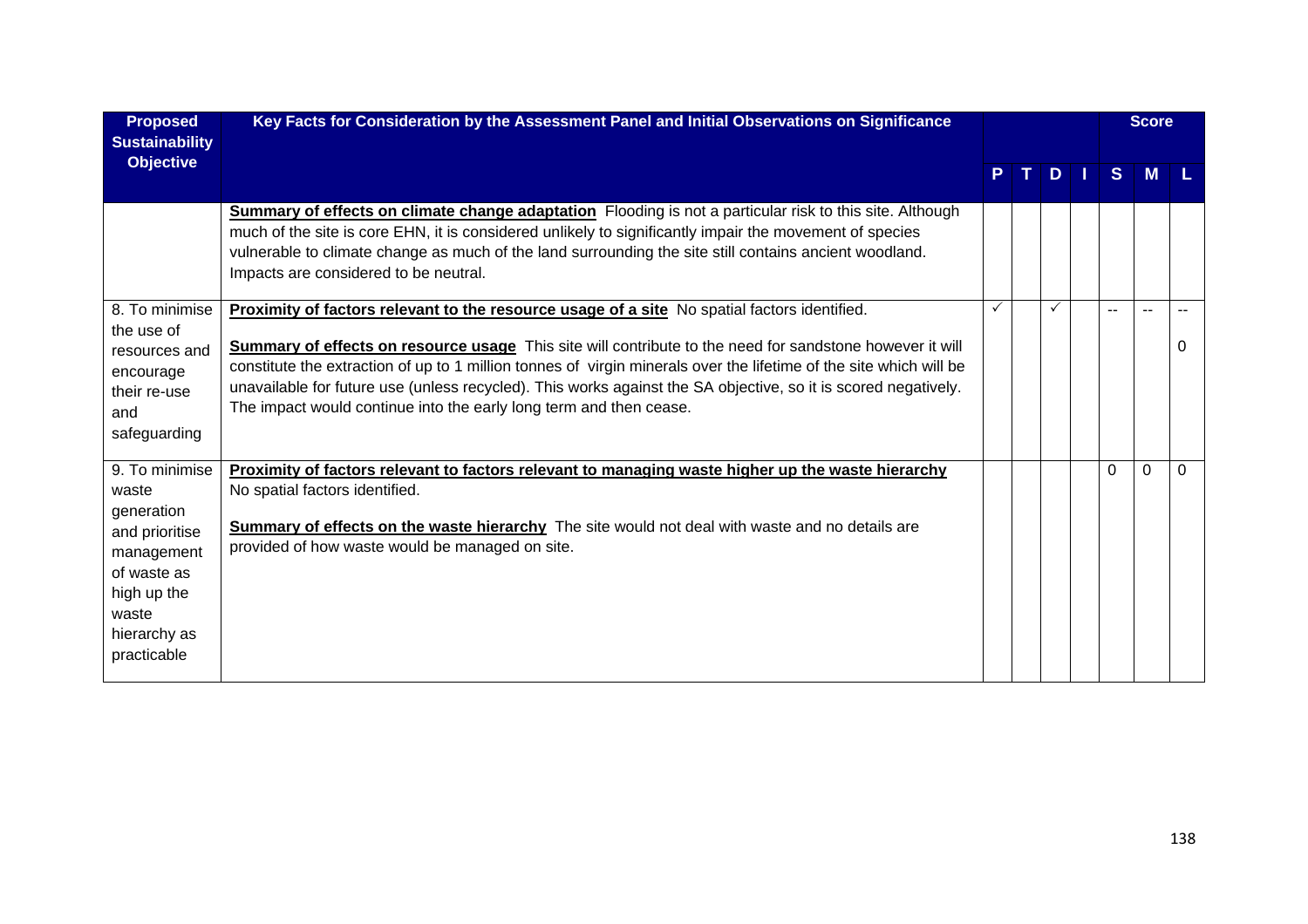| Proposed Sustainability Objective | Key Facts for Consideration by the Assessment Panel and Initial Observations on Significance | | | | | Score | | |
|---|---|---|---|---|---|---|---|---|
| | | P | T | D | I | S | M | L |
| | **Summary of effects on climate change adaptation** Flooding is not a particular risk to this site. Although much of the site is core EHN, it is considered unlikely to significantly impair the movement of species vulnerable to climate change as much of the land surrounding the site still contains ancient woodland. Impacts are considered to be neutral. | | | | | | | |
| 8. To minimise the use of resources and encourage their re-use and safeguarding | **Proximity of factors relevant to the resource usage of a site** No spatial factors identified.<br><br>**Summary of effects on resource usage** This site will contribute to the need for sandstone however it will constitute the extraction of up to 1 million tonnes of virgin minerals over the lifetime of the site which will be unavailable for future use (unless recycled). This works against the SA objective, so it is scored negatively. The impact would continue into the early long term and then cease. | ✓ | | ✓ | | -- | -- | --<br><br>0 |
| 9. To minimise waste generation and prioritise management of waste as high up the waste hierarchy as practicable | **Proximity of factors relevant to factors relevant to managing waste higher up the waste hierarchy** No spatial factors identified.<br><br>**Summary of effects on the waste hierarchy** The site would not deal with waste and no details are provided of how waste would be managed on site. | | | | | 0 | 0 | 0 |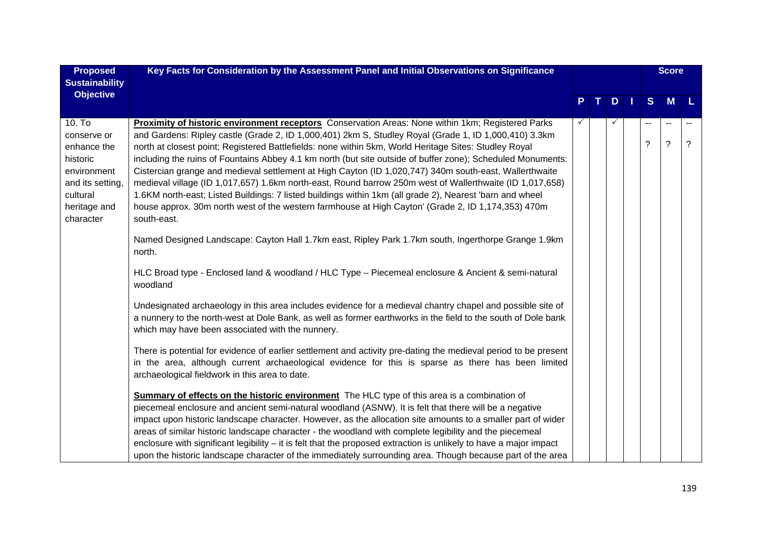| Proposed Sustainability Objective | Key Facts for Consideration by the Assessment Panel and Initial Observations on Significance | P | T | D | I | S | M | L |
|---|---|---|---|---|---|---|---|---|
| | | | | | | | **Score** | |
| 10. To conserve or enhance the historic environment and its setting, cultural heritage and character | **Proximity of historic environment receptors** Conservation Areas: None within 1km; Registered Parks and Gardens: Ripley castle (Grade 2, ID 1,000,401) 2km S, Studley Royal (Grade 1, ID 1,000,410) 3.3km north at closest point; Registered Battlefields: none within 5km, World Heritage Sites: Studley Royal including the ruins of Fountains Abbey 4.1 km north (but site outside of buffer zone); Scheduled Monuments: Cistercian grange and medieval settlement at High Cayton (ID 1,020,747) 340m south-east, Wallerthwaite medieval village (ID 1,017,657) 1.6km north-east, Round barrow 250m west of Wallerthwaite (ID 1,017,658) 1.6KM north-east; Listed Buildings: 7 listed buildings within 1km (all grade 2), Nearest 'barn and wheel house approx. 30m north west of the western farmhouse at High Cayton' (Grade 2, ID 1,174,353) 470m south-east.<br><br>Named Designed Landscape: Cayton Hall 1.7km east, Ripley Park 1.7km south, Ingerthorpe Grange 1.9km north.<br><br>HLC Broad type - Enclosed land & woodland / HLC Type – Piecemeal enclosure & Ancient & semi-natural woodland<br><br>Undesignated archaeology in this area includes evidence for a medieval chantry chapel and possible site of a nunnery to the north-west at Dole Bank, as well as former earthworks in the field to the south of Dole bank which may have been associated with the nunnery.<br><br>There is potential for evidence of earlier settlement and activity pre-dating the medieval period to be present in the area, although current archaeological evidence for this is sparse as there has been limited archaeological fieldwork in this area to date.<br><br>**Summary of effects on the historic environment** The HLC type of this area is a combination of piecemeal enclosure and ancient semi-natural woodland (ASNW). It is felt that there will be a negative impact upon historic landscape character. However, as the allocation site amounts to a smaller part of wider areas of similar historic landscape character - the woodland with complete legibility and the piecemeal enclosure with significant legibility – it is felt that the proposed extraction is unlikely to have a major impact upon the historic landscape character of the immediately surrounding area. Though because part of the area | ✓ | | ✓ | | --<br><br>? | --<br><br>? | --<br><br>? |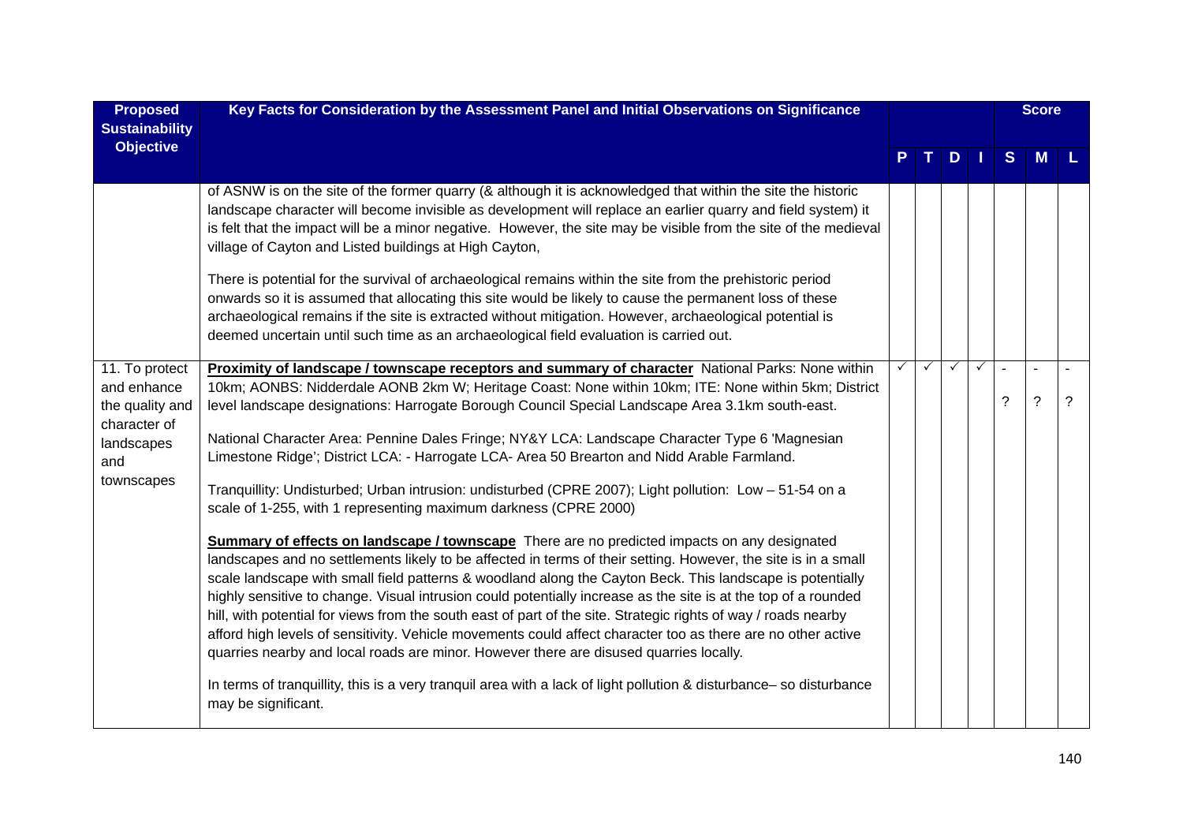| Proposed Sustainability Objective | Key Facts for Consideration by the Assessment Panel and Initial Observations on Significance | P | T | D | I | Score S | Score M | Score L |
|---|---|---|---|---|---|---|---|---|
| | of ASNW is on the site of the former quarry (& although it is acknowledged that within the site the historic landscape character will become invisible as development will replace an earlier quarry and field system) it is felt that the impact will be a minor negative. However, the site may be visible from the site of the medieval village of Cayton and Listed buildings at High Cayton,<br><br>There is potential for the survival of archaeological remains within the site from the prehistoric period onwards so it is assumed that allocating this site would be likely to cause the permanent loss of these archaeological remains if the site is extracted without mitigation. However, archaeological potential is deemed uncertain until such time as an archaeological field evaluation is carried out. | | | | | | | |
| 11. To protect and enhance the quality and character of landscapes and townscapes | **Proximity of landscape / townscape receptors and summary of character** National Parks: None within 10km; AONBS: Nidderdale AONB 2km W; Heritage Coast: None within 10km; ITE: None within 5km; District level landscape designations: Harrogate Borough Council Special Landscape Area 3.1km south-east.<br><br>National Character Area: Pennine Dales Fringe; NY&Y LCA: Landscape Character Type 6 'Magnesian Limestone Ridge'; District LCA: - Harrogate LCA- Area 50 Brearton and Nidd Arable Farmland.<br><br>Tranquillity: Undisturbed; Urban intrusion: undisturbed (CPRE 2007); Light pollution: Low – 51-54 on a scale of 1-255, with 1 representing maximum darkness (CPRE 2000)<br><br>**Summary of effects on landscape / townscape** There are no predicted impacts on any designated landscapes and no settlements likely to be affected in terms of their setting. However, the site is in a small scale landscape with small field patterns & woodland along the Cayton Beck. This landscape is potentially highly sensitive to change. Visual intrusion could potentially increase as the site is at the top of a rounded hill, with potential for views from the south east of part of the site. Strategic rights of way / roads nearby afford high levels of sensitivity. Vehicle movements could affect character too as there are no other active quarries nearby and local roads are minor. However there are disused quarries locally.<br><br>In terms of tranquillity, this is a very tranquil area with a lack of light pollution & disturbance– so disturbance may be significant. | ✓ | ✓ | ✓ | ✓ | -<br>? | -<br>? | -<br>? |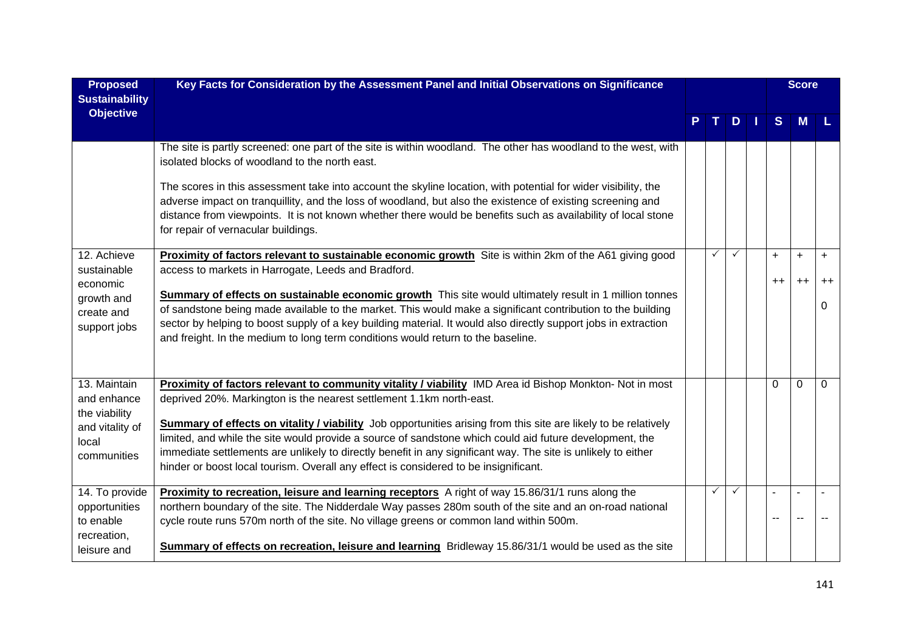| Proposed Sustainability Objective | Key Facts for Consideration by the Assessment Panel and Initial Observations on Significance | P | T | D | I | Score S | Score M | Score L |
|---|---|---|---|---|---|---|---|---|
| | The site is partly screened: one part of the site is within woodland. The other has woodland to the west, with isolated blocks of woodland to the north east.<br><br>The scores in this assessment take into account the skyline location, with potential for wider visibility, the adverse impact on tranquillity, and the loss of woodland, but also the existence of existing screening and distance from viewpoints. It is not known whether there would be benefits such as availability of local stone for repair of vernacular buildings. | | | | | | | |
| 12. Achieve sustainable economic growth and create and support jobs | **Proximity of factors relevant to sustainable economic growth** Site is within 2km of the A61 giving good access to markets in Harrogate, Leeds and Bradford.<br><br>**Summary of effects on sustainable economic growth** This site would ultimately result in 1 million tonnes of sandstone being made available to the market. This would make a significant contribution to the building sector by helping to boost supply of a key building material. It would also directly support jobs in extraction and freight. In the medium to long term conditions would return to the baseline. | | ✓ | ✓ | | +<br>++ | +<br>++ | +<br>++<br>0 |
| 13. Maintain and enhance the viability and vitality of local communities | **Proximity of factors relevant to community vitality / viability** IMD Area id Bishop Monkton- Not in most deprived 20%. Markington is the nearest settlement 1.1km north-east.<br><br>**Summary of effects on vitality / viability** Job opportunities arising from this site are likely to be relatively limited, and while the site would provide a source of sandstone which could aid future development, the immediate settlements are unlikely to directly benefit in any significant way. The site is unlikely to either hinder or boost local tourism. Overall any effect is considered to be insignificant. | | | | | 0 | 0 | 0 |
| 14. To provide opportunities to enable recreation, leisure and | **Proximity to recreation, leisure and learning receptors** A right of way 15.86/31/1 runs along the northern boundary of the site. The Nidderdale Way passes 280m south of the site and an on-road national cycle route runs 570m north of the site. No village greens or common land within 500m.<br><br>**Summary of effects on recreation, leisure and learning** Bridleway 15.86/31/1 would be used as the site | | ✓ | ✓ | | -<br>-- | -<br>-- | -<br>-- |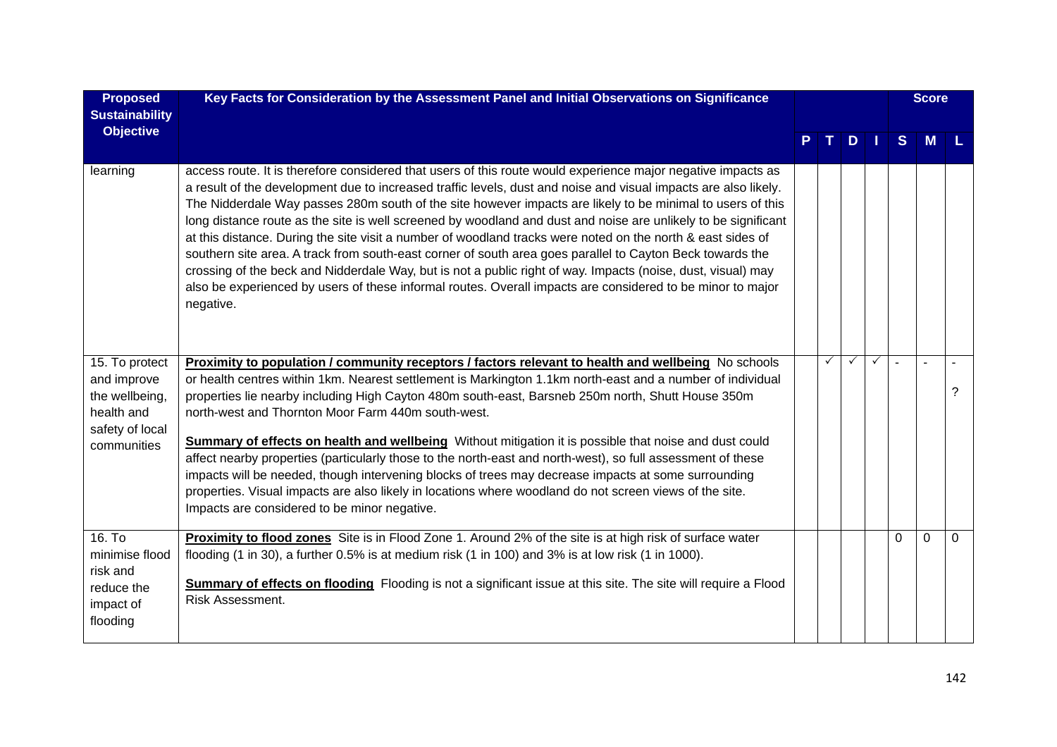| Proposed Sustainability Objective | Key Facts for Consideration by the Assessment Panel and Initial Observations on Significance | P | T | D | I | Score S | Score M | Score L |
|---|---|---|---|---|---|---|---|---|
| learning | access route. It is therefore considered that users of this route would experience major negative impacts as a result of the development due to increased traffic levels, dust and noise and visual impacts are also likely. The Nidderdale Way passes 280m south of the site however impacts are likely to be minimal to users of this long distance route as the site is well screened by woodland and dust and noise are unlikely to be significant at this distance. During the site visit a number of woodland tracks were noted on the north & east sides of southern site area. A track from south-east corner of south area goes parallel to Cayton Beck towards the crossing of the beck and Nidderdale Way, but is not a public right of way. Impacts (noise, dust, visual) may also be experienced by users of these informal routes. Overall impacts are considered to be minor to major negative. | | | | | | | |
| 15. To protect and improve the wellbeing, health and safety of local communities | **Proximity to population / community receptors / factors relevant to health and wellbeing** No schools or health centres within 1km. Nearest settlement is Markington 1.1km north-east and a number of individual properties lie nearby including High Cayton 480m south-east, Barsneb 250m north, Shutt House 350m north-west and Thornton Moor Farm 440m south-west.<br><br>**Summary of effects on health and wellbeing** Without mitigation it is possible that noise and dust could affect nearby properties (particularly those to the north-east and north-west), so full assessment of these impacts will be needed, though intervening blocks of trees may decrease impacts at some surrounding properties. Visual impacts are also likely in locations where woodland do not screen views of the site. Impacts are considered to be minor negative. | | ✓ | ✓ | ✓ | - | - | - ? |
| 16. To minimise flood risk and reduce the impact of flooding | **Proximity to flood zones** Site is in Flood Zone 1. Around 2% of the site is at high risk of surface water flooding (1 in 30), a further 0.5% is at medium risk (1 in 100) and 3% is at low risk (1 in 1000).<br><br>**Summary of effects on flooding** Flooding is not a significant issue at this site. The site will require a Flood Risk Assessment. | | | | | 0 | 0 | 0 |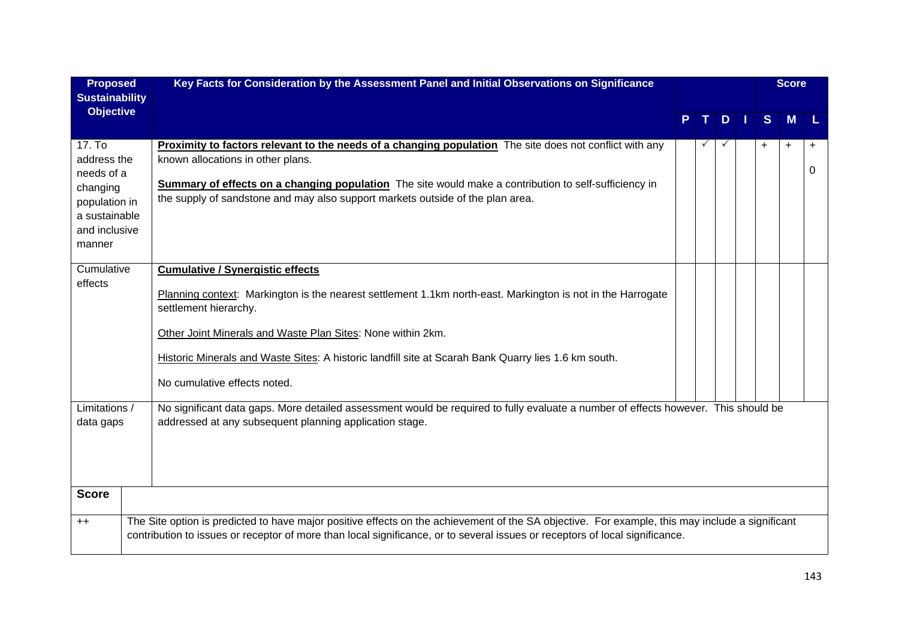| Proposed Sustainability Objective | Key Facts for Consideration by the Assessment Panel and Initial Observations on Significance | P | T | D | I | S | M | L |
|---|---|---|---|---|---|---|---|---|
| | | | | | | Score | | |
| 17. To address the needs of a changing population in a sustainable and inclusive manner | **Proximity to factors relevant to the needs of a changing population** The site does not conflict with any known allocations in other plans.<br><br>**Summary of effects on a changing population** The site would make a contribution to self-sufficiency in the supply of sandstone and may also support markets outside of the plan area. | | ✓ | ✓ | | + | + | +<br><br>0 |
| Cumulative effects | **Cumulative / Synergistic effects**<br><br>Planning context: Markington is the nearest settlement 1.1km north-east. Markington is not in the Harrogate settlement hierarchy.<br><br>Other Joint Minerals and Waste Plan Sites: None within 2km.<br><br>Historic Minerals and Waste Sites: A historic landfill site at Scarah Bank Quarry lies 1.6 km south.<br><br>No cumulative effects noted. | | | | | | | |
| Limitations / data gaps | No significant data gaps. More detailed assessment would be required to fully evaluate a number of effects however. This should be addressed at any subsequent planning application stage. | | | | | | | |

| Score | |
|---|---|
| ++ | The Site option is predicted to have major positive effects on the achievement of the SA objective. For example, this may include a significant contribution to issues or receptor of more than local significance, or to several issues or receptors of local significance. |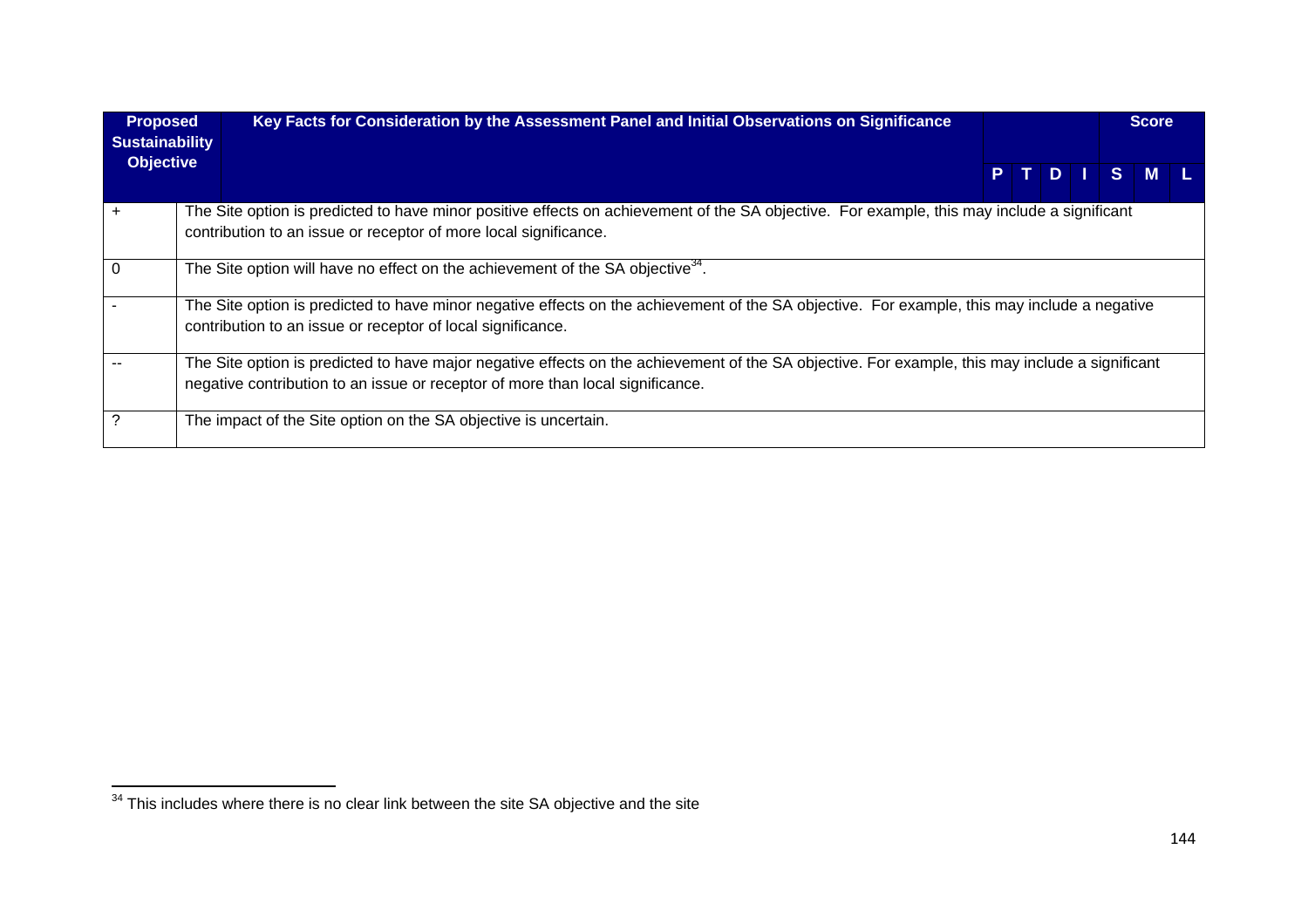| Proposed Sustainability Objective | Key Facts for Consideration by the Assessment Panel and Initial Observations on Significance | P | T | D | I | Score S | M | L |
|---|---|---|---|---|---|---|---|---|
| + | The Site option is predicted to have minor positive effects on achievement of the SA objective. For example, this may include a significant contribution to an issue or receptor of more local significance. | | | | | | | |
| 0 | The Site option will have no effect on the achievement of the SA objective[34]. | | | | | | | |
| - | The Site option is predicted to have minor negative effects on the achievement of the SA objective. For example, this may include a negative contribution to an issue or receptor of local significance. | | | | | | | |
| -- | The Site option is predicted to have major negative effects on the achievement of the SA objective. For example, this may include a significant negative contribution to an issue or receptor of more than local significance. | | | | | | | |
| ? | The impact of the Site option on the SA objective is uncertain. | | | | | | | |

[34] This includes where there is no clear link between the site SA objective and the site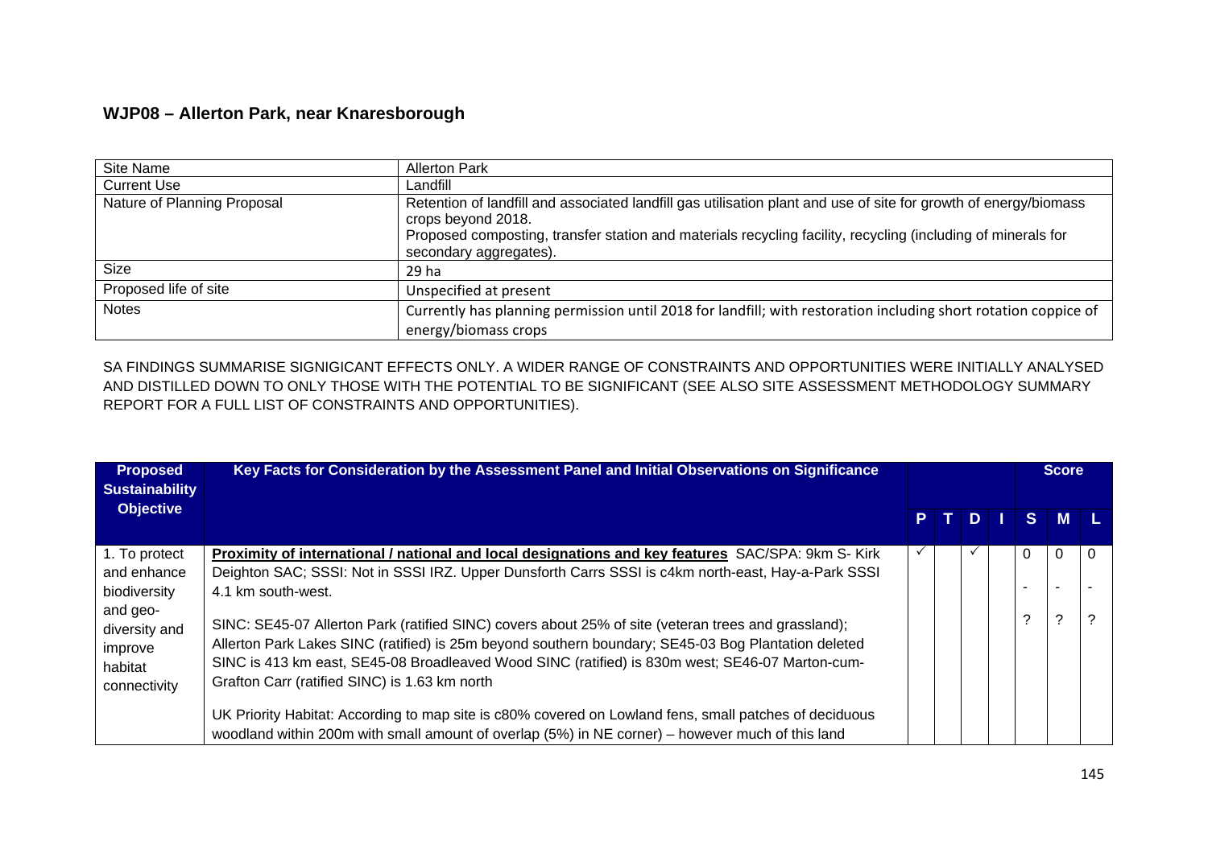## WJP08 – Allerton Park, near Knaresborough

| Site Name | Allerton Park |
|---|---|
| Current Use | Landfill |
| Nature of Planning Proposal | Retention of landfill and associated landfill gas utilisation plant and use of site for growth of energy/biomass crops beyond 2018.<br>Proposed composting, transfer station and materials recycling facility, recycling (including of minerals for secondary aggregates). |
| Size | 29 ha |
| Proposed life of site | Unspecified at present |
| Notes | Currently has planning permission until 2018 for landfill; with restoration including short rotation coppice of energy/biomass crops |

SA FINDINGS SUMMARISE SIGNIGICANT EFFECTS ONLY. A WIDER RANGE OF CONSTRAINTS AND OPPORTUNITIES WERE INITIALLY ANALYSED AND DISTILLED DOWN TO ONLY THOSE WITH THE POTENTIAL TO BE SIGNIFICANT (SEE ALSO SITE ASSESSMENT METHODOLOGY SUMMARY REPORT FOR A FULL LIST OF CONSTRAINTS AND OPPORTUNITIES).

| Proposed Sustainability Objective | Key Facts for Consideration by the Assessment Panel and Initial Observations on Significance | | | | | Score | | |
|---|---|---|---|---|---|---|---|---|
| | | P | T | D | I | S | M | L |
| 1. To protect and enhance biodiversity and geo-diversity and improve habitat connectivity | **Proximity of international / national and local designations and key features** SAC/SPA: 9km S- Kirk Deighton SAC; SSSI: Not in SSSI IRZ. Upper Dunsforth Carrs SSSI is c4km north-east, Hay-a-Park SSSI 4.1 km south-west.<br><br>SINC: SE45-07 Allerton Park (ratified SINC) covers about 25% of site (veteran trees and grassland); Allerton Park Lakes SINC (ratified) is 25m beyond southern boundary; SE45-03 Bog Plantation deleted SINC is 413 km east, SE45-08 Broadleaved Wood SINC (ratified) is 830m west; SE46-07 Marton-cum-Grafton Carr (ratified SINC) is 1.63 km north<br><br>UK Priority Habitat: According to map site is c80% covered on Lowland fens, small patches of deciduous woodland within 200m with small amount of overlap (5%) in NE corner) – however much of this land | ✓ | | ✓ | | 0<br><br>-<br><br>? | 0<br><br>-<br><br>? | 0<br><br>-<br><br>? |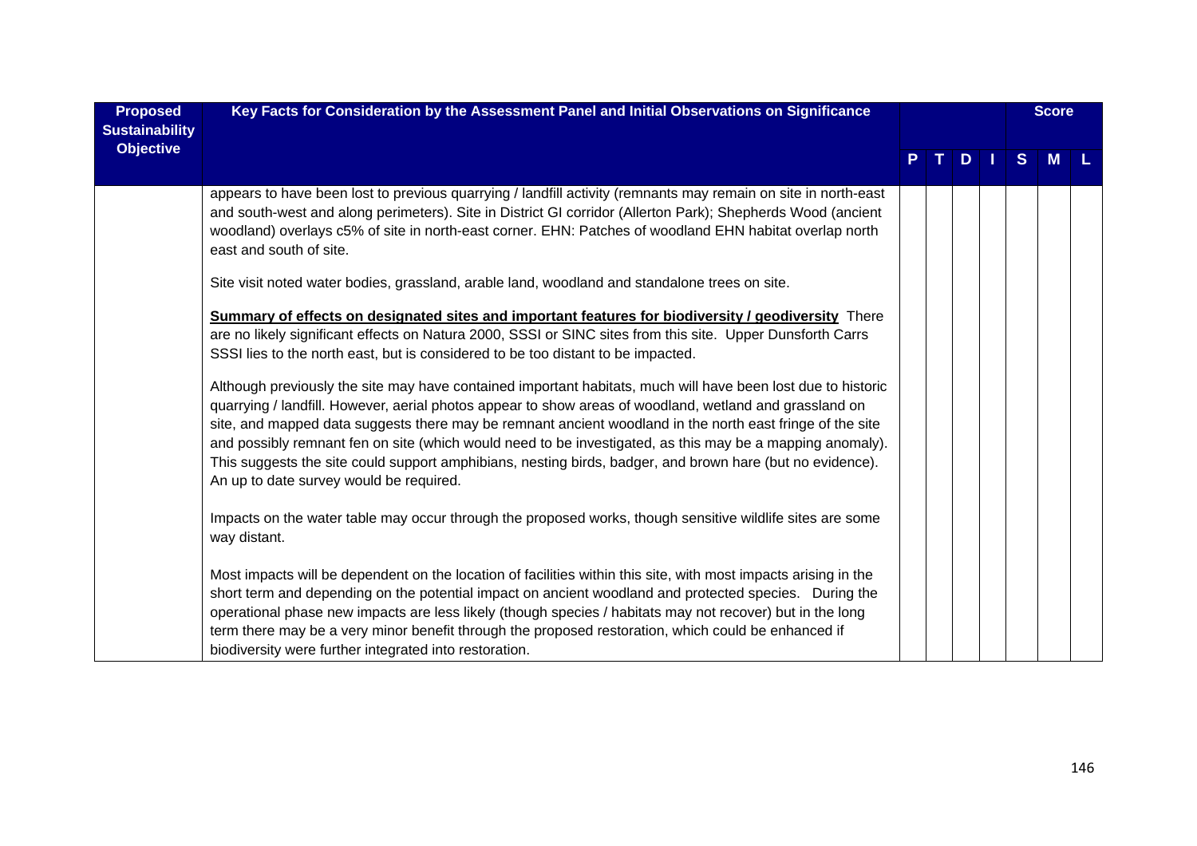| Proposed Sustainability Objective | Key Facts for Consideration by the Assessment Panel and Initial Observations on Significance | | | | | Score | | |
|---|---|---|---|---|---|---|---|---|
| | | P | T | D | I | S | M | L |
| | appears to have been lost to previous quarrying / landfill activity (remnants may remain on site in north-east and south-west and along perimeters). Site in District GI corridor (Allerton Park); Shepherds Wood (ancient woodland) overlays c5% of site in north-east corner. EHN: Patches of woodland EHN habitat overlap north east and south of site.<br><br>Site visit noted water bodies, grassland, arable land, woodland and standalone trees on site.<br><br>**Summary of effects on designated sites and important features for biodiversity / geodiversity** There are no likely significant effects on Natura 2000, SSSI or SINC sites from this site. Upper Dunsforth Carrs SSSI lies to the north east, but is considered to be too distant to be impacted.<br><br>Although previously the site may have contained important habitats, much will have been lost due to historic quarrying / landfill. However, aerial photos appear to show areas of woodland, wetland and grassland on site, and mapped data suggests there may be remnant ancient woodland in the north east fringe of the site and possibly remnant fen on site (which would need to be investigated, as this may be a mapping anomaly). This suggests the site could support amphibians, nesting birds, badger, and brown hare (but no evidence). An up to date survey would be required.<br><br>Impacts on the water table may occur through the proposed works, though sensitive wildlife sites are some way distant.<br><br>Most impacts will be dependent on the location of facilities within this site, with most impacts arising in the short term and depending on the potential impact on ancient woodland and protected species. During the operational phase new impacts are less likely (though species / habitats may not recover) but in the long term there may be a very minor benefit through the proposed restoration, which could be enhanced if biodiversity were further integrated into restoration. | | | | | | | |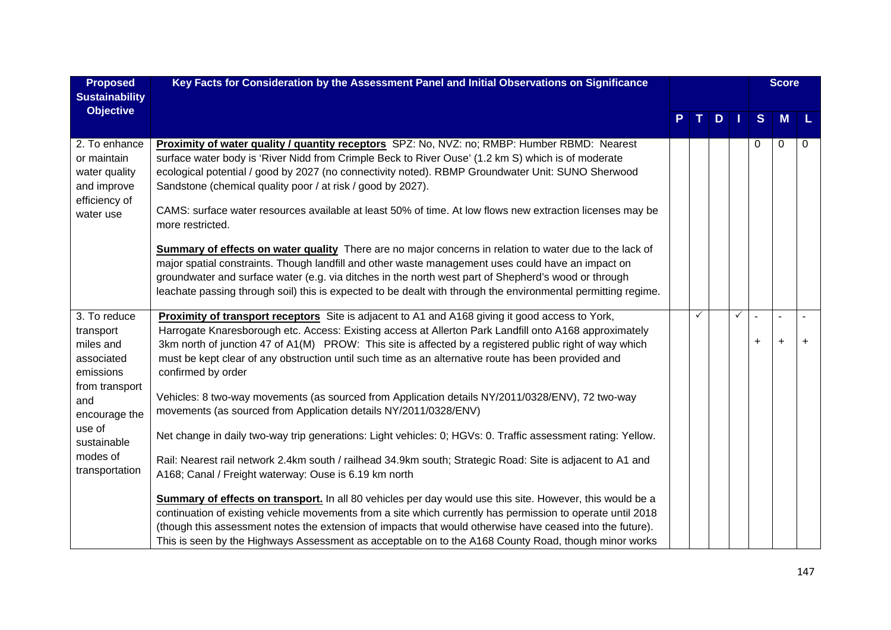| Proposed Sustainability Objective | Key Facts for Consideration by the Assessment Panel and Initial Observations on Significance | P | T | D | I | Score S | Score M | Score L |
|---|---|---|---|---|---|---|---|---|
| 2. To enhance or maintain water quality and improve efficiency of water use | **Proximity of water quality / quantity receptors** SPZ: No, NVZ: no; RMBP: Humber RBMD: Nearest surface water body is 'River Nidd from Crimple Beck to River Ouse' (1.2 km S) which is of moderate ecological potential / good by 2027 (no connectivity noted). RBMP Groundwater Unit: SUNO Sherwood Sandstone (chemical quality poor / at risk / good by 2027).<br><br>CAMS: surface water resources available at least 50% of time. At low flows new extraction licenses may be more restricted.<br><br>**Summary of effects on water quality** There are no major concerns in relation to water due to the lack of major spatial constraints. Though landfill and other waste management uses could have an impact on groundwater and surface water (e.g. via ditches in the north west part of Shepherd's wood or through leachate passing through soil) this is expected to be dealt with through the environmental permitting regime. | | | | | 0 | 0 | 0 |
| 3. To reduce transport miles and associated emissions from transport and encourage the use of sustainable modes of transportation | **Proximity of transport receptors** Site is adjacent to A1 and A168 giving it good access to York, Harrogate Knaresborough etc. Access: Existing access at Allerton Park Landfill onto A168 approximately 3km north of junction 47 of A1(M) PROW: This site is affected by a registered public right of way which must be kept clear of any obstruction until such time as an alternative route has been provided and confirmed by order<br><br>Vehicles: 8 two-way movements (as sourced from Application details NY/2011/0328/ENV), 72 two-way movements (as sourced from Application details NY/2011/0328/ENV)<br><br>Net change in daily two-way trip generations: Light vehicles: 0; HGVs: 0. Traffic assessment rating: Yellow.<br><br>Rail: Nearest rail network 2.4km south / railhead 34.9km south; Strategic Road: Site is adjacent to A1 and A168; Canal / Freight waterway: Ouse is 6.19 km north<br><br>**Summary of effects on transport.** In all 80 vehicles per day would use this site. However, this would be a continuation of existing vehicle movements from a site which currently has permission to operate until 2018 (though this assessment notes the extension of impacts that would otherwise have ceased into the future). This is seen by the Highways Assessment as acceptable on to the A168 County Road, though minor works | | ✓ | | ✓ | -<br>+ | -<br>+ | -<br>+ |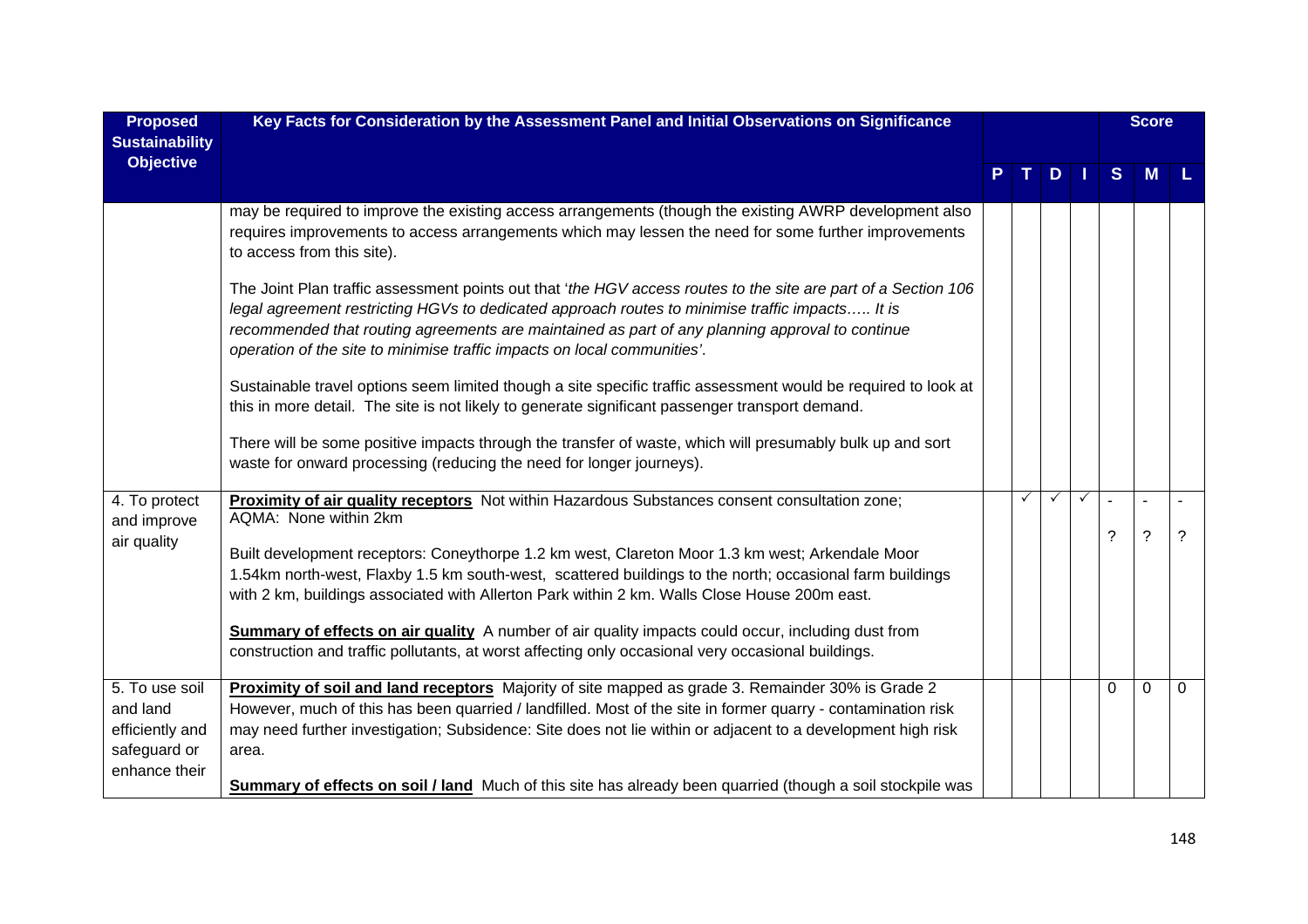| Proposed Sustainability Objective | Key Facts for Consideration by the Assessment Panel and Initial Observations on Significance | P | T | D | I | Score S | Score M | Score L |
|---|---|---|---|---|---|---|---|---|
| | may be required to improve the existing access arrangements (though the existing AWRP development also requires improvements to access arrangements which may lessen the need for some further improvements to access from this site).<br><br>The Joint Plan traffic assessment points out that '*the HGV access routes to the site are part of a Section 106 legal agreement restricting HGVs to dedicated approach routes to minimise traffic impacts….. It is recommended that routing agreements are maintained as part of any planning approval to continue operation of the site to minimise traffic impacts on local communities*'.<br><br>Sustainable travel options seem limited though a site specific traffic assessment would be required to look at this in more detail. The site is not likely to generate significant passenger transport demand.<br><br>There will be some positive impacts through the transfer of waste, which will presumably bulk up and sort waste for onward processing (reducing the need for longer journeys). | | | | | | | |
| 4. To protect and improve air quality | **Proximity of air quality receptors** Not within Hazardous Substances consent consultation zone; AQMA: None within 2km<br><br>Built development receptors: Coneythorpe 1.2 km west, Clareton Moor 1.3 km west; Arkendale Moor 1.54km north-west, Flaxby 1.5 km south-west, scattered buildings to the north; occasional farm buildings with 2 km, buildings associated with Allerton Park within 2 km. Walls Close House 200m east.<br><br>**Summary of effects on air quality** A number of air quality impacts could occur, including dust from construction and traffic pollutants, at worst affecting only occasional very occasional buildings. | | ✓ | ✓ | ✓ | -<br>? | -<br>? | -<br>? |
| 5. To use soil and land efficiently and safeguard or enhance their | **Proximity of soil and land receptors** Majority of site mapped as grade 3. Remainder 30% is Grade 2 However, much of this has been quarried / landfilled. Most of the site in former quarry - contamination risk may need further investigation; Subsidence: Site does not lie within or adjacent to a development high risk area.<br><br>**Summary of effects on soil / land** Much of this site has already been quarried (though a soil stockpile was | | | | | 0 | 0 | 0 |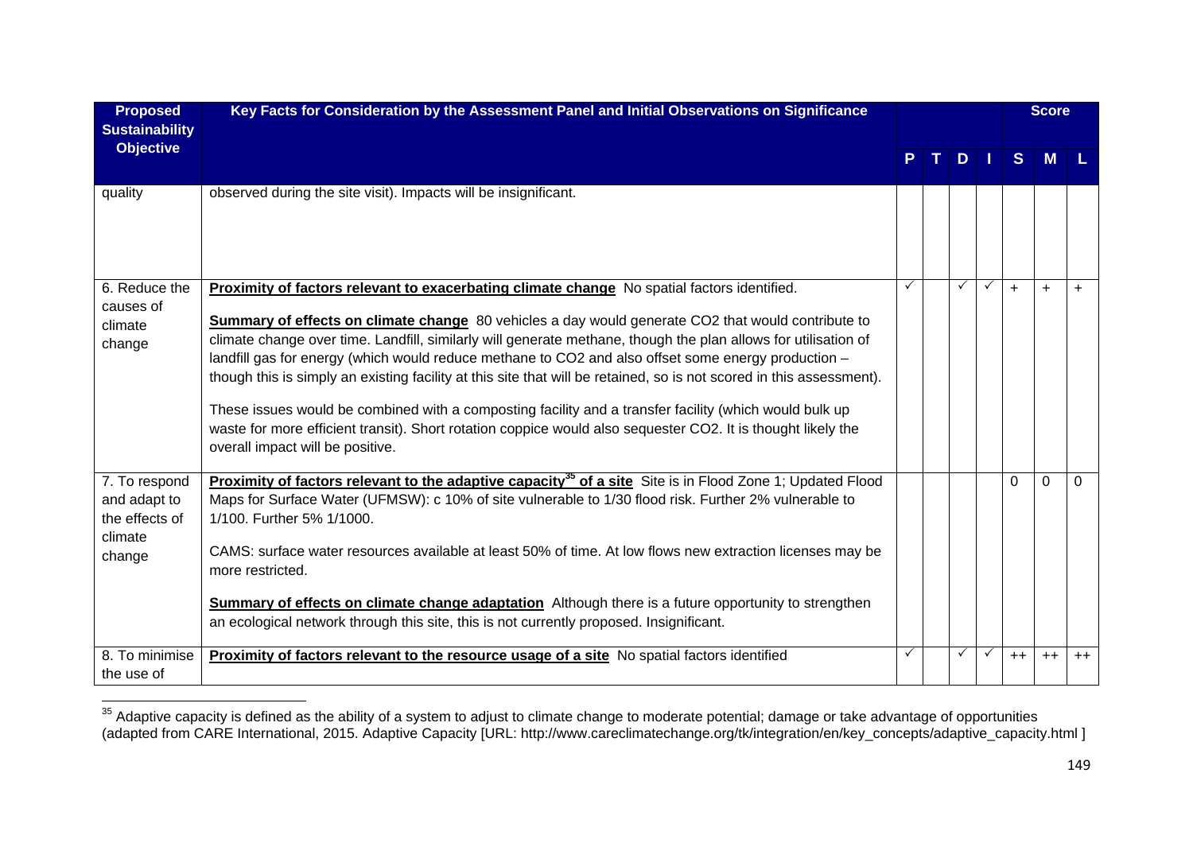| Proposed Sustainability Objective | Key Facts for Consideration by the Assessment Panel and Initial Observations on Significance | | | | | Score | | |
|---|---|---|---|---|---|---|---|---|
| | | P | T | D | I | S | M | L |
| quality | observed during the site visit). Impacts will be insignificant. | | | | | | | |
| 6. Reduce the causes of climate change | **Proximity of factors relevant to exacerbating climate change** No spatial factors identified.<br><br>**Summary of effects on climate change** 80 vehicles a day would generate CO2 that would contribute to climate change over time. Landfill, similarly will generate methane, though the plan allows for utilisation of landfill gas for energy (which would reduce methane to CO2 and also offset some energy production – though this is simply an existing facility at this site that will be retained, so is not scored in this assessment).<br><br>These issues would be combined with a composting facility and a transfer facility (which would bulk up waste for more efficient transit). Short rotation coppice would also sequester CO2. It is thought likely the overall impact will be positive. | ✓ | | ✓ | ✓ | + | + | + |
| 7. To respond and adapt to the effects of climate change | **Proximity of factors relevant to the adaptive capacity[35] of a site** Site is in Flood Zone 1; Updated Flood Maps for Surface Water (UFMSW): c 10% of site vulnerable to 1/30 flood risk. Further 2% vulnerable to 1/100. Further 5% 1/1000.<br><br>CAMS: surface water resources available at least 50% of time. At low flows new extraction licenses may be more restricted.<br><br>**Summary of effects on climate change adaptation** Although there is a future opportunity to strengthen an ecological network through this site, this is not currently proposed. Insignificant. | | | | | 0 | 0 | 0 |
| 8. To minimise the use of | **Proximity of factors relevant to the resource usage of a site** No spatial factors identified | ✓ | | ✓ | ✓ | ++ | ++ | ++ |

[35] Adaptive capacity is defined as the ability of a system to adjust to climate change to moderate potential; damage or take advantage of opportunities (adapted from CARE International, 2015. Adaptive Capacity [URL: http://www.careclimatechange.org/tk/integration/en/key_concepts/adaptive_capacity.html ]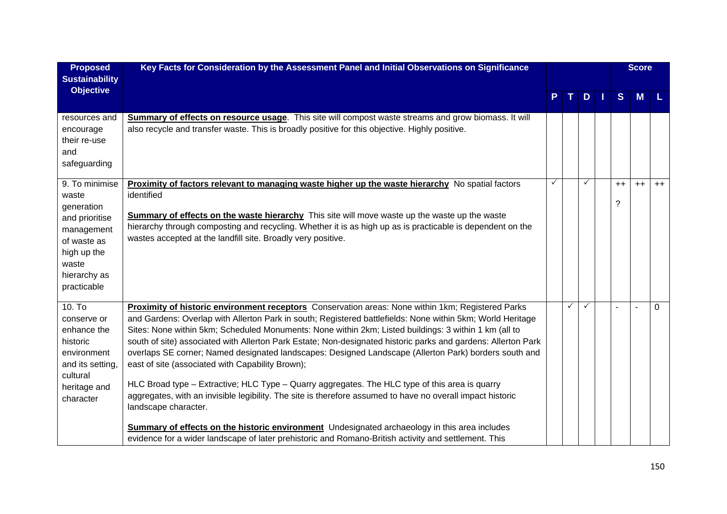| Proposed Sustainability Objective | Key Facts for Consideration by the Assessment Panel and Initial Observations on Significance | P | T | D | I | S | M | L |
|---|---|---|---|---|---|---|---|---|
| resources and encourage their re-use and safeguarding | **Summary of effects on resource usage**. This site will compost waste streams and grow biomass. It will also recycle and transfer waste. This is broadly positive for this objective. Highly positive. | | | | | | | |
| 9. To minimise waste generation and prioritise management of waste as high up the waste hierarchy as practicable | **Proximity of factors relevant to managing waste higher up the waste hierarchy** No spatial factors identified<br><br>**Summary of effects on the waste hierarchy** This site will move waste up the waste up the waste hierarchy through composting and recycling. Whether it is as high up as is practicable is dependent on the wastes accepted at the landfill site. Broadly very positive. | ✓ | | ✓ | | ++<br>? | ++ | ++ |
| 10. To conserve or enhance the historic environment and its setting, cultural heritage and character | **Proximity of historic environment receptors** Conservation areas: None within 1km; Registered Parks and Gardens: Overlap with Allerton Park in south; Registered battlefields: None within 5km; World Heritage Sites: None within 5km; Scheduled Monuments: None within 2km; Listed buildings: 3 within 1 km (all to south of site) associated with Allerton Park Estate; Non-designated historic parks and gardens: Allerton Park overlaps SE corner; Named designated landscapes: Designed Landscape (Allerton Park) borders south and east of site (associated with Capability Brown);<br><br>HLC Broad type – Extractive; HLC Type – Quarry aggregates. The HLC type of this area is quarry aggregates, with an invisible legibility. The site is therefore assumed to have no overall impact historic landscape character.<br><br>**Summary of effects on the historic environment** Undesignated archaeology in this area includes evidence for a wider landscape of later prehistoric and Romano-British activity and settlement. This | | ✓ | ✓ | | - | - | 0 |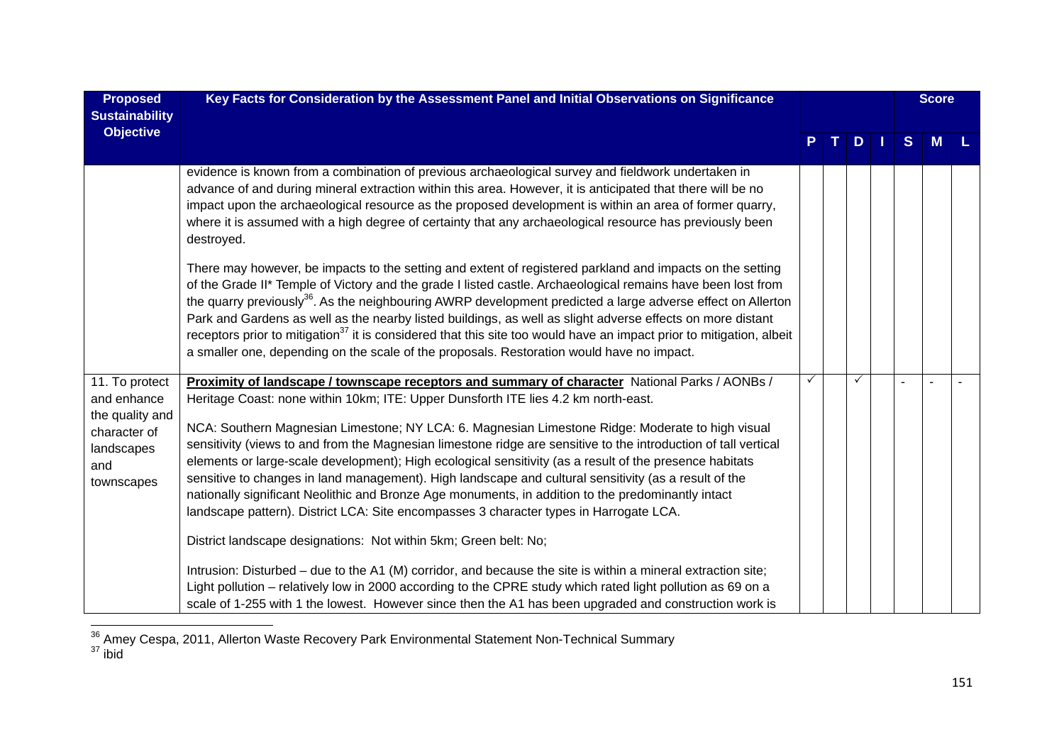| Proposed Sustainability Objective | Key Facts for Consideration by the Assessment Panel and Initial Observations on Significance | P | T | D | I | S | M | L |
|---|---|---|---|---|---|---|---|---|
| | evidence is known from a combination of previous archaeological survey and fieldwork undertaken in advance of and during mineral extraction within this area. However, it is anticipated that there will be no impact upon the archaeological resource as the proposed development is within an area of former quarry, where it is assumed with a high degree of certainty that any archaeological resource has previously been destroyed.<br><br>There may however, be impacts to the setting and extent of registered parkland and impacts on the setting of the Grade II* Temple of Victory and the grade I listed castle. Archaeological remains have been lost from the quarry previously[36]. As the neighbouring AWRP development predicted a large adverse effect on Allerton Park and Gardens as well as the nearby listed buildings, as well as slight adverse effects on more distant receptors prior to mitigation[37] it is considered that this site too would have an impact prior to mitigation, albeit a smaller one, depending on the scale of the proposals. Restoration would have no impact. | | | | | | | |
| 11. To protect and enhance the quality and character of landscapes and townscapes | **Proximity of landscape / townscape receptors and summary of character** National Parks / AONBs / Heritage Coast: none within 10km; ITE: Upper Dunsforth ITE lies 4.2 km north-east.<br><br>NCA: Southern Magnesian Limestone; NY LCA: 6. Magnesian Limestone Ridge: Moderate to high visual sensitivity (views to and from the Magnesian limestone ridge are sensitive to the introduction of tall vertical elements or large-scale development); High ecological sensitivity (as a result of the presence habitats sensitive to changes in land management). High landscape and cultural sensitivity (as a result of the nationally significant Neolithic and Bronze Age monuments, in addition to the predominantly intact landscape pattern). District LCA: Site encompasses 3 character types in Harrogate LCA.<br><br>District landscape designations: Not within 5km; Green belt: No;<br><br>Intrusion: Disturbed – due to the A1 (M) corridor, and because the site is within a mineral extraction site; Light pollution – relatively low in 2000 according to the CPRE study which rated light pollution as 69 on a scale of 1-255 with 1 the lowest. However since then the A1 has been upgraded and construction work is | ✓ | | ✓ | | - | - | - |

[36] Amey Cespa, 2011, Allerton Waste Recovery Park Environmental Statement Non-Technical Summary
[37] ibid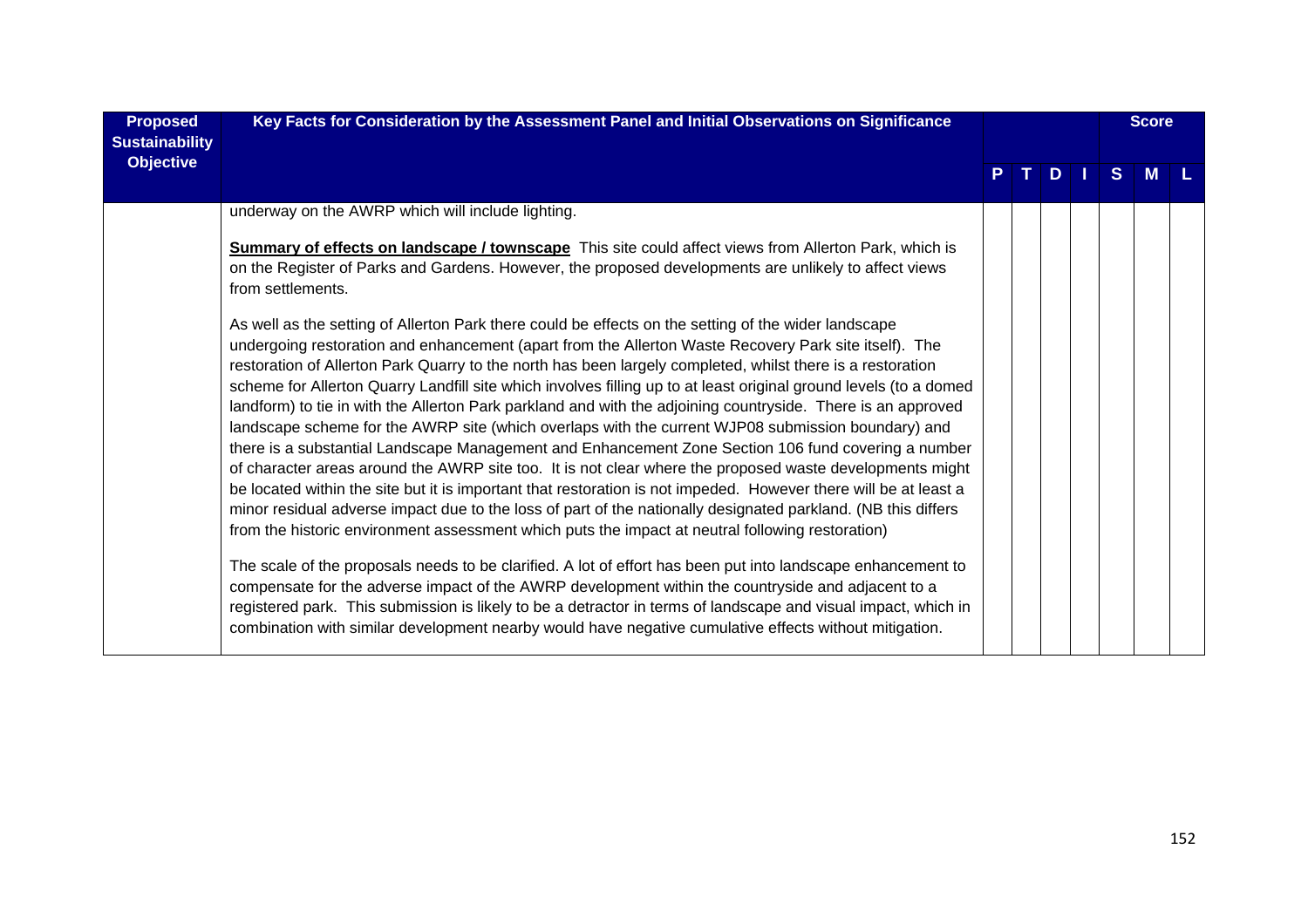| Proposed Sustainability Objective | Key Facts for Consideration by the Assessment Panel and Initial Observations on Significance | P | T | D | I | Score S | M | L |
|---|---|---|---|---|---|---|---|---|
| | underway on the AWRP which will include lighting.<br><br>**Summary of effects on landscape / townscape** This site could affect views from Allerton Park, which is on the Register of Parks and Gardens. However, the proposed developments are unlikely to affect views from settlements.<br><br>As well as the setting of Allerton Park there could be effects on the setting of the wider landscape undergoing restoration and enhancement (apart from the Allerton Waste Recovery Park site itself). The restoration of Allerton Park Quarry to the north has been largely completed, whilst there is a restoration scheme for Allerton Quarry Landfill site which involves filling up to at least original ground levels (to a domed landform) to tie in with the Allerton Park parkland and with the adjoining countryside. There is an approved landscape scheme for the AWRP site (which overlaps with the current WJP08 submission boundary) and there is a substantial Landscape Management and Enhancement Zone Section 106 fund covering a number of character areas around the AWRP site too. It is not clear where the proposed waste developments might be located within the site but it is important that restoration is not impeded. However there will be at least a minor residual adverse impact due to the loss of part of the nationally designated parkland. (NB this differs from the historic environment assessment which puts the impact at neutral following restoration)<br><br>The scale of the proposals needs to be clarified. A lot of effort has been put into landscape enhancement to compensate for the adverse impact of the AWRP development within the countryside and adjacent to a registered park. This submission is likely to be a detractor in terms of landscape and visual impact, which in combination with similar development nearby would have negative cumulative effects without mitigation. | | | | | | | |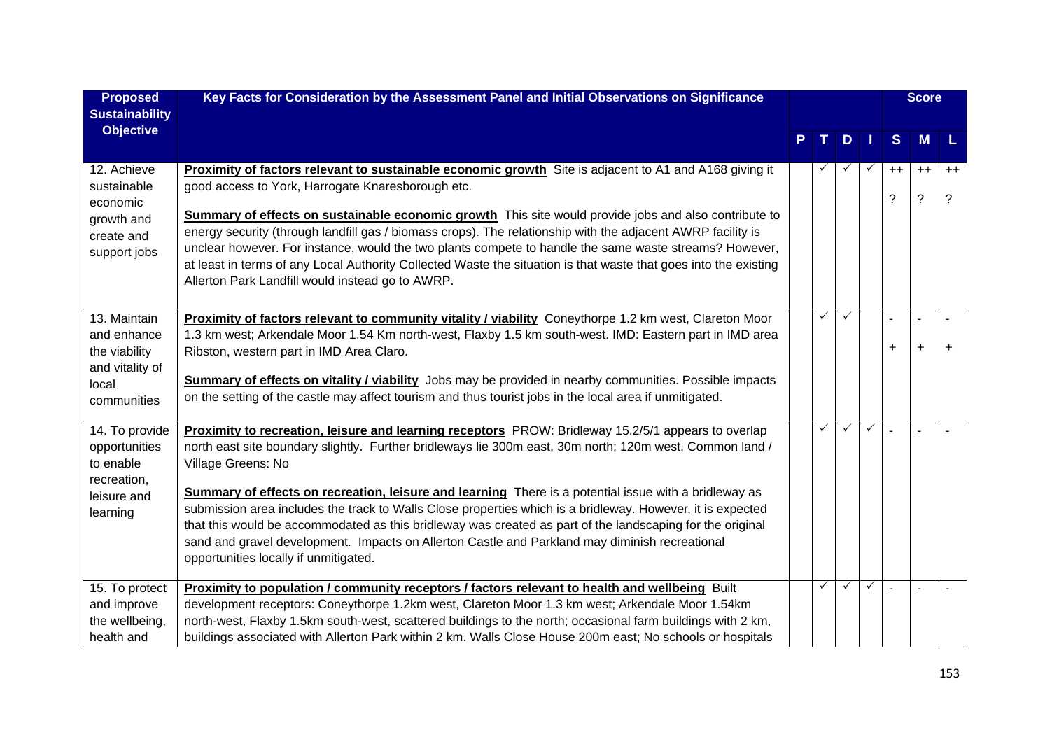| Proposed Sustainability Objective | Key Facts for Consideration by the Assessment Panel and Initial Observations on Significance | P | T | D | I | S | M | L |
|---|---|---|---|---|---|---|---|---|
| 12. Achieve sustainable economic growth and create and support jobs | **Proximity of factors relevant to sustainable economic growth** Site is adjacent to A1 and A168 giving it good access to York, Harrogate Knaresborough etc.<br><br>**Summary of effects on sustainable economic growth** This site would provide jobs and also contribute to energy security (through landfill gas / biomass crops). The relationship with the adjacent AWRP facility is unclear however. For instance, would the two plants compete to handle the same waste streams? However, at least in terms of any Local Authority Collected Waste the situation is that waste that goes into the existing Allerton Park Landfill would instead go to AWRP. | | ✓ | ✓ | ✓ | ++<br>? | ++<br>? | ++<br>? |
| 13. Maintain and enhance the viability and vitality of local communities | **Proximity of factors relevant to community vitality / viability** Coneythorpe 1.2 km west, Clareton Moor 1.3 km west; Arkendale Moor 1.54 Km north-west, Flaxby 1.5 km south-west. IMD: Eastern part in IMD area Ribston, western part in IMD Area Claro.<br><br>**Summary of effects on vitality / viability** Jobs may be provided in nearby communities. Possible impacts on the setting of the castle may affect tourism and thus tourist jobs in the local area if unmitigated. | | ✓ | ✓ | | -<br>+ | -<br>+ | -<br>+ |
| 14. To provide opportunities to enable recreation, leisure and learning | **Proximity to recreation, leisure and learning receptors** PROW: Bridleway 15.2/5/1 appears to overlap north east site boundary slightly. Further bridleways lie 300m east, 30m north; 120m west. Common land / Village Greens: No<br><br>**Summary of effects on recreation, leisure and learning** There is a potential issue with a bridleway as submission area includes the track to Walls Close properties which is a bridleway. However, it is expected that this would be accommodated as this bridleway was created as part of the landscaping for the original sand and gravel development. Impacts on Allerton Castle and Parkland may diminish recreational opportunities locally if unmitigated. | | ✓ | ✓ | ✓ | - | - | - |
| 15. To protect and improve the wellbeing, health and | **Proximity to population / community receptors / factors relevant to health and wellbeing** Built development receptors: Coneythorpe 1.2km west, Clareton Moor 1.3 km west; Arkendale Moor 1.54km north-west, Flaxby 1.5km south-west, scattered buildings to the north; occasional farm buildings with 2 km, buildings associated with Allerton Park within 2 km. Walls Close House 200m east; No schools or hospitals | | ✓ | ✓ | ✓ | - | - | - |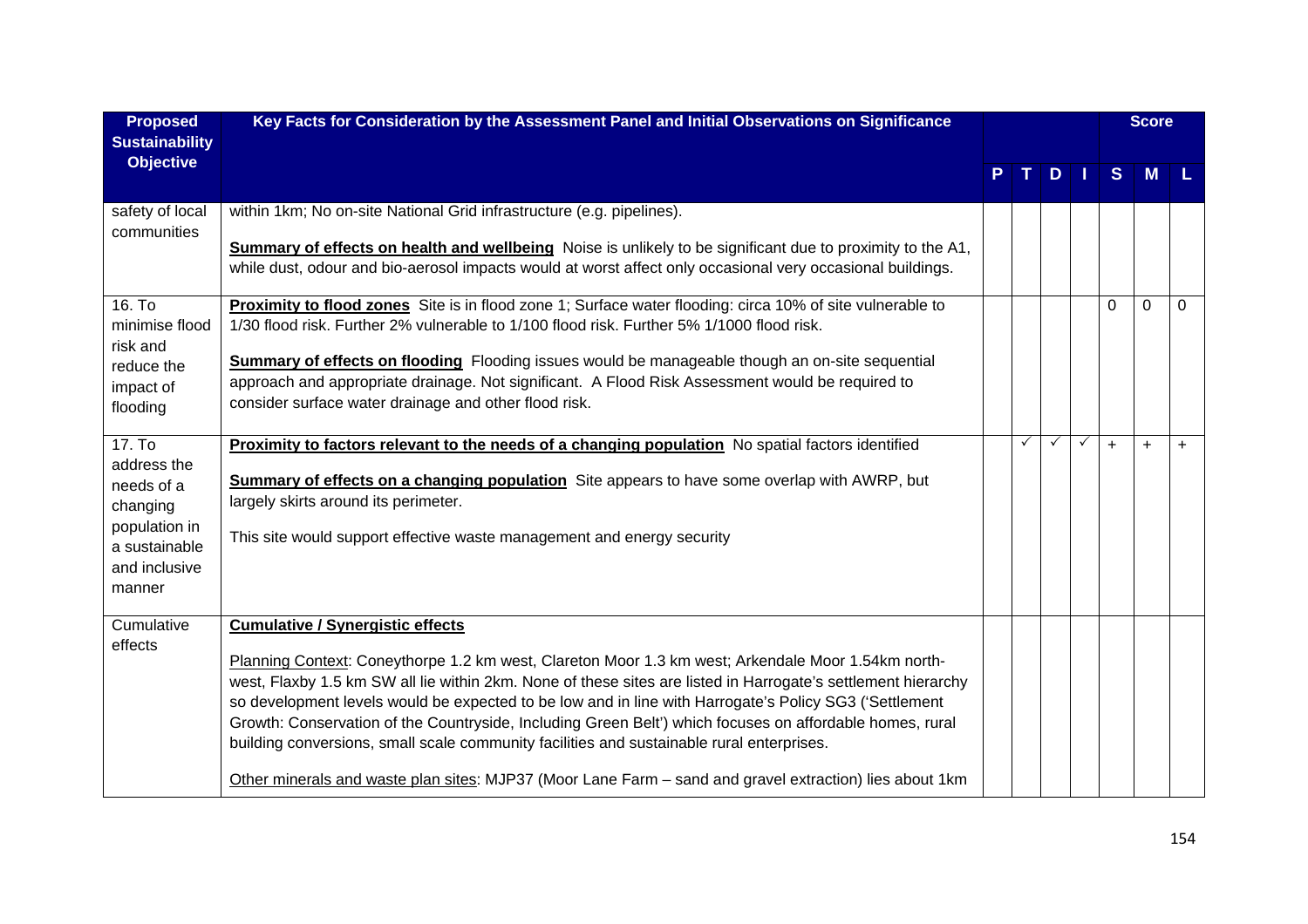| Proposed Sustainability Objective | Key Facts for Consideration by the Assessment Panel and Initial Observations on Significance | P | T | D | I | S | M | L |
|---|---|---|---|---|---|---|---|---|
| safety of local communities | within 1km; No on-site National Grid infrastructure (e.g. pipelines).<br><br>**Summary of effects on health and wellbeing** Noise is unlikely to be significant due to proximity to the A1, while dust, odour and bio-aerosol impacts would at worst affect only occasional very occasional buildings. | | | | | | | |
| 16. To minimise flood risk and reduce the impact of flooding | **Proximity to flood zones** Site is in flood zone 1; Surface water flooding: circa 10% of site vulnerable to 1/30 flood risk. Further 2% vulnerable to 1/100 flood risk. Further 5% 1/1000 flood risk.<br><br>**Summary of effects on flooding** Flooding issues would be manageable though an on-site sequential approach and appropriate drainage. Not significant. A Flood Risk Assessment would be required to consider surface water drainage and other flood risk. | | | | | 0 | 0 | 0 |
| 17. To address the needs of a changing population in a sustainable and inclusive manner | **Proximity to factors relevant to the needs of a changing population** No spatial factors identified<br><br>**Summary of effects on a changing population** Site appears to have some overlap with AWRP, but largely skirts around its perimeter.<br><br>This site would support effective waste management and energy security | | ✓ | ✓ | ✓ | + | + | + |
| Cumulative effects | **Cumulative / Synergistic effects**<br><br>Planning Context: Coneythorpe 1.2 km west, Clareton Moor 1.3 km west; Arkendale Moor 1.54km north-west, Flaxby 1.5 km SW all lie within 2km. None of these sites are listed in Harrogate's settlement hierarchy so development levels would be expected to be low and in line with Harrogate's Policy SG3 ('Settlement Growth: Conservation of the Countryside, Including Green Belt') which focuses on affordable homes, rural building conversions, small scale community facilities and sustainable rural enterprises.<br><br>Other minerals and waste plan sites: MJP37 (Moor Lane Farm – sand and gravel extraction) lies about 1km | | | | | | | |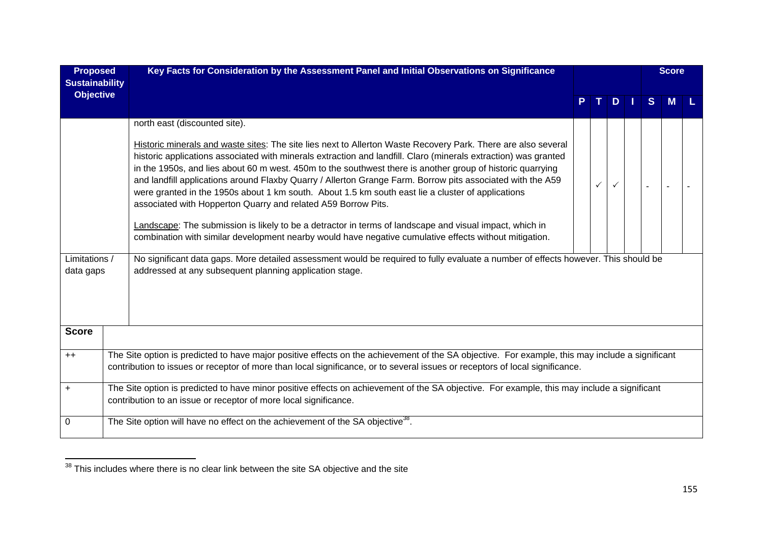| Proposed Sustainability Objective | Key Facts for Consideration by the Assessment Panel and Initial Observations on Significance | P | T | D | I | S | M | L |
|---|---|---|---|---|---|---|---|---|
| | north east (discounted site).<br><br>Historic minerals and waste sites: The site lies next to Allerton Waste Recovery Park. There are also several historic applications associated with minerals extraction and landfill. Claro (minerals extraction) was granted in the 1950s, and lies about 60 m west. 450m to the southwest there is another group of historic quarrying and landfill applications around Flaxby Quarry / Allerton Grange Farm. Borrow pits associated with the A59 were granted in the 1950s about 1 km south. About 1.5 km south east lie a cluster of applications associated with Hopperton Quarry and related A59 Borrow Pits.<br><br>Landscape: The submission is likely to be a detractor in terms of landscape and visual impact, which in combination with similar development nearby would have negative cumulative effects without mitigation. | | ✓ | ✓ | | - | - | - |
| Limitations / data gaps | No significant data gaps. More detailed assessment would be required to fully evaluate a number of effects however. This should be addressed at any subsequent planning application stage. | | | | | | | |

| Score | |
|---|---|
| ++ | The Site option is predicted to have major positive effects on the achievement of the SA objective. For example, this may include a significant contribution to issues or receptor of more than local significance, or to several issues or receptors of local significance. |
| + | The Site option is predicted to have minor positive effects on achievement of the SA objective. For example, this may include a significant contribution to an issue or receptor of more local significance. |
| 0 | The Site option will have no effect on the achievement of the SA objective[38]. |

[38] This includes where there is no clear link between the site SA objective and the site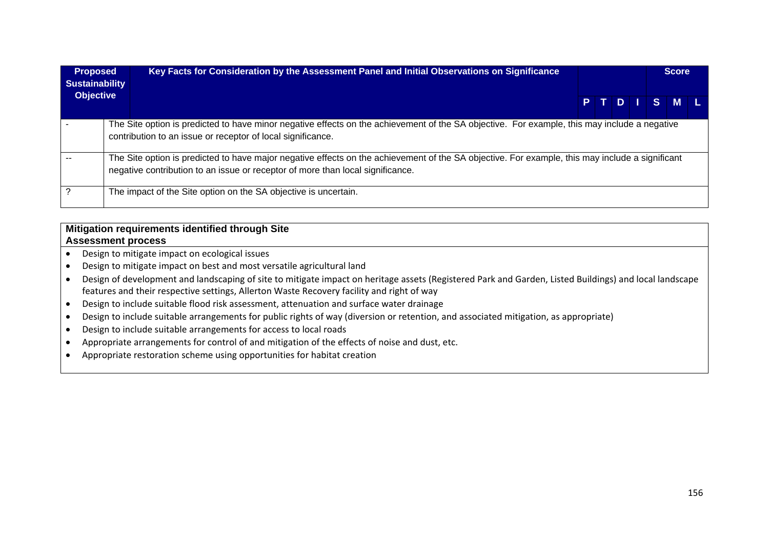| Proposed Sustainability Objective | Key Facts for Consideration by the Assessment Panel and Initial Observations on Significance | P | T | D | I | Score S | M | L |
|---|---|---|---|---|---|---|---|---|
| - | The Site option is predicted to have minor negative effects on the achievement of the SA objective. For example, this may include a negative contribution to an issue or receptor of local significance. | | | | | | | |
| -- | The Site option is predicted to have major negative effects on the achievement of the SA objective. For example, this may include a significant negative contribution to an issue or receptor of more than local significance. | | | | | | | |
| ? | The impact of the Site option on the SA objective is uncertain. | | | | | | | |

**Mitigation requirements identified through Site Assessment process**

- Design to mitigate impact on ecological issues
- Design to mitigate impact on best and most versatile agricultural land
- Design of development and landscaping of site to mitigate impact on heritage assets (Registered Park and Garden, Listed Buildings) and local landscape features and their respective settings, Allerton Waste Recovery facility and right of way
- Design to include suitable flood risk assessment, attenuation and surface water drainage
- Design to include suitable arrangements for public rights of way (diversion or retention, and associated mitigation, as appropriate)
- Design to include suitable arrangements for access to local roads
- Appropriate arrangements for control of and mitigation of the effects of noise and dust, etc.
- Appropriate restoration scheme using opportunities for habitat creation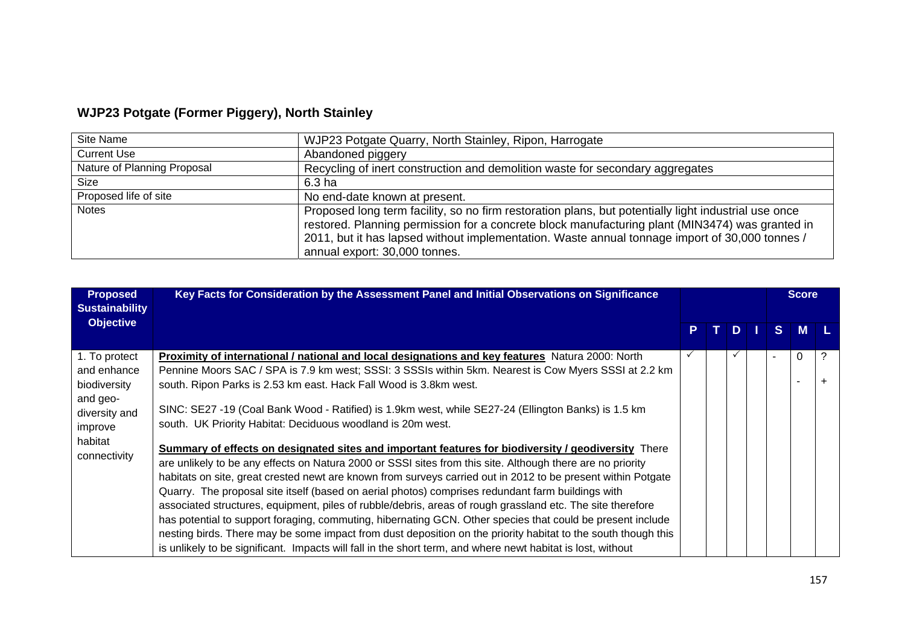## WJP23 Potgate (Former Piggery), North Stainley

| Site Name | WJP23 Potgate Quarry, North Stainley, Ripon, Harrogate |
|---|---|
| Current Use | Abandoned piggery |
| Nature of Planning Proposal | Recycling of inert construction and demolition waste for secondary aggregates |
| Size | 6.3 ha |
| Proposed life of site | No end-date known at present. |
| Notes | Proposed long term facility, so no firm restoration plans, but potentially light industrial use once restored. Planning permission for a concrete block manufacturing plant (MIN3474) was granted in 2011, but it has lapsed without implementation. Waste annual tonnage import of 30,000 tonnes / annual export: 30,000 tonnes. |

| Proposed Sustainability Objective | Key Facts for Consideration by the Assessment Panel and Initial Observations on Significance | P | T | D | I | S | M | L |
|---|---|---|---|---|---|---|---|---|
| | | | | | | Score | | |
| 1. To protect and enhance biodiversity and geo-diversity and improve habitat connectivity | **Proximity of international / national and local designations and key features** Natura 2000: North Pennine Moors SAC / SPA is 7.9 km west; SSSI: 3 SSSIs within 5km. Nearest is Cow Myers SSSI at 2.2 km south. Ripon Parks is 2.53 km east. Hack Fall Wood is 3.8km west.<br><br>SINC: SE27 -19 (Coal Bank Wood - Ratified) is 1.9km west, while SE27-24 (Ellington Banks) is 1.5 km south. UK Priority Habitat: Deciduous woodland is 20m west.<br><br>**Summary of effects on designated sites and important features for biodiversity / geodiversity** There are unlikely to be any effects on Natura 2000 or SSSI sites from this site. Although there are no priority habitats on site, great crested newt are known from surveys carried out in 2012 to be present within Potgate Quarry. The proposal site itself (based on aerial photos) comprises redundant farm buildings with associated structures, equipment, piles of rubble/debris, areas of rough grassland etc. The site therefore has potential to support foraging, commuting, hibernating GCN. Other species that could be present include nesting birds. There may be some impact from dust deposition on the priority habitat to the south though this is unlikely to be significant. Impacts will fall in the short term, and where newt habitat is lost, without | ✓ | | ✓ | | - | 0<br><br>- | ?<br><br>+ |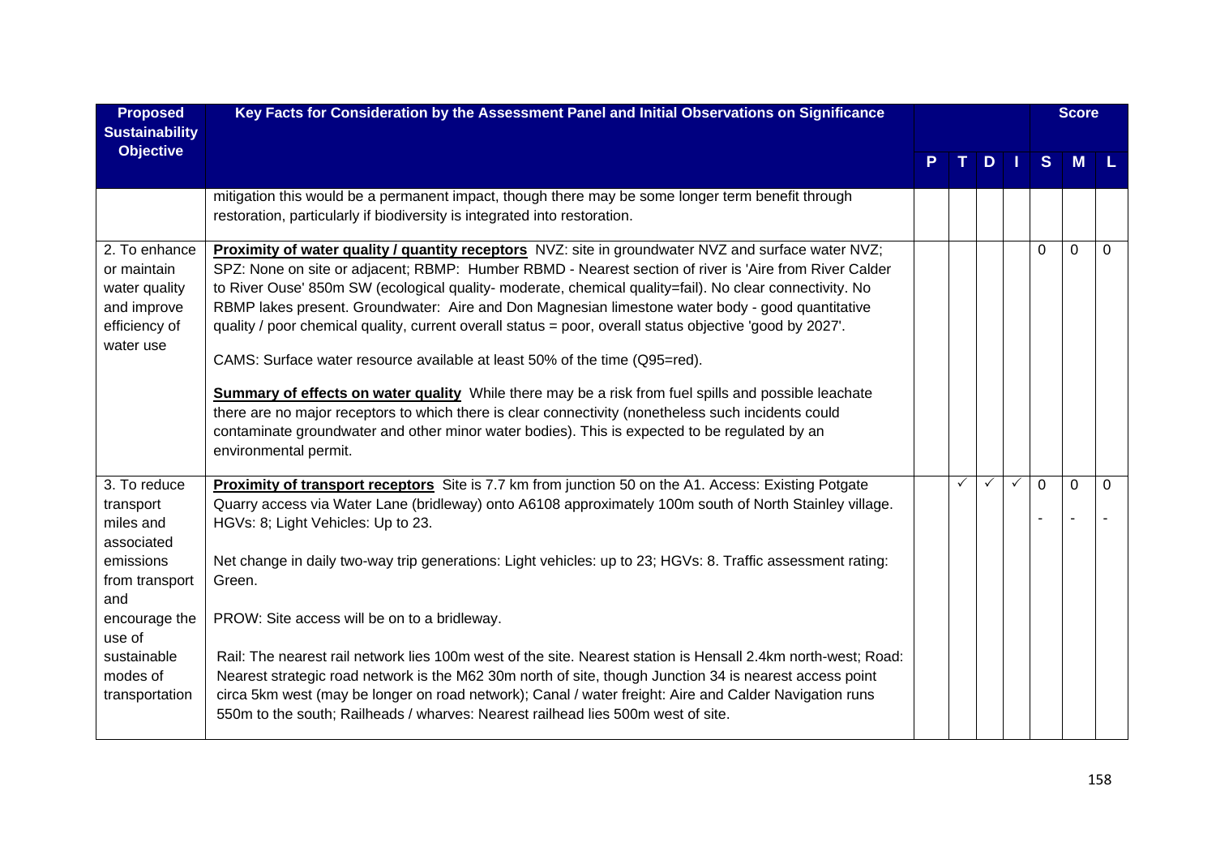| Proposed Sustainability Objective | Key Facts for Consideration by the Assessment Panel and Initial Observations on Significance | | | | | Score | | |
|---|---|---|---|---|---|---|---|---|
| | | P | T | D | I | S | M | L |
| | mitigation this would be a permanent impact, though there may be some longer term benefit through restoration, particularly if biodiversity is integrated into restoration. | | | | | | | |
| 2. To enhance or maintain water quality and improve efficiency of water use | **Proximity of water quality / quantity receptors** NVZ: site in groundwater NVZ and surface water NVZ; SPZ: None on site or adjacent; RBMP: Humber RBMD - Nearest section of river is 'Aire from River Calder to River Ouse' 850m SW (ecological quality- moderate, chemical quality=fail). No clear connectivity. No RBMP lakes present. Groundwater: Aire and Don Magnesian limestone water body - good quantitative quality / poor chemical quality, current overall status = poor, overall status objective 'good by 2027'.<br><br>CAMS: Surface water resource available at least 50% of the time (Q95=red).<br><br>**Summary of effects on water quality** While there may be a risk from fuel spills and possible leachate there are no major receptors to which there is clear connectivity (nonetheless such incidents could contaminate groundwater and other minor water bodies). This is expected to be regulated by an environmental permit. | | | | | 0 | 0 | 0 |
| 3. To reduce transport miles and associated emissions from transport and encourage the use of sustainable modes of transportation | **Proximity of transport receptors** Site is 7.7 km from junction 50 on the A1. Access: Existing Potgate Quarry access via Water Lane (bridleway) onto A6108 approximately 100m south of North Stainley village. HGVs: 8; Light Vehicles: Up to 23.<br><br>Net change in daily two-way trip generations: Light vehicles: up to 23; HGVs: 8. Traffic assessment rating: Green.<br><br>PROW: Site access will be on to a bridleway.<br><br>Rail: The nearest rail network lies 100m west of the site. Nearest station is Hensall 2.4km north-west; Road: Nearest strategic road network is the M62 30m north of site, though Junction 34 is nearest access point circa 5km west (may be longer on road network); Canal / water freight: Aire and Calder Navigation runs 550m to the south; Railheads / wharves: Nearest railhead lies 500m west of site. | | ✓ | ✓ | ✓ | 0<br>- | 0<br>- | 0<br>- |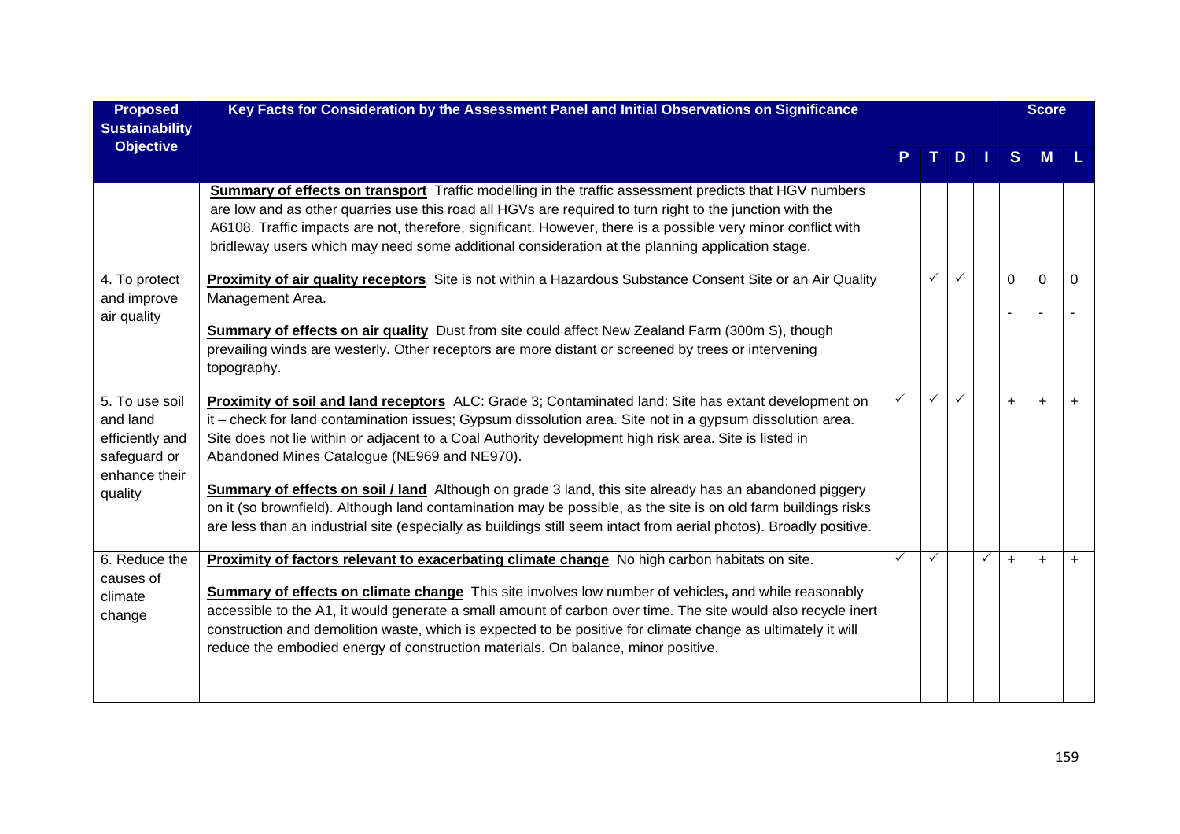| Proposed Sustainability Objective | Key Facts for Consideration by the Assessment Panel and Initial Observations on Significance | P | T | D | I | S | M | L |
|---|---|---|---|---|---|---|---|---|
| | | | | | | | **Score** | |
| | **Summary of effects on transport** Traffic modelling in the traffic assessment predicts that HGV numbers are low and as other quarries use this road all HGVs are required to turn right to the junction with the A6108. Traffic impacts are not, therefore, significant. However, there is a possible very minor conflict with bridleway users which may need some additional consideration at the planning application stage. | | | | | | | |
| 4. To protect and improve air quality | **Proximity of air quality receptors** Site is not within a Hazardous Substance Consent Site or an Air Quality Management Area.<br><br>**Summary of effects on air quality** Dust from site could affect New Zealand Farm (300m S), though prevailing winds are westerly. Other receptors are more distant or screened by trees or intervening topography. | | ✓ | ✓ | | 0<br>- | 0<br>- | 0<br>- |
| 5. To use soil and land efficiently and safeguard or enhance their quality | **Proximity of soil and land receptors** ALC: Grade 3; Contaminated land: Site has extant development on it – check for land contamination issues; Gypsum dissolution area. Site not in a gypsum dissolution area. Site does not lie within or adjacent to a Coal Authority development high risk area. Site is listed in Abandoned Mines Catalogue (NE969 and NE970).<br><br>**Summary of effects on soil / land** Although on grade 3 land, this site already has an abandoned piggery on it (so brownfield). Although land contamination may be possible, as the site is on old farm buildings risks are less than an industrial site (especially as buildings still seem intact from aerial photos). Broadly positive. | ✓ | ✓ | ✓ | | + | + | + |
| 6. Reduce the causes of climate change | **Proximity of factors relevant to exacerbating climate change** No high carbon habitats on site.<br><br>**Summary of effects on climate change** This site involves low number of vehicles**,** and while reasonably accessible to the A1, it would generate a small amount of carbon over time. The site would also recycle inert construction and demolition waste, which is expected to be positive for climate change as ultimately it will reduce the embodied energy of construction materials. On balance, minor positive. | ✓ | ✓ | | ✓ | + | + | + |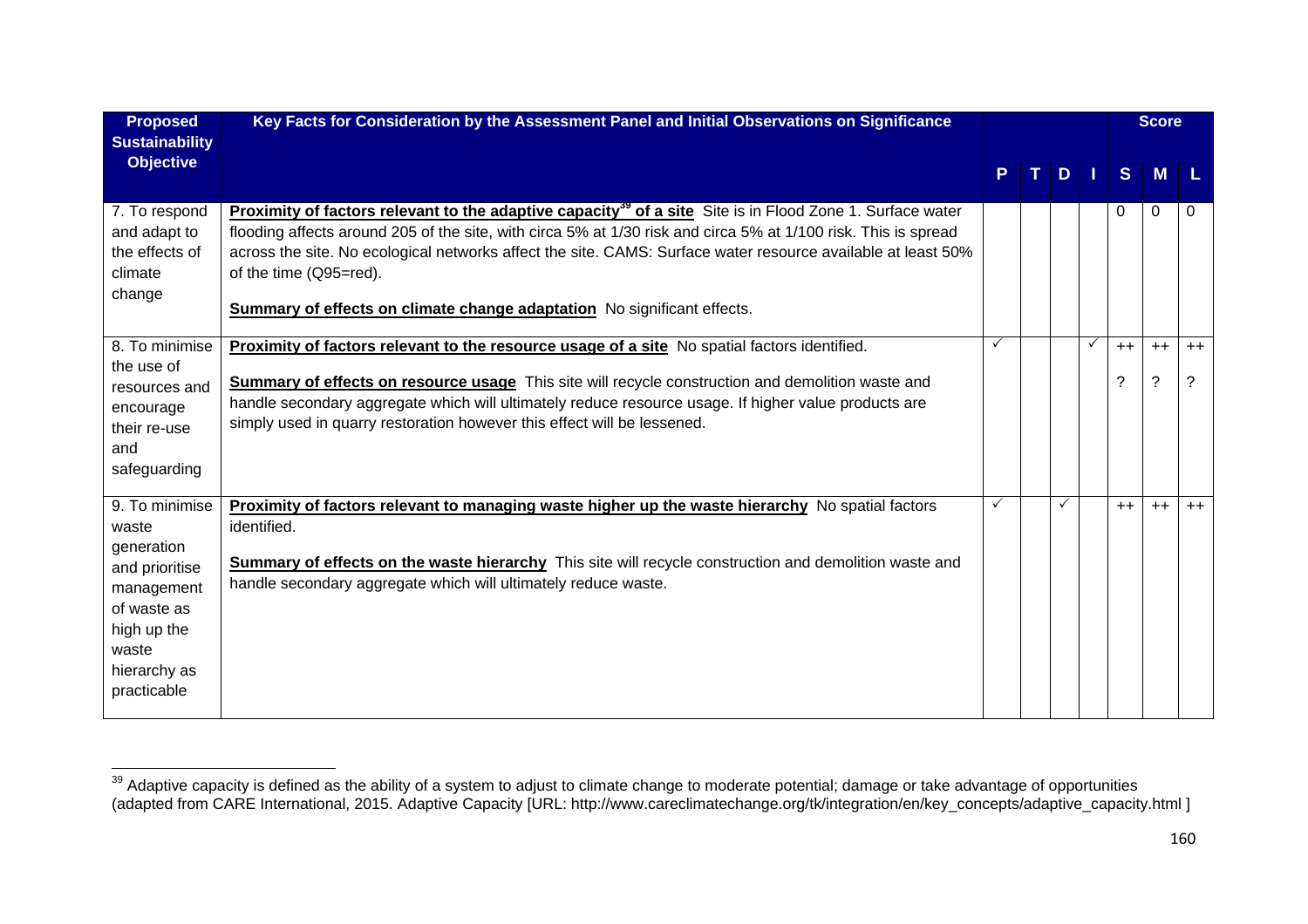| Proposed Sustainability Objective | Key Facts for Consideration by the Assessment Panel and Initial Observations on Significance | P | T | D | I | Score S | Score M | Score L |
|---|---|---|---|---|---|---|---|---|
| 7. To respond and adapt to the effects of climate change | **Proximity of factors relevant to the adaptive capacity[39] of a site** Site is in Flood Zone 1. Surface water flooding affects around 205 of the site, with circa 5% at 1/30 risk and circa 5% at 1/100 risk. This is spread across the site. No ecological networks affect the site. CAMS: Surface water resource available at least 50% of the time (Q95=red).<br><br>**Summary of effects on climate change adaptation** No significant effects. | | | | | 0 | 0 | 0 |
| 8. To minimise the use of resources and encourage their re-use and safeguarding | **Proximity of factors relevant to the resource usage of a site** No spatial factors identified.<br><br>**Summary of effects on resource usage** This site will recycle construction and demolition waste and handle secondary aggregate which will ultimately reduce resource usage. If higher value products are simply used in quarry restoration however this effect will be lessened. | ✓ | | | ✓ | ++<br>? | ++<br>? | ++<br>? |
| 9. To minimise waste generation and prioritise management of waste as high up the waste hierarchy as practicable | **Proximity of factors relevant to managing waste higher up the waste hierarchy** No spatial factors identified.<br><br>**Summary of effects on the waste hierarchy** This site will recycle construction and demolition waste and handle secondary aggregate which will ultimately reduce waste. | ✓ | | ✓ | | ++ | ++ | ++ |

[39] Adaptive capacity is defined as the ability of a system to adjust to climate change to moderate potential; damage or take advantage of opportunities (adapted from CARE International, 2015. Adaptive Capacity [URL: http://www.careclimatechange.org/tk/integration/en/key_concepts/adaptive_capacity.html ]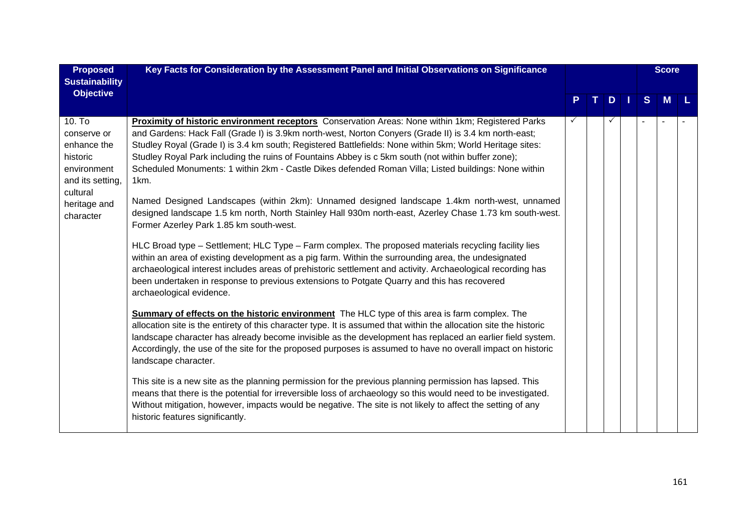| Proposed Sustainability Objective | Key Facts for Consideration by the Assessment Panel and Initial Observations on Significance | P | T | D | I | S | M | L |
|---|---|---|---|---|---|---|---|---|
| 10. To conserve or enhance the historic environment and its setting, cultural heritage and character | **Proximity of historic environment receptors** Conservation Areas: None within 1km; Registered Parks and Gardens: Hack Fall (Grade I) is 3.9km north-west, Norton Conyers (Grade II) is 3.4 km north-east; Studley Royal (Grade I) is 3.4 km south; Registered Battlefields: None within 5km; World Heritage sites: Studley Royal Park including the ruins of Fountains Abbey is c 5km south (not within buffer zone); Scheduled Monuments: 1 within 2km - Castle Dikes defended Roman Villa; Listed buildings: None within 1km.<br><br>Named Designed Landscapes (within 2km): Unnamed designed landscape 1.4km north-west, unnamed designed landscape 1.5 km north, North Stainley Hall 930m north-east, Azerley Chase 1.73 km south-west. Former Azerley Park 1.85 km south-west.<br><br>HLC Broad type – Settlement; HLC Type – Farm complex. The proposed materials recycling facility lies within an area of existing development as a pig farm. Within the surrounding area, the undesignated archaeological interest includes areas of prehistoric settlement and activity. Archaeological recording has been undertaken in response to previous extensions to Potgate Quarry and this has recovered archaeological evidence.<br><br>**Summary of effects on the historic environment** The HLC type of this area is farm complex. The allocation site is the entirety of this character type. It is assumed that within the allocation site the historic landscape character has already become invisible as the development has replaced an earlier field system. Accordingly, the use of the site for the proposed purposes is assumed to have no overall impact on historic landscape character.<br><br>This site is a new site as the planning permission for the previous planning permission has lapsed. This means that there is the potential for irreversible loss of archaeology so this would need to be investigated. Without mitigation, however, impacts would be negative. The site is not likely to affect the setting of any historic features significantly. | ✓ | | ✓ | | - | - | - |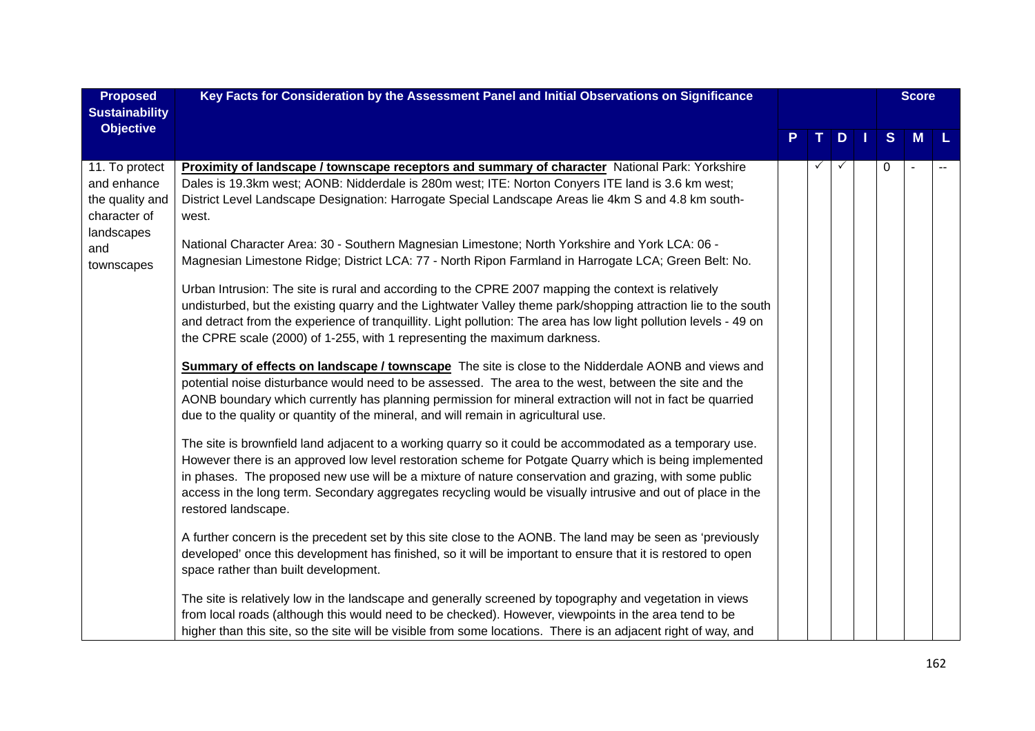| Proposed Sustainability Objective | Key Facts for Consideration by the Assessment Panel and Initial Observations on Significance | | | | | Score | | |
|---|---|---|---|---|---|---|---|---|
| | | P | T | D | I | S | M | L |
| 11. To protect and enhance the quality and character of landscapes and townscapes | **Proximity of landscape / townscape receptors and summary of character** National Park: Yorkshire Dales is 19.3km west; AONB: Nidderdale is 280m west; ITE: Norton Conyers ITE land is 3.6 km west; District Level Landscape Designation: Harrogate Special Landscape Areas lie 4km S and 4.8 km south-west.<br><br>National Character Area: 30 - Southern Magnesian Limestone; North Yorkshire and York LCA: 06 - Magnesian Limestone Ridge; District LCA: 77 - North Ripon Farmland in Harrogate LCA; Green Belt: No.<br><br>Urban Intrusion: The site is rural and according to the CPRE 2007 mapping the context is relatively undisturbed, but the existing quarry and the Lightwater Valley theme park/shopping attraction lie to the south and detract from the experience of tranquillity. Light pollution: The area has low light pollution levels - 49 on the CPRE scale (2000) of 1-255, with 1 representing the maximum darkness.<br><br>**Summary of effects on landscape / townscape** The site is close to the Nidderdale AONB and views and potential noise disturbance would need to be assessed. The area to the west, between the site and the AONB boundary which currently has planning permission for mineral extraction will not in fact be quarried due to the quality or quantity of the mineral, and will remain in agricultural use.<br><br>The site is brownfield land adjacent to a working quarry so it could be accommodated as a temporary use. However there is an approved low level restoration scheme for Potgate Quarry which is being implemented in phases. The proposed new use will be a mixture of nature conservation and grazing, with some public access in the long term. Secondary aggregates recycling would be visually intrusive and out of place in the restored landscape.<br><br>A further concern is the precedent set by this site close to the AONB. The land may be seen as 'previously developed' once this development has finished, so it will be important to ensure that it is restored to open space rather than built development.<br><br>The site is relatively low in the landscape and generally screened by topography and vegetation in views from local roads (although this would need to be checked). However, viewpoints in the area tend to be higher than this site, so the site will be visible from some locations. There is an adjacent right of way, and | | ✓ | ✓ | | 0 | - | -- |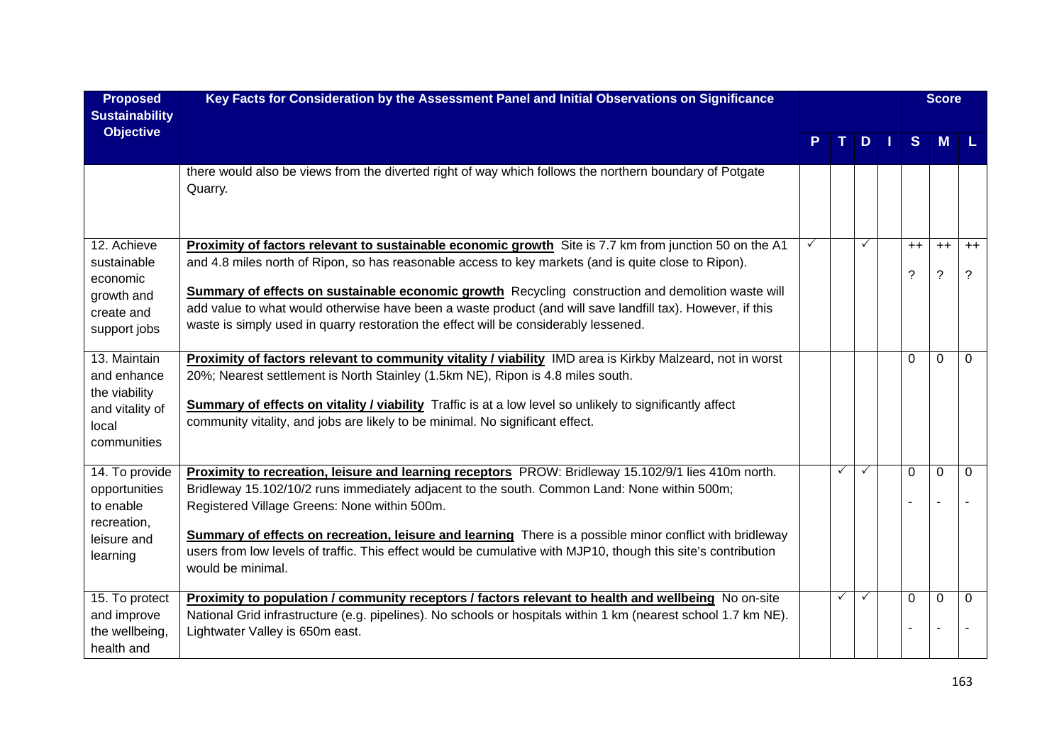| Proposed Sustainability Objective | Key Facts for Consideration by the Assessment Panel and Initial Observations on Significance | | | | | Score | | |
|---|---|---|---|---|---|---|---|---|
| | | P | T | D | I | S | M | L |
| | there would also be views from the diverted right of way which follows the northern boundary of Potgate Quarry. | | | | | | | |
| 12. Achieve sustainable economic growth and create and support jobs | **Proximity of factors relevant to sustainable economic growth** Site is 7.7 km from junction 50 on the A1 and 4.8 miles north of Ripon, so has reasonable access to key markets (and is quite close to Ripon).<br><br>**Summary of effects on sustainable economic growth** Recycling construction and demolition waste will add value to what would otherwise have been a waste product (and will save landfill tax). However, if this waste is simply used in quarry restoration the effect will be considerably lessened. | ✓ | | ✓ | | ++<br>? | ++<br>? | ++<br>? |
| 13. Maintain and enhance the viability and vitality of local communities | **Proximity of factors relevant to community vitality / viability** IMD area is Kirkby Malzeard, not in worst 20%; Nearest settlement is North Stainley (1.5km NE), Ripon is 4.8 miles south.<br><br>**Summary of effects on vitality / viability** Traffic is at a low level so unlikely to significantly affect community vitality, and jobs are likely to be minimal. No significant effect. | | | | | 0 | 0 | 0 |
| 14. To provide opportunities to enable recreation, leisure and learning | **Proximity to recreation, leisure and learning receptors** PROW: Bridleway 15.102/9/1 lies 410m north. Bridleway 15.102/10/2 runs immediately adjacent to the south. Common Land: None within 500m; Registered Village Greens: None within 500m.<br><br>**Summary of effects on recreation, leisure and learning** There is a possible minor conflict with bridleway users from low levels of traffic. This effect would be cumulative with MJP10, though this site's contribution would be minimal. | | ✓ | ✓ | | 0<br>- | 0<br>- | 0<br>- |
| 15. To protect and improve the wellbeing, health and | **Proximity to population / community receptors / factors relevant to health and wellbeing** No on-site National Grid infrastructure (e.g. pipelines). No schools or hospitals within 1 km (nearest school 1.7 km NE). Lightwater Valley is 650m east. | | ✓ | ✓ | | 0<br>- | 0<br>- | 0<br>- |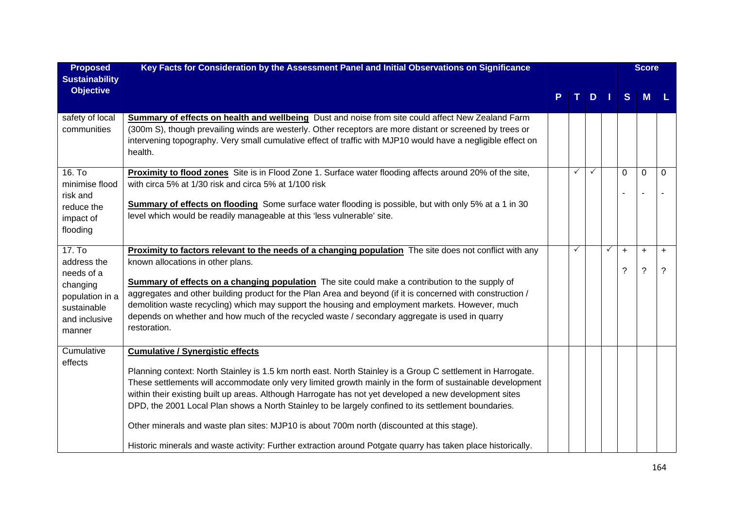| Proposed Sustainability Objective | Key Facts for Consideration by the Assessment Panel and Initial Observations on Significance | P | T | D | I | S | M | L |
|---|---|---|---|---|---|---|---|---|
| safety of local communities | **Summary of effects on health and wellbeing** Dust and noise from site could affect New Zealand Farm (300m S), though prevailing winds are westerly. Other receptors are more distant or screened by trees or intervening topography. Very small cumulative effect of traffic with MJP10 would have a negligible effect on health. | | | | | | | |
| 16. To minimise flood risk and reduce the impact of flooding | **Proximity to flood zones** Site is in Flood Zone 1. Surface water flooding affects around 20% of the site, with circa 5% at 1/30 risk and circa 5% at 1/100 risk<br><br>**Summary of effects on flooding** Some surface water flooding is possible, but with only 5% at a 1 in 30 level which would be readily manageable at this 'less vulnerable' site. | | ✓ | ✓ | | 0<br>- | 0<br>- | 0<br>- |
| 17. To address the needs of a changing population in a sustainable and inclusive manner | **Proximity to factors relevant to the needs of a changing population** The site does not conflict with any known allocations in other plans.<br><br>**Summary of effects on a changing population** The site could make a contribution to the supply of aggregates and other building product for the Plan Area and beyond (if it is concerned with construction / demolition waste recycling) which may support the housing and employment markets. However, much depends on whether and how much of the recycled waste / secondary aggregate is used in quarry restoration. | | ✓ | | ✓ | +<br>? | +<br>? | +<br>? |
| Cumulative effects | **Cumulative / Synergistic effects**<br><br>Planning context: North Stainley is 1.5 km north east. North Stainley is a Group C settlement in Harrogate. These settlements will accommodate only very limited growth mainly in the form of sustainable development within their existing built up areas. Although Harrogate has not yet developed a new development sites DPD, the 2001 Local Plan shows a North Stainley to be largely confined to its settlement boundaries.<br><br>Other minerals and waste plan sites: MJP10 is about 700m north (discounted at this stage).<br><br>Historic minerals and waste activity: Further extraction around Potgate quarry has taken place historically. | | | | | | | |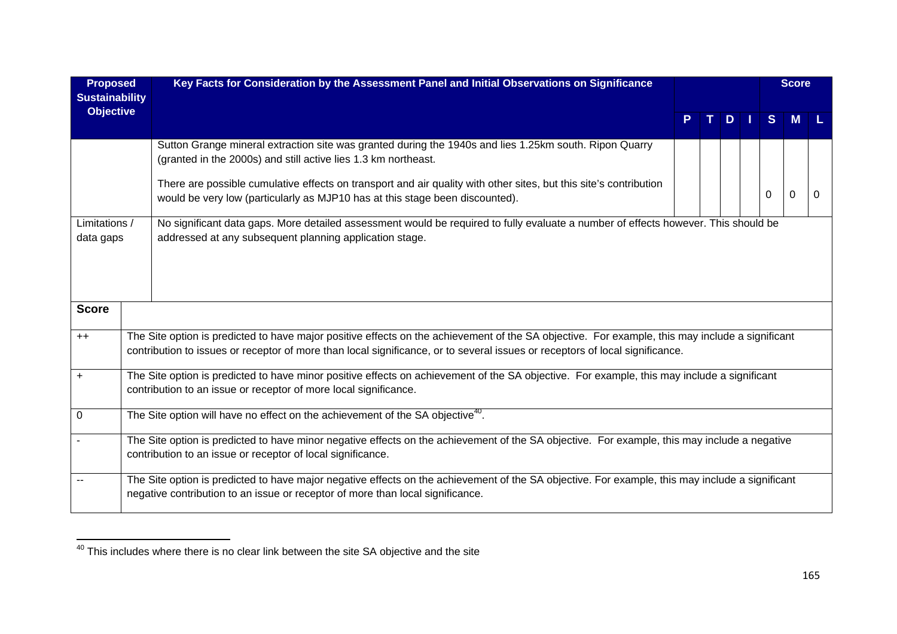| Proposed Sustainability Objective | Key Facts for Consideration by the Assessment Panel and Initial Observations on Significance | P | T | D | I | S | M | L |
|---|---|---|---|---|---|---|---|---|
| | Sutton Grange mineral extraction site was granted during the 1940s and lies 1.25km south. Ripon Quarry (granted in the 2000s) and still active lies 1.3 km northeast.<br><br>There are possible cumulative effects on transport and air quality with other sites, but this site's contribution would be very low (particularly as MJP10 has at this stage been discounted). | | | | | 0 | 0 | 0 |
| Limitations / data gaps | No significant data gaps. More detailed assessment would be required to fully evaluate a number of effects however. This should be addressed at any subsequent planning application stage. | | | | | | | |

| Score | |
|---|---|
| ++ | The Site option is predicted to have major positive effects on the achievement of the SA objective. For example, this may include a significant contribution to issues or receptor of more than local significance, or to several issues or receptors of local significance. |
| + | The Site option is predicted to have minor positive effects on achievement of the SA objective. For example, this may include a significant contribution to an issue or receptor of more local significance. |
| 0 | The Site option will have no effect on the achievement of the SA objective[40]. |
| - | The Site option is predicted to have minor negative effects on the achievement of the SA objective. For example, this may include a negative contribution to an issue or receptor of local significance. |
| -- | The Site option is predicted to have major negative effects on the achievement of the SA objective. For example, this may include a significant negative contribution to an issue or receptor of more than local significance. |

[40] This includes where there is no clear link between the site SA objective and the site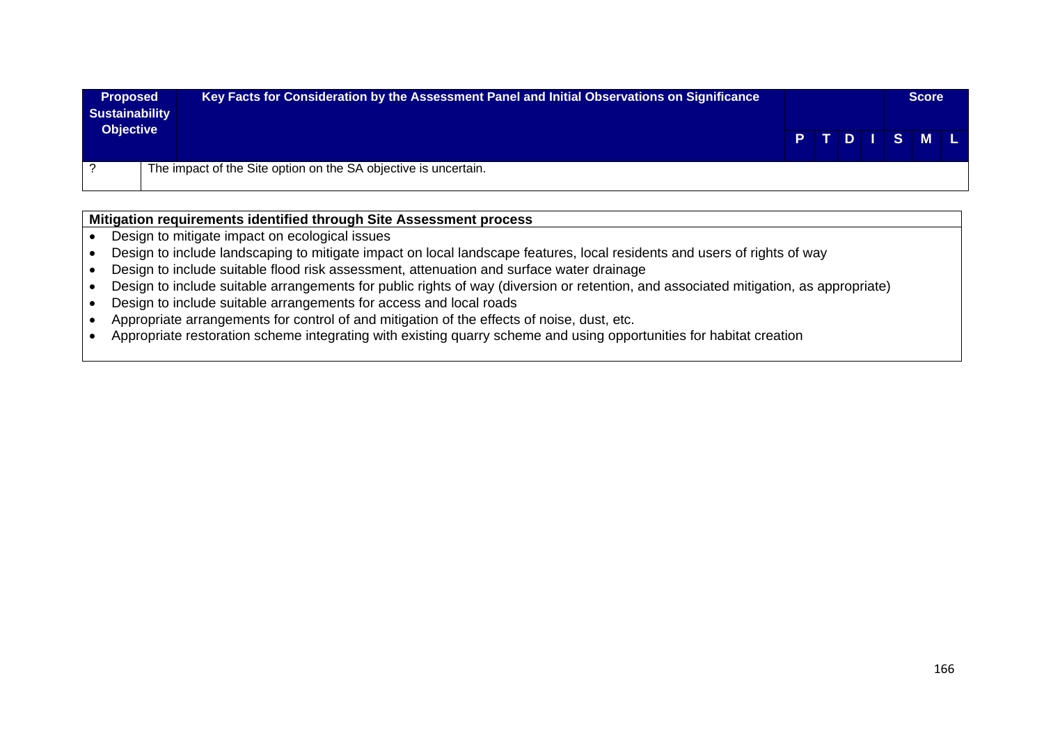| Proposed Sustainability Objective | Key Facts for Consideration by the Assessment Panel and Initial Observations on Significance | Score | | | | | | |
|---|---|---|---|---|---|---|---|---|
| | | P | T | D | I | S | M | L |
| ? | The impact of the Site option on the SA objective is uncertain. | | | | | | | |

| **Mitigation requirements identified through Site Assessment process** |
|---|
| • Design to mitigate impact on ecological issues<br>• Design to include landscaping to mitigate impact on local landscape features, local residents and users of rights of way<br>• Design to include suitable flood risk assessment, attenuation and surface water drainage<br>• Design to include suitable arrangements for public rights of way (diversion or retention, and associated mitigation, as appropriate)<br>• Design to include suitable arrangements for access and local roads<br>• Appropriate arrangements for control of and mitigation of the effects of noise, dust, etc.<br>• Appropriate restoration scheme integrating with existing quarry scheme and using opportunities for habitat creation |